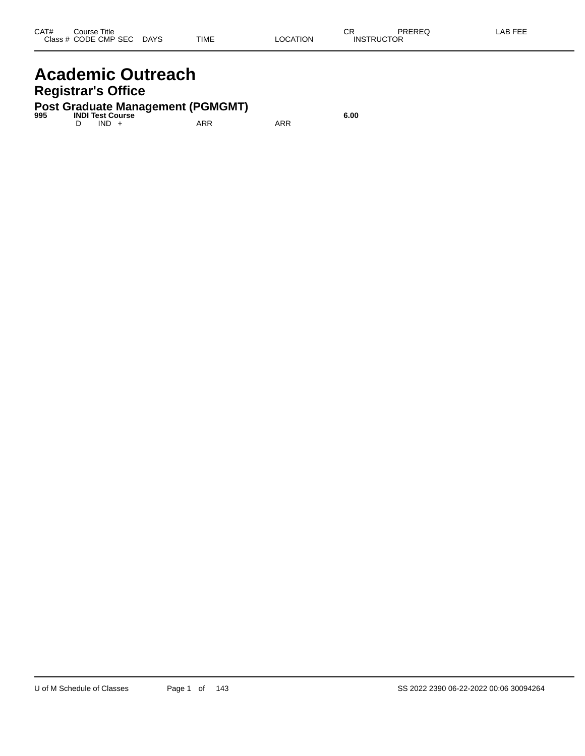| CAT# | Course Title | | | | | | CR | PREREQ | LAB FEE |
|---|---|---|---|---|---|---|---|---|---|
| Class # | CODE | CMP | SEC | DAYS | TIME | LOCATION | INSTRUCTOR | | |

# Academic Outreach

## Registrar's Office

### Post Graduate Management (PGMGMT)

| CAT# | Course Title | | | | | | CR | PREREQ | LAB FEE |
|---|---|---|---|---|---|---|---|---|---|
| **995** | **INDI Test Course** | | | | | | **6.00** | | |
| | D | IND | + | | ARR | ARR | | | |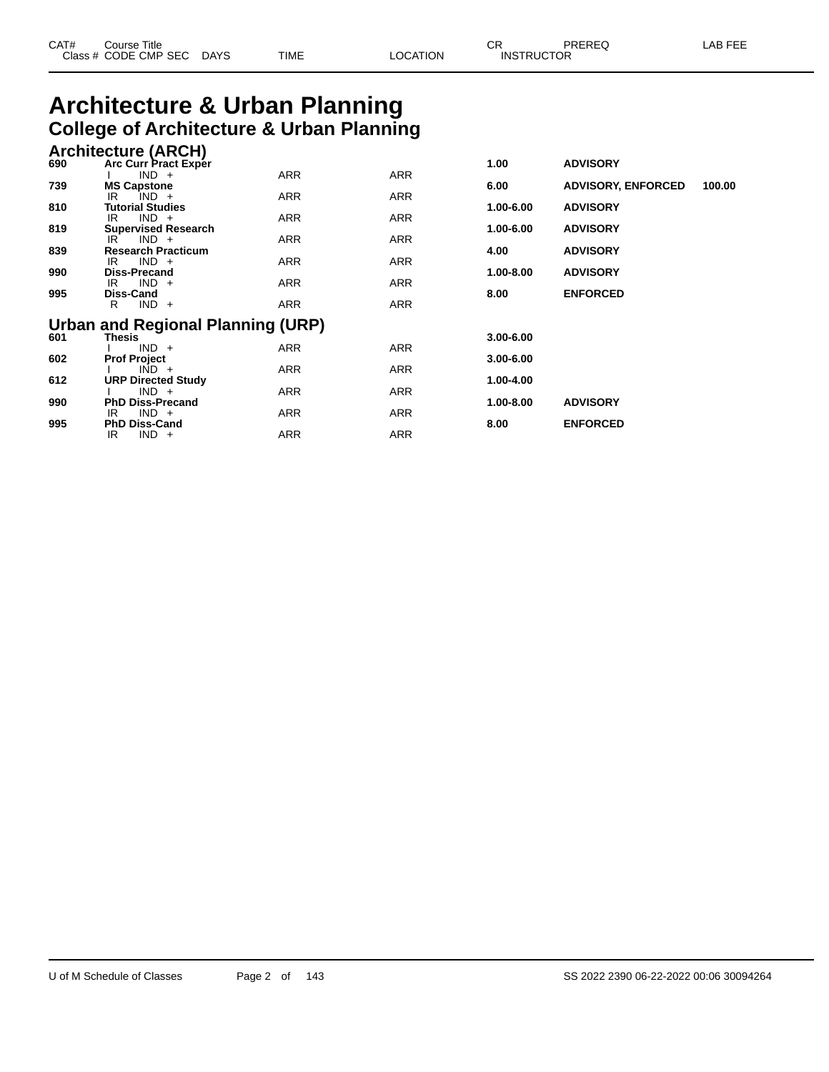# Architecture & Urban Planning

## College of Architecture & Urban Planning

### Architecture (ARCH)

| CAT# | Course Title / Class # CODE CMP SEC DAYS | TIME | LOCATION | CR / INSTRUCTOR | PREREQ | LAB FEE |
|---|---|---|---|---|---|---|
| 690 | **Arc Curr Pract Exper** | | | **1.00** | **ADVISORY** | |
| | I IND + | ARR | ARR | | | |
| 739 | **MS Capstone** | | | **6.00** | **ADVISORY, ENFORCED** | **100.00** |
| | IR IND + | ARR | ARR | | | |
| 810 | **Tutorial Studies** | | | **1.00-6.00** | **ADVISORY** | |
| | IR IND + | ARR | ARR | | | |
| 819 | **Supervised Research** | | | **1.00-6.00** | **ADVISORY** | |
| | IR IND + | ARR | ARR | | | |
| 839 | **Research Practicum** | | | **4.00** | **ADVISORY** | |
| | IR IND + | ARR | ARR | | | |
| 990 | **Diss-Precand** | | | **1.00-8.00** | **ADVISORY** | |
| | IR IND + | ARR | ARR | | | |
| 995 | **Diss-Cand** | | | **8.00** | **ENFORCED** | |
| | R IND + | ARR | ARR | | | |

### Urban and Regional Planning (URP)

| CAT# | Course Title / Class # CODE CMP SEC DAYS | TIME | LOCATION | CR / INSTRUCTOR | PREREQ | LAB FEE |
|---|---|---|---|---|---|---|
| 601 | **Thesis** | | | **3.00-6.00** | | |
| | I IND + | ARR | ARR | | | |
| 602 | **Prof Project** | | | **3.00-6.00** | | |
| | I IND + | ARR | ARR | | | |
| 612 | **URP Directed Study** | | | **1.00-4.00** | | |
| | I IND + | ARR | ARR | | | |
| 990 | **PhD Diss-Precand** | | | **1.00-8.00** | **ADVISORY** | |
| | IR IND + | ARR | ARR | | | |
| 995 | **PhD Diss-Cand** | | | **8.00** | **ENFORCED** | |
| | IR IND + | ARR | ARR | | | |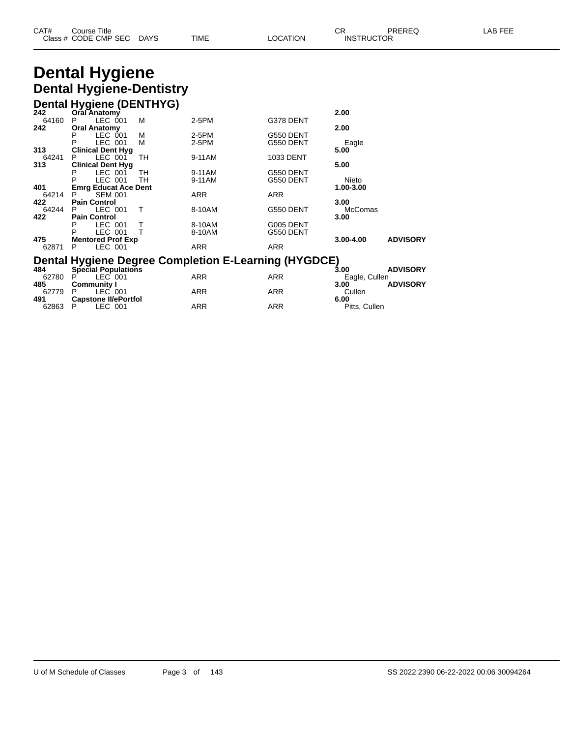# Dental Hygiene

## Dental Hygiene-Dentistry

### Dental Hygiene (DENTHYG)

| CAT# Class # | Course Title / CODE CMP SEC | DAYS | TIME | LOCATION | CR / INSTRUCTOR | PREREQ | LAB FEE |
|---|---|---|---|---|---|---|---|
| **242** | **Oral Anatomy** | | | | **2.00** | | |
| 64160 | P LEC 001 | M | 2-5PM | G378 DENT | | | |
| **242** | **Oral Anatomy** | | | | **2.00** | | |
| | P LEC 001 | M | 2-5PM | G550 DENT | | | |
| | P LEC 001 | M | 2-5PM | G550 DENT | Eagle | | |
| **313** | **Clinical Dent Hyg** | | | | **5.00** | | |
| 64241 | P LEC 001 | TH | 9-11AM | 1033 DENT | | | |
| **313** | **Clinical Dent Hyg** | | | | **5.00** | | |
| | P LEC 001 | TH | 9-11AM | G550 DENT | | | |
| | P LEC 001 | TH | 9-11AM | G550 DENT | Nieto | | |
| **401** | **Emrg Educat Ace Dent** | | | | **1.00-3.00** | | |
| 64214 | P SEM 001 | | ARR | ARR | | | |
| **422** | **Pain Control** | | | | **3.00** | | |
| 64244 | P LEC 001 | T | 8-10AM | G550 DENT | McComas | | |
| **422** | **Pain Control** | | | | **3.00** | | |
| | P LEC 001 | T | 8-10AM | G005 DENT | | | |
| | P LEC 001 | T | 8-10AM | G550 DENT | | | |
| **475** | **Mentored Prof Exp** | | | | **3.00-4.00** | **ADVISORY** | |
| 62871 | P LEC 001 | | ARR | ARR | | | |

### Dental Hygiene Degree Completion E-Learning (HYGDCE)

| CAT# Class # | Course Title / CODE CMP SEC | DAYS | TIME | LOCATION | CR / INSTRUCTOR | PREREQ | LAB FEE |
|---|---|---|---|---|---|---|---|
| **484** | **Special Populations** | | | | **3.00** | **ADVISORY** | |
| 62780 | P LEC 001 | | ARR | ARR | Eagle, Cullen | | |
| **485** | **Community I** | | | | **3.00** | **ADVISORY** | |
| 62779 | P LEC 001 | | ARR | ARR | Cullen | | |
| **491** | **Capstone II/ePortfol** | | | | **6.00** | | |
| 62863 | P LEC 001 | | ARR | ARR | Pitts, Cullen | | |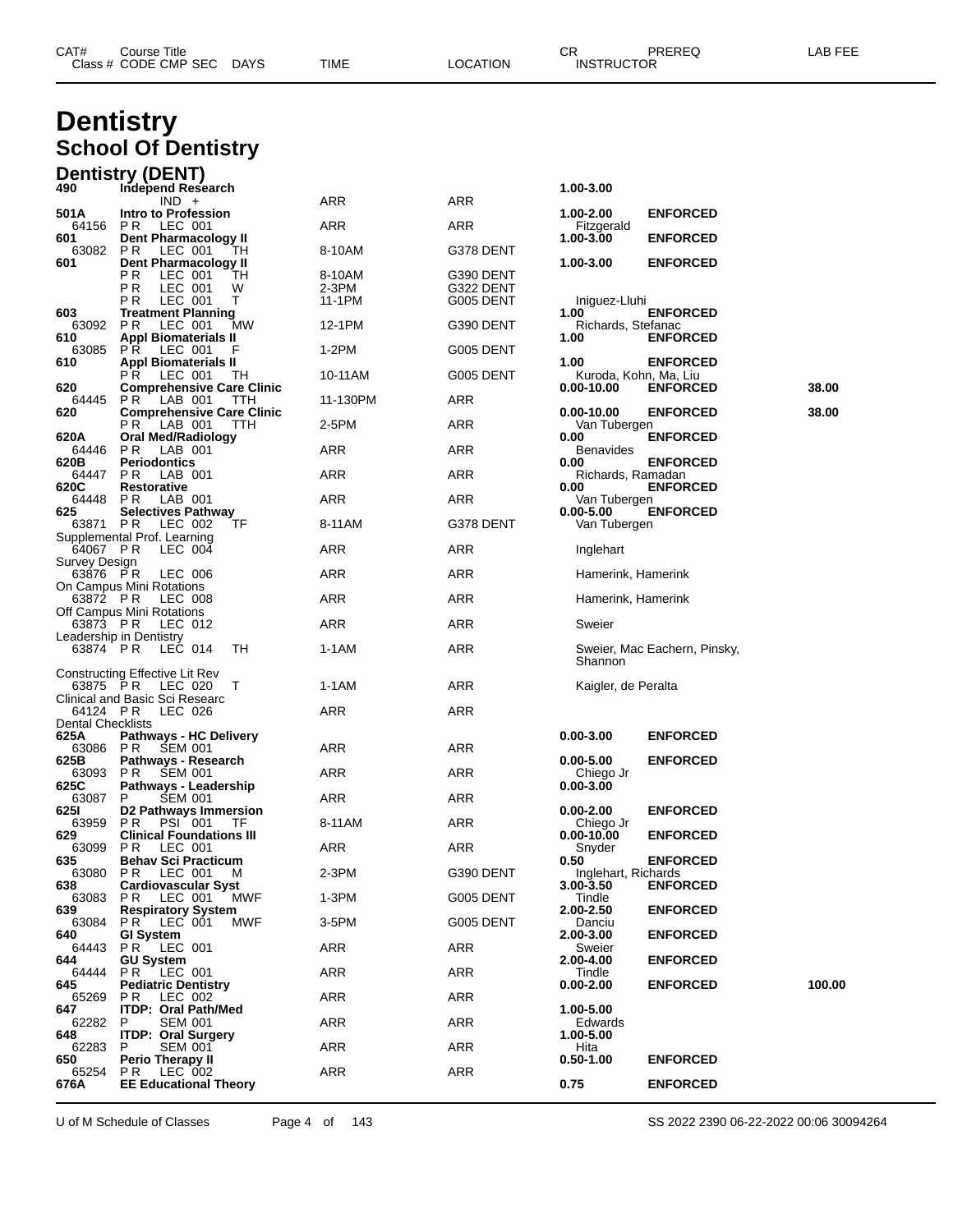# Dentistry

## School Of Dentistry

### Dentistry (DENT)

| CAT# / Class # | Course Title / CODE CMP SEC | DAYS | TIME | LOCATION | CR / INSTRUCTOR | PREREQ | LAB FEE |
|---|---|---|---|---|---|---|---|
| **490** | **Independ Research** | | | | **1.00-3.00** | | |
| | IND + | | ARR | ARR | | | |
| **501A** | **Intro to Profession** | | | | **1.00-2.00** | **ENFORCED** | |
| 64156 | P R LEC 001 | | ARR | ARR | Fitzgerald | | |
| **601** | **Dent Pharmacology II** | | | | **1.00-3.00** | **ENFORCED** | |
| 63082 | P R LEC 001 | TH | 8-10AM | G378 DENT | | | |
| **601** | **Dent Pharmacology II** | | | | **1.00-3.00** | **ENFORCED** | |
| | P R LEC 001 | TH | 8-10AM | G390 DENT | | | |
| | P R LEC 001 | W | 2-3PM | G322 DENT | | | |
| | P R LEC 001 | T | 11-1PM | G005 DENT | Iniguez-Lluhi | | |
| **603** | **Treatment Planning** | | | | **1.00** | **ENFORCED** | |
| 63092 | P R LEC 001 | MW | 12-1PM | G390 DENT | Richards, Stefanac | | |
| **610** | **Appl Biomaterials II** | | | | **1.00** | **ENFORCED** | |
| 63085 | P R LEC 001 | F | 1-2PM | G005 DENT | | | |
| **610** | **Appl Biomaterials II** | | | | **1.00** | **ENFORCED** | |
| | P R LEC 001 | TH | 10-11AM | G005 DENT | Kuroda, Kohn, Ma, Liu | | |
| **620** | **Comprehensive Care Clinic** | | | | **0.00-10.00** | **ENFORCED** | **38.00** |
| 64445 | P R LAB 001 | TTH | 11-130PM | ARR | | | |
| **620** | **Comprehensive Care Clinic** | | | | **0.00-10.00** | **ENFORCED** | **38.00** |
| | P R LAB 001 | TTH | 2-5PM | ARR | Van Tubergen | | |
| **620A** | **Oral Med/Radiology** | | | | **0.00** | **ENFORCED** | |
| 64446 | P R LAB 001 | | ARR | ARR | Benavides | | |
| **620B** | **Periodontics** | | | | **0.00** | **ENFORCED** | |
| 64447 | P R LAB 001 | | ARR | ARR | Richards, Ramadan | | |
| **620C** | **Restorative** | | | | **0.00** | **ENFORCED** | |
| 64448 | P R LAB 001 | | ARR | ARR | Van Tubergen | | |
| **625** | **Selectives Pathway** | | | | **0.00-5.00** | **ENFORCED** | |
| 63871 | P R LEC 002 | TF | 8-11AM | G378 DENT | Van Tubergen | | |
| | Supplemental Prof. Learning | | | | | | |
| 64067 | P R LEC 004 | | ARR | ARR | Inglehart | | |
| | Survey Design | | | | | | |
| 63876 | P R LEC 006 | | ARR | ARR | Hamerink, Hamerink | | |
| | On Campus Mini Rotations | | | | | | |
| 63872 | P R LEC 008 | | ARR | ARR | Hamerink, Hamerink | | |
| | Off Campus Mini Rotations | | | | | | |
| 63873 | P R LEC 012 | | ARR | ARR | Sweier | | |
| | Leadership in Dentistry | | | | | | |
| 63874 | P R LEC 014 | TH | 1-1AM | ARR | Sweier, Mac Eachern, Pinsky, Shannon | | |
| | Constructing Effective Lit Rev | | | | | | |
| 63875 | P R LEC 020 | T | 1-1AM | ARR | Kaigler, de Peralta | | |
| | Clinical and Basic Sci Researc | | | | | | |
| 64124 | P R LEC 026 | | ARR | ARR | | | |
| | Dental Checklists | | | | | | |
| **625A** | **Pathways - HC Delivery** | | | | **0.00-3.00** | **ENFORCED** | |
| 63086 | P R SEM 001 | | ARR | ARR | | | |
| **625B** | **Pathways - Research** | | | | **0.00-5.00** | **ENFORCED** | |
| 63093 | P R SEM 001 | | ARR | ARR | Chiego Jr | | |
| **625C** | **Pathways - Leadership** | | | | **0.00-3.00** | | |
| 63087 | P SEM 001 | | ARR | ARR | | | |
| **625I** | **D2 Pathways Immersion** | | | | **0.00-2.00** | **ENFORCED** | |
| 63959 | P R PSI 001 | TF | 8-11AM | ARR | Chiego Jr | | |
| **629** | **Clinical Foundations III** | | | | **0.00-10.00** | **ENFORCED** | |
| 63099 | P R LEC 001 | | ARR | ARR | Snyder | | |
| **635** | **Behav Sci Practicum** | | | | **0.50** | **ENFORCED** | |
| 63080 | P R LEC 001 | M | 2-3PM | G390 DENT | Inglehart, Richards | | |
| **638** | **Cardiovascular Syst** | | | | **3.00-3.50** | **ENFORCED** | |
| 63083 | P R LEC 001 | MWF | 1-3PM | G005 DENT | Tindle | | |
| **639** | **Respiratory System** | | | | **2.00-2.50** | **ENFORCED** | |
| 63084 | P R LEC 001 | MWF | 3-5PM | G005 DENT | Danciu | | |
| **640** | **GI System** | | | | **2.00-3.00** | **ENFORCED** | |
| 64443 | P R LEC 001 | | ARR | ARR | Sweier | | |
| **644** | **GU System** | | | | **2.00-4.00** | **ENFORCED** | |
| 64444 | P R LEC 001 | | ARR | ARR | Tindle | | |
| **645** | **Pediatric Dentistry** | | | | **0.00-2.00** | **ENFORCED** | **100.00** |
| 65269 | P R LEC 002 | | ARR | ARR | | | |
| **647** | **ITDP: Oral Path/Med** | | | | **1.00-5.00** | | |
| 62282 | P SEM 001 | | ARR | ARR | Edwards | | |
| **648** | **ITDP: Oral Surgery** | | | | **1.00-5.00** | | |
| 62283 | P SEM 001 | | ARR | ARR | Hita | | |
| **650** | **Perio Therapy II** | | | | **0.50-1.00** | **ENFORCED** | |
| 65254 | P R LEC 002 | | ARR | ARR | | | |
| **676A** | **EE Educational Theory** | | | | **0.75** | **ENFORCED** | |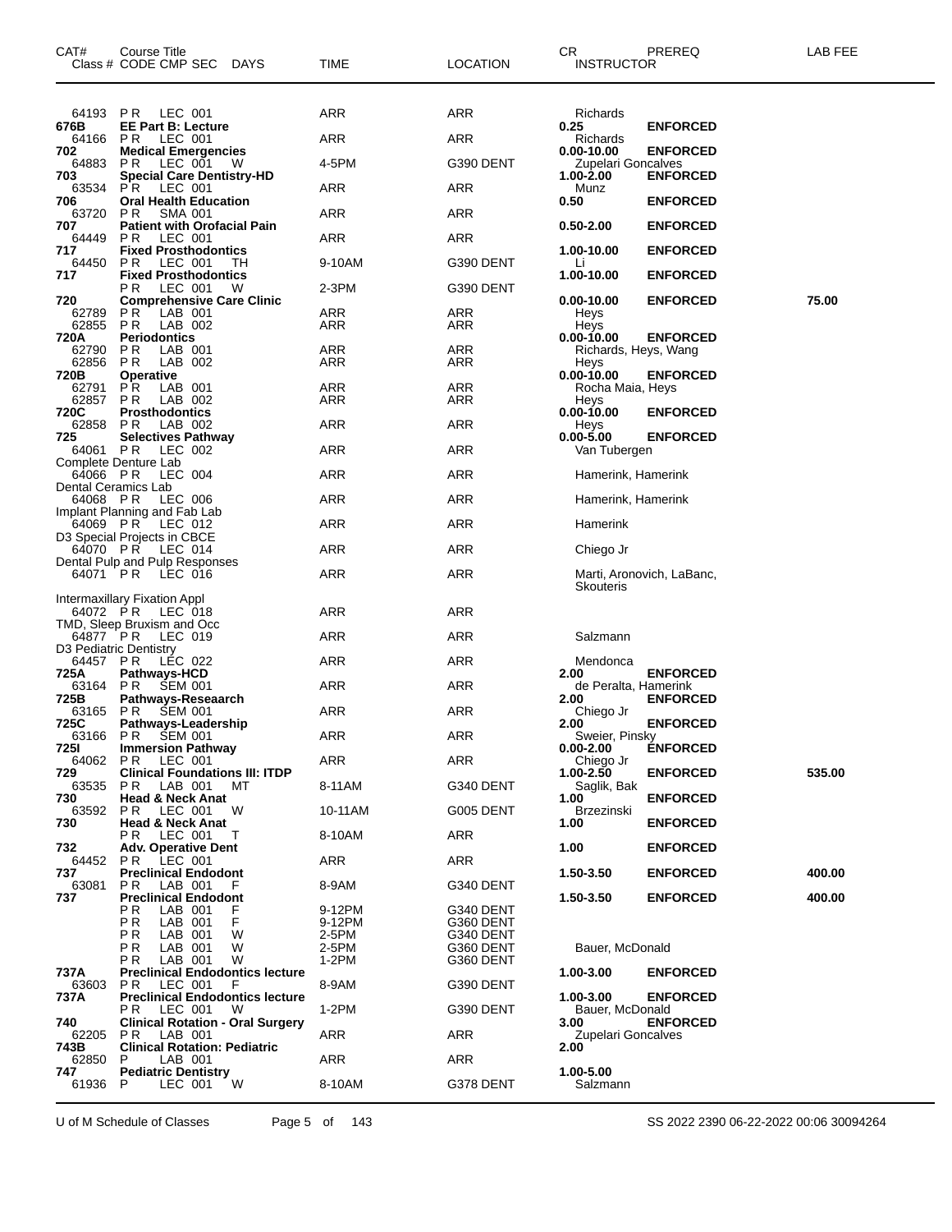| CAT# | Course Title<br>Class # CODE CMP SEC DAYS | TIME | LOCATION | CR<br>INSTRUCTOR | PREREQ | LAB FEE |
|---|---|---|---|---|---|---|
| 64193 | PR LEC 001 | ARR | ARR | Richards | | |
| **676B** | **EE Part B: Lecture** | | | **0.25** | **ENFORCED** | |
| 64166 | PR LEC 001 | ARR | ARR | Richards | | |
| **702** | **Medical Emergencies** | | | **0.00-10.00** | **ENFORCED** | |
| 64883 | PR LEC 001 W | 4-5PM | G390 DENT | Zupelari Goncalves | | |
| **703** | **Special Care Dentistry-HD** | | | **1.00-2.00** | **ENFORCED** | |
| 63534 | PR LEC 001 | ARR | ARR | Munz | | |
| **706** | **Oral Health Education** | | | **0.50** | **ENFORCED** | |
| 63720 | PR SMA 001 | ARR | ARR | | | |
| **707** | **Patient with Orofacial Pain** | | | **0.50-2.00** | **ENFORCED** | |
| 64449 | PR LEC 001 | ARR | ARR | | | |
| **717** | **Fixed Prosthodontics** | | | **1.00-10.00** | **ENFORCED** | |
| 64450 | PR LEC 001 TH | 9-10AM | G390 DENT | Li | | |
| **717** | **Fixed Prosthodontics** | | | **1.00-10.00** | **ENFORCED** | |
| | PR LEC 001 W | 2-3PM | G390 DENT | | | |
| **720** | **Comprehensive Care Clinic** | | | **0.00-10.00** | **ENFORCED** | **75.00** |
| 62789 | PR LAB 001 | ARR | ARR | Heys | | |
| 62855 | PR LAB 002 | ARR | ARR | Heys | | |
| **720A** | **Periodontics** | | | **0.00-10.00** | **ENFORCED** | |
| 62790 | PR LAB 001 | ARR | ARR | Richards, Heys, Wang | | |
| 62856 | PR LAB 002 | ARR | ARR | Heys | | |
| **720B** | **Operative** | | | **0.00-10.00** | **ENFORCED** | |
| 62791 | PR LAB 001 | ARR | ARR | Rocha Maia, Heys | | |
| 62857 | PR LAB 002 | ARR | ARR | Heys | | |
| **720C** | **Prosthodontics** | | | **0.00-10.00** | **ENFORCED** | |
| 62858 | PR LAB 002 | ARR | ARR | Heys | | |
| **725** | **Selectives Pathway** | | | **0.00-5.00** | **ENFORCED** | |
| 64061 | PR LEC 002 | ARR | ARR | Van Tubergen | | |
| | Complete Denture Lab | | | | | |
| 64066 | PR LEC 004 | ARR | ARR | Hamerink, Hamerink | | |
| | Dental Ceramics Lab | | | | | |
| 64068 | PR LEC 006 | ARR | ARR | Hamerink, Hamerink | | |
| | Implant Planning and Fab Lab | | | | | |
| 64069 | PR LEC 012 | ARR | ARR | Hamerink | | |
| | D3 Special Projects in CBCE | | | | | |
| 64070 | PR LEC 014 | ARR | ARR | Chiego Jr | | |
| | Dental Pulp and Pulp Responses | | | | | |
| 64071 | PR LEC 016 | ARR | ARR | Marti, Aronovich, LaBanc, Skouteris | | |
| | Intermaxillary Fixation Appl | | | | | |
| 64072 | PR LEC 018 | ARR | ARR | | | |
| | TMD, Sleep Bruxism and Occ | | | | | |
| 64877 | PR LEC 019 | ARR | ARR | Salzmann | | |
| | D3 Pediatric Dentistry | | | | | |
| 64457 | PR LEC 022 | ARR | ARR | Mendonca | | |
| **725A** | **Pathways-HCD** | | | **2.00** | **ENFORCED** | |
| 63164 | PR SEM 001 | ARR | ARR | de Peralta, Hamerink | | |
| **725B** | **Pathways-Reseaarch** | | | **2.00** | **ENFORCED** | |
| 63165 | PR SEM 001 | ARR | ARR | Chiego Jr | | |
| **725C** | **Pathways-Leadership** | | | **2.00** | **ENFORCED** | |
| 63166 | PR SEM 001 | ARR | ARR | Sweier, Pinsky | | |
| **725I** | **Immersion Pathway** | | | **0.00-2.00** | **ENFORCED** | |
| 64062 | PR LEC 001 | ARR | ARR | Chiego Jr | | |
| **729** | **Clinical Foundations III: ITDP** | | | **1.00-2.50** | **ENFORCED** | **535.00** |
| 63535 | PR LAB 001 MT | 8-11AM | G340 DENT | Saglik, Bak | | |
| **730** | **Head & Neck Anat** | | | **1.00** | **ENFORCED** | |
| 63592 | PR LEC 001 W | 10-11AM | G005 DENT | Brzezinski | | |
| **730** | **Head & Neck Anat** | | | **1.00** | **ENFORCED** | |
| | PR LEC 001 T | 8-10AM | ARR | | | |
| **732** | **Adv. Operative Dent** | | | **1.00** | **ENFORCED** | |
| 64452 | PR LEC 001 | ARR | ARR | | | |
| **737** | **Preclinical Endodont** | | | **1.50-3.50** | **ENFORCED** | **400.00** |
| 63081 | PR LAB 001 F | 8-9AM | G340 DENT | | | |
| **737** | **Preclinical Endodont** | | | **1.50-3.50** | **ENFORCED** | **400.00** |
| | PR LAB 001 F | 9-12PM | G340 DENT | | | |
| | PR LAB 001 F | 9-12PM | G360 DENT | | | |
| | PR LAB 001 W | 2-5PM | G340 DENT | | | |
| | PR LAB 001 W | 2-5PM | G360 DENT | Bauer, McDonald | | |
| | PR LAB 001 W | 1-2PM | G360 DENT | | | |
| **737A** | **Preclinical Endodontics lecture** | | | **1.00-3.00** | **ENFORCED** | |
| 63603 | PR LEC 001 F | 8-9AM | G390 DENT | | | |
| **737A** | **Preclinical Endodontics lecture** | | | **1.00-3.00** | **ENFORCED** | |
| | PR LEC 001 W | 1-2PM | G390 DENT | Bauer, McDonald | | |
| **740** | **Clinical Rotation - Oral Surgery** | | | **3.00** | **ENFORCED** | |
| 62205 | PR LAB 001 | ARR | ARR | Zupelari Goncalves | | |
| **743B** | **Clinical Rotation: Pediatric** | | | **2.00** | | |
| 62850 | P LAB 001 | ARR | ARR | | | |
| **747** | **Pediatric Dentistry** | | | **1.00-5.00** | | |
| 61936 | P LEC 001 W | 8-10AM | G378 DENT | Salzmann | | |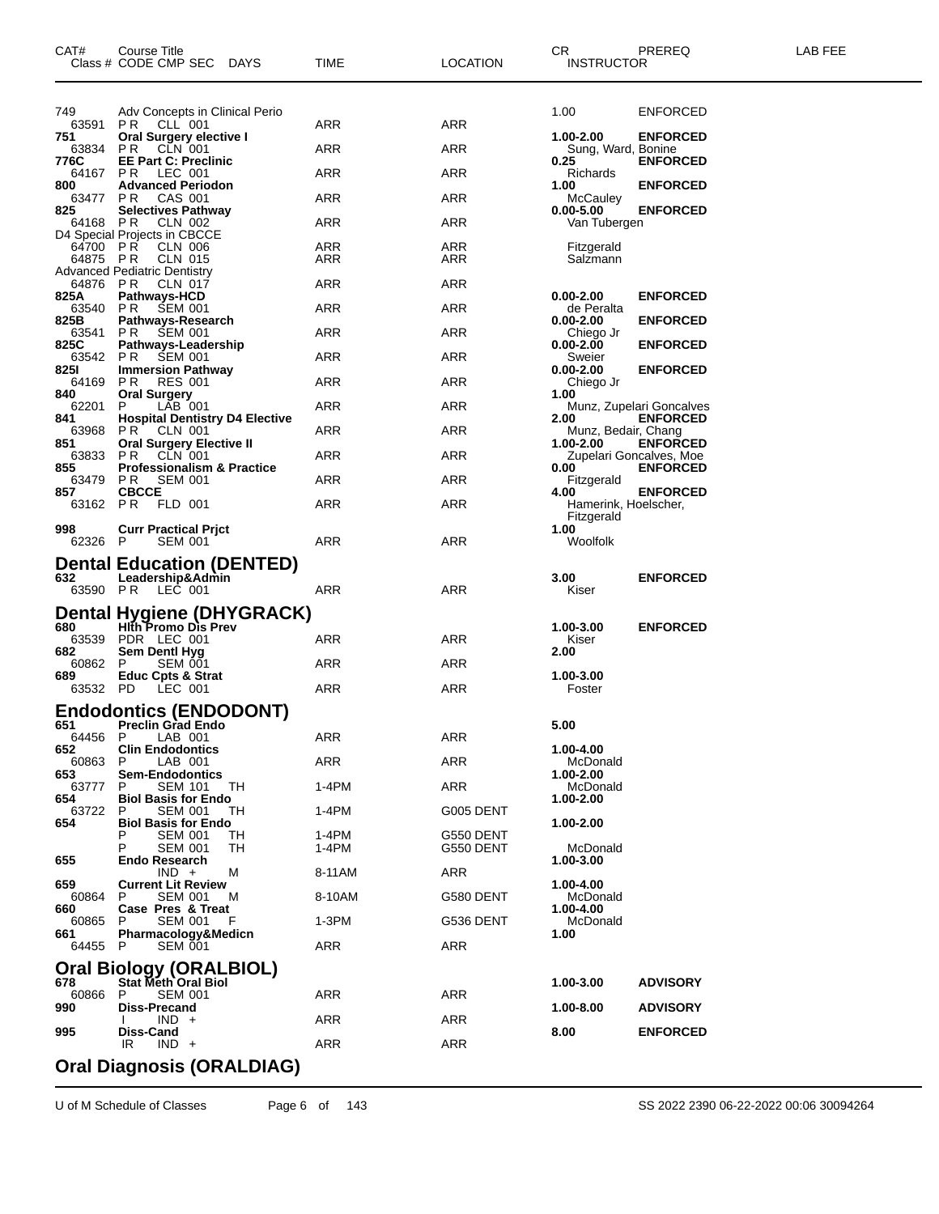| CAT# | Course Title<br>Class # CODE CMP SEC DAYS | TIME | LOCATION | CR<br>INSTRUCTOR | PREREQ | LAB FEE |
|---|---|---|---|---|---|---|
| 749 | Adv Concepts in Clinical Perio | | | 1.00 | ENFORCED | |
| 63591 | P R CLL 001 | ARR | ARR | | | |
| **751** | **Oral Surgery elective I** | | | **1.00-2.00** | **ENFORCED** | |
| 63834 | P R CLN 001 | ARR | ARR | Sung, Ward, Bonine | | |
| **776C** | **EE Part C: Preclinic** | | | **0.25** | **ENFORCED** | |
| 64167 | P R LEC 001 | ARR | ARR | Richards | | |
| **800** | **Advanced Periodon** | | | **1.00** | **ENFORCED** | |
| 63477 | P R CAS 001 | ARR | ARR | McCauley | | |
| **825** | **Selectives Pathway** | | | **0.00-5.00** | **ENFORCED** | |
| 64168 | P R CLN 002 | ARR | ARR | Van Tubergen | | |
| | D4 Special Projects in CBCCE | | | | | |
| 64700 | P R CLN 006 | ARR | ARR | Fitzgerald | | |
| 64875 | P R CLN 015 | ARR | ARR | Salzmann | | |
| | Advanced Pediatric Dentistry | | | | | |
| 64876 | P R CLN 017 | ARR | ARR | | | |
| **825A** | **Pathways-HCD** | | | **0.00-2.00** | **ENFORCED** | |
| 63540 | P R SEM 001 | ARR | ARR | de Peralta | | |
| **825B** | **Pathways-Research** | | | **0.00-2.00** | **ENFORCED** | |
| 63541 | P R SEM 001 | ARR | ARR | Chiego Jr | | |
| **825C** | **Pathways-Leadership** | | | **0.00-2.00** | **ENFORCED** | |
| 63542 | P R SEM 001 | ARR | ARR | Sweier | | |
| **825I** | **Immersion Pathway** | | | **0.00-2.00** | **ENFORCED** | |
| 64169 | P R RES 001 | ARR | ARR | Chiego Jr | | |
| **840** | **Oral Surgery** | | | **1.00** | | |
| 62201 | P LAB 001 | ARR | ARR | Munz, Zupelari Goncalves | | |
| **841** | **Hospital Dentistry D4 Elective** | | | **2.00** | **ENFORCED** | |
| 63968 | P R CLN 001 | ARR | ARR | Munz, Bedair, Chang | | |
| **851** | **Oral Surgery Elective II** | | | **1.00-2.00** | **ENFORCED** | |
| 63833 | P R CLN 001 | ARR | ARR | Zupelari Goncalves, Moe | | |
| **855** | **Professionalism & Practice** | | | **0.00** | **ENFORCED** | |
| 63479 | P R SEM 001 | ARR | ARR | Fitzgerald | | |
| **857** | **CBCCE** | | | **4.00** | **ENFORCED** | |
| 63162 | P R FLD 001 | ARR | ARR | Hamerink, Hoelscher, Fitzgerald | | |
| **998** | **Curr Practical Prjct** | | | **1.00** | | |
| 62326 | P SEM 001 | ARR | ARR | Woolfolk | | |

## Dental Education (DENTED)

| CAT# | Course Title<br>Class # CODE CMP SEC DAYS | TIME | LOCATION | CR<br>INSTRUCTOR | PREREQ | LAB FEE |
|---|---|---|---|---|---|---|
| **632** | **Leadership&Admin** | | | **3.00** | **ENFORCED** | |
| 63590 | P R LEC 001 | ARR | ARR | Kiser | | |

## Dental Hygiene (DHYGRACK)

| CAT# | Course Title<br>Class # CODE CMP SEC DAYS | TIME | LOCATION | CR<br>INSTRUCTOR | PREREQ | LAB FEE |
|---|---|---|---|---|---|---|
| **680** | **Hlth Promo Dis Prev** | | | **1.00-3.00** | **ENFORCED** | |
| 63539 | PDR LEC 001 | ARR | ARR | Kiser | | |
| **682** | **Sem Dentl Hyg** | | | **2.00** | | |
| 60862 | P SEM 001 | ARR | ARR | | | |
| **689** | **Educ Cpts & Strat** | | | **1.00-3.00** | | |
| 63532 | PD LEC 001 | ARR | ARR | Foster | | |

## Endodontics (ENDODONT)

| CAT# | Course Title<br>Class # CODE CMP SEC DAYS | TIME | LOCATION | CR<br>INSTRUCTOR | PREREQ | LAB FEE |
|---|---|---|---|---|---|---|
| **651** | **Preclin Grad Endo** | | | **5.00** | | |
| 64456 | P LAB 001 | ARR | ARR | | | |
| **652** | **Clin Endodontics** | | | **1.00-4.00** | | |
| 60863 | P LAB 001 | ARR | ARR | McDonald | | |
| **653** | **Sem-Endodontics** | | | **1.00-2.00** | | |
| 63777 | P SEM 101 TH | 1-4PM | ARR | McDonald | | |
| **654** | **Biol Basis for Endo** | | | **1.00-2.00** | | |
| 63722 | P SEM 001 TH | 1-4PM | G005 DENT | | | |
| **654** | **Biol Basis for Endo** | | | **1.00-2.00** | | |
| | P SEM 001 TH | 1-4PM | G550 DENT | | | |
| | P SEM 001 TH | 1-4PM | G550 DENT | McDonald | | |
| **655** | **Endo Research** | | | **1.00-3.00** | | |
| | IND + M | 8-11AM | ARR | | | |
| **659** | **Current Lit Review** | | | **1.00-4.00** | | |
| 60864 | P SEM 001 M | 8-10AM | G580 DENT | McDonald | | |
| **660** | **Case Pres & Treat** | | | **1.00-4.00** | | |
| 60865 | P SEM 001 F | 1-3PM | G536 DENT | McDonald | | |
| **661** | **Pharmacology&Medicn** | | | **1.00** | | |
| 64455 | P SEM 001 | ARR | ARR | | | |

## Oral Biology (ORALBIOL)

| CAT# | Course Title<br>Class # CODE CMP SEC DAYS | TIME | LOCATION | CR<br>INSTRUCTOR | PREREQ | LAB FEE |
|---|---|---|---|---|---|---|
| **678** | **Stat Meth Oral Biol** | | | **1.00-3.00** | **ADVISORY** | |
| 60866 | P SEM 001 | ARR | ARR | | | |
| **990** | **Diss-Precand** | | | **1.00-8.00** | **ADVISORY** | |
| | I IND + | ARR | ARR | | | |
| **995** | **Diss-Cand** | | | **8.00** | **ENFORCED** | |
| | IR IND + | ARR | ARR | | | |

## Oral Diagnosis (ORALDIAG)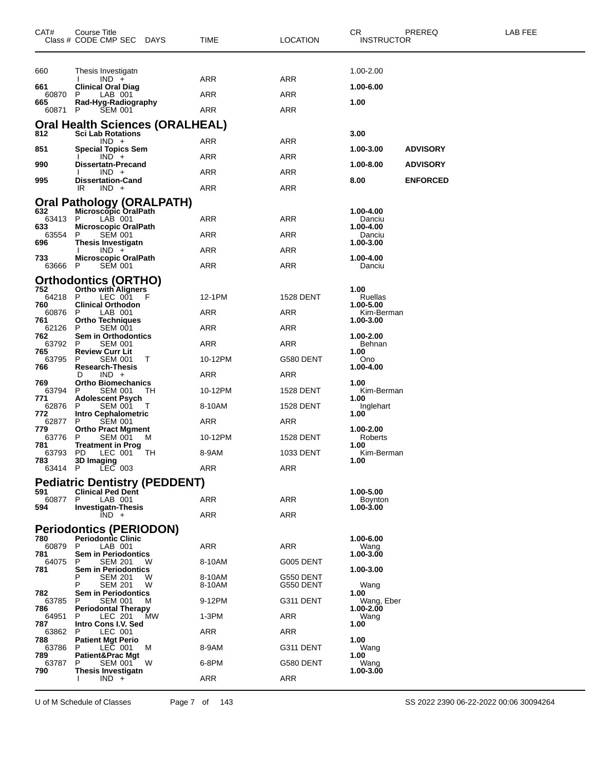| CAT# | Course Title<br>Class # CODE CMP SEC DAYS | TIME | LOCATION | CR<br>INSTRUCTOR | PREREQ | LAB FEE |
|---|---|---|---|---|---|---|
| 660 | Thesis Investigatn | | | 1.00-2.00 | | |
| | I IND + | ARR | ARR | | | |
| **661** | **Clinical Oral Diag** | | | **1.00-6.00** | | |
| 60870 | P LAB 001 | ARR | ARR | | | |
| **665** | **Rad-Hyg-Radiography** | | | **1.00** | | |
| 60871 | P SEM 001 | ARR | ARR | | | |

## Oral Health Sciences (ORALHEAL)

| CAT# | Course Title<br>Class # CODE CMP SEC DAYS | TIME | LOCATION | CR<br>INSTRUCTOR | PREREQ | LAB FEE |
|---|---|---|---|---|---|---|
| **812** | **Sci Lab Rotations** | | | **3.00** | | |
| | IND + | ARR | ARR | | | |
| **851** | **Special Topics Sem** | | | **1.00-3.00** | **ADVISORY** | |
| | I IND + | ARR | ARR | | | |
| **990** | **Dissertatn-Precand** | | | **1.00-8.00** | **ADVISORY** | |
| | I IND + | ARR | ARR | | | |
| **995** | **Dissertation-Cand** | | | **8.00** | **ENFORCED** | |
| | IR IND + | ARR | ARR | | | |

## Oral Pathology (ORALPATH)

| CAT# | Course Title<br>Class # CODE CMP SEC DAYS | TIME | LOCATION | CR<br>INSTRUCTOR | PREREQ | LAB FEE |
|---|---|---|---|---|---|---|
| **632** | **Microscopic OralPath** | | | **1.00-4.00** | | |
| 63413 | P LAB 001 | ARR | ARR | Danciu | | |
| **633** | **Microscopic OralPath** | | | **1.00-4.00** | | |
| 63554 | P SEM 001 | ARR | ARR | Danciu | | |
| **696** | **Thesis Investigatn** | | | **1.00-3.00** | | |
| | I IND + | ARR | ARR | | | |
| **733** | **Microscopic OralPath** | | | **1.00-4.00** | | |
| 63666 | P SEM 001 | ARR | ARR | Danciu | | |

## Orthodontics (ORTHO)

| CAT# | Course Title<br>Class # CODE CMP SEC DAYS | TIME | LOCATION | CR<br>INSTRUCTOR | PREREQ | LAB FEE |
|---|---|---|---|---|---|---|
| **752** | **Ortho with Aligners** | | | **1.00** | | |
| 64218 | P LEC 001 F | 12-1PM | 1528 DENT | Ruellas | | |
| **760** | **Clinical Orthodon** | | | **1.00-5.00** | | |
| 60876 | P LAB 001 | ARR | ARR | Kim-Berman | | |
| **761** | **Ortho Techniques** | | | **1.00-3.00** | | |
| 62126 | P SEM 001 | ARR | ARR | | | |
| **762** | **Sem in Orthodontics** | | | **1.00-2.00** | | |
| 63792 | P SEM 001 | ARR | ARR | Behnan | | |
| **765** | **Review Curr Lit** | | | **1.00** | | |
| 63795 | P SEM 001 T | 10-12PM | G580 DENT | Ono | | |
| **766** | **Research-Thesis** | | | **1.00-4.00** | | |
| | D IND + | ARR | ARR | | | |
| **769** | **Ortho Biomechanics** | | | **1.00** | | |
| 63794 | P SEM 001 TH | 10-12PM | 1528 DENT | Kim-Berman | | |
| **771** | **Adolescent Psych** | | | **1.00** | | |
| 62876 | P SEM 001 T | 8-10AM | 1528 DENT | Inglehart | | |
| **772** | **Intro Cephalometric** | | | **1.00** | | |
| 62877 | P SEM 001 | ARR | ARR | | | |
| **779** | **Ortho Pract Mgment** | | | **1.00-2.00** | | |
| 63776 | P SEM 001 M | 10-12PM | 1528 DENT | Roberts | | |
| **781** | **Treatment in Prog** | | | **1.00** | | |
| 63793 | PD LEC 001 TH | 8-9AM | 1033 DENT | Kim-Berman | | |
| **783** | **3D Imaging** | | | **1.00** | | |
| 63414 | P LEC 003 | ARR | ARR | | | |

## Pediatric Dentistry (PEDDENT)

| CAT# | Course Title<br>Class # CODE CMP SEC DAYS | TIME | LOCATION | CR<br>INSTRUCTOR | PREREQ | LAB FEE |
|---|---|---|---|---|---|---|
| **591** | **Clinical Ped Dent** | | | **1.00-5.00** | | |
| 60877 | P LAB 001 | ARR | ARR | Boynton | | |
| **594** | **Investigatn-Thesis** | | | **1.00-3.00** | | |
| | IND + | ARR | ARR | | | |

## Periodontics (PERIODON)

| CAT# | Course Title<br>Class # CODE CMP SEC DAYS | TIME | LOCATION | CR<br>INSTRUCTOR | PREREQ | LAB FEE |
|---|---|---|---|---|---|---|
| **780** | **Periodontic Clinic** | | | **1.00-6.00** | | |
| 60879 | P LAB 001 | ARR | ARR | Wang | | |
| **781** | **Sem in Periodontics** | | | **1.00-3.00** | | |
| 64075 | P SEM 201 W | 8-10AM | G005 DENT | | | |
| **781** | **Sem in Periodontics** | | | **1.00-3.00** | | |
| | P SEM 201 W | 8-10AM | G550 DENT | | | |
| | P SEM 201 W | 8-10AM | G550 DENT | Wang | | |
| **782** | **Sem in Periodontics** | | | **1.00** | | |
| 63785 | P SEM 001 M | 9-12PM | G311 DENT | Wang, Eber | | |
| **786** | **Periodontal Therapy** | | | **1.00-2.00** | | |
| 64951 | P LEC 201 MW | 1-3PM | ARR | Wang | | |
| **787** | **Intro Cons I.V. Sed** | | | **1.00** | | |
| 63862 | P LEC 001 | ARR | ARR | | | |
| **788** | **Patient Mgt Perio** | | | **1.00** | | |
| 63786 | P LEC 001 M | 8-9AM | G311 DENT | Wang | | |
| **789** | **Patient&Prac Mgt** | | | **1.00** | | |
| 63787 | P SEM 001 W | 6-8PM | G580 DENT | Wang | | |
| **790** | **Thesis Investigatn** | | | **1.00-3.00** | | |
| | I IND + | ARR | ARR | | | |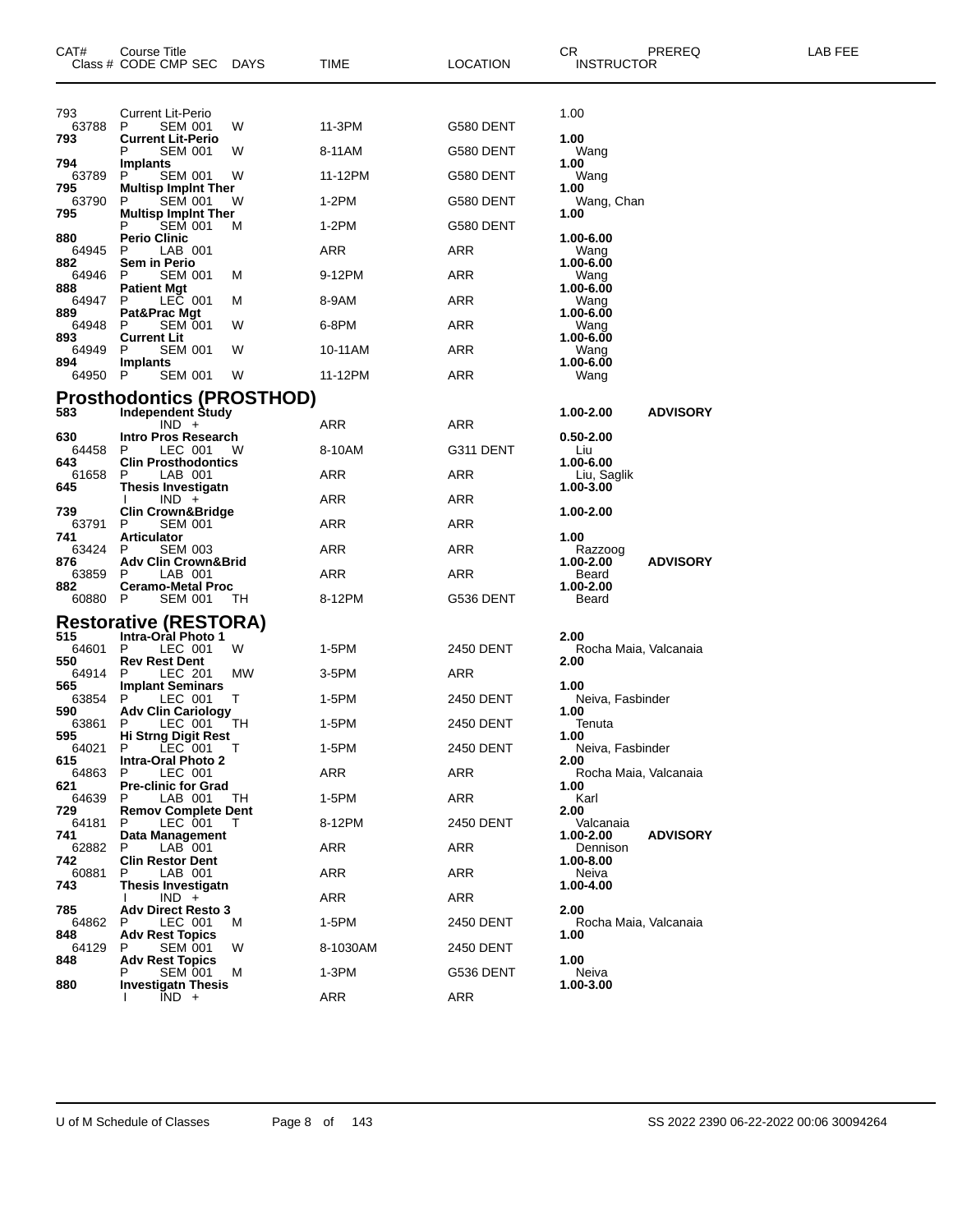| CAT# Class # | Course Title CODE CMP SEC | DAYS | TIME | LOCATION | CR INSTRUCTOR | PREREQ | LAB FEE |
|---|---|---|---|---|---|---|---|
| 793 | Current Lit-Perio | | | | 1.00 | | |
| 63788 | P SEM 001 | W | 11-3PM | G580 DENT | | | |
| **793** | **Current Lit-Perio** | | | | **1.00** | | |
| | P SEM 001 | W | 8-11AM | G580 DENT | Wang | | |
| **794** | **Implants** | | | | **1.00** | | |
| 63789 | P SEM 001 | W | 11-12PM | G580 DENT | Wang | | |
| **795** | **Multisp Implnt Ther** | | | | **1.00** | | |
| 63790 | P SEM 001 | W | 1-2PM | G580 DENT | Wang, Chan | | |
| **795** | **Multisp Implnt Ther** | | | | **1.00** | | |
| | P SEM 001 | M | 1-2PM | G580 DENT | | | |
| **880** | **Perio Clinic** | | | | **1.00-6.00** | | |
| 64945 | P LAB 001 | | ARR | ARR | Wang | | |
| **882** | **Sem in Perio** | | | | **1.00-6.00** | | |
| 64946 | P SEM 001 | M | 9-12PM | ARR | Wang | | |
| **888** | **Patient Mgt** | | | | **1.00-6.00** | | |
| 64947 | P LEC 001 | M | 8-9AM | ARR | Wang | | |
| **889** | **Pat&Prac Mgt** | | | | **1.00-6.00** | | |
| 64948 | P SEM 001 | W | 6-8PM | ARR | Wang | | |
| **893** | **Current Lit** | | | | **1.00-6.00** | | |
| 64949 | P SEM 001 | W | 10-11AM | ARR | Wang | | |
| **894** | **Implants** | | | | **1.00-6.00** | | |
| 64950 | P SEM 001 | W | 11-12PM | ARR | Wang | | |

## Prosthodontics (PROSTHOD)

| CAT# Class # | Course Title CODE CMP SEC | DAYS | TIME | LOCATION | CR INSTRUCTOR | PREREQ | LAB FEE |
|---|---|---|---|---|---|---|---|
| **583** | **Independent Study** | | | | **1.00-2.00** | **ADVISORY** | |
| | IND + | | ARR | ARR | | | |
| **630** | **Intro Pros Research** | | | | **0.50-2.00** | | |
| 64458 | P LEC 001 | W | 8-10AM | G311 DENT | Liu | | |
| **643** | **Clin Prosthodontics** | | | | **1.00-6.00** | | |
| 61658 | P LAB 001 | | ARR | ARR | Liu, Saglik | | |
| **645** | **Thesis Investigatn** | | | | **1.00-3.00** | | |
| | I IND + | | ARR | ARR | | | |
| **739** | **Clin Crown&Bridge** | | | | **1.00-2.00** | | |
| 63791 | P SEM 001 | | ARR | ARR | | | |
| **741** | **Articulator** | | | | **1.00** | | |
| 63424 | P SEM 003 | | ARR | ARR | Razzoog | | |
| **876** | **Adv Clin Crown&Brid** | | | | **1.00-2.00** | **ADVISORY** | |
| 63859 | P LAB 001 | | ARR | ARR | Beard | | |
| **882** | **Ceramo-Metal Proc** | | | | **1.00-2.00** | | |
| 60880 | P SEM 001 | TH | 8-12PM | G536 DENT | Beard | | |

## Restorative (RESTORA)

| CAT# Class # | Course Title CODE CMP SEC | DAYS | TIME | LOCATION | CR INSTRUCTOR | PREREQ | LAB FEE |
|---|---|---|---|---|---|---|---|
| **515** | **Intra-Oral Photo 1** | | | | **2.00** | | |
| 64601 | P LEC 001 | W | 1-5PM | 2450 DENT | Rocha Maia, Valcanaia | | |
| **550** | **Rev Rest Dent** | | | | **2.00** | | |
| 64914 | P LEC 201 | MW | 3-5PM | ARR | | | |
| **565** | **Implant Seminars** | | | | **1.00** | | |
| 63854 | P LEC 001 | T | 1-5PM | 2450 DENT | Neiva, Fasbinder | | |
| **590** | **Adv Clin Cariology** | | | | **1.00** | | |
| 63861 | P LEC 001 | TH | 1-5PM | 2450 DENT | Tenuta | | |
| **595** | **Hi Strng Digit Rest** | | | | **1.00** | | |
| 64021 | P LEC 001 | T | 1-5PM | 2450 DENT | Neiva, Fasbinder | | |
| **615** | **Intra-Oral Photo 2** | | | | **2.00** | | |
| 64863 | P LEC 001 | | ARR | ARR | Rocha Maia, Valcanaia | | |
| **621** | **Pre-clinic for Grad** | | | | **1.00** | | |
| 64639 | P LAB 001 | TH | 1-5PM | ARR | Karl | | |
| **729** | **Remov Complete Dent** | | | | **2.00** | | |
| 64181 | P LEC 001 | T | 8-12PM | 2450 DENT | Valcanaia | | |
| **741** | **Data Management** | | | | **1.00-2.00** | **ADVISORY** | |
| 62882 | P LAB 001 | | ARR | ARR | Dennison | | |
| **742** | **Clin Restor Dent** | | | | **1.00-8.00** | | |
| 60881 | P LAB 001 | | ARR | ARR | Neiva | | |
| **743** | **Thesis Investigatn** | | | | **1.00-4.00** | | |
| | I IND + | | ARR | ARR | | | |
| **785** | **Adv Direct Resto 3** | | | | **2.00** | | |
| 64862 | P LEC 001 | M | 1-5PM | 2450 DENT | Rocha Maia, Valcanaia | | |
| **848** | **Adv Rest Topics** | | | | **1.00** | | |
| 64129 | P SEM 001 | W | 8-1030AM | 2450 DENT | | | |
| **848** | **Adv Rest Topics** | | | | **1.00** | | |
| | P SEM 001 | M | 1-3PM | G536 DENT | Neiva | | |
| **880** | **Investigatn Thesis** | | | | **1.00-3.00** | | |
| | I IND + | | ARR | ARR | | | |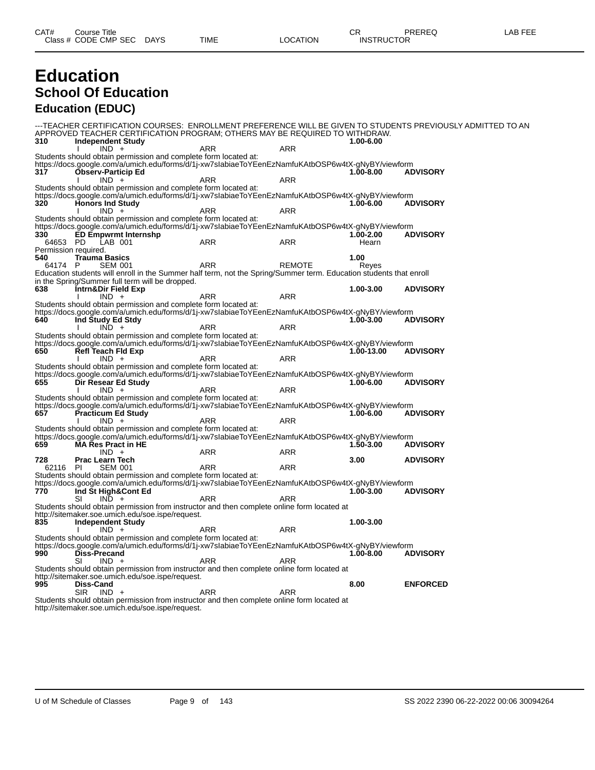# Education

## School Of Education

### Education (EDUC)

---TEACHER CERTIFICATION COURSES: ENROLLMENT PREFERENCE WILL BE GIVEN TO STUDENTS PREVIOUSLY ADMITTED TO AN APPROVED TEACHER CERTIFICATION PROGRAM; OTHERS MAY BE REQUIRED TO WITHDRAW.

| CAT# | Course Title | | | | CR | PREREQ |
|---|---|---|---|---|---|---|
| Class # | CODE CMP SEC | DAYS | TIME | LOCATION | INSTRUCTOR | |
| **310** | **Independent Study** | | | | **1.00-6.00** | |
| | I IND + | | ARR | ARR | | |

Students should obtain permission and complete form located at:
https://docs.google.com/a/umich.edu/forms/d/1j-xw7sIabiaeToYEenEzNamfuKAtbOSP6w4tX-gNyBY/viewform

| | | | | | | |
|---|---|---|---|---|---|---|
| **317** | **Observ-Particip Ed** | | | | **1.00-8.00** | **ADVISORY** |
| | I IND + | | ARR | ARR | | |

Students should obtain permission and complete form located at:
https://docs.google.com/a/umich.edu/forms/d/1j-xw7sIabiaeToYEenEzNamfuKAtbOSP6w4tX-gNyBY/viewform

| | | | | | | |
|---|---|---|---|---|---|---|
| **320** | **Honors Ind Study** | | | | **1.00-6.00** | **ADVISORY** |
| | I IND + | | ARR | ARR | | |

Students should obtain permission and complete form located at:
https://docs.google.com/a/umich.edu/forms/d/1j-xw7sIabiaeToYEenEzNamfuKAtbOSP6w4tX-gNyBY/viewform

| | | | | | | |
|---|---|---|---|---|---|---|
| **330** | **ED Empwrmt Internshp** | | | | **1.00-2.00** | **ADVISORY** |
| 64653 | PD LAB 001 | | ARR | ARR | Hearn | |

Permission required.

| | | | | | | |
|---|---|---|---|---|---|---|
| **540** | **Trauma Basics** | | | | **1.00** | |
| 64174 | P SEM 001 | | ARR | REMOTE | Reyes | |

Education students will enroll in the Summer half term, not the Spring/Summer term. Education students that enroll in the Spring/Summer full term will be dropped.

| | | | | | | |
|---|---|---|---|---|---|---|
| **638** | **Intrn&Dir Field Exp** | | | | **1.00-3.00** | **ADVISORY** |
| | I IND + | | ARR | ARR | | |

Students should obtain permission and complete form located at:
https://docs.google.com/a/umich.edu/forms/d/1j-xw7sIabiaeToYEenEzNamfuKAtbOSP6w4tX-gNyBY/viewform

| | | | | | | |
|---|---|---|---|---|---|---|
| **640** | **Ind Study Ed Stdy** | | | | **1.00-3.00** | **ADVISORY** |
| | I IND + | | ARR | ARR | | |

Students should obtain permission and complete form located at:
https://docs.google.com/a/umich.edu/forms/d/1j-xw7sIabiaeToYEenEzNamfuKAtbOSP6w4tX-gNyBY/viewform

| | | | | | | |
|---|---|---|---|---|---|---|
| **650** | **Refl Teach Fld Exp** | | | | **1.00-13.00** | **ADVISORY** |
| | I IND + | | ARR | ARR | | |

Students should obtain permission and complete form located at:
https://docs.google.com/a/umich.edu/forms/d/1j-xw7sIabiaeToYEenEzNamfuKAtbOSP6w4tX-gNyBY/viewform

| | | | | | | |
|---|---|---|---|---|---|---|
| **655** | **Dir Resear Ed Study** | | | | **1.00-6.00** | **ADVISORY** |
| | I IND + | | ARR | ARR | | |

Students should obtain permission and complete form located at:
https://docs.google.com/a/umich.edu/forms/d/1j-xw7sIabiaeToYEenEzNamfuKAtbOSP6w4tX-gNyBY/viewform

| | | | | | | |
|---|---|---|---|---|---|---|
| **657** | **Practicum Ed Study** | | | | **1.00-6.00** | **ADVISORY** |
| | I IND + | | ARR | ARR | | |

Students should obtain permission and complete form located at:
https://docs.google.com/a/umich.edu/forms/d/1j-xw7sIabiaeToYEenEzNamfuKAtbOSP6w4tX-gNyBY/viewform

| | | | | | | |
|---|---|---|---|---|---|---|
| **659** | **MA Res Pract in HE** | | | | **1.50-3.00** | **ADVISORY** |
| | IND + | | ARR | ARR | | |
| **728** | **Prac Learn Tech** | | | | **3.00** | **ADVISORY** |
| 62116 | PI SEM 001 | | ARR | ARR | | |

Students should obtain permission and complete form located at:
https://docs.google.com/a/umich.edu/forms/d/1j-xw7sIabiaeToYEenEzNamfuKAtbOSP6w4tX-gNyBY/viewform

| | | | | | | |
|---|---|---|---|---|---|---|
| **770** | **Ind St High&Cont Ed** | | | | **1.00-3.00** | **ADVISORY** |
| | SI IND + | | ARR | ARR | | |

Students should obtain permission from instructor and then complete online form located at
http://sitemaker.soe.umich.edu/soe.ispe/request.

| | | | | | | |
|---|---|---|---|---|---|---|
| **835** | **Independent Study** | | | | **1.00-3.00** | |
| | I IND + | | ARR | ARR | | |

Students should obtain permission and complete form located at:
https://docs.google.com/a/umich.edu/forms/d/1j-xw7sIabiaeToYEenEzNamfuKAtbOSP6w4tX-gNyBY/viewform

| | | | | | | |
|---|---|---|---|---|---|---|
| **990** | **Diss-Precand** | | | | **1.00-8.00** | **ADVISORY** |
| | SI IND + | | ARR | ARR | | |

Students should obtain permission from instructor and then complete online form located at
http://sitemaker.soe.umich.edu/soe.ispe/request.

| | | | | | | |
|---|---|---|---|---|---|---|
| **995** | **Diss-Cand** | | | | **8.00** | **ENFORCED** |
| | SIR IND + | | ARR | ARR | | |

Students should obtain permission from instructor and then complete online form located at
http://sitemaker.soe.umich.edu/soe.ispe/request.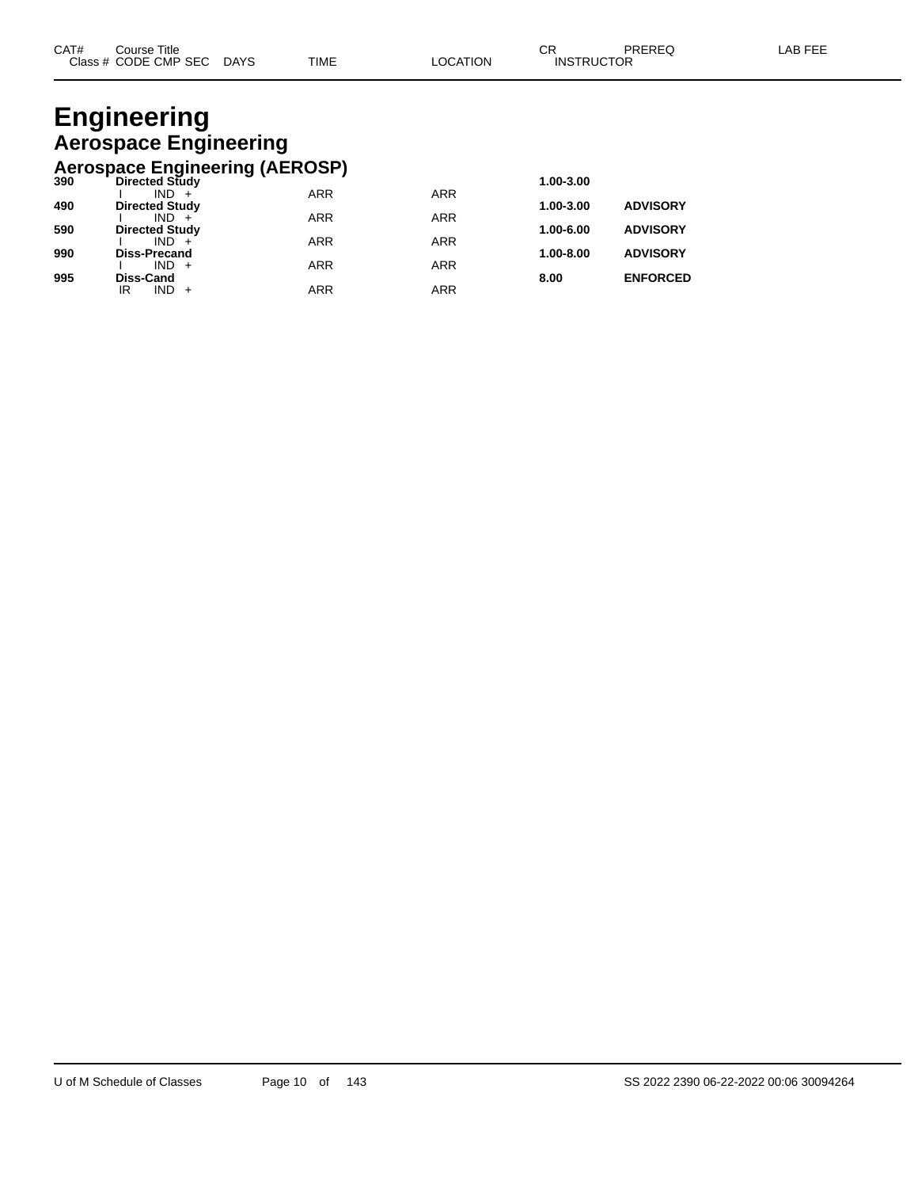| CAT# | Course Title | | | | | | | CR | PREREQ | LAB FEE |
|---|---|---|---|---|---|---|---|---|---|---|
| | Class # | CODE | CMP | SEC | DAYS | TIME | LOCATION | INSTRUCTOR | | |

# Engineering

## Aerospace Engineering

### Aerospace Engineering (AEROSP)

| CAT# | Course Title | | | | | | | CR | PREREQ | LAB FEE |
|---|---|---|---|---|---|---|---|---|---|---|
| **390** | **Directed Study** | | | | | | | **1.00-3.00** | | |
| | | I | IND | + | | ARR | ARR | | | |
| **490** | **Directed Study** | | | | | | | **1.00-3.00** | **ADVISORY** | |
| | | I | IND | + | | ARR | ARR | | | |
| **590** | **Directed Study** | | | | | | | **1.00-6.00** | **ADVISORY** | |
| | | I | IND | + | | ARR | ARR | | | |
| **990** | **Diss-Precand** | | | | | | | **1.00-8.00** | **ADVISORY** | |
| | | I | IND | + | | ARR | ARR | | | |
| **995** | **Diss-Cand** | | | | | | | **8.00** | **ENFORCED** | |
| | | IR | IND | + | | ARR | ARR | | | |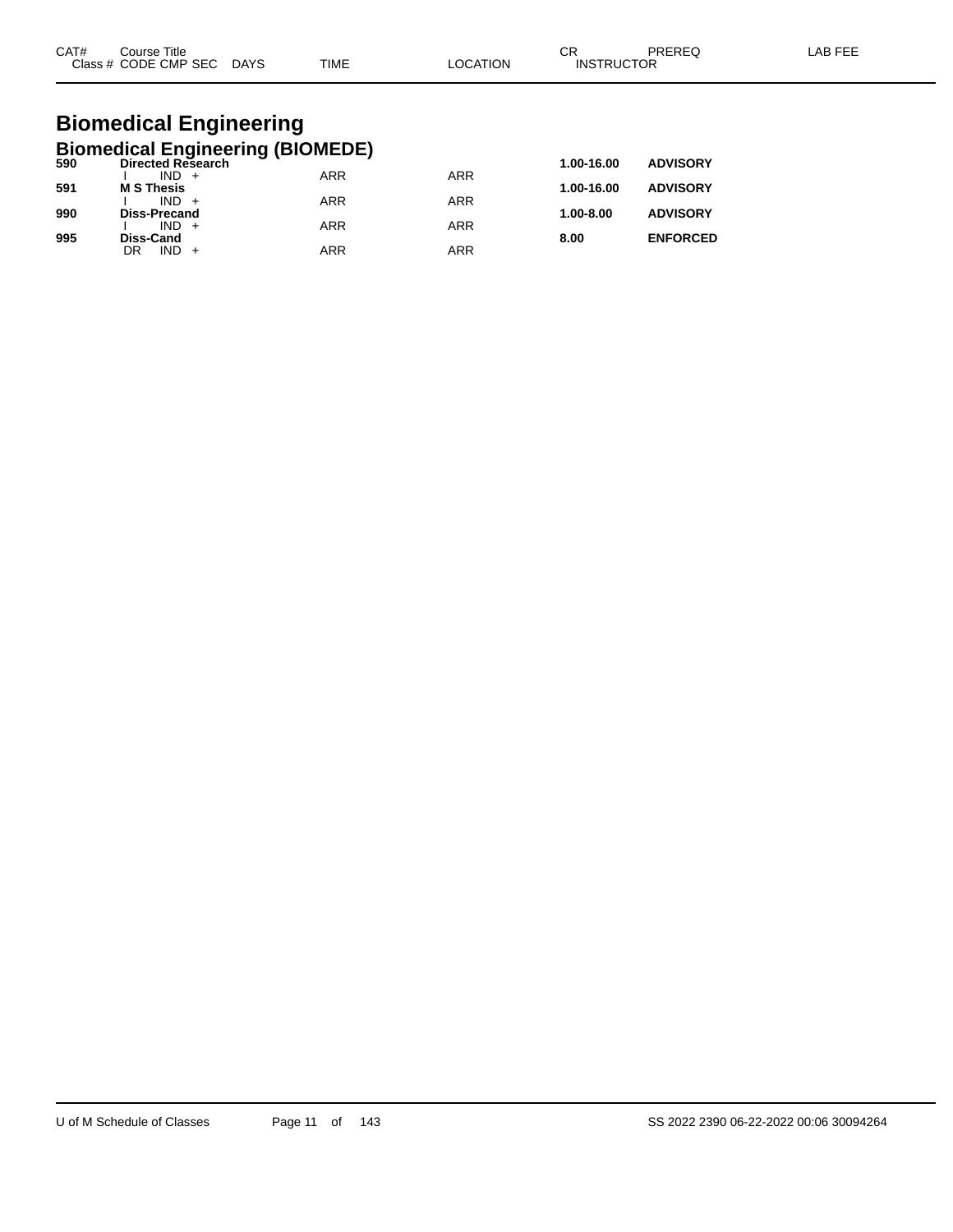| CAT# | Course Title<br>Class # CODE CMP SEC DAYS | TIME | LOCATION | CR<br>INSTRUCTOR | PREREQ | LAB FEE |
|---|---|---|---|---|---|---|

# Biomedical Engineering

## Biomedical Engineering (BIOMEDE)

| CAT# | Course Title / Class # CODE CMP SEC DAYS | TIME | LOCATION | CR | PREREQ | LAB FEE |
|---|---|---|---|---|---|---|
| **590** | **Directed Research** | | | **1.00-16.00** | **ADVISORY** | |
| | I IND + | ARR | ARR | | | |
| **591** | **M S Thesis** | | | **1.00-16.00** | **ADVISORY** | |
| | I IND + | ARR | ARR | | | |
| **990** | **Diss-Precand** | | | **1.00-8.00** | **ADVISORY** | |
| | I IND + | ARR | ARR | | | |
| **995** | **Diss-Cand** | | | **8.00** | **ENFORCED** | |
| | DR IND + | ARR | ARR | | | |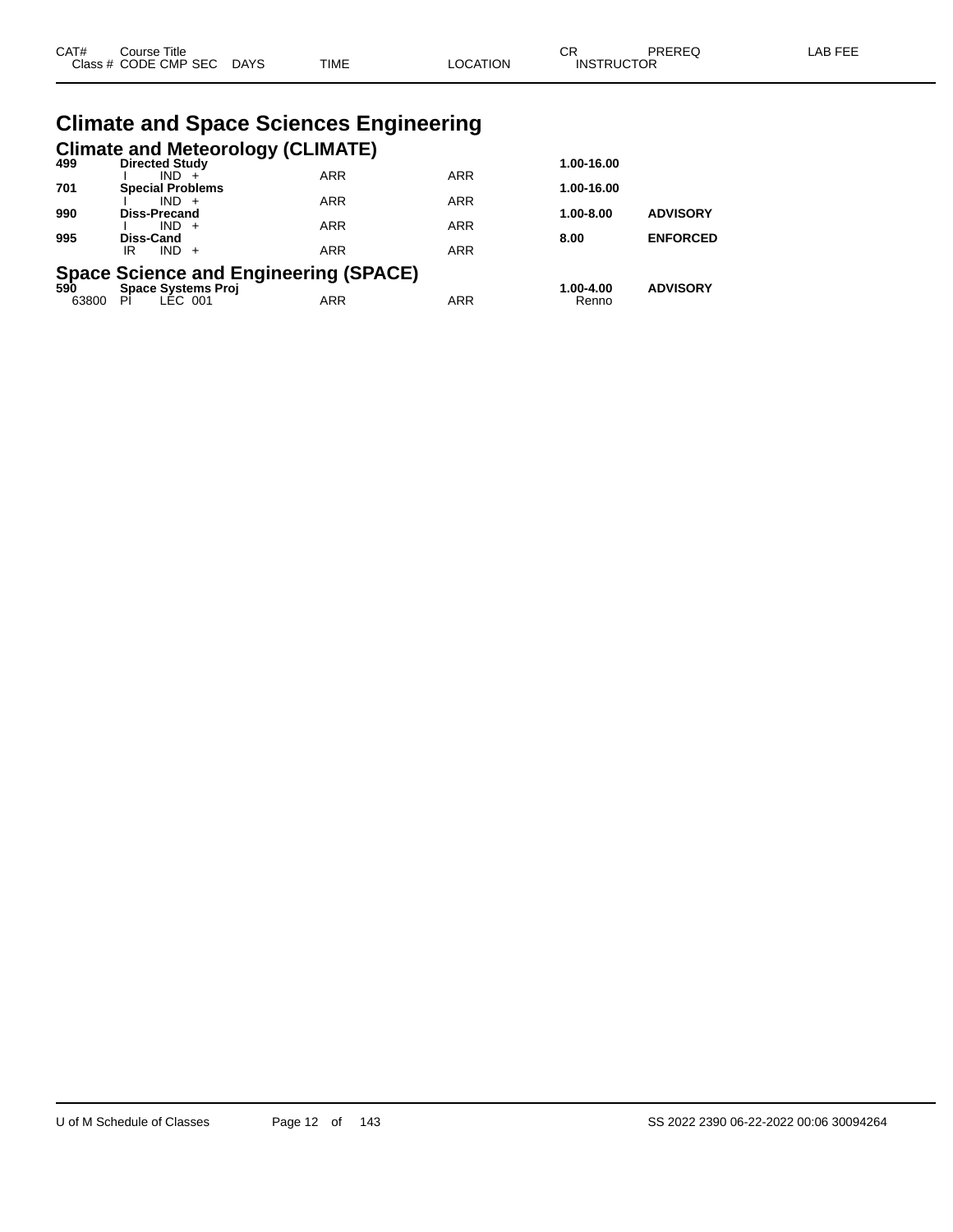| CAT# | Course Title | | | | | CR | PREREQ | LAB FEE |
|---|---|---|---|---|---|---|---|---|
| Class # | CODE | CMP | SEC | DAYS | TIME | LOCATION | INSTRUCTOR | |

# Climate and Space Sciences Engineering

## Climate and Meteorology (CLIMATE)

| CAT# / Class # | Course Title / CODE CMP SEC | DAYS | TIME | LOCATION | CR / INSTRUCTOR | PREREQ |
|---|---|---|---|---|---|---|
| **499** | **Directed Study** | | | | **1.00-16.00** | |
| | I IND + | | ARR | ARR | | |
| **701** | **Special Problems** | | | | **1.00-16.00** | |
| | I IND + | | ARR | ARR | | |
| **990** | **Diss-Precand** | | | | **1.00-8.00** | **ADVISORY** |
| | I IND + | | ARR | ARR | | |
| **995** | **Diss-Cand** | | | | **8.00** | **ENFORCED** |
| | IR IND + | | ARR | ARR | | |

## Space Science and Engineering (SPACE)

| CAT# / Class # | Course Title / CODE CMP SEC | DAYS | TIME | LOCATION | CR / INSTRUCTOR | PREREQ |
|---|---|---|---|---|---|---|
| **590** | **Space Systems Proj** | | | | **1.00-4.00** | **ADVISORY** |
| 63800 | PI LEC 001 | | ARR | ARR | Renno | |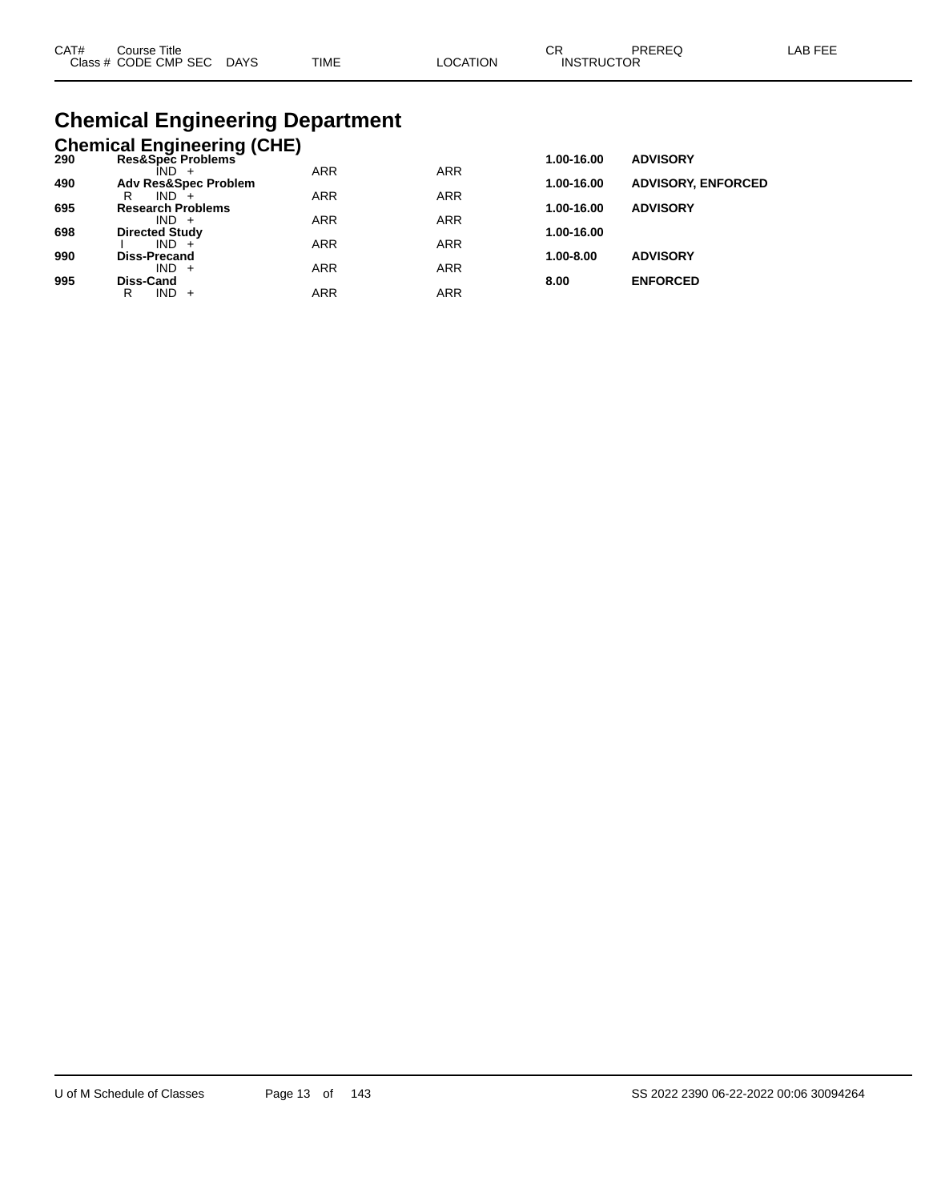| CAT# Class # | Course Title CODE CMP SEC | DAYS | TIME | LOCATION | CR INSTRUCTOR | PREREQ | LAB FEE |
|---|---|---|---|---|---|---|---|

# Chemical Engineering Department

## Chemical Engineering (CHE)

| CAT# Class # | Course Title CODE CMP SEC | DAYS | TIME | LOCATION | CR INSTRUCTOR | PREREQ | LAB FEE |
|---|---|---|---|---|---|---|---|
| **290** | **Res&Spec Problems** | | | | **1.00-16.00** | **ADVISORY** | |
| | IND + | | ARR | ARR | | | |
| **490** | **Adv Res&Spec Problem** | | | | **1.00-16.00** | **ADVISORY, ENFORCED** | |
| | R IND + | | ARR | ARR | | | |
| **695** | **Research Problems** | | | | **1.00-16.00** | **ADVISORY** | |
| | IND + | | ARR | ARR | | | |
| **698** | **Directed Study** | | | | **1.00-16.00** | | |
| | I IND + | | ARR | ARR | | | |
| **990** | **Diss-Precand** | | | | **1.00-8.00** | **ADVISORY** | |
| | IND + | | ARR | ARR | | | |
| **995** | **Diss-Cand** | | | | **8.00** | **ENFORCED** | |
| | R IND + | | ARR | ARR | | | |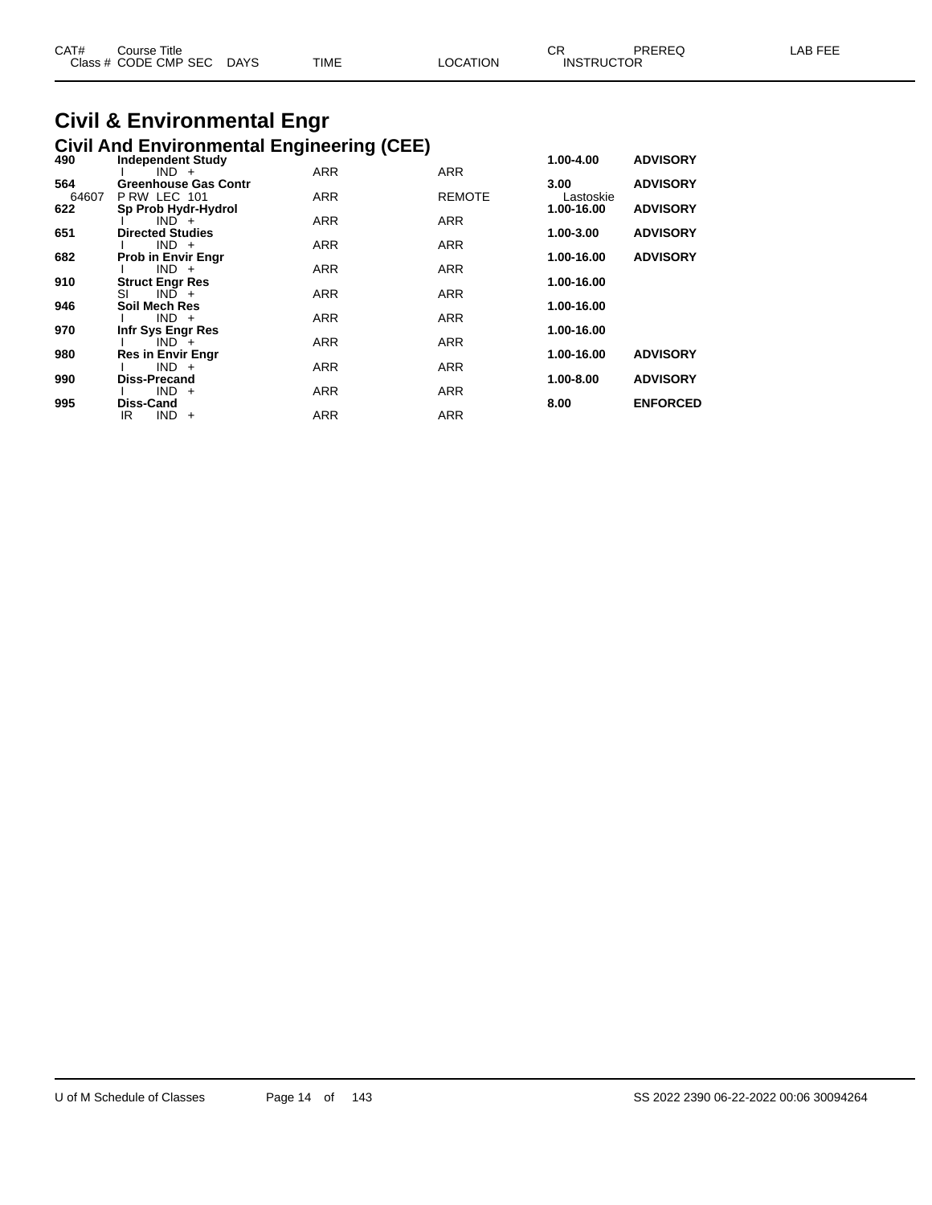| CAT# | Course Title | | | | CR | PREREQ | LAB FEE |
|---|---|---|---|---|---|---|---|
| Class # | CODE CMP SEC | DAYS | TIME | LOCATION | INSTRUCTOR | | |

# Civil & Environmental Engr

## Civil And Environmental Engineering (CEE)

| CAT# | Course Title | DAYS | TIME | LOCATION | CR | PREREQ | LAB FEE |
|---|---|---|---|---|---|---|---|
| **490** | **Independent Study** | | | | **1.00-4.00** | **ADVISORY** | |
| | I IND + | | ARR | ARR | | | |
| **564** | **Greenhouse Gas Contr** | | | | **3.00** | **ADVISORY** | |
| 64607 | P RW LEC 101 | | ARR | REMOTE | Lastoskie | | |
| **622** | **Sp Prob Hydr-Hydrol** | | | | **1.00-16.00** | **ADVISORY** | |
| | I IND + | | ARR | ARR | | | |
| **651** | **Directed Studies** | | | | **1.00-3.00** | **ADVISORY** | |
| | I IND + | | ARR | ARR | | | |
| **682** | **Prob in Envir Engr** | | | | **1.00-16.00** | **ADVISORY** | |
| | I IND + | | ARR | ARR | | | |
| **910** | **Struct Engr Res** | | | | **1.00-16.00** | | |
| | SI IND + | | ARR | ARR | | | |
| **946** | **Soil Mech Res** | | | | **1.00-16.00** | | |
| | I IND + | | ARR | ARR | | | |
| **970** | **Infr Sys Engr Res** | | | | **1.00-16.00** | | |
| | I IND + | | ARR | ARR | | | |
| **980** | **Res in Envir Engr** | | | | **1.00-16.00** | **ADVISORY** | |
| | I IND + | | ARR | ARR | | | |
| **990** | **Diss-Precand** | | | | **1.00-8.00** | **ADVISORY** | |
| | I IND + | | ARR | ARR | | | |
| **995** | **Diss-Cand** | | | | **8.00** | **ENFORCED** | |
| | IR IND + | | ARR | ARR | | | |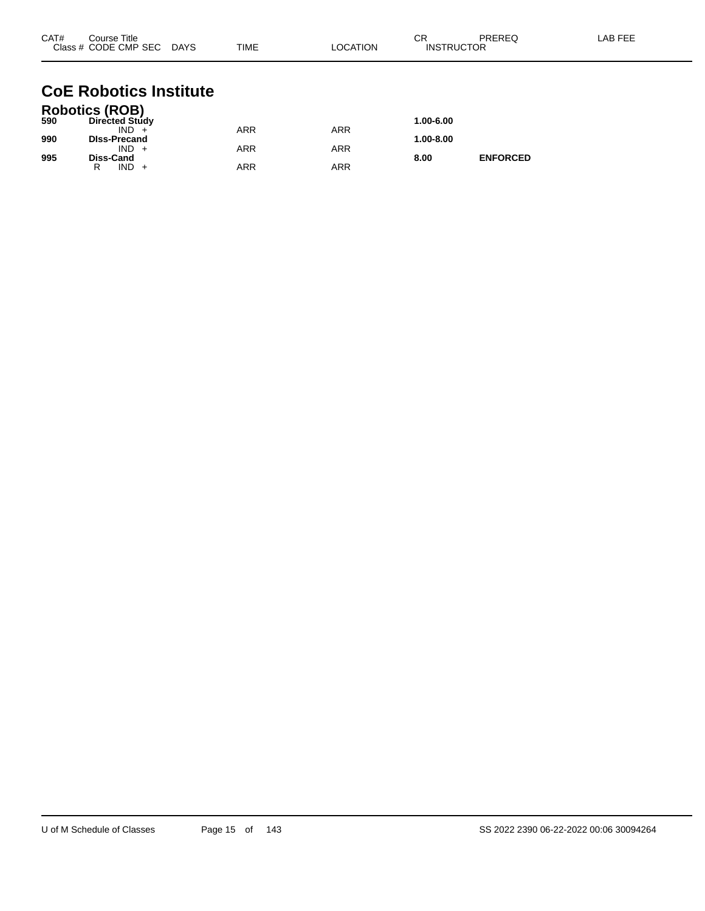| CAT# | Course Title | | | | | CR | PREREQ | LAB FEE |
|---|---|---|---|---|---|---|---|---|
| Class # | CODE CMP SEC | DAYS | TIME | LOCATION | | INSTRUCTOR | | |

# CoE Robotics Institute

## Robotics (ROB)

| CAT# | Course Title | DAYS | TIME | LOCATION | CR | PREREQ | LAB FEE |
|---|---|---|---|---|---|---|---|
| **590** | **Directed Study** | | | | **1.00-6.00** | | |
| | IND + | | ARR | ARR | | | |
| **990** | **DIss-Precand** | | | | **1.00-8.00** | | |
| | IND + | | ARR | ARR | | | |
| **995** | **Diss-Cand** | | | | **8.00** | **ENFORCED** | |
| | R IND + | | ARR | ARR | | | |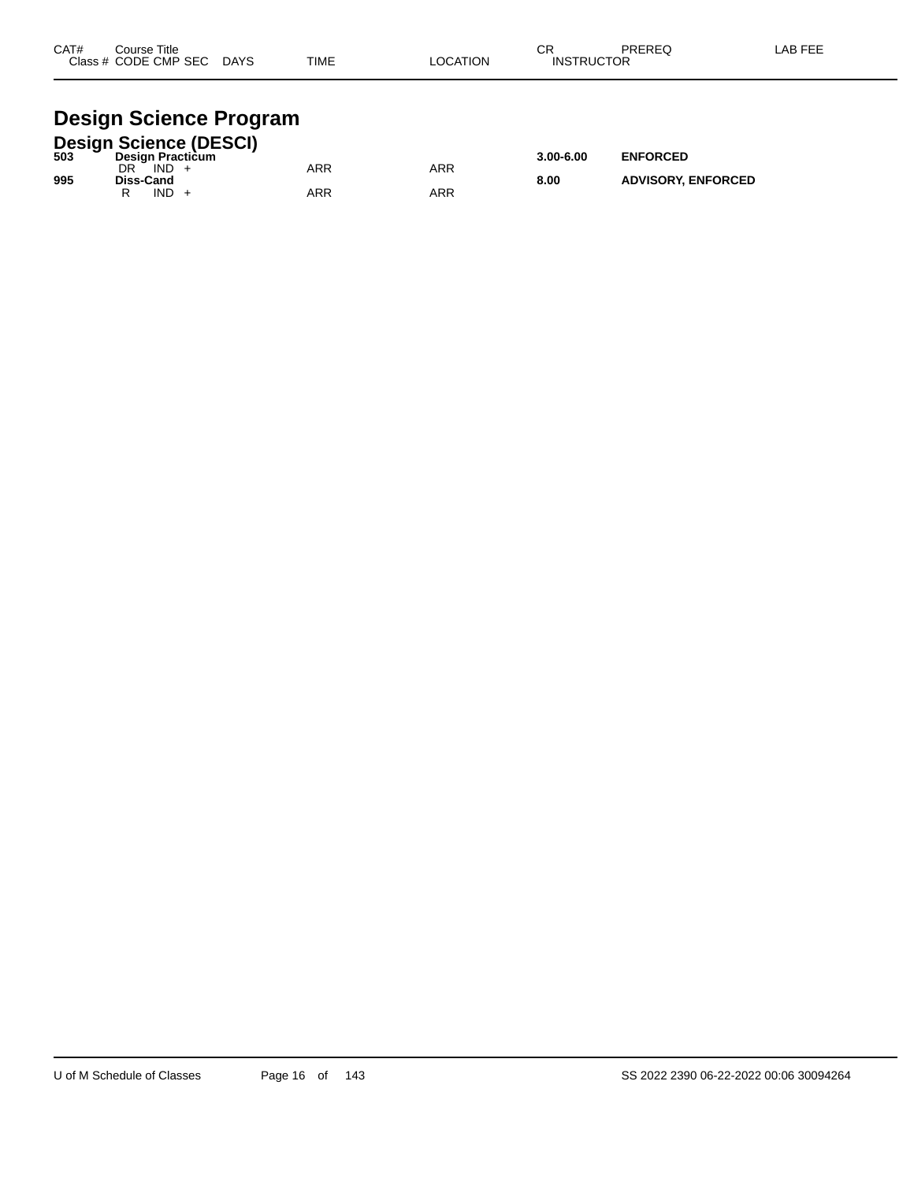| CAT# | Course Title<br>Class # CODE CMP SEC DAYS | TIME | LOCATION | CR<br>INSTRUCTOR | PREREQ | LAB FEE |
|---|---|---|---|---|---|---|

# Design Science Program

## Design Science (DESCI)

| CAT# | Course Title / Class # CODE CMP SEC DAYS | TIME | LOCATION | CR / INSTRUCTOR | PREREQ | LAB FEE |
|---|---|---|---|---|---|---|
| **503** | **Design Practicum** | | | **3.00-6.00** | **ENFORCED** | |
| | DR IND + | ARR | ARR | | | |
| **995** | **Diss-Cand** | | | **8.00** | **ADVISORY, ENFORCED** | |
| | R IND + | ARR | ARR | | | |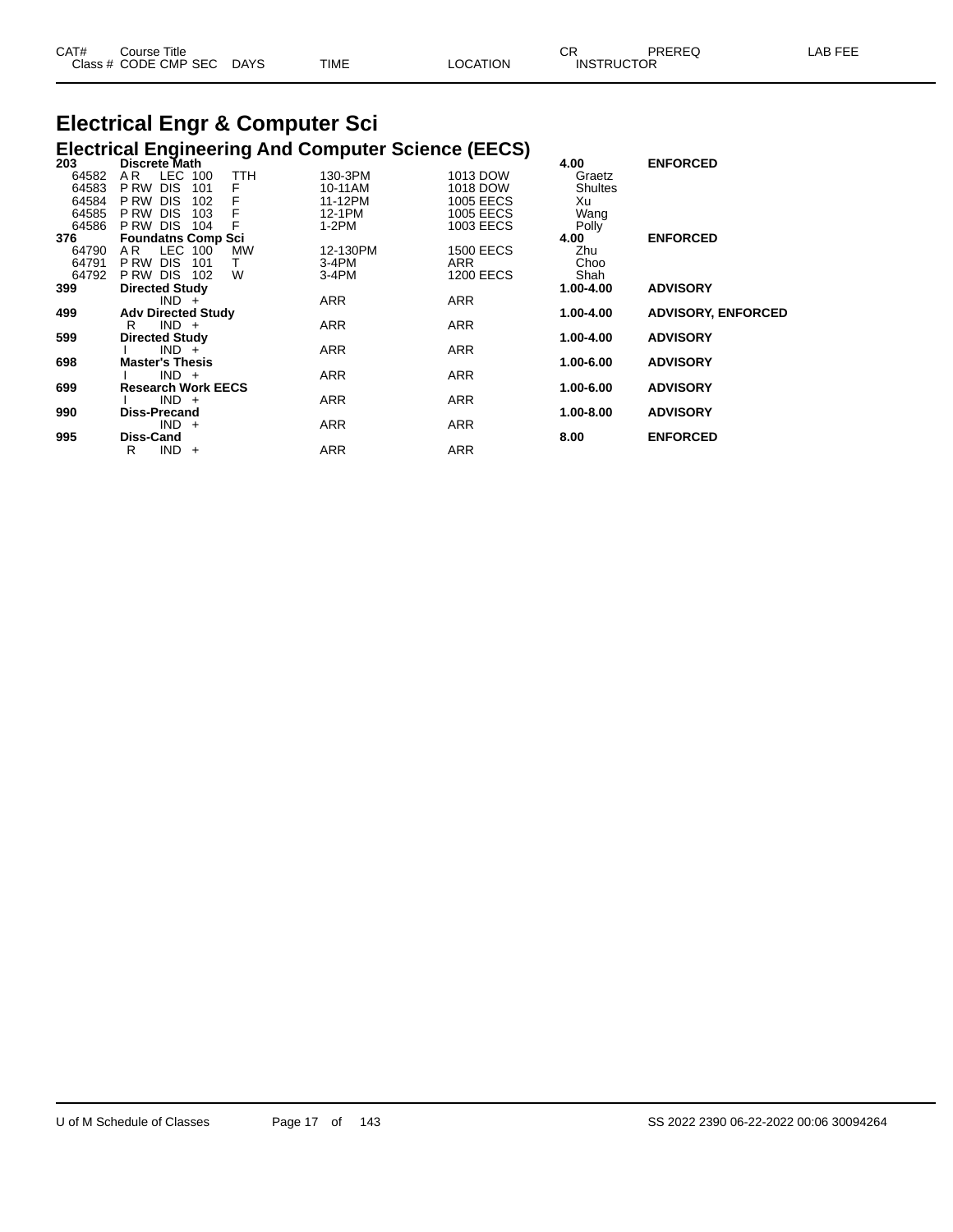| CAT# | Course Title | | | | | | | CR | PREREQ | LAB FEE |
|---|---|---|---|---|---|---|---|---|---|---|
| Class # | CODE | CMP | SEC | DAYS | TIME | LOCATION | INSTRUCTOR | | | |

# Electrical Engr & Computer Sci

## Electrical Engineering And Computer Science (EECS)

| CAT# / Class # | CODE | CMP | SEC | DAYS | TIME | LOCATION | INSTRUCTOR / CR | PREREQ |
|---|---|---|---|---|---|---|---|---|
| **203** | **Discrete Math** | | | | | | **4.00** | **ENFORCED** |
| 64582 | A R | LEC | 100 | TTH | 130-3PM | 1013 DOW | Graetz | |
| 64583 | P RW | DIS | 101 | F | 10-11AM | 1018 DOW | Shultes | |
| 64584 | P RW | DIS | 102 | F | 11-12PM | 1005 EECS | Xu | |
| 64585 | P RW | DIS | 103 | F | 12-1PM | 1005 EECS | Wang | |
| 64586 | P RW | DIS | 104 | F | 1-2PM | 1003 EECS | Polly | |
| **376** | **Foundatns Comp Sci** | | | | | | **4.00** | **ENFORCED** |
| 64790 | A R | LEC | 100 | MW | 12-130PM | 1500 EECS | Zhu | |
| 64791 | P RW | DIS | 101 | T | 3-4PM | ARR | Choo | |
| 64792 | P RW | DIS | 102 | W | 3-4PM | 1200 EECS | Shah | |
| **399** | **Directed Study** | | | | | | **1.00-4.00** | **ADVISORY** |
| | | IND | + | | ARR | ARR | | |
| **499** | **Adv Directed Study** | | | | | | **1.00-4.00** | **ADVISORY, ENFORCED** |
| | R | IND | + | | ARR | ARR | | |
| **599** | **Directed Study** | | | | | | **1.00-4.00** | **ADVISORY** |
| | I | IND | + | | ARR | ARR | | |
| **698** | **Master's Thesis** | | | | | | **1.00-6.00** | **ADVISORY** |
| | I | IND | + | | ARR | ARR | | |
| **699** | **Research Work EECS** | | | | | | **1.00-6.00** | **ADVISORY** |
| | I | IND | + | | ARR | ARR | | |
| **990** | **Diss-Precand** | | | | | | **1.00-8.00** | **ADVISORY** |
| | | IND | + | | ARR | ARR | | |
| **995** | **Diss-Cand** | | | | | | **8.00** | **ENFORCED** |
| | R | IND | + | | ARR | ARR | | |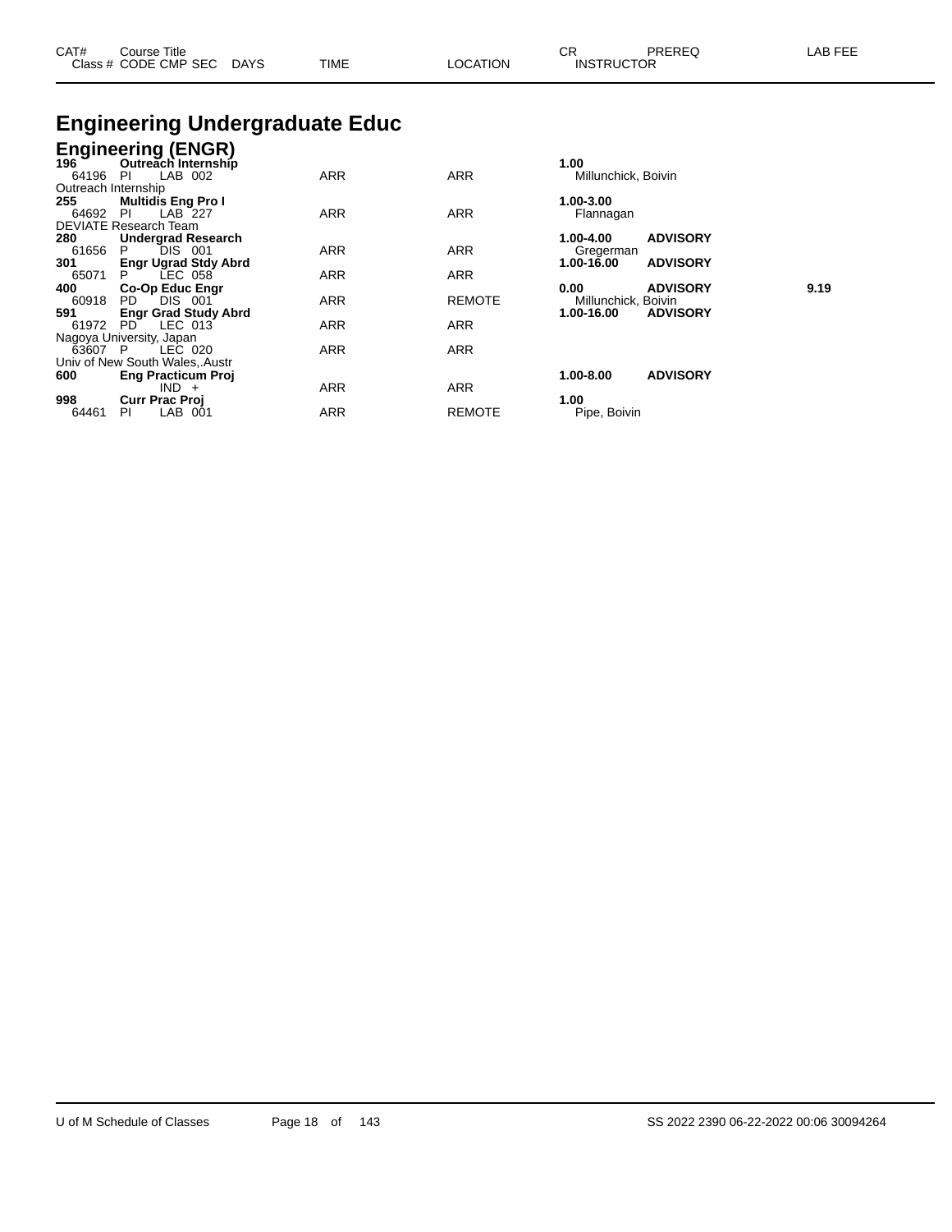# Engineering Undergraduate Educ

## Engineering (ENGR)

| CAT# / Class # | Course Title / CODE CMP SEC | DAYS | TIME | LOCATION | CR / INSTRUCTOR | PREREQ | LAB FEE |
|---|---|---|---|---|---|---|---|
| **196** | **Outreach Internship** | | | | **1.00** | | |
| 64196 | PI LAB 002 | | ARR | ARR | Millunchick, Boivin | | |
| Outreach Internship | | | | | | | |
| **255** | **Multidis Eng Pro I** | | | | **1.00-3.00** | | |
| 64692 | PI LAB 227 | | ARR | ARR | Flannagan | | |
| DEVIATE Research Team | | | | | | | |
| **280** | **Undergrad Research** | | | | **1.00-4.00** | **ADVISORY** | |
| 61656 | P DIS 001 | | ARR | ARR | Gregerman | | |
| **301** | **Engr Ugrad Stdy Abrd** | | | | **1.00-16.00** | **ADVISORY** | |
| 65071 | P LEC 058 | | ARR | ARR | | | |
| **400** | **Co-Op Educ Engr** | | | | **0.00** | **ADVISORY** | **9.19** |
| 60918 | PD DIS 001 | | ARR | REMOTE | Millunchick, Boivin | | |
| **591** | **Engr Grad Study Abrd** | | | | **1.00-16.00** | **ADVISORY** | |
| 61972 | PD LEC 013 | | ARR | ARR | | | |
| Nagoya University, Japan | | | | | | | |
| 63607 | P LEC 020 | | ARR | ARR | | | |
| Univ of New South Wales,.Austr | | | | | | | |
| **600** | **Eng Practicum Proj** | | | | **1.00-8.00** | **ADVISORY** | |
| | IND + | | ARR | ARR | | | |
| **998** | **Curr Prac Proj** | | | | **1.00** | | |
| 64461 | PI LAB 001 | | ARR | REMOTE | Pipe, Boivin | | |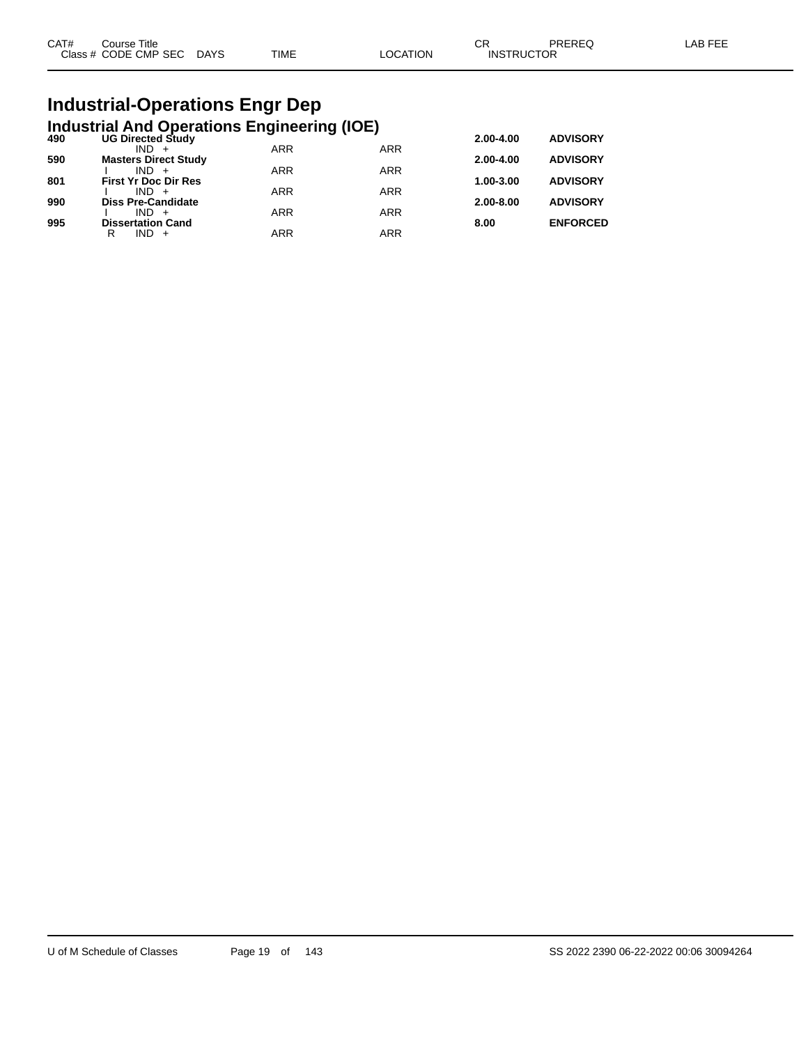| CAT# | Course Title | | | | | CR | PREREQ | LAB FEE |
|---|---|---|---|---|---|---|---|---|
| Class # | CODE CMP SEC | DAYS | TIME | LOCATION | | INSTRUCTOR | | |

# Industrial-Operations Engr Dep

## Industrial And Operations Engineering (IOE)

| CAT# | Course Title / Class # CODE CMP SEC | DAYS | TIME | LOCATION | CR | PREREQ |
|---|---|---|---|---|---|---|
| **490** | **UG Directed Study** | | | | **2.00-4.00** | **ADVISORY** |
| | IND + | | ARR | ARR | | |
| **590** | **Masters Direct Study** | | | | **2.00-4.00** | **ADVISORY** |
| | I IND + | | ARR | ARR | | |
| **801** | **First Yr Doc Dir Res** | | | | **1.00-3.00** | **ADVISORY** |
| | I IND + | | ARR | ARR | | |
| **990** | **Diss Pre-Candidate** | | | | **2.00-8.00** | **ADVISORY** |
| | I IND + | | ARR | ARR | | |
| **995** | **Dissertation Cand** | | | | **8.00** | **ENFORCED** |
| | R IND + | | ARR | ARR | | |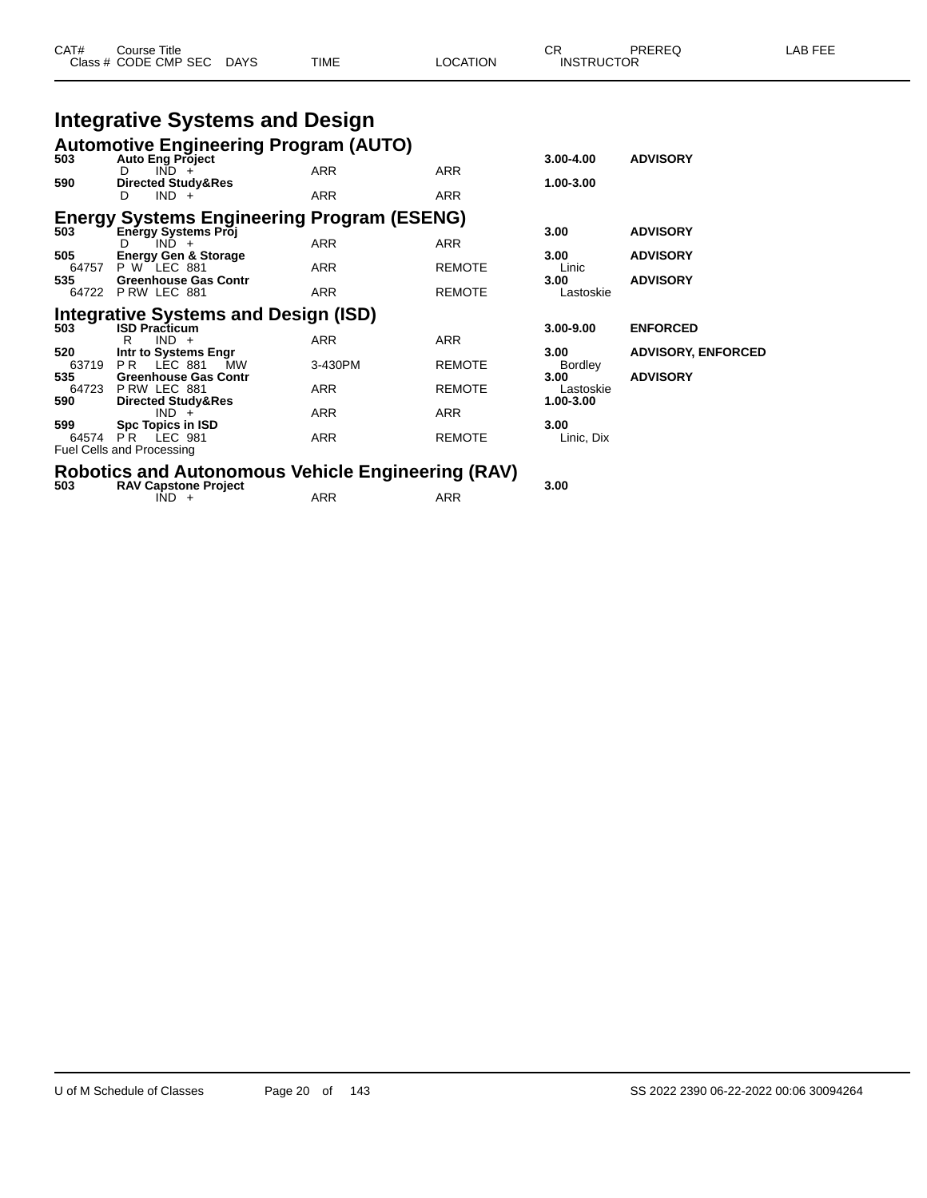| CAT# | Course Title | | | | | CR | PREREQ | LAB FEE |
|---|---|---|---|---|---|---|---|---|
| Class # | CODE CMP SEC | DAYS | TIME | LOCATION | | INSTRUCTOR | | |

# Integrative Systems and Design

## Automotive Engineering Program (AUTO)

| CAT# | Course Title | DAYS | TIME | LOCATION | CR / INSTRUCTOR | PREREQ |
|---|---|---|---|---|---|---|
| **503** | **Auto Eng Project** | | | | **3.00-4.00** | **ADVISORY** |
| | D IND + | | ARR | ARR | | |
| **590** | **Directed Study&Res** | | | | **1.00-3.00** | |
| | D IND + | | ARR | ARR | | |

## Energy Systems Engineering Program (ESENG)

| CAT# | Course Title | DAYS | TIME | LOCATION | CR / INSTRUCTOR | PREREQ |
|---|---|---|---|---|---|---|
| **503** | **Energy Systems Proj** | | | | **3.00** | **ADVISORY** |
| | D IND + | | ARR | ARR | | |
| **505** | **Energy Gen & Storage** | | | | **3.00** | **ADVISORY** |
| 64757 | P W LEC 881 | | ARR | REMOTE | Linic | |
| **535** | **Greenhouse Gas Contr** | | | | **3.00** | **ADVISORY** |
| 64722 | P RW LEC 881 | | ARR | REMOTE | Lastoskie | |

## Integrative Systems and Design (ISD)

| CAT# | Course Title | DAYS | TIME | LOCATION | CR / INSTRUCTOR | PREREQ |
|---|---|---|---|---|---|---|
| **503** | **ISD Practicum** | | | | **3.00-9.00** | **ENFORCED** |
| | R IND + | | ARR | ARR | | |
| **520** | **Intr to Systems Engr** | | | | **3.00** | **ADVISORY, ENFORCED** |
| 63719 | P R LEC 881 | MW | 3-430PM | REMOTE | Bordley | |
| **535** | **Greenhouse Gas Contr** | | | | **3.00** | **ADVISORY** |
| 64723 | P RW LEC 881 | | ARR | REMOTE | Lastoskie | |
| **590** | **Directed Study&Res** | | | | **1.00-3.00** | |
| | IND + | | ARR | ARR | | |
| **599** | **Spc Topics in ISD** | | | | **3.00** | |
| 64574 | P R LEC 981 | | ARR | REMOTE | Linic, Dix | |
| | Fuel Cells and Processing | | | | | |

## Robotics and Autonomous Vehicle Engineering (RAV)

| CAT# | Course Title | DAYS | TIME | LOCATION | CR / INSTRUCTOR | PREREQ |
|---|---|---|---|---|---|---|
| **503** | **RAV Capstone Project** | | | | **3.00** | |
| | IND + | | ARR | ARR | | |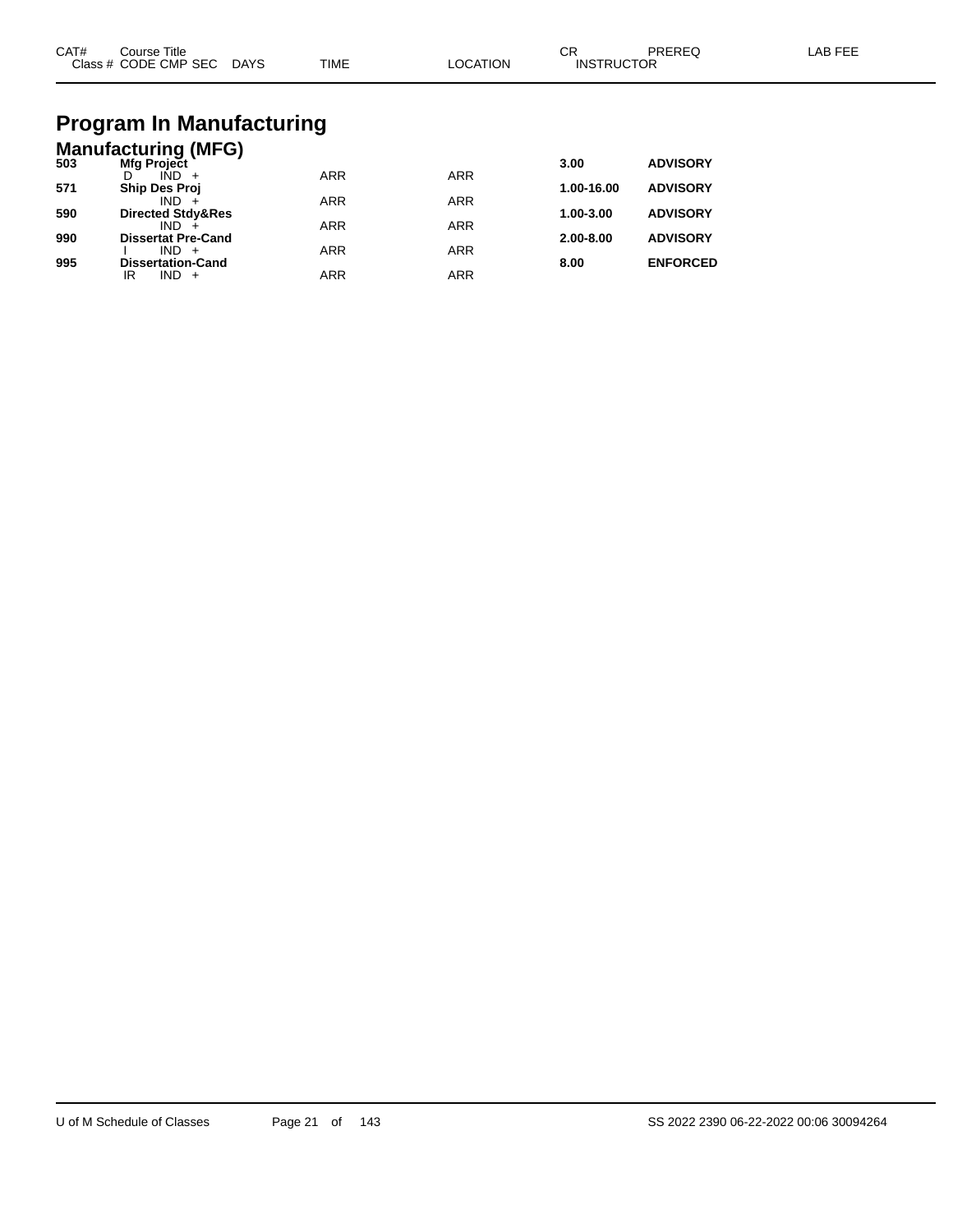| CAT# | Course Title | | | CR | PREREQ | LAB FEE |
|---|---|---|---|---|---|---|
| Class # | CODE CMP SEC DAYS | TIME | LOCATION | INSTRUCTOR | | |

# Program In Manufacturing

## Manufacturing (MFG)

| CAT# | Course Title | TIME | LOCATION | CR | PREREQ |
|---|---|---|---|---|---|
| **503** | **Mfg Project** | | | **3.00** | **ADVISORY** |
| | D IND + | ARR | ARR | | |
| **571** | **Ship Des Proj** | | | **1.00-16.00** | **ADVISORY** |
| | IND + | ARR | ARR | | |
| **590** | **Directed Stdy&Res** | | | **1.00-3.00** | **ADVISORY** |
| | IND + | ARR | ARR | | |
| **990** | **Dissertat Pre-Cand** | | | **2.00-8.00** | **ADVISORY** |
| | I IND + | ARR | ARR | | |
| **995** | **Dissertation-Cand** | | | **8.00** | **ENFORCED** |
| | IR IND + | ARR | ARR | | |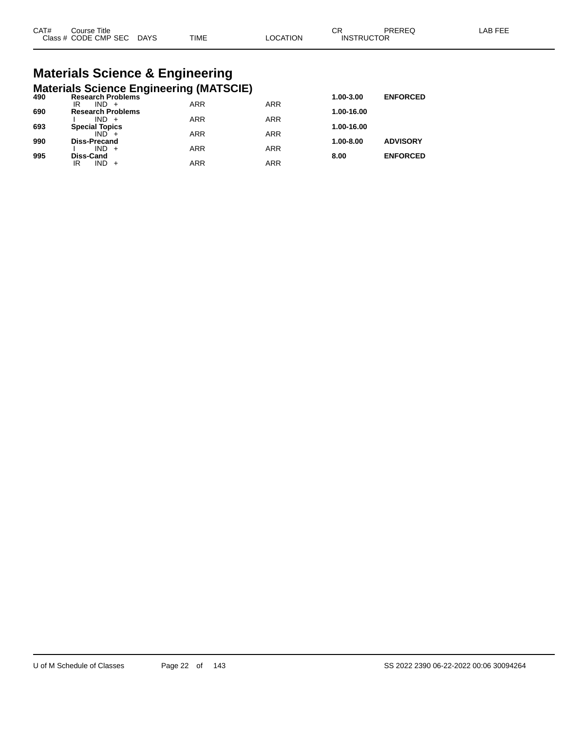| CAT# | Course Title | | | | | CR | PREREQ | LAB FEE |
|---|---|---|---|---|---|---|---|---|
| Class # | CODE | CMP | SEC | DAYS | TIME | LOCATION | INSTRUCTOR | |

# Materials Science & Engineering

## Materials Science Engineering (MATSCIE)

| CAT# | Course Title / Class # CODE CMP SEC DAYS | TIME | LOCATION | CR | PREREQ |
|---|---|---|---|---|---|
| **490** | **Research Problems** | | | **1.00-3.00** | **ENFORCED** |
| | IR IND + | ARR | ARR | | |
| **690** | **Research Problems** | | | **1.00-16.00** | |
| | I IND + | ARR | ARR | | |
| **693** | **Special Topics** | | | **1.00-16.00** | |
| | IND + | ARR | ARR | | |
| **990** | **Diss-Precand** | | | **1.00-8.00** | **ADVISORY** |
| | I IND + | ARR | ARR | | |
| **995** | **Diss-Cand** | | | **8.00** | **ENFORCED** |
| | IR IND + | ARR | ARR | | |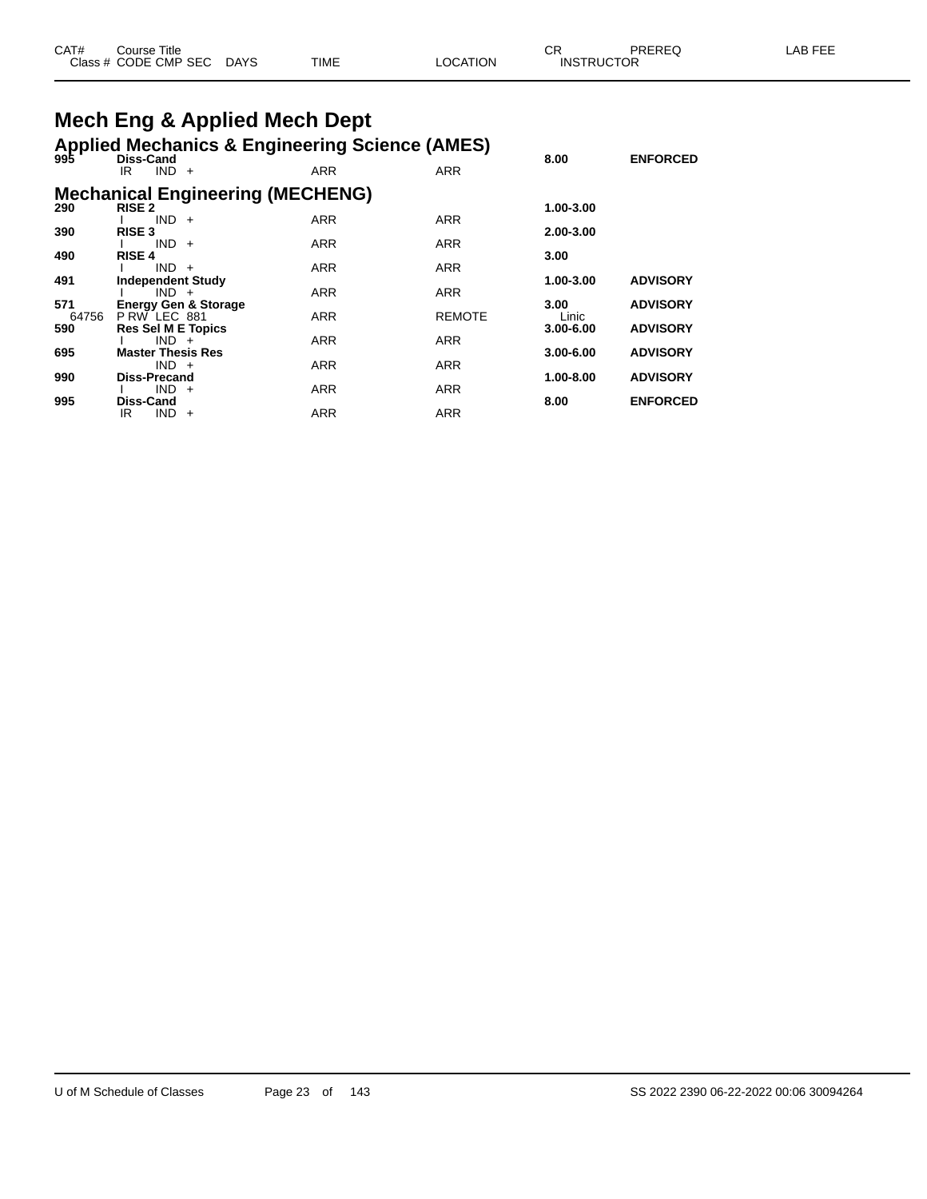| CAT# Class # | Course Title CODE CMP SEC | DAYS | TIME | LOCATION | CR INSTRUCTOR | PREREQ | LAB FEE |
|---|---|---|---|---|---|---|---|

# Mech Eng & Applied Mech Dept

## Applied Mechanics & Engineering Science (AMES)

| CAT# Class # | Course Title CODE CMP SEC | DAYS | TIME | LOCATION | CR INSTRUCTOR | PREREQ | LAB FEE |
|---|---|---|---|---|---|---|---|
| **995** | **Diss-Cand** | | | | **8.00** | **ENFORCED** | |
| | IR IND + | | ARR | ARR | | | |

## Mechanical Engineering (MECHENG)

| CAT# Class # | Course Title CODE CMP SEC | DAYS | TIME | LOCATION | CR INSTRUCTOR | PREREQ | LAB FEE |
|---|---|---|---|---|---|---|---|
| **290** | **RISE 2** | | | | **1.00-3.00** | | |
| | I IND + | | ARR | ARR | | | |
| **390** | **RISE 3** | | | | **2.00-3.00** | | |
| | I IND + | | ARR | ARR | | | |
| **490** | **RISE 4** | | | | **3.00** | | |
| | I IND + | | ARR | ARR | | | |
| **491** | **Independent Study** | | | | **1.00-3.00** | **ADVISORY** | |
| | I IND + | | ARR | ARR | | | |
| **571** | **Energy Gen & Storage** | | | | **3.00** | **ADVISORY** | |
| 64756 | P RW LEC 881 | | ARR | REMOTE | Linic | | |
| **590** | **Res Sel M E Topics** | | | | **3.00-6.00** | **ADVISORY** | |
| | I IND + | | ARR | ARR | | | |
| **695** | **Master Thesis Res** | | | | **3.00-6.00** | **ADVISORY** | |
| | IND + | | ARR | ARR | | | |
| **990** | **Diss-Precand** | | | | **1.00-8.00** | **ADVISORY** | |
| | I IND + | | ARR | ARR | | | |
| **995** | **Diss-Cand** | | | | **8.00** | **ENFORCED** | |
| | IR IND + | | ARR | ARR | | | |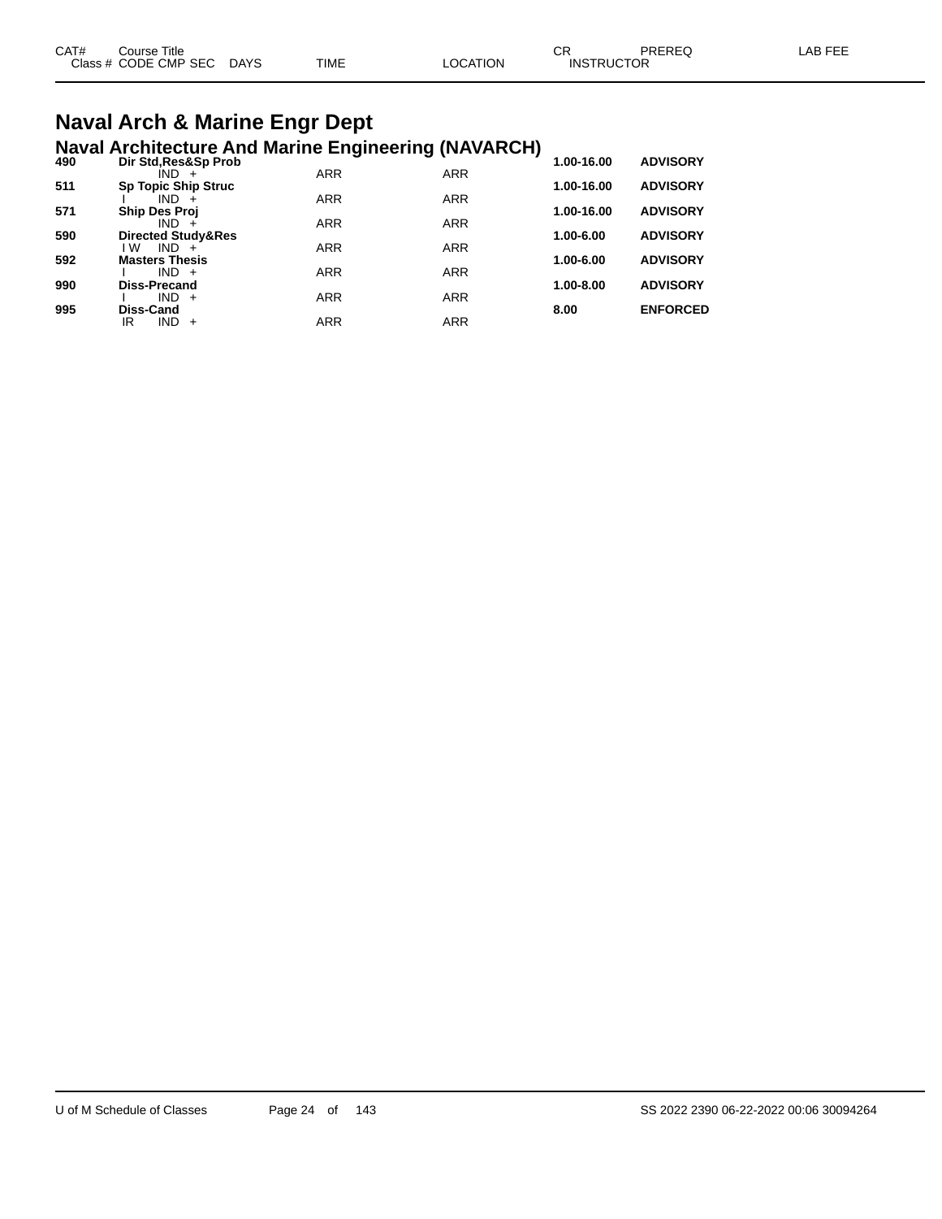| CAT# | Course Title | | | | | | CR | PREREQ | LAB FEE |
|---|---|---|---|---|---|---|---|---|---|
| Class # | CODE | CMP SEC | DAYS | TIME | LOCATION | INSTRUCTOR | | | |

# Naval Arch & Marine Engr Dept

## Naval Architecture And Marine Engineering (NAVARCH)

| CAT# | Course Title / Class # CODE CMP SEC | DAYS | TIME | LOCATION | CR | PREREQ |
|---|---|---|---|---|---|---|
| **490** | **Dir Std,Res&Sp Prob** | | | | **1.00-16.00** | **ADVISORY** |
| | IND + | | ARR | ARR | | |
| **511** | **Sp Topic Ship Struc** | | | | **1.00-16.00** | **ADVISORY** |
| | I IND + | | ARR | ARR | | |
| **571** | **Ship Des Proj** | | | | **1.00-16.00** | **ADVISORY** |
| | IND + | | ARR | ARR | | |
| **590** | **Directed Study&Res** | | | | **1.00-6.00** | **ADVISORY** |
| | I W IND + | | ARR | ARR | | |
| **592** | **Masters Thesis** | | | | **1.00-6.00** | **ADVISORY** |
| | I IND + | | ARR | ARR | | |
| **990** | **Diss-Precand** | | | | **1.00-8.00** | **ADVISORY** |
| | I IND + | | ARR | ARR | | |
| **995** | **Diss-Cand** | | | | **8.00** | **ENFORCED** |
| | IR IND + | | ARR | ARR | | |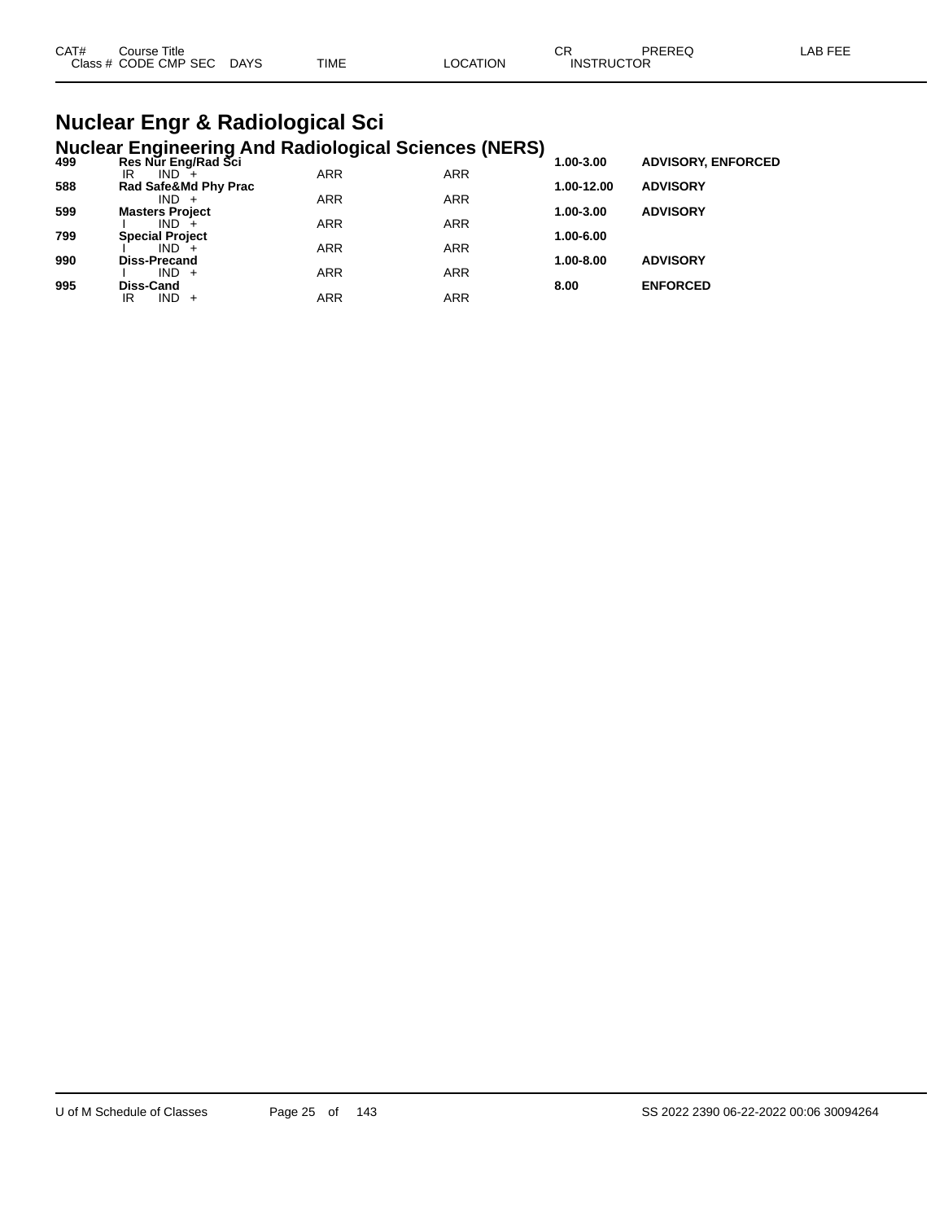| CAT# | Course Title | | | | | | CR | PREREQ | LAB FEE |
|---|---|---|---|---|---|---|---|---|---|
| Class # | CODE | CMP | SEC | DAYS | TIME | LOCATION | INSTRUCTOR | | |

# Nuclear Engr & Radiological Sci

## Nuclear Engineering And Radiological Sciences (NERS)

| CAT# | Course Title | | | | TIME | LOCATION | CR | PREREQ | LAB FEE |
|---|---|---|---|---|---|---|---|---|---|
| **499** | **Res Nur Eng/Rad Sci** | | | | | | **1.00-3.00** | **ADVISORY, ENFORCED** | |
| | IR | IND | + | | ARR | ARR | | | |
| **588** | **Rad Safe&Md Phy Prac** | | | | | | **1.00-12.00** | **ADVISORY** | |
| | | IND | + | | ARR | ARR | | | |
| **599** | **Masters Project** | | | | | | **1.00-3.00** | **ADVISORY** | |
| | I | IND | + | | ARR | ARR | | | |
| **799** | **Special Project** | | | | | | **1.00-6.00** | | |
| | I | IND | + | | ARR | ARR | | | |
| **990** | **Diss-Precand** | | | | | | **1.00-8.00** | **ADVISORY** | |
| | I | IND | + | | ARR | ARR | | | |
| **995** | **Diss-Cand** | | | | | | **8.00** | **ENFORCED** | |
| | IR | IND | + | | ARR | ARR | | | |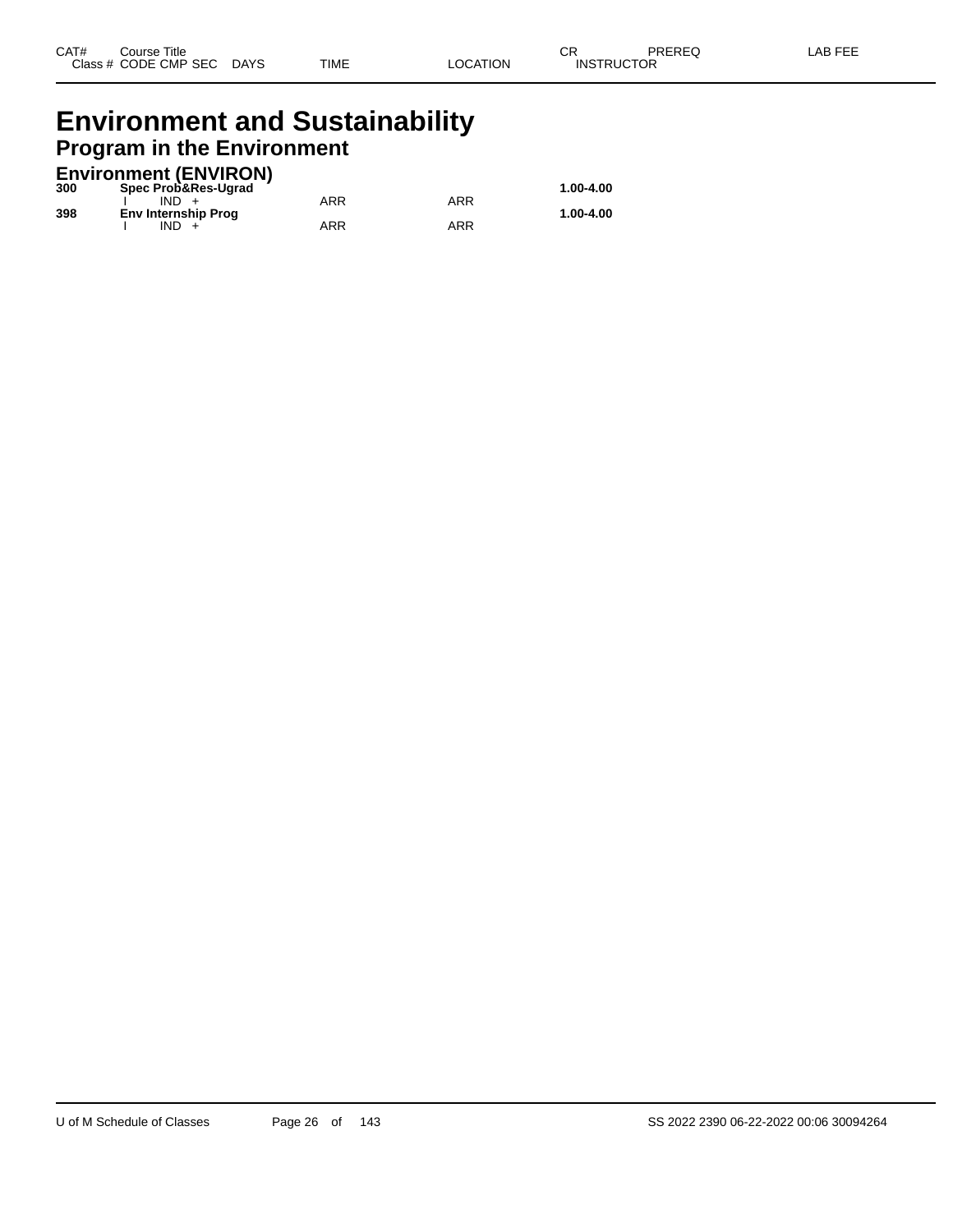| CAT# | Course Title<br>Class # CODE CMP SEC DAYS | TIME | LOCATION | CR<br>INSTRUCTOR | PREREQ | LAB FEE |
|---|---|---|---|---|---|---|

# Environment and Sustainability

## Program in the Environment

### Environment (ENVIRON)

| CAT# | Course Title / Class # CODE CMP SEC DAYS | TIME | LOCATION | CR / INSTRUCTOR | PREREQ | LAB FEE |
|---|---|---|---|---|---|---|
| **300** | **Spec Prob&Res-Ugrad** | | | **1.00-4.00** | | |
| | I IND + | ARR | ARR | | | |
| **398** | **Env Internship Prog** | | | **1.00-4.00** | | |
| | I IND + | ARR | ARR | | | |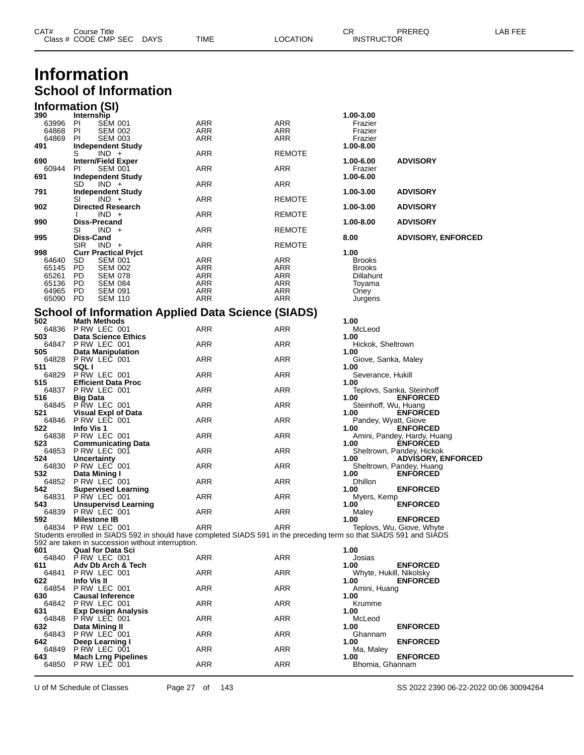# Information

## School of Information

### Information (SI)

| CAT# | Course Title / Class # CODE CMP SEC | DAYS | TIME | LOCATION | CR / INSTRUCTOR | PREREQ | LAB FEE |
|---|---|---|---|---|---|---|---|
| **390** | **Internship** | | | | **1.00-3.00** | | |
| 63996 | PI SEM 001 | | ARR | ARR | Frazier | | |
| 64868 | PI SEM 002 | | ARR | ARR | Frazier | | |
| 64869 | PI SEM 003 | | ARR | ARR | Frazier | | |
| **491** | **Independent Study** | | | | **1.00-8.00** | | |
| | S IND + | | ARR | REMOTE | | | |
| **690** | **Intern/Field Exper** | | | | **1.00-6.00** | **ADVISORY** | |
| 60944 | PI SEM 001 | | ARR | ARR | Frazier | | |
| **691** | **Independent Study** | | | | **1.00-6.00** | | |
| | SD IND + | | ARR | ARR | | | |
| **791** | **Independent Study** | | | | **1.00-3.00** | **ADVISORY** | |
| | SI IND + | | ARR | REMOTE | | | |
| **902** | **Directed Research** | | | | **1.00-3.00** | **ADVISORY** | |
| | I IND + | | ARR | REMOTE | | | |
| **990** | **Diss-Precand** | | | | **1.00-8.00** | **ADVISORY** | |
| | SI IND + | | ARR | REMOTE | | | |
| **995** | **Diss-Cand** | | | | **8.00** | **ADVISORY, ENFORCED** | |
| | SIR IND + | | ARR | REMOTE | | | |
| **998** | **Curr Practical Prjct** | | | | **1.00** | | |
| 64640 | SD SEM 001 | | ARR | ARR | Brooks | | |
| 65145 | PD SEM 002 | | ARR | ARR | Brooks | | |
| 65261 | PD SEM 078 | | ARR | ARR | Dillahunt | | |
| 65136 | PD SEM 084 | | ARR | ARR | Toyama | | |
| 64965 | PD SEM 091 | | ARR | ARR | Oney | | |
| 65090 | PD SEM 110 | | ARR | ARR | Jurgens | | |

### School of Information Applied Data Science (SIADS)

| CAT# | Course Title / Class # CODE CMP SEC | DAYS | TIME | LOCATION | CR / INSTRUCTOR | PREREQ | LAB FEE |
|---|---|---|---|---|---|---|---|
| **502** | **Math Methods** | | | | **1.00** | | |
| 64836 | P RW LEC 001 | | ARR | ARR | McLeod | | |
| **503** | **Data Science Ethics** | | | | **1.00** | | |
| 64847 | P RW LEC 001 | | ARR | ARR | Hickok, Sheltrown | | |
| **505** | **Data Manipulation** | | | | **1.00** | | |
| 64828 | P RW LEC 001 | | ARR | ARR | Giove, Sanka, Maley | | |
| **511** | **SQL I** | | | | **1.00** | | |
| 64829 | P RW LEC 001 | | ARR | ARR | Severance, Hukill | | |
| **515** | **Efficient Data Proc** | | | | **1.00** | | |
| 64837 | P RW LEC 001 | | ARR | ARR | Teplovs, Sanka, Steinhoff | | |
| **516** | **Big Data** | | | | **1.00** | **ENFORCED** | |
| 64845 | P RW LEC 001 | | ARR | ARR | Steinhoff, Wu, Huang | | |
| **521** | **Visual Expl of Data** | | | | **1.00** | **ENFORCED** | |
| 64846 | P RW LEC 001 | | ARR | ARR | Pandey, Wyatt, Giove | | |
| **522** | **Info Vis 1** | | | | **1.00** | **ENFORCED** | |
| 64838 | P RW LEC 001 | | ARR | ARR | Amini, Pandey, Hardy, Huang | | |
| **523** | **Communicating Data** | | | | **1.00** | **ENFORCED** | |
| 64853 | P RW LEC 001 | | ARR | ARR | Sheltrown, Pandey, Hickok | | |
| **524** | **Uncertainty** | | | | **1.00** | **ADVISORY, ENFORCED** | |
| 64830 | P RW LEC 001 | | ARR | ARR | Sheltrown, Pandey, Huang | | |
| **532** | **Data Mining I** | | | | **1.00** | **ENFORCED** | |
| 64852 | P RW LEC 001 | | ARR | ARR | Dhillon | | |
| **542** | **Supervised Learning** | | | | **1.00** | **ENFORCED** | |
| 64831 | P RW LEC 001 | | ARR | ARR | Myers, Kemp | | |
| **543** | **Unsupervisd Learning** | | | | **1.00** | **ENFORCED** | |
| 64839 | P RW LEC 001 | | ARR | ARR | Maley | | |
| **592** | **Milestone IB** | | | | **1.00** | **ENFORCED** | |
| 64834 | P RW LEC 001 | | ARR | ARR | Teplovs, Wu, Giove, Whyte | | |

Students enrolled in SIADS 592 in should have completed SIADS 591 in the preceding term so that SIADS 591 and SIADS 592 are taken in succession without interruption.

| CAT# | Course Title / Class # CODE CMP SEC | DAYS | TIME | LOCATION | CR / INSTRUCTOR | PREREQ | LAB FEE |
|---|---|---|---|---|---|---|---|
| **601** | **Qual for Data Sci** | | | | **1.00** | | |
| 64840 | P RW LEC 001 | | ARR | ARR | Josias | | |
| **611** | **Adv Db Arch & Tech** | | | | **1.00** | **ENFORCED** | |
| 64841 | P RW LEC 001 | | ARR | ARR | Whyte, Hukill, Nikolsky | | |
| **622** | **Info Vis II** | | | | **1.00** | **ENFORCED** | |
| 64854 | P RW LEC 001 | | ARR | ARR | Amini, Huang | | |
| **630** | **Causal Inference** | | | | **1.00** | | |
| 64842 | P RW LEC 001 | | ARR | ARR | Krumme | | |
| **631** | **Exp Design Analysis** | | | | **1.00** | | |
| 64848 | P RW LEC 001 | | ARR | ARR | McLeod | | |
| **632** | **Data Mining II** | | | | **1.00** | **ENFORCED** | |
| 64843 | P RW LEC 001 | | ARR | ARR | Ghannam | | |
| **642** | **Deep Learning I** | | | | **1.00** | **ENFORCED** | |
| 64849 | P RW LEC 001 | | ARR | ARR | Ma, Maley | | |
| **643** | **Mach Lrng Pipelines** | | | | **1.00** | **ENFORCED** | |
| 64850 | P RW LEC 001 | | ARR | ARR | Bhomia, Ghannam | | |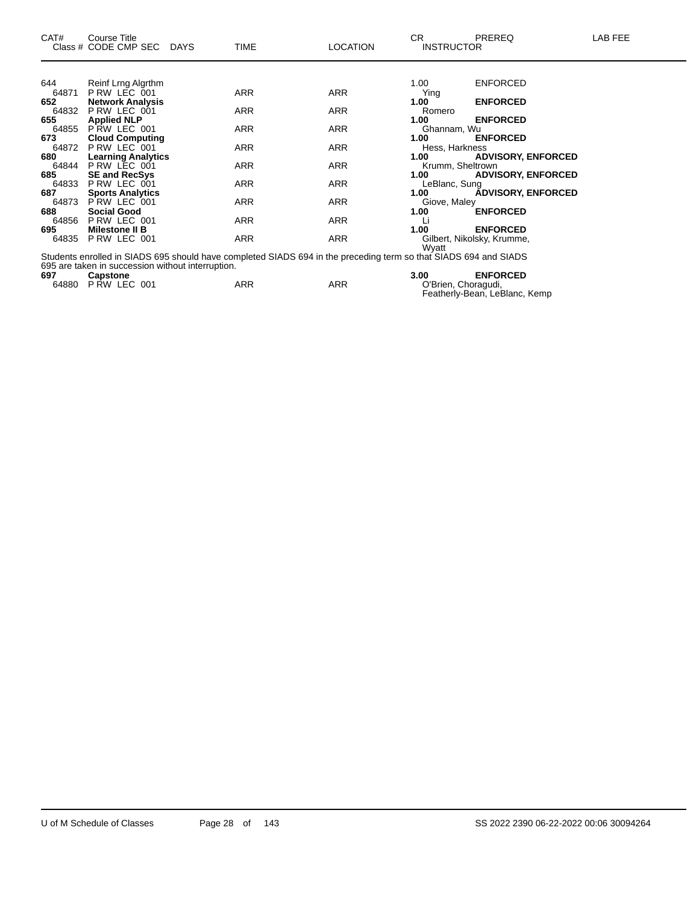| CAT# | Course Title | | | | CR | PREREQ | LAB FEE |
|---|---|---|---|---|---|---|---|
| Class # | CODE CMP SEC | DAYS | TIME | LOCATION | INSTRUCTOR | | |
| 644 | Reinf Lrng Algrthm | | | | 1.00 | ENFORCED | |
| 64871 | P RW LEC 001 | | ARR | ARR | Ying | | |
| **652** | **Network Analysis** | | | | **1.00** | **ENFORCED** | |
| 64832 | P RW LEC 001 | | ARR | ARR | Romero | | |
| **655** | **Applied NLP** | | | | **1.00** | **ENFORCED** | |
| 64855 | P RW LEC 001 | | ARR | ARR | Ghannam, Wu | | |
| **673** | **Cloud Computing** | | | | **1.00** | **ENFORCED** | |
| 64872 | P RW LEC 001 | | ARR | ARR | Hess, Harkness | | |
| **680** | **Learning Analytics** | | | | **1.00** | **ADVISORY, ENFORCED** | |
| 64844 | P RW LEC 001 | | ARR | ARR | Krumm, Sheltrown | | |
| **685** | **SE and RecSys** | | | | **1.00** | **ADVISORY, ENFORCED** | |
| 64833 | P RW LEC 001 | | ARR | ARR | LeBlanc, Sung | | |
| **687** | **Sports Analytics** | | | | **1.00** | **ADVISORY, ENFORCED** | |
| 64873 | P RW LEC 001 | | ARR | ARR | Giove, Maley | | |
| **688** | **Social Good** | | | | **1.00** | **ENFORCED** | |
| 64856 | P RW LEC 001 | | ARR | ARR | Li | | |
| **695** | **Milestone II B** | | | | **1.00** | **ENFORCED** | |
| 64835 | P RW LEC 001 | | ARR | ARR | Gilbert, Nikolsky, Krumme, Wyatt | | |

Students enrolled in SIADS 695 should have completed SIADS 694 in the preceding term so that SIADS 694 and SIADS 695 are taken in succession without interruption.

| CAT# | Course Title | | | | CR | PREREQ | LAB FEE |
|---|---|---|---|---|---|---|---|
| **697** | **Capstone** | | | | **3.00** | **ENFORCED** | |
| 64880 | P RW LEC 001 | | ARR | ARR | O'Brien, Choragudi, Featherly-Bean, LeBlanc, Kemp | | |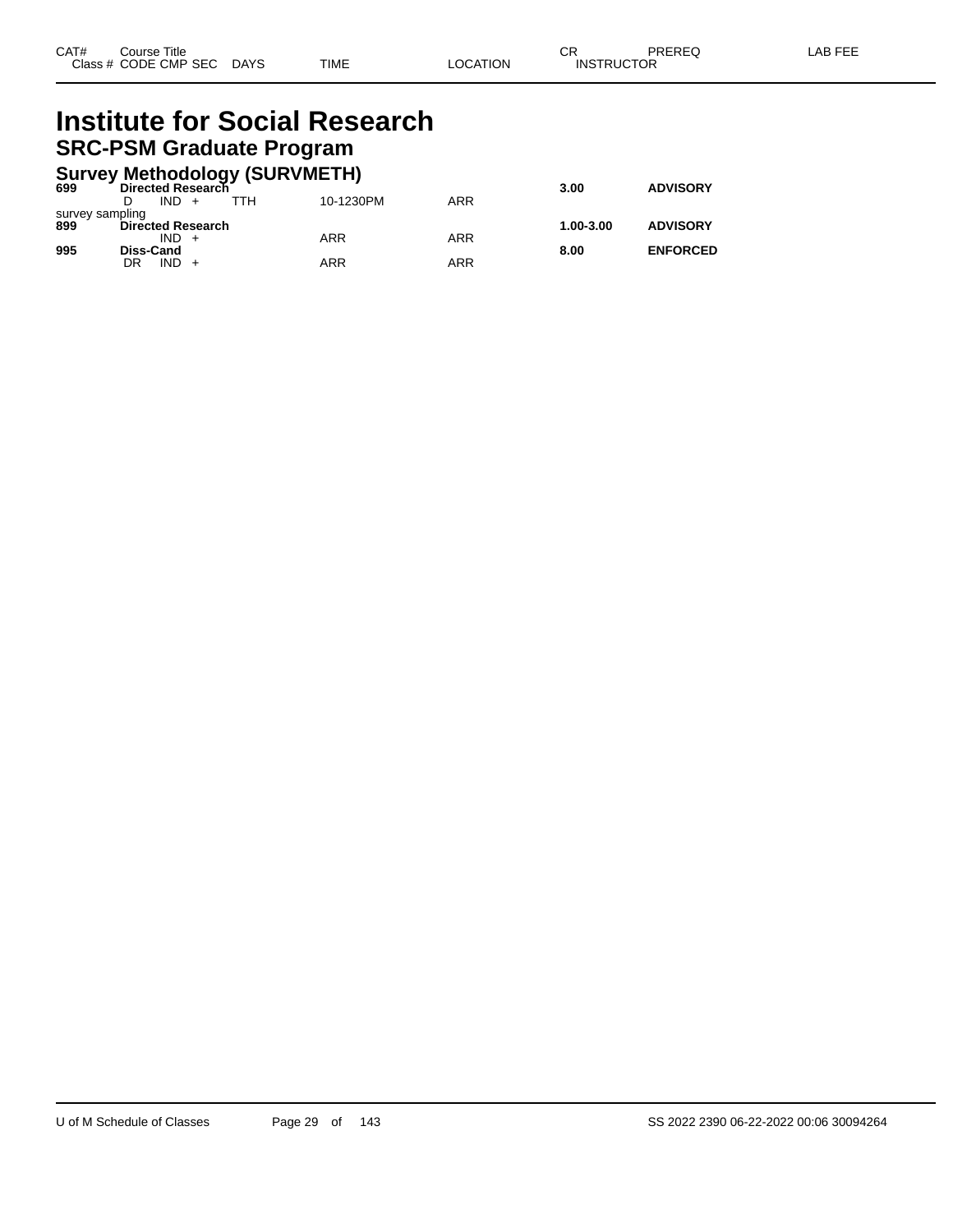| CAT# | Course Title | | | | | CR | PREREQ | LAB FEE |
|---|---|---|---|---|---|---|---|---|
| Class # | CODE CMP SEC | DAYS | TIME | LOCATION | | INSTRUCTOR | | |

# Institute for Social Research

## SRC-PSM Graduate Program

### Survey Methodology (SURVMETH)

| CAT# | Course Title | DAYS | TIME | LOCATION | CR | PREREQ |
|---|---|---|---|---|---|---|
| **699** | **Directed Research** | | | | **3.00** | **ADVISORY** |
| | D IND + | TTH | 10-1230PM | ARR | | |
| survey sampling | | | | | | |
| **899** | **Directed Research** | | | | **1.00-3.00** | **ADVISORY** |
| | IND + | | ARR | ARR | | |
| **995** | **Diss-Cand** | | | | **8.00** | **ENFORCED** |
| | DR IND + | | ARR | ARR | | |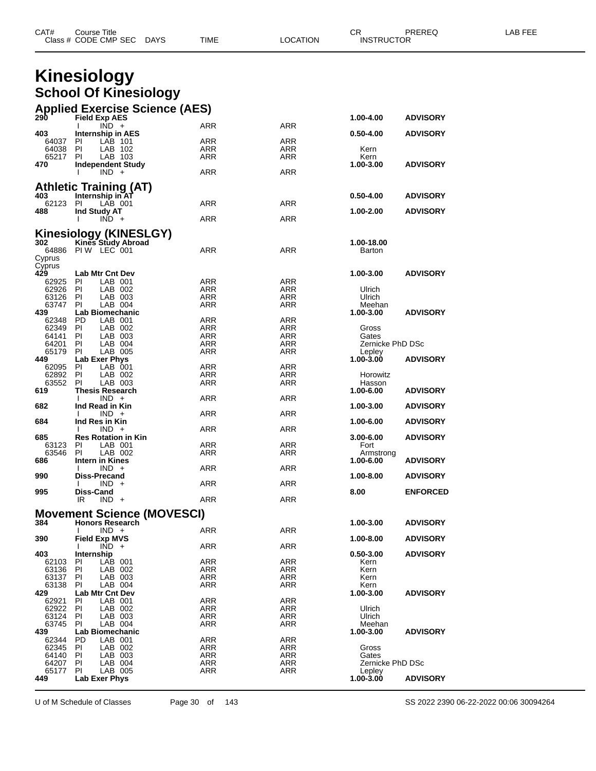| CAT# Class # | Course Title CODE CMP SEC | DAYS | TIME | LOCATION | CR INSTRUCTOR | PREREQ | LAB FEE |
|---|---|---|---|---|---|---|---|

# Kinesiology

## School Of Kinesiology

### Applied Exercise Science (AES)

| CAT# Class # | Course Title CODE CMP SEC | DAYS | TIME | LOCATION | CR INSTRUCTOR | PREREQ | LAB FEE |
|---|---|---|---|---|---|---|---|
| **290** | **Field Exp AES** | | | | **1.00-4.00** | **ADVISORY** | |
| | I IND + | | ARR | ARR | | | |
| **403** | **Internship in AES** | | | | **0.50-4.00** | **ADVISORY** | |
| 64037 | PI LAB 101 | | ARR | ARR | | | |
| 64038 | PI LAB 102 | | ARR | ARR | Kern | | |
| 65217 | PI LAB 103 | | ARR | ARR | Kern | | |
| **470** | **Independent Study** | | | | **1.00-3.00** | **ADVISORY** | |
| | I IND + | | ARR | ARR | | | |

### Athletic Training (AT)

| CAT# Class # | Course Title CODE CMP SEC | DAYS | TIME | LOCATION | CR INSTRUCTOR | PREREQ | LAB FEE |
|---|---|---|---|---|---|---|---|
| **403** | **Internship in AT** | | | | **0.50-4.00** | **ADVISORY** | |
| 62123 | PI LAB 001 | | ARR | ARR | | | |
| **488** | **Ind Study AT** | | | | **1.00-2.00** | **ADVISORY** | |
| | I IND + | | ARR | ARR | | | |

### Kinesiology (KINESLGY)

| CAT# Class # | Course Title CODE CMP SEC | DAYS | TIME | LOCATION | CR INSTRUCTOR | PREREQ | LAB FEE |
|---|---|---|---|---|---|---|---|
| **302** | **Kines Study Abroad** | | | | **1.00-18.00** | | |
| 64886 | PI W LEC 001 | | ARR | ARR | Barton | | |
| Cyprus Cyprus | | | | | | | |
| **429** | **Lab Mtr Cnt Dev** | | | | **1.00-3.00** | **ADVISORY** | |
| 62925 | PI LAB 001 | | ARR | ARR | | | |
| 62926 | PI LAB 002 | | ARR | ARR | Ulrich | | |
| 63126 | PI LAB 003 | | ARR | ARR | Ulrich | | |
| 63747 | PI LAB 004 | | ARR | ARR | Meehan | | |
| **439** | **Lab Biomechanic** | | | | **1.00-3.00** | **ADVISORY** | |
| 62348 | PD LAB 001 | | ARR | ARR | | | |
| 62349 | PI LAB 002 | | ARR | ARR | Gross | | |
| 64141 | PI LAB 003 | | ARR | ARR | Gates | | |
| 64201 | PI LAB 004 | | ARR | ARR | Zernicke PhD DSc | | |
| 65179 | PI LAB 005 | | ARR | ARR | Lepley | | |
| **449** | **Lab Exer Phys** | | | | **1.00-3.00** | **ADVISORY** | |
| 62095 | PI LAB 001 | | ARR | ARR | | | |
| 62892 | PI LAB 002 | | ARR | ARR | Horowitz | | |
| 63552 | PI LAB 003 | | ARR | ARR | Hasson | | |
| **619** | **Thesis Research** | | | | **1.00-6.00** | **ADVISORY** | |
| | I IND + | | ARR | ARR | | | |
| **682** | **Ind Read in Kin** | | | | **1.00-3.00** | **ADVISORY** | |
| | I IND + | | ARR | ARR | | | |
| **684** | **Ind Res in Kin** | | | | **1.00-6.00** | **ADVISORY** | |
| | I IND + | | ARR | ARR | | | |
| **685** | **Res Rotation in Kin** | | | | **3.00-6.00** | **ADVISORY** | |
| 63123 | PI LAB 001 | | ARR | ARR | Fort | | |
| 63546 | PI LAB 002 | | ARR | ARR | Armstrong | | |
| **686** | **Intern in Kines** | | | | **1.00-6.00** | **ADVISORY** | |
| | I IND + | | ARR | ARR | | | |
| **990** | **Diss-Precand** | | | | **1.00-8.00** | **ADVISORY** | |
| | I IND + | | ARR | ARR | | | |
| **995** | **Diss-Cand** | | | | **8.00** | **ENFORCED** | |
| | IR IND + | | ARR | ARR | | | |

### Movement Science (MOVESCI)

| CAT# Class # | Course Title CODE CMP SEC | DAYS | TIME | LOCATION | CR INSTRUCTOR | PREREQ | LAB FEE |
|---|---|---|---|---|---|---|---|
| **384** | **Honors Research** | | | | **1.00-3.00** | **ADVISORY** | |
| | I IND + | | ARR | ARR | | | |
| **390** | **Field Exp MVS** | | | | **1.00-8.00** | **ADVISORY** | |
| | I IND + | | ARR | ARR | | | |
| **403** | **Internship** | | | | **0.50-3.00** | **ADVISORY** | |
| 62103 | PI LAB 001 | | ARR | ARR | Kern | | |
| 63136 | PI LAB 002 | | ARR | ARR | Kern | | |
| 63137 | PI LAB 003 | | ARR | ARR | Kern | | |
| 63138 | PI LAB 004 | | ARR | ARR | Kern | | |
| **429** | **Lab Mtr Cnt Dev** | | | | **1.00-3.00** | **ADVISORY** | |
| 62921 | PI LAB 001 | | ARR | ARR | | | |
| 62922 | PI LAB 002 | | ARR | ARR | Ulrich | | |
| 63124 | PI LAB 003 | | ARR | ARR | Ulrich | | |
| 63745 | PI LAB 004 | | ARR | ARR | Meehan | | |
| **439** | **Lab Biomechanic** | | | | **1.00-3.00** | **ADVISORY** | |
| 62344 | PD LAB 001 | | ARR | ARR | | | |
| 62345 | PI LAB 002 | | ARR | ARR | Gross | | |
| 64140 | PI LAB 003 | | ARR | ARR | Gates | | |
| 64207 | PI LAB 004 | | ARR | ARR | Zernicke PhD DSc | | |
| 65177 | PI LAB 005 | | ARR | ARR | Lepley | | |
| **449** | **Lab Exer Phys** | | | | **1.00-3.00** | **ADVISORY** | |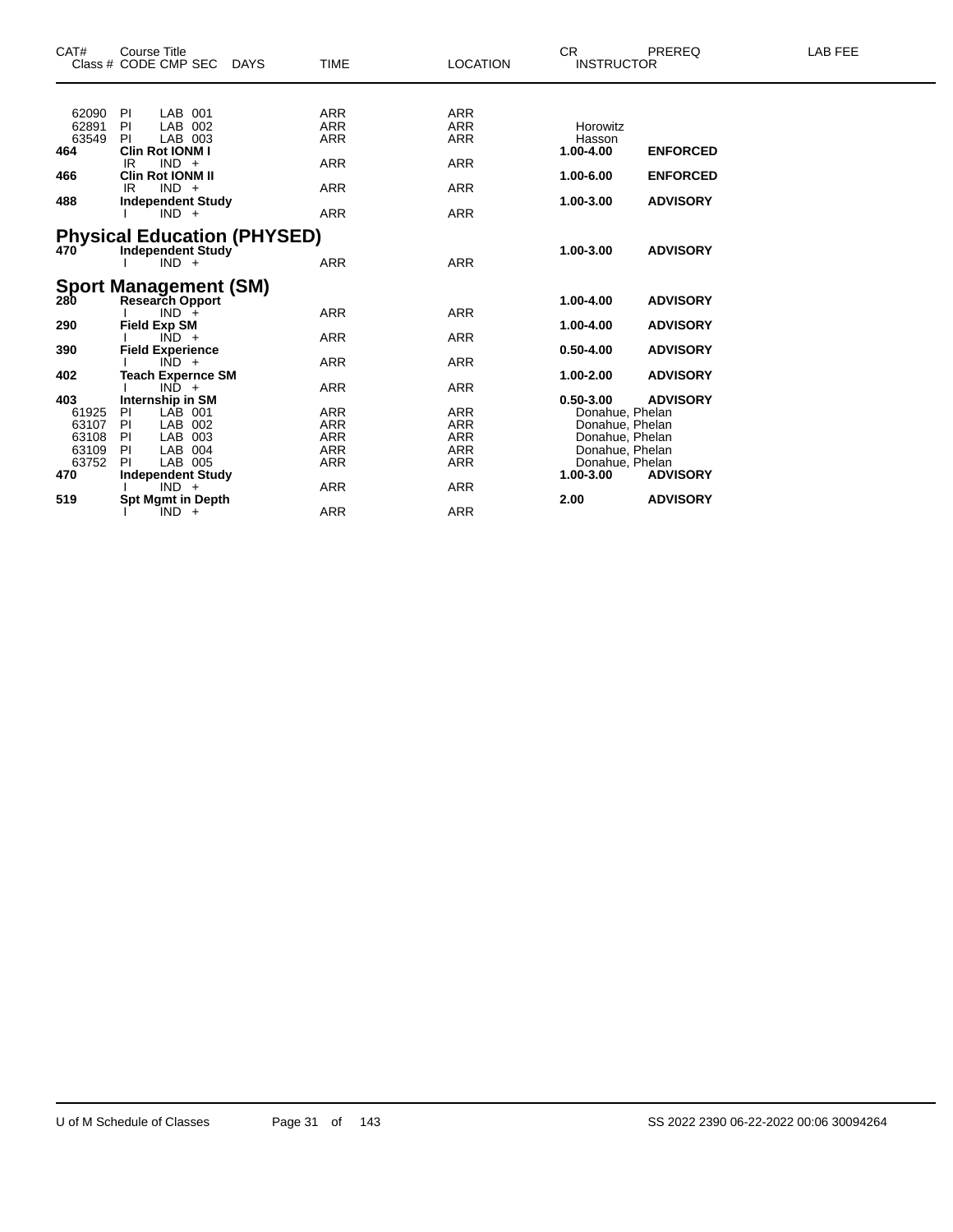| CAT# | Course Title Class # CODE CMP SEC | DAYS | TIME | LOCATION | CR INSTRUCTOR | PREREQ | LAB FEE |
|---|---|---|---|---|---|---|---|
| 62090 | PI LAB 001 | | ARR | ARR | | | |
| 62891 | PI LAB 002 | | ARR | ARR | Horowitz | | |
| 63549 | PI LAB 003 | | ARR | ARR | Hasson | | |
| **464** | **Clin Rot IONM I** | | | | **1.00-4.00** | **ENFORCED** | |
| | IR IND + | | ARR | ARR | | | |
| **466** | **Clin Rot IONM II** | | | | **1.00-6.00** | **ENFORCED** | |
| | IR IND + | | ARR | ARR | | | |
| **488** | **Independent Study** | | | | **1.00-3.00** | **ADVISORY** | |
| | I IND + | | ARR | ARR | | | |

## Physical Education (PHYSED)

| CAT# | Course Title Class # CODE CMP SEC | DAYS | TIME | LOCATION | CR INSTRUCTOR | PREREQ | LAB FEE |
|---|---|---|---|---|---|---|---|
| **470** | **Independent Study** | | | | **1.00-3.00** | **ADVISORY** | |
| | I IND + | | ARR | ARR | | | |

## Sport Management (SM)

| CAT# | Course Title Class # CODE CMP SEC | DAYS | TIME | LOCATION | CR INSTRUCTOR | PREREQ | LAB FEE |
|---|---|---|---|---|---|---|---|
| **280** | **Research Opport** | | | | **1.00-4.00** | **ADVISORY** | |
| | I IND + | | ARR | ARR | | | |
| **290** | **Field Exp SM** | | | | **1.00-4.00** | **ADVISORY** | |
| | I IND + | | ARR | ARR | | | |
| **390** | **Field Experience** | | | | **0.50-4.00** | **ADVISORY** | |
| | I IND + | | ARR | ARR | | | |
| **402** | **Teach Expernce SM** | | | | **1.00-2.00** | **ADVISORY** | |
| | I IND + | | ARR | ARR | | | |
| **403** | **Internship in SM** | | | | **0.50-3.00** | **ADVISORY** | |
| 61925 | PI LAB 001 | | ARR | ARR | Donahue, Phelan | | |
| 63107 | PI LAB 002 | | ARR | ARR | Donahue, Phelan | | |
| 63108 | PI LAB 003 | | ARR | ARR | Donahue, Phelan | | |
| 63109 | PI LAB 004 | | ARR | ARR | Donahue, Phelan | | |
| 63752 | PI LAB 005 | | ARR | ARR | Donahue, Phelan | | |
| **470** | **Independent Study** | | | | **1.00-3.00** | **ADVISORY** | |
| | I IND + | | ARR | ARR | | | |
| **519** | **Spt Mgmt in Depth** | | | | **2.00** | **ADVISORY** | |
| | I IND + | | ARR | ARR | | | |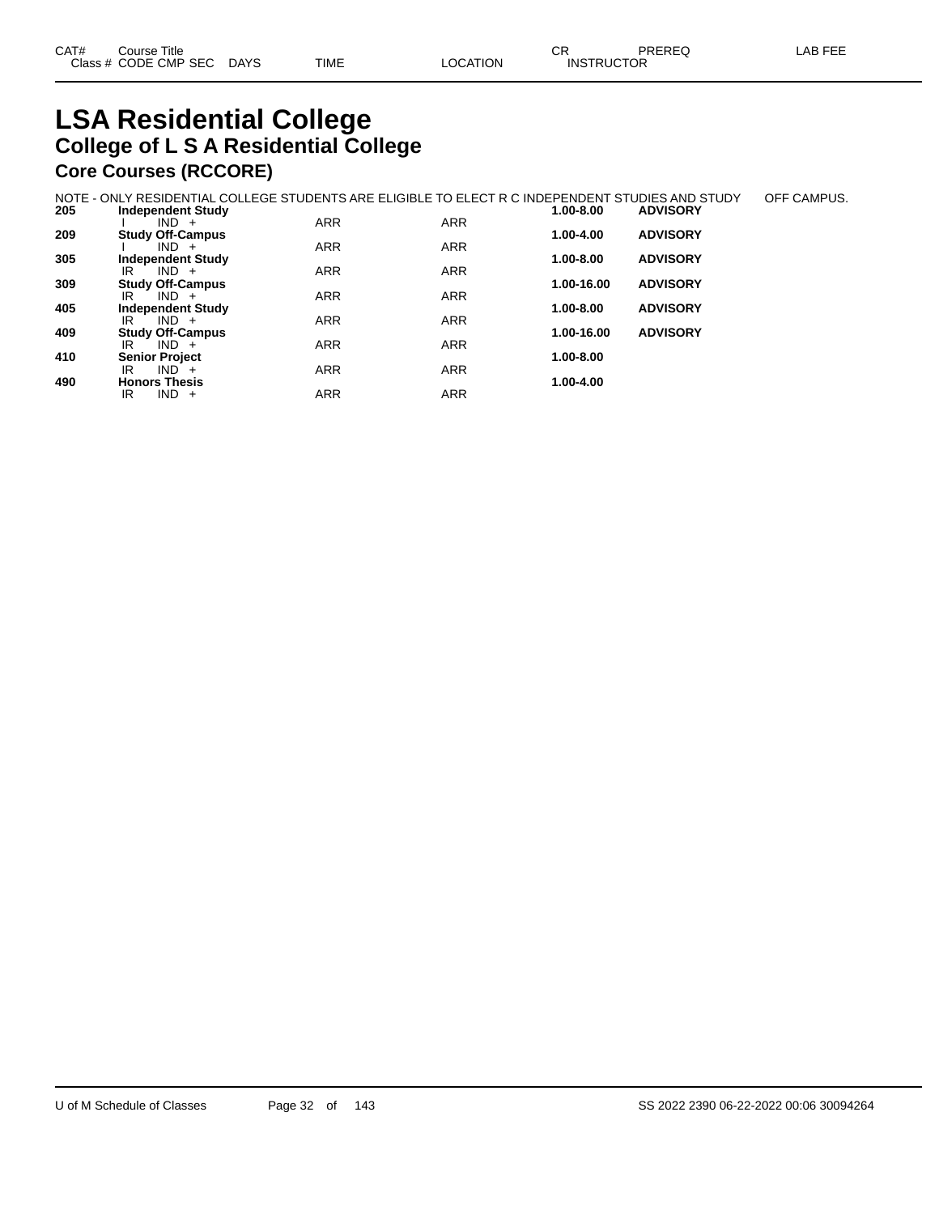| CAT# | Course Title | | | | | CR | PREREQ | LAB FEE |
|---|---|---|---|---|---|---|---|---|
| Class # | CODE CMP SEC | DAYS | TIME | LOCATION | | INSTRUCTOR | | |

# LSA Residential College

## College of L S A Residential College

### Core Courses (RCCORE)

NOTE - ONLY RESIDENTIAL COLLEGE STUDENTS ARE ELIGIBLE TO ELECT R C INDEPENDENT STUDIES AND STUDY OFF CAMPUS.

| CAT# | Course Title | TIME | LOCATION | CR | PREREQ |
|---|---|---|---|---|---|
| **205** | **Independent Study** | | | **1.00-8.00** | **ADVISORY** |
| | I IND + | ARR | ARR | | |
| **209** | **Study Off-Campus** | | | **1.00-4.00** | **ADVISORY** |
| | I IND + | ARR | ARR | | |
| **305** | **Independent Study** | | | **1.00-8.00** | **ADVISORY** |
| | IR IND + | ARR | ARR | | |
| **309** | **Study Off-Campus** | | | **1.00-16.00** | **ADVISORY** |
| | IR IND + | ARR | ARR | | |
| **405** | **Independent Study** | | | **1.00-8.00** | **ADVISORY** |
| | IR IND + | ARR | ARR | | |
| **409** | **Study Off-Campus** | | | **1.00-16.00** | **ADVISORY** |
| | IR IND + | ARR | ARR | | |
| **410** | **Senior Project** | | | **1.00-8.00** | |
| | IR IND + | ARR | ARR | | |
| **490** | **Honors Thesis** | | | **1.00-4.00** | |
| | IR IND + | ARR | ARR | | |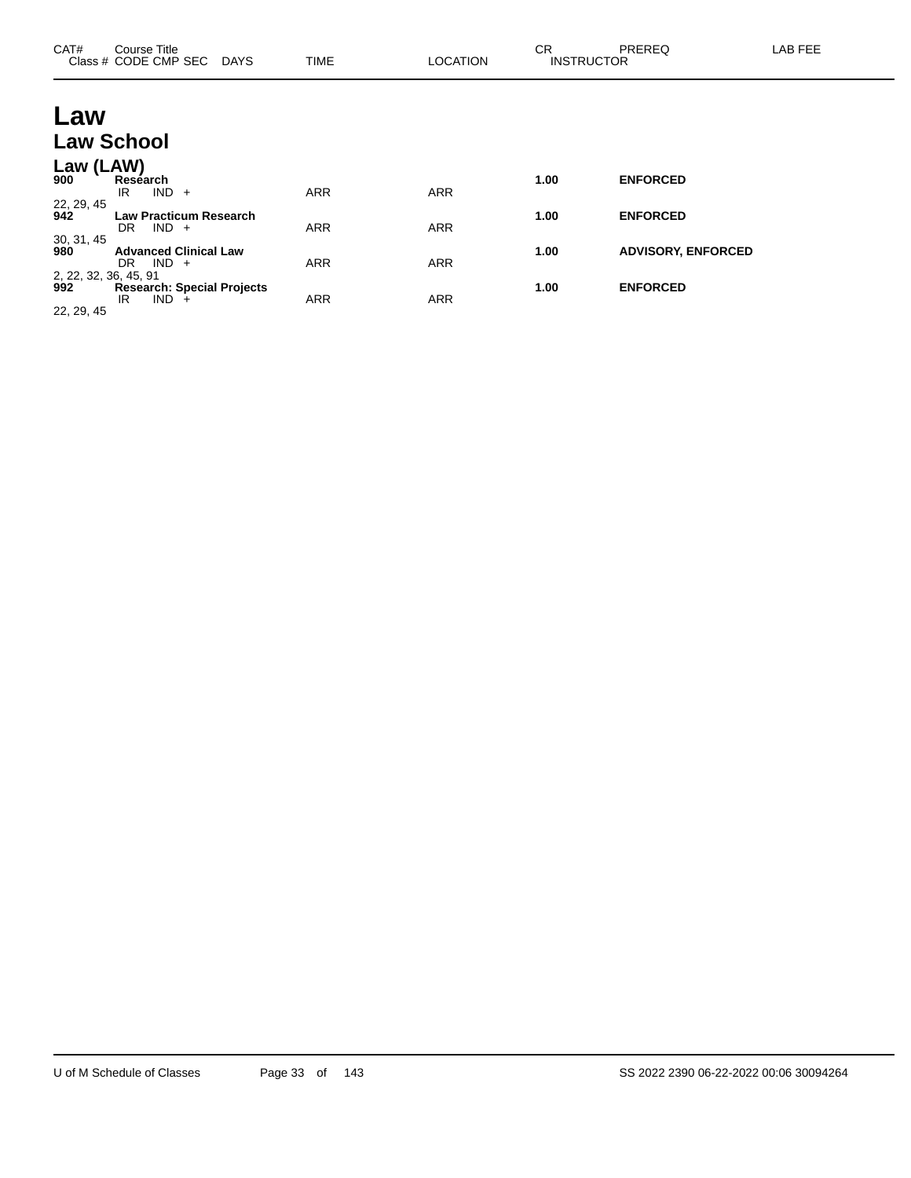| CAT# | Course Title<br>Class # CODE CMP SEC DAYS | TIME | LOCATION | CR<br>INSTRUCTOR | PREREQ | LAB FEE |
|---|---|---|---|---|---|---|

# Law

## Law School

### Law (LAW)

| CAT# | Course Title<br>Class # CODE CMP SEC DAYS | TIME | LOCATION | CR<br>INSTRUCTOR | PREREQ | LAB FEE |
|---|---|---|---|---|---|---|
| **900** | **Research** | | | **1.00** | **ENFORCED** | |
| | IR IND + | ARR | ARR | | | |
| 22, 29, 45 | | | | | | |
| **942** | **Law Practicum Research** | | | **1.00** | **ENFORCED** | |
| | DR IND + | ARR | ARR | | | |
| 30, 31, 45 | | | | | | |
| **980** | **Advanced Clinical Law** | | | **1.00** | **ADVISORY, ENFORCED** | |
| | DR IND + | ARR | ARR | | | |
| 2, 22, 32, 36, 45, 91 | | | | | | |
| **992** | **Research: Special Projects** | | | **1.00** | **ENFORCED** | |
| | IR IND + | ARR | ARR | | | |
| 22, 29, 45 | | | | | | |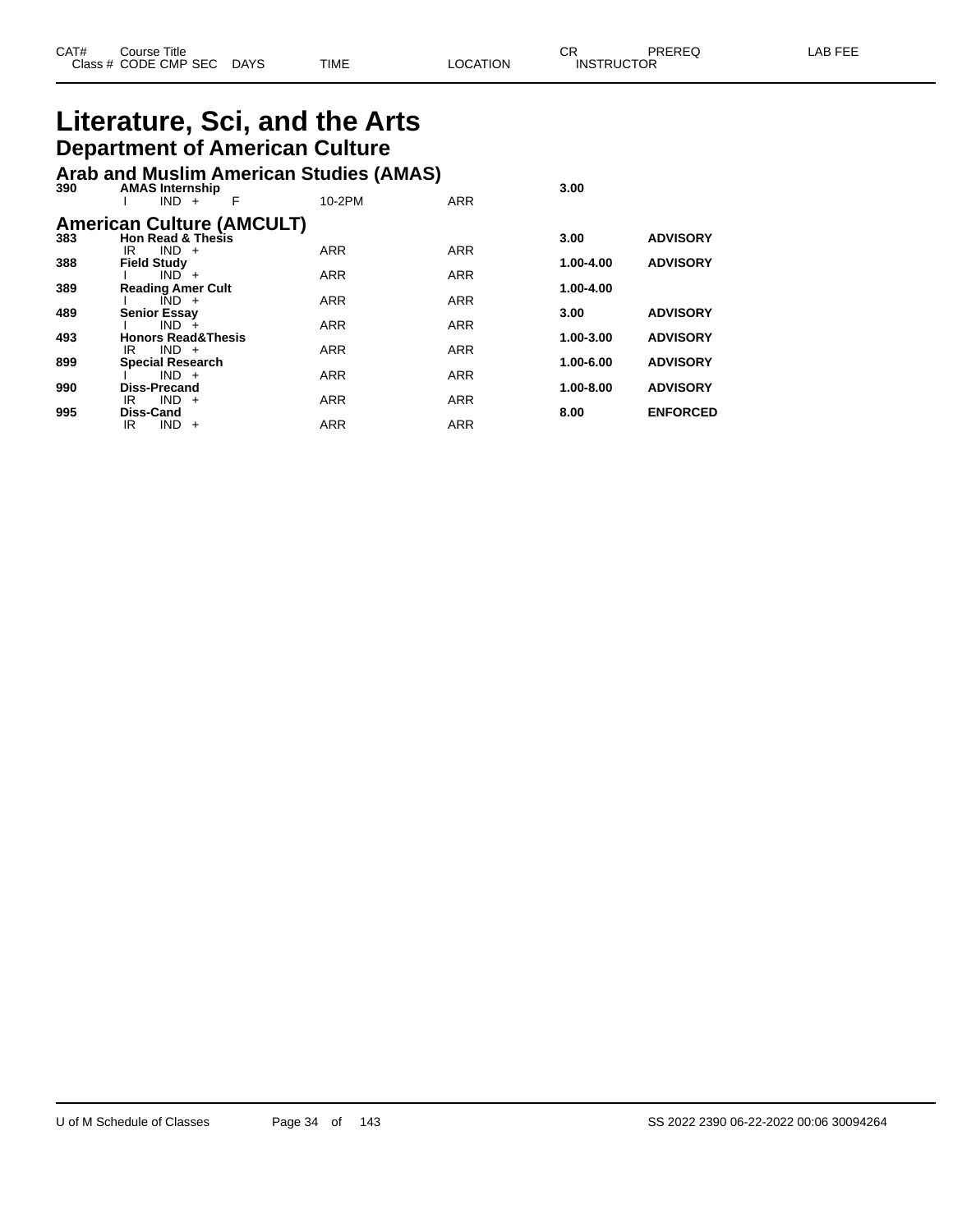| CAT# | Course Title | | | | | | CR | PREREQ | LAB FEE |
|---|---|---|---|---|---|---|---|---|---|
| Class # | CODE | CMP | SEC | DAYS | TIME | LOCATION | INSTRUCTOR | | |

# Literature, Sci, and the Arts

## Department of American Culture

### Arab and Muslim American Studies (AMAS)

| CAT# | Course Title / Class # | CODE | CMP | SEC | DAYS | TIME | LOCATION | CR / INSTRUCTOR | PREREQ | LAB FEE |
|---|---|---|---|---|---|---|---|---|---|---|
| 390 | **AMAS Internship** | | | | | | | **3.00** | | |
| | | I | IND | + | F | 10-2PM | ARR | | | |

### American Culture (AMCULT)

| CAT# | Course Title / Class # | CODE | CMP | SEC | DAYS | TIME | LOCATION | CR / INSTRUCTOR | PREREQ | LAB FEE |
|---|---|---|---|---|---|---|---|---|---|---|
| 383 | **Hon Read & Thesis** | | | | | | | **3.00** | **ADVISORY** | |
| | | IR | IND | + | | ARR | ARR | | | |
| 388 | **Field Study** | | | | | | | **1.00-4.00** | **ADVISORY** | |
| | | I | IND | + | | ARR | ARR | | | |
| 389 | **Reading Amer Cult** | | | | | | | **1.00-4.00** | | |
| | | I | IND | + | | ARR | ARR | | | |
| 489 | **Senior Essay** | | | | | | | **3.00** | **ADVISORY** | |
| | | I | IND | + | | ARR | ARR | | | |
| 493 | **Honors Read&Thesis** | | | | | | | **1.00-3.00** | **ADVISORY** | |
| | | IR | IND | + | | ARR | ARR | | | |
| 899 | **Special Research** | | | | | | | **1.00-6.00** | **ADVISORY** | |
| | | I | IND | + | | ARR | ARR | | | |
| 990 | **Diss-Precand** | | | | | | | **1.00-8.00** | **ADVISORY** | |
| | | IR | IND | + | | ARR | ARR | | | |
| 995 | **Diss-Cand** | | | | | | | **8.00** | **ENFORCED** | |
| | | IR | IND | + | | ARR | ARR | | | |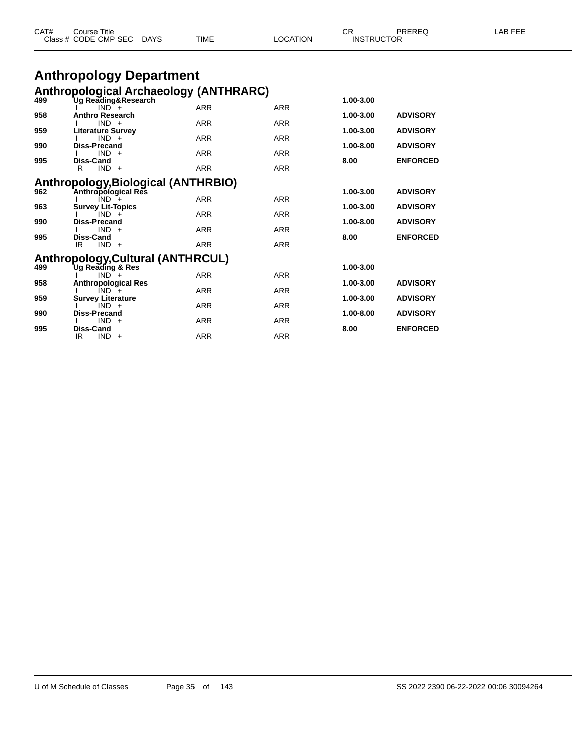| CAT# | Course Title | | | | CR | PREREQ | LAB FEE |
|---|---|---|---|---|---|---|---|
| Class # | CODE CMP SEC | DAYS | TIME | LOCATION | INSTRUCTOR | | |

# Anthropology Department

## Anthropological Archaeology (ANTHRARC)

| CAT# | Course Title / Class # CODE CMP SEC | DAYS | TIME | LOCATION | CR | PREREQ |
|---|---|---|---|---|---|---|
| **499** | **Ug Reading&Research** | | | | **1.00-3.00** | |
| | I IND + | | ARR | ARR | | |
| **958** | **Anthro Research** | | | | **1.00-3.00** | **ADVISORY** |
| | I IND + | | ARR | ARR | | |
| **959** | **Literature Survey** | | | | **1.00-3.00** | **ADVISORY** |
| | I IND + | | ARR | ARR | | |
| **990** | **Diss-Precand** | | | | **1.00-8.00** | **ADVISORY** |
| | I IND + | | ARR | ARR | | |
| **995** | **Diss-Cand** | | | | **8.00** | **ENFORCED** |
| | R IND + | | ARR | ARR | | |

## Anthropology,Biological (ANTHRBIO)

| CAT# | Course Title / Class # CODE CMP SEC | DAYS | TIME | LOCATION | CR | PREREQ |
|---|---|---|---|---|---|---|
| **962** | **Anthropological Res** | | | | **1.00-3.00** | **ADVISORY** |
| | I IND + | | ARR | ARR | | |
| **963** | **Survey Lit-Topics** | | | | **1.00-3.00** | **ADVISORY** |
| | I IND + | | ARR | ARR | | |
| **990** | **Diss-Precand** | | | | **1.00-8.00** | **ADVISORY** |
| | I IND + | | ARR | ARR | | |
| **995** | **Diss-Cand** | | | | **8.00** | **ENFORCED** |
| | IR IND + | | ARR | ARR | | |

## Anthropology,Cultural (ANTHRCUL)

| CAT# | Course Title / Class # CODE CMP SEC | DAYS | TIME | LOCATION | CR | PREREQ |
|---|---|---|---|---|---|---|
| **499** | **Ug Reading & Res** | | | | **1.00-3.00** | |
| | I IND + | | ARR | ARR | | |
| **958** | **Anthropological Res** | | | | **1.00-3.00** | **ADVISORY** |
| | I IND + | | ARR | ARR | | |
| **959** | **Survey Literature** | | | | **1.00-3.00** | **ADVISORY** |
| | I IND + | | ARR | ARR | | |
| **990** | **Diss-Precand** | | | | **1.00-8.00** | **ADVISORY** |
| | I IND + | | ARR | ARR | | |
| **995** | **Diss-Cand** | | | | **8.00** | **ENFORCED** |
| | IR IND + | | ARR | ARR | | |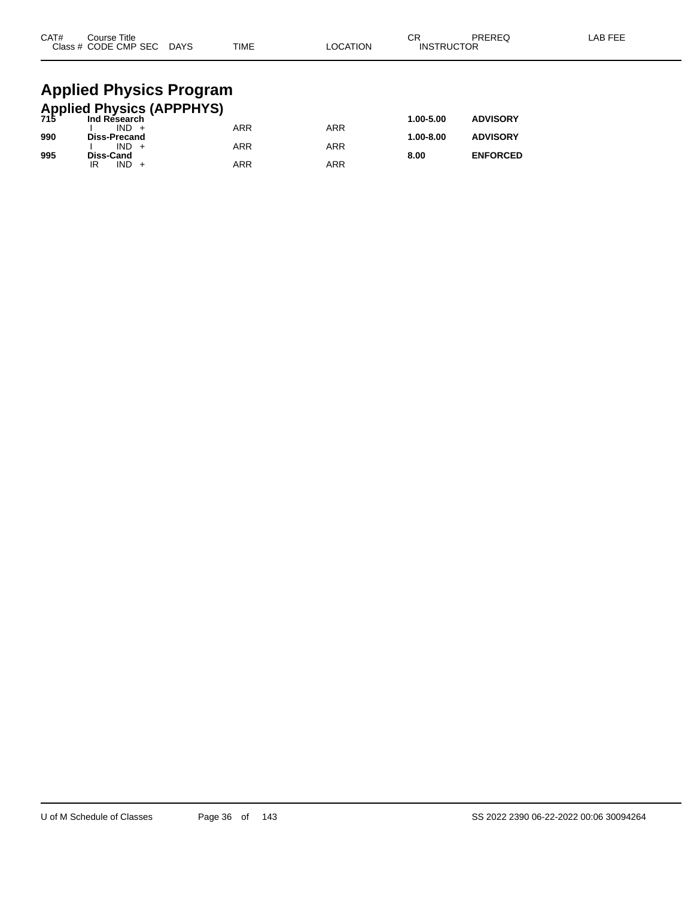| CAT# | Course Title<br>Class # CODE CMP SEC DAYS | TIME | LOCATION | CR<br>INSTRUCTOR | PREREQ | LAB FEE |
|---|---|---|---|---|---|---|

# Applied Physics Program

## Applied Physics (APPPHYS)

| CAT# | Course Title / Class # CODE CMP SEC DAYS | TIME | LOCATION | CR / INSTRUCTOR | PREREQ | LAB FEE |
|---|---|---|---|---|---|---|
| **715** | **Ind Research** | | | **1.00-5.00** | **ADVISORY** | |
| | I IND + | ARR | ARR | | | |
| **990** | **Diss-Precand** | | | **1.00-8.00** | **ADVISORY** | |
| | I IND + | ARR | ARR | | | |
| **995** | **Diss-Cand** | | | **8.00** | **ENFORCED** | |
| | IR IND + | ARR | ARR | | | |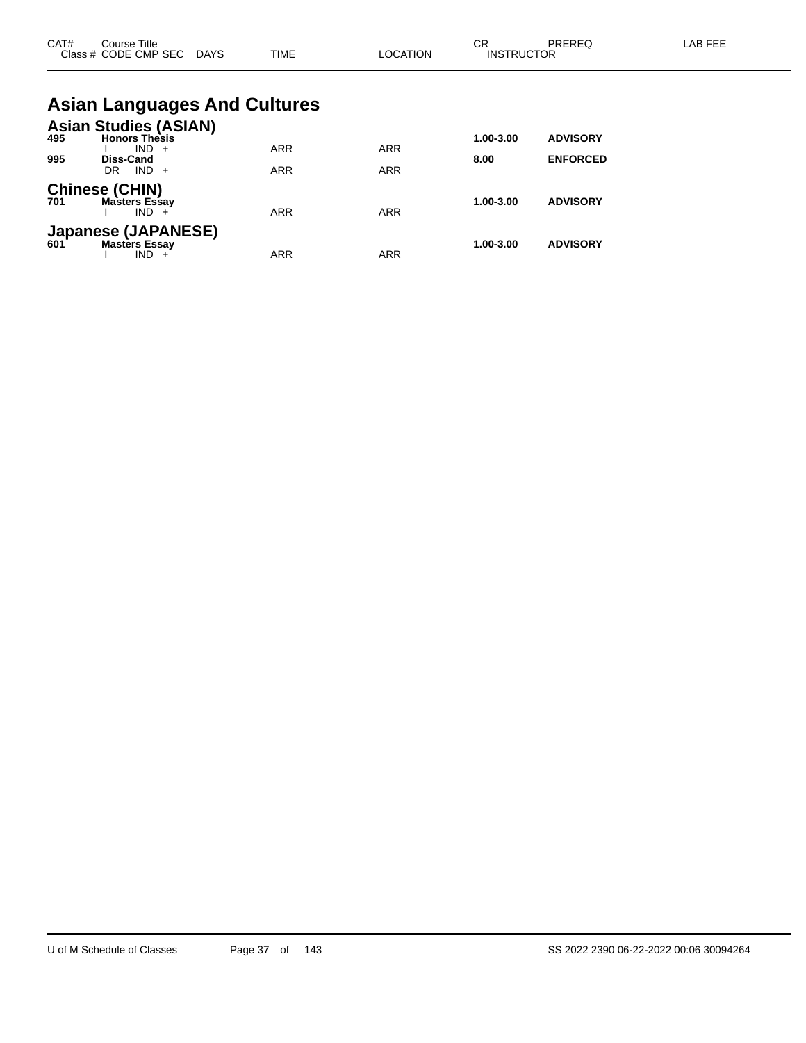| CAT# | Course Title<br>Class # CODE CMP SEC DAYS | TIME | LOCATION | CR<br>INSTRUCTOR | PREREQ | LAB FEE |
|---|---|---|---|---|---|---|

# Asian Languages And Cultures

## Asian Studies (ASIAN)

| CAT# | Course Title / Class # CODE CMP SEC DAYS | TIME | LOCATION | CR | PREREQ | LAB FEE |
|---|---|---|---|---|---|---|
| **495** | **Honors Thesis** | | | **1.00-3.00** | **ADVISORY** | |
| | I IND + | ARR | ARR | | | |
| **995** | **Diss-Cand** | | | **8.00** | **ENFORCED** | |
| | DR IND + | ARR | ARR | | | |

## Chinese (CHIN)

| CAT# | Course Title / Class # CODE CMP SEC DAYS | TIME | LOCATION | CR | PREREQ | LAB FEE |
|---|---|---|---|---|---|---|
| **701** | **Masters Essay** | | | **1.00-3.00** | **ADVISORY** | |
| | I IND + | ARR | ARR | | | |

## Japanese (JAPANESE)

| CAT# | Course Title / Class # CODE CMP SEC DAYS | TIME | LOCATION | CR | PREREQ | LAB FEE |
|---|---|---|---|---|---|---|
| **601** | **Masters Essay** | | | **1.00-3.00** | **ADVISORY** | |
| | I IND + | ARR | ARR | | | |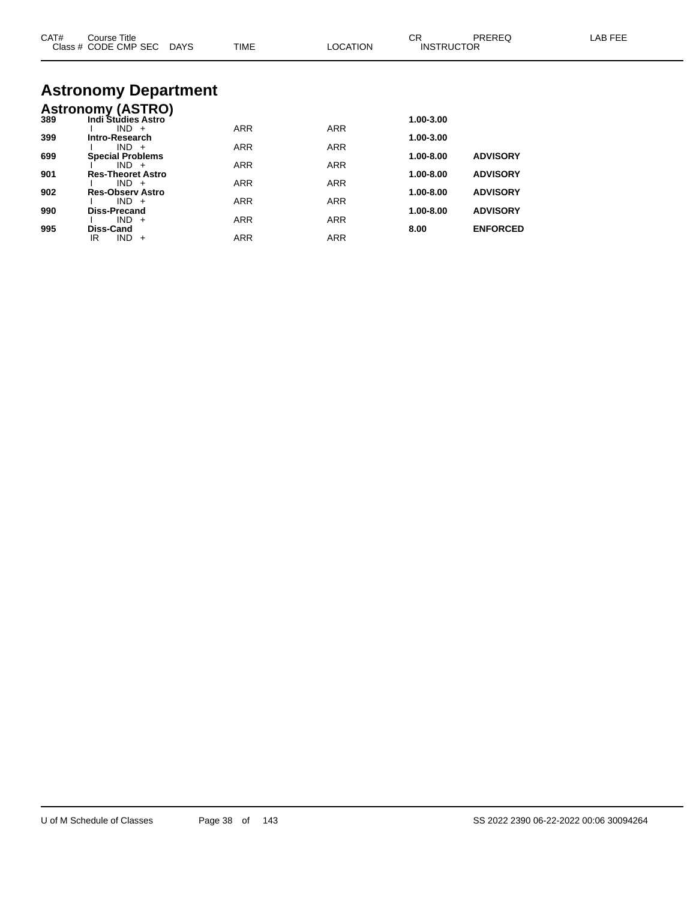| CAT# | Course Title | | | | | | | CR | PREREQ | LAB FEE |
|---|---|---|---|---|---|---|---|---|---|---|
| Class # | CODE | CMP | SEC | DAYS | TIME | LOCATION | INSTRUCTOR | | | |

# Astronomy Department

## Astronomy (ASTRO)

| CAT# | Course Title | TIME | LOCATION | CR | PREREQ |
|---|---|---|---|---|---|
| **389** | **Indi Studies Astro** | | | **1.00-3.00** | |
| | I IND + | ARR | ARR | | |
| **399** | **Intro-Research** | | | **1.00-3.00** | |
| | I IND + | ARR | ARR | | |
| **699** | **Special Problems** | | | **1.00-8.00** | **ADVISORY** |
| | I IND + | ARR | ARR | | |
| **901** | **Res-Theoret Astro** | | | **1.00-8.00** | **ADVISORY** |
| | I IND + | ARR | ARR | | |
| **902** | **Res-Observ Astro** | | | **1.00-8.00** | **ADVISORY** |
| | I IND + | ARR | ARR | | |
| **990** | **Diss-Precand** | | | **1.00-8.00** | **ADVISORY** |
| | I IND + | ARR | ARR | | |
| **995** | **Diss-Cand** | | | **8.00** | **ENFORCED** |
| | IR IND + | ARR | ARR | | |

U of M Schedule of Classes SS 2022 2390 06-22-2022 00:06 30094264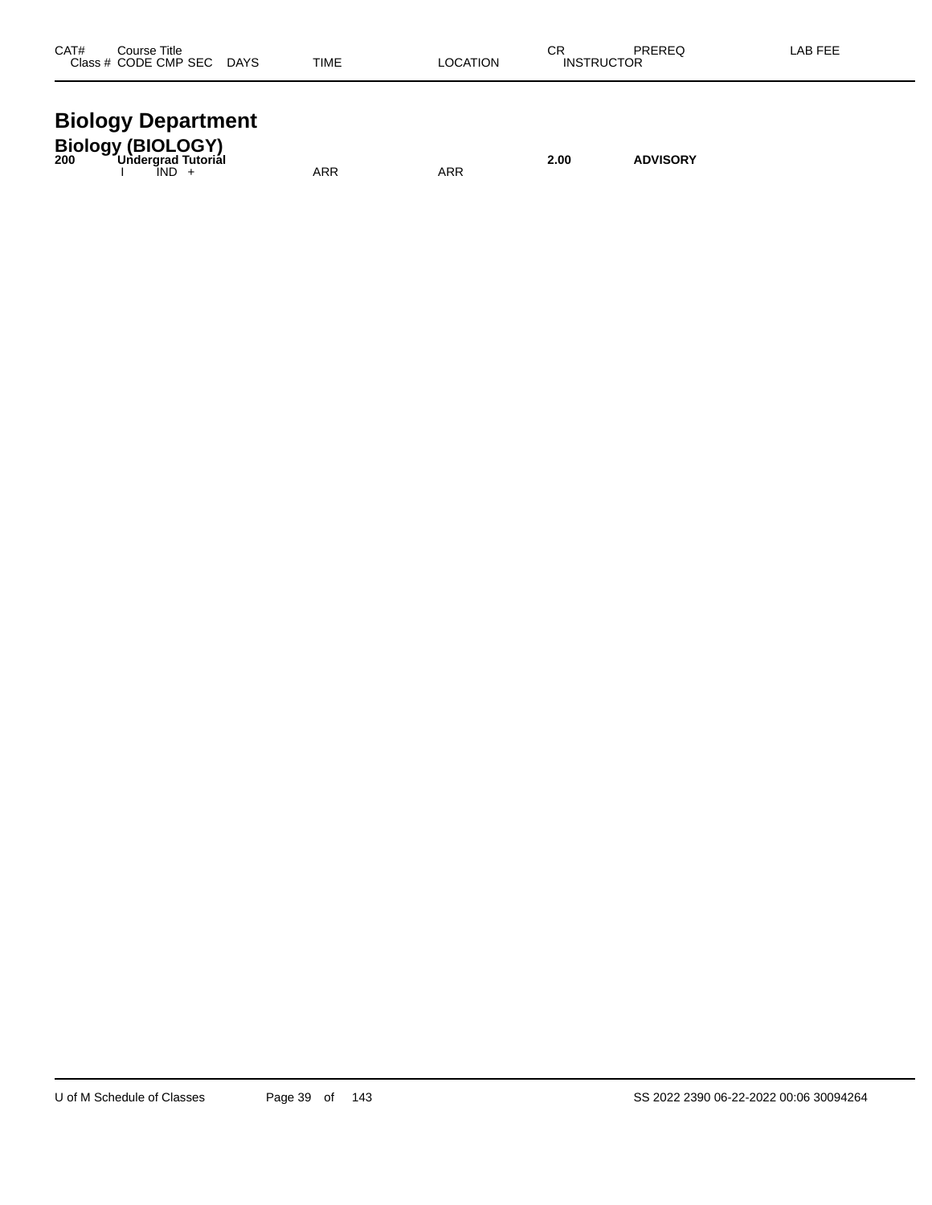| CAT# | Course Title<br>Class # CODE CMP SEC DAYS | TIME | LOCATION | CR<br>INSTRUCTOR | PREREQ | LAB FEE |
|---|---|---|---|---|---|---|

# Biology Department

## Biology (BIOLOGY)

| CAT# | Course Title<br>Class # CODE CMP SEC DAYS | TIME | LOCATION | CR<br>INSTRUCTOR | PREREQ | LAB FEE |
|---|---|---|---|---|---|---|
| **200** | **Undergrad Tutorial** | | | **2.00** | **ADVISORY** | |
| | I IND + | ARR | ARR | | | |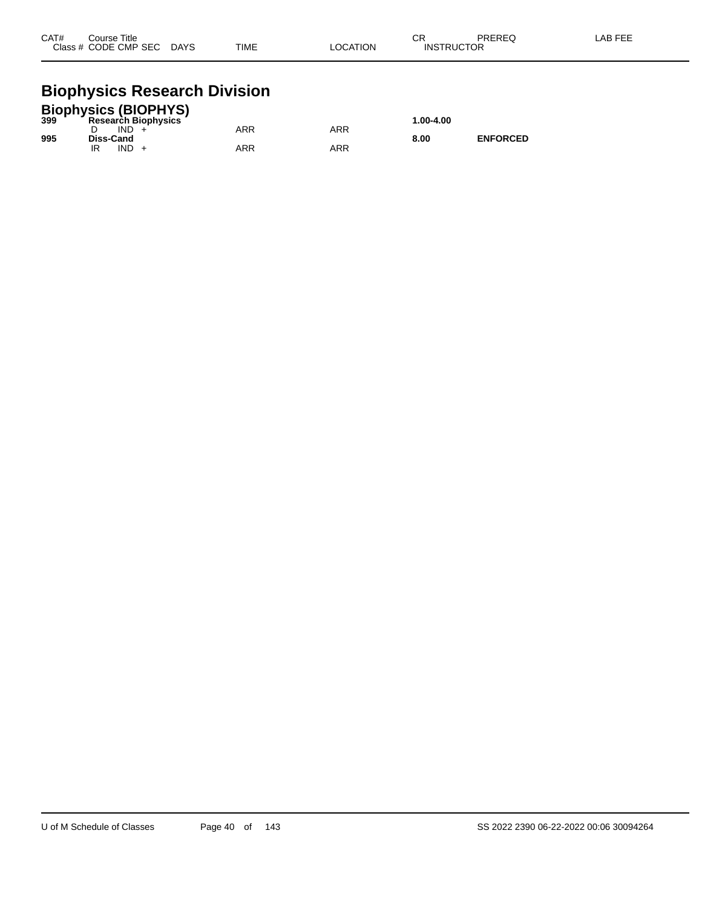| CAT# | Course Title | | | | | | CR | PREREQ | LAB FEE |
|---|---|---|---|---|---|---|---|---|---|
| Class # | CODE | CMP | SEC | DAYS | TIME | LOCATION | INSTRUCTOR | | |

# Biophysics Research Division

## Biophysics (BIOPHYS)

| CAT# | Course Title | | | | | | CR | PREREQ | LAB FEE |
|---|---|---|---|---|---|---|---|---|---|
| **399** | **Research Biophysics** | | | | | | **1.00-4.00** | | |
| | D | IND | + | | ARR | ARR | | | |
| **995** | **Diss-Cand** | | | | | | **8.00** | **ENFORCED** | |
| | IR | IND | + | | ARR | ARR | | | |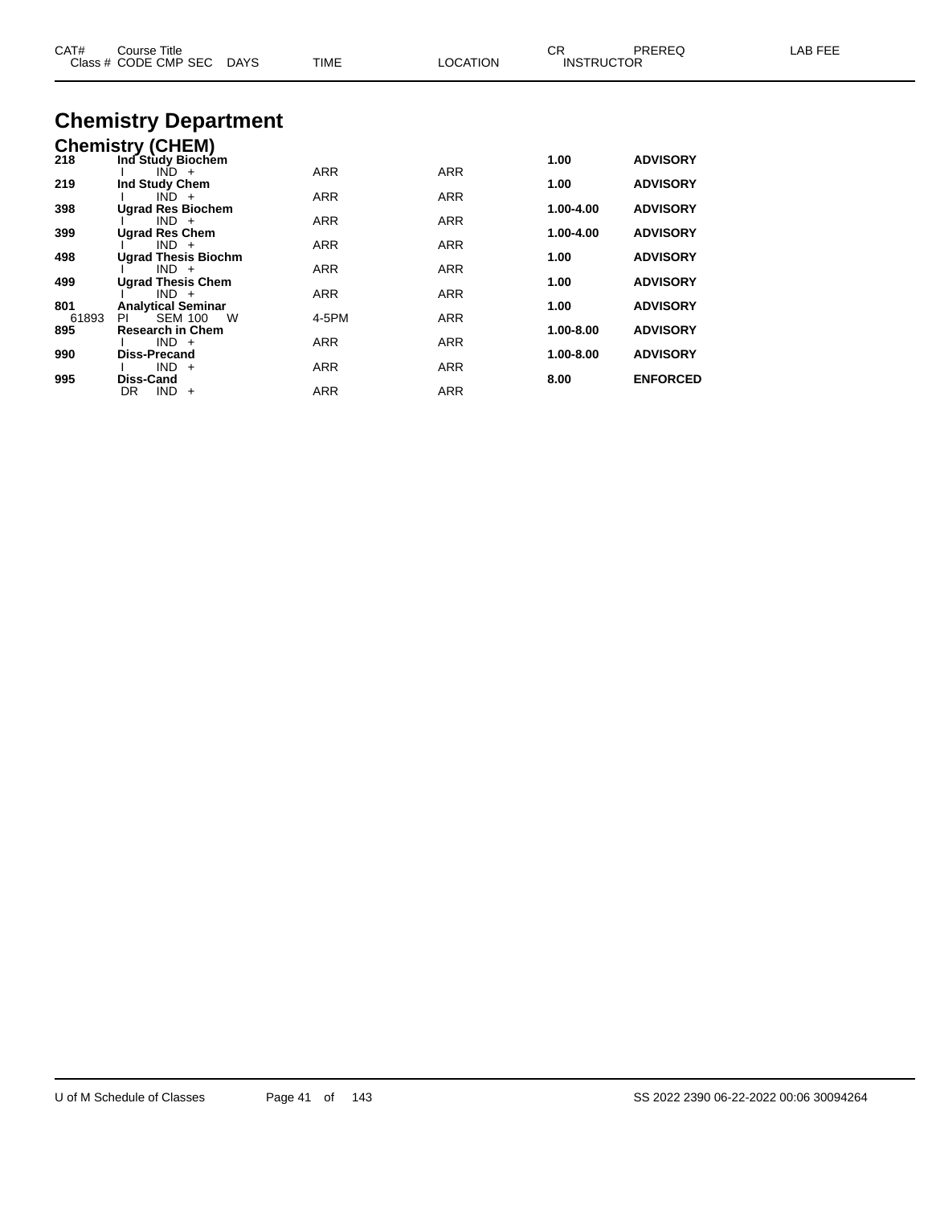| CAT# Class # | Course Title CODE CMP SEC | DAYS | TIME | LOCATION | CR INSTRUCTOR | PREREQ | LAB FEE |
|---|---|---|---|---|---|---|---|

# Chemistry Department

## Chemistry (CHEM)

| CAT# Class # | Course Title CODE CMP SEC | DAYS | TIME | LOCATION | CR INSTRUCTOR | PREREQ | LAB FEE |
|---|---|---|---|---|---|---|---|
| **218** | **Ind Study Biochem** | | | | **1.00** | **ADVISORY** | |
| | I IND + | | ARR | ARR | | | |
| **219** | **Ind Study Chem** | | | | **1.00** | **ADVISORY** | |
| | I IND + | | ARR | ARR | | | |
| **398** | **Ugrad Res Biochem** | | | | **1.00-4.00** | **ADVISORY** | |
| | I IND + | | ARR | ARR | | | |
| **399** | **Ugrad Res Chem** | | | | **1.00-4.00** | **ADVISORY** | |
| | I IND + | | ARR | ARR | | | |
| **498** | **Ugrad Thesis Biochm** | | | | **1.00** | **ADVISORY** | |
| | I IND + | | ARR | ARR | | | |
| **499** | **Ugrad Thesis Chem** | | | | **1.00** | **ADVISORY** | |
| | I IND + | | ARR | ARR | | | |
| **801** | **Analytical Seminar** | | | | **1.00** | **ADVISORY** | |
| 61893 | PI SEM 100 | W | 4-5PM | ARR | | | |
| **895** | **Research in Chem** | | | | **1.00-8.00** | **ADVISORY** | |
| | I IND + | | ARR | ARR | | | |
| **990** | **Diss-Precand** | | | | **1.00-8.00** | **ADVISORY** | |
| | I IND + | | ARR | ARR | | | |
| **995** | **Diss-Cand** | | | | **8.00** | **ENFORCED** | |
| | DR IND + | | ARR | ARR | | | |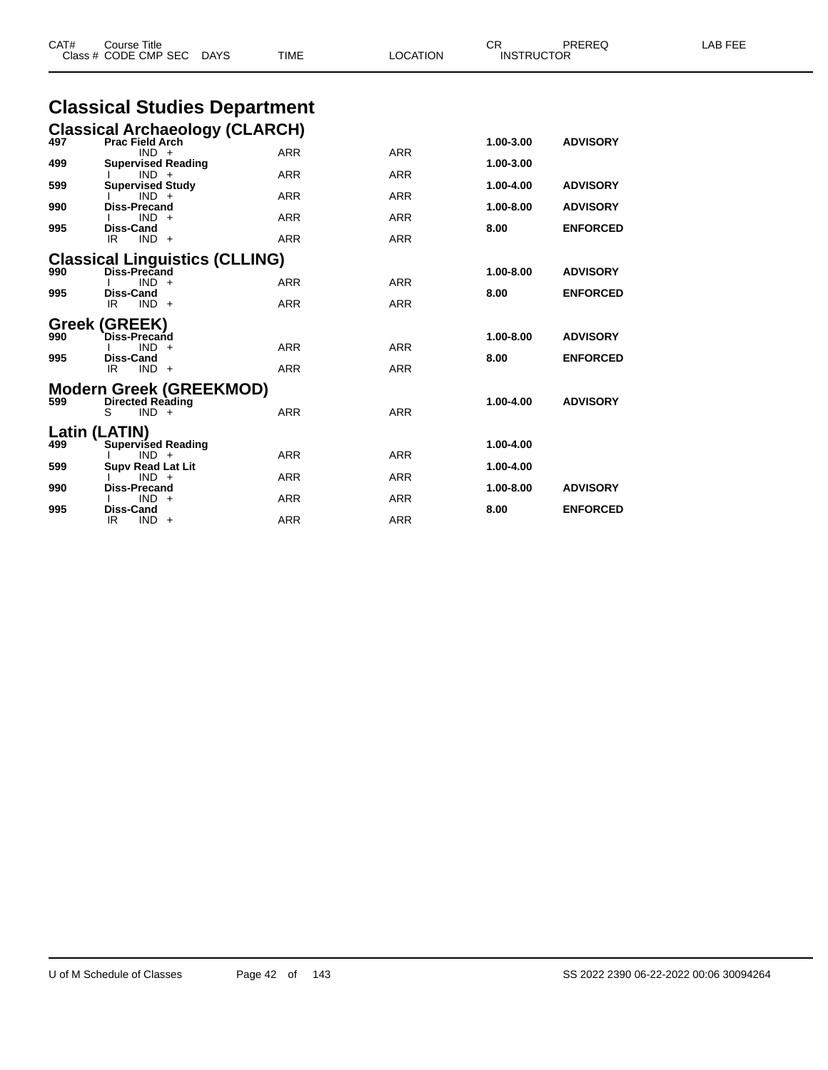| CAT# | Course Title<br>Class # CODE CMP SEC DAYS | TIME | LOCATION | CR<br>INSTRUCTOR | PREREQ | LAB FEE |
|---|---|---|---|---|---|---|

# Classical Studies Department

## Classical Archaeology (CLARCH)

| CAT# | Course Title / Class # CODE CMP SEC DAYS | TIME | LOCATION | CR | PREREQ |
|---|---|---|---|---|---|
| **497** | **Prac Field Arch** | | | **1.00-3.00** | **ADVISORY** |
| | IND + | ARR | ARR | | |
| **499** | **Supervised Reading** | | | **1.00-3.00** | |
| | I IND + | ARR | ARR | | |
| **599** | **Supervised Study** | | | **1.00-4.00** | **ADVISORY** |
| | I IND + | ARR | ARR | | |
| **990** | **Diss-Precand** | | | **1.00-8.00** | **ADVISORY** |
| | I IND + | ARR | ARR | | |
| **995** | **Diss-Cand** | | | **8.00** | **ENFORCED** |
| | IR IND + | ARR | ARR | | |

## Classical Linguistics (CLLING)

| CAT# | Course Title / Class # CODE CMP SEC DAYS | TIME | LOCATION | CR | PREREQ |
|---|---|---|---|---|---|
| **990** | **Diss-Precand** | | | **1.00-8.00** | **ADVISORY** |
| | I IND + | ARR | ARR | | |
| **995** | **Diss-Cand** | | | **8.00** | **ENFORCED** |
| | IR IND + | ARR | ARR | | |

## Greek (GREEK)

| CAT# | Course Title / Class # CODE CMP SEC DAYS | TIME | LOCATION | CR | PREREQ |
|---|---|---|---|---|---|
| **990** | **Diss-Precand** | | | **1.00-8.00** | **ADVISORY** |
| | I IND + | ARR | ARR | | |
| **995** | **Diss-Cand** | | | **8.00** | **ENFORCED** |
| | IR IND + | ARR | ARR | | |

## Modern Greek (GREEKMOD)

| CAT# | Course Title / Class # CODE CMP SEC DAYS | TIME | LOCATION | CR | PREREQ |
|---|---|---|---|---|---|
| **599** | **Directed Reading** | | | **1.00-4.00** | **ADVISORY** |
| | S IND + | ARR | ARR | | |

## Latin (LATIN)

| CAT# | Course Title / Class # CODE CMP SEC DAYS | TIME | LOCATION | CR | PREREQ |
|---|---|---|---|---|---|
| **499** | **Supervised Reading** | | | **1.00-4.00** | |
| | I IND + | ARR | ARR | | |
| **599** | **Supv Read Lat Lit** | | | **1.00-4.00** | |
| | I IND + | ARR | ARR | | |
| **990** | **Diss-Precand** | | | **1.00-8.00** | **ADVISORY** |
| | I IND + | ARR | ARR | | |
| **995** | **Diss-Cand** | | | **8.00** | **ENFORCED** |
| | IR IND + | ARR | ARR | | |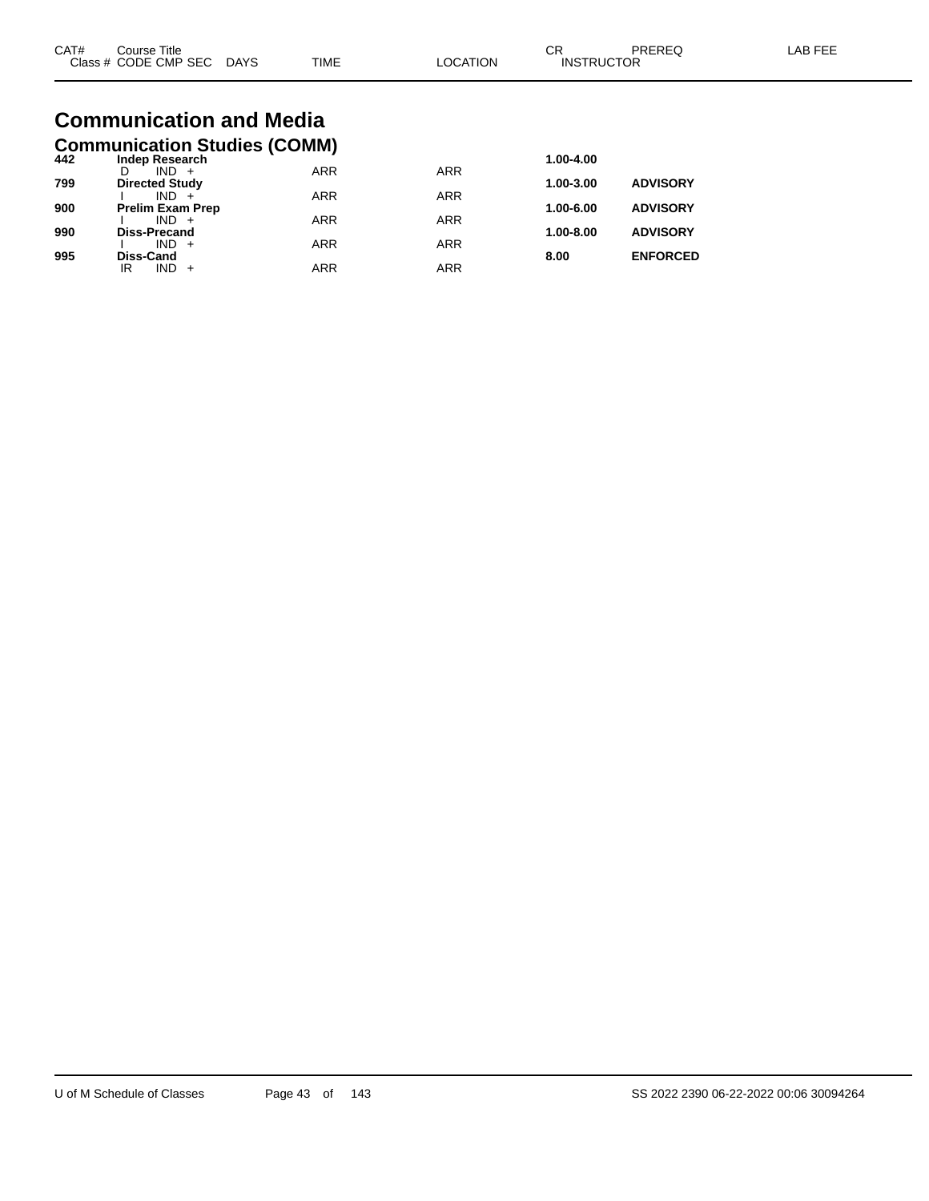| CAT# | Course Title | | | | | CR | PREREQ | LAB FEE |
|---|---|---|---|---|---|---|---|---|
| | Class # | CODE CMP SEC | DAYS | TIME | LOCATION | INSTRUCTOR | | |

# Communication and Media

## Communication Studies (COMM)

| CAT# | Course Title / Class # CODE CMP SEC | DAYS | TIME | LOCATION | CR | PREREQ | LAB FEE |
|---|---|---|---|---|---|---|---|
| **442** | **Indep Research** | | | | **1.00-4.00** | | |
| | D IND + | | ARR | ARR | | | |
| **799** | **Directed Study** | | | | **1.00-3.00** | **ADVISORY** | |
| | I IND + | | ARR | ARR | | | |
| **900** | **Prelim Exam Prep** | | | | **1.00-6.00** | **ADVISORY** | |
| | I IND + | | ARR | ARR | | | |
| **990** | **Diss-Precand** | | | | **1.00-8.00** | **ADVISORY** | |
| | I IND + | | ARR | ARR | | | |
| **995** | **Diss-Cand** | | | | **8.00** | **ENFORCED** | |
| | IR IND + | | ARR | ARR | | | |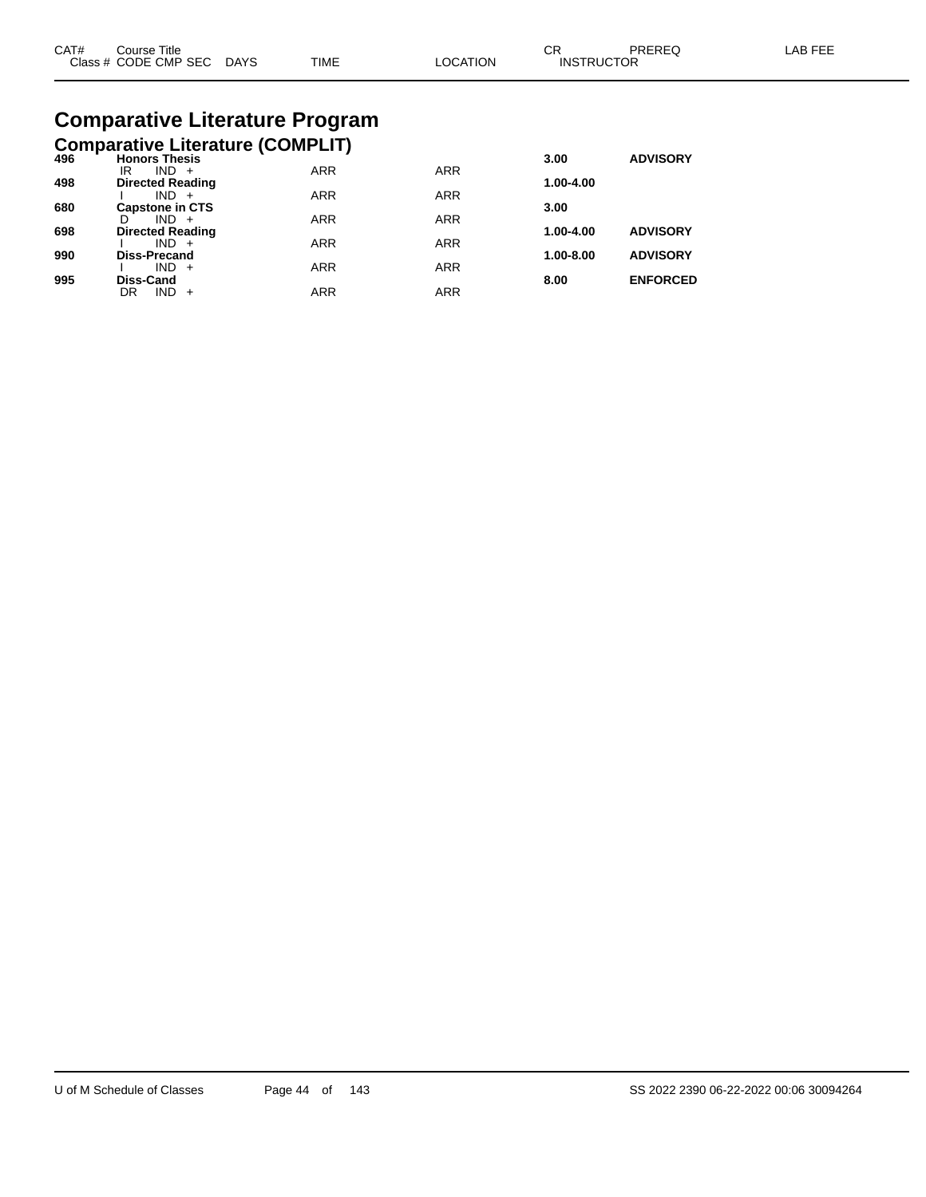| CAT# | Course Title<br>Class # CODE CMP SEC DAYS | TIME | LOCATION | CR<br>INSTRUCTOR | PREREQ | LAB FEE |
|---|---|---|---|---|---|---|

# Comparative Literature Program

## Comparative Literature (COMPLIT)

| CAT# | Course Title / Class # CODE CMP SEC DAYS | TIME | LOCATION | CR / INSTRUCTOR | PREREQ | LAB FEE |
|---|---|---|---|---|---|---|
| **496** | **Honors Thesis** | | | **3.00** | **ADVISORY** | |
| | IR IND + | ARR | ARR | | | |
| **498** | **Directed Reading** | | | **1.00-4.00** | | |
| | I IND + | ARR | ARR | | | |
| **680** | **Capstone in CTS** | | | **3.00** | | |
| | D IND + | ARR | ARR | | | |
| **698** | **Directed Reading** | | | **1.00-4.00** | **ADVISORY** | |
| | I IND + | ARR | ARR | | | |
| **990** | **Diss-Precand** | | | **1.00-8.00** | **ADVISORY** | |
| | I IND + | ARR | ARR | | | |
| **995** | **Diss-Cand** | | | **8.00** | **ENFORCED** | |
| | DR IND + | ARR | ARR | | | |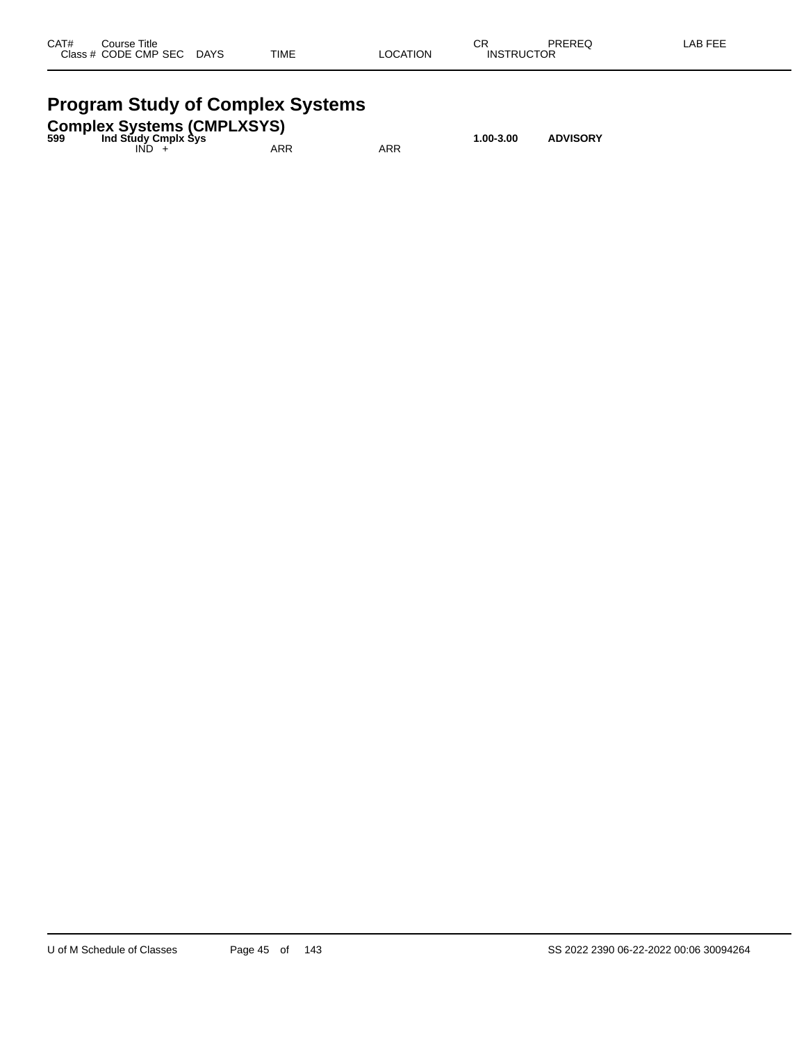| CAT# | Course Title | | | | | CR | PREREQ | LAB FEE |
|---|---|---|---|---|---|---|---|---|
| Class # | CODE CMP SEC | DAYS | TIME | LOCATION | INSTRUCTOR | | | |

# Program Study of Complex Systems

## Complex Systems (CMPLXSYS)

| CAT# | Course Title | | | | | CR | PREREQ | LAB FEE |
|---|---|---|---|---|---|---|---|---|
| **599** | **Ind Study Cmplx Sys** | | | | | **1.00-3.00** | **ADVISORY** | |
| | IND + | | ARR | ARR | | | | |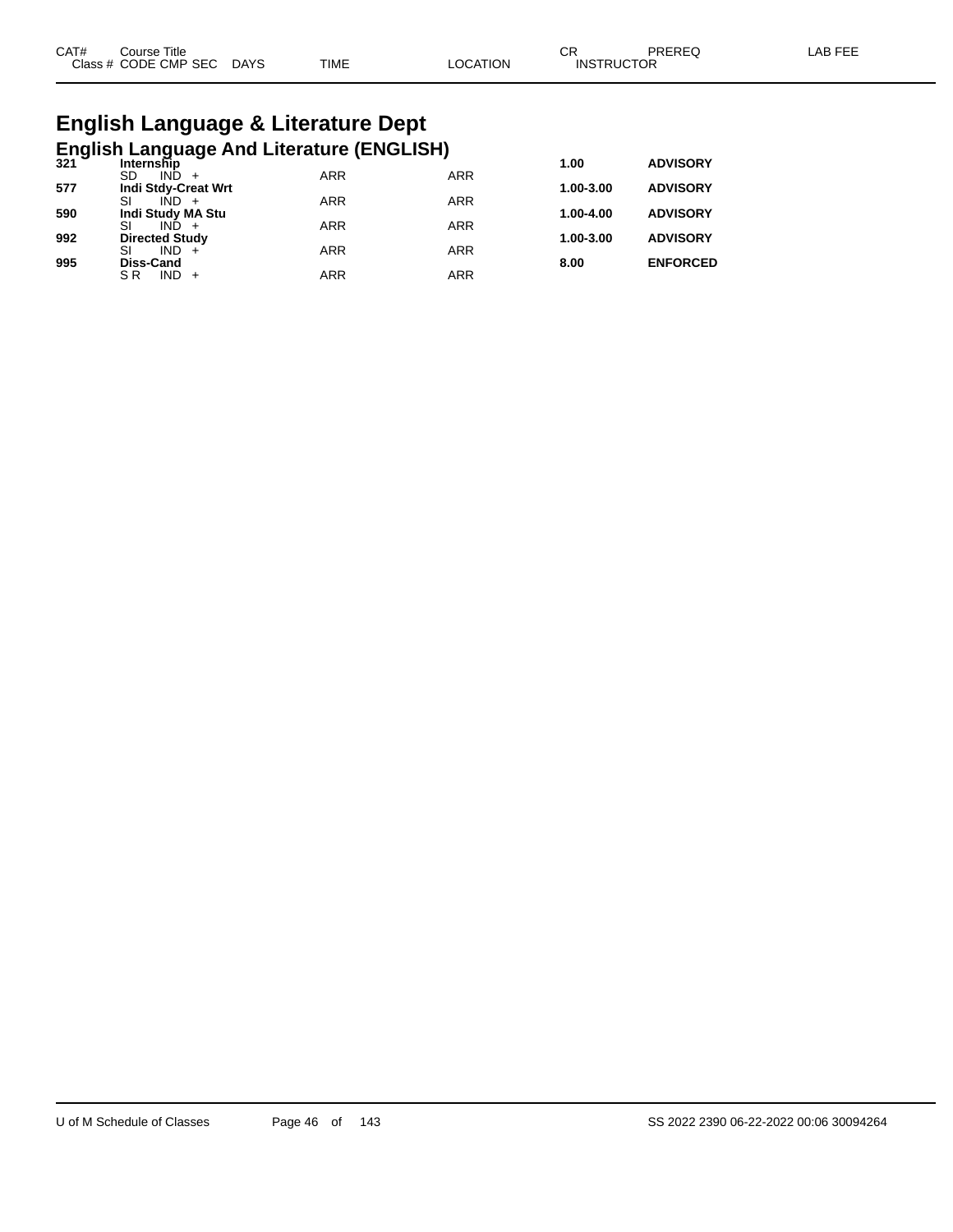| CAT# | Course Title | | | | CR | PREREQ | LAB FEE |
|---|---|---|---|---|---|---|---|
| Class # | CODE CMP SEC | DAYS | TIME | LOCATION | INSTRUCTOR | | |

# English Language & Literature Dept

## English Language And Literature (ENGLISH)

| CAT# | Course Title / Class # CODE CMP SEC | DAYS | TIME | LOCATION | CR | PREREQ | LAB FEE |
|---|---|---|---|---|---|---|---|
| **321** | **Internship** | | | | **1.00** | **ADVISORY** | |
| | SD IND + | | ARR | ARR | | | |
| **577** | **Indi Stdy-Creat Wrt** | | | | **1.00-3.00** | **ADVISORY** | |
| | SI IND + | | ARR | ARR | | | |
| **590** | **Indi Study MA Stu** | | | | **1.00-4.00** | **ADVISORY** | |
| | SI IND + | | ARR | ARR | | | |
| **992** | **Directed Study** | | | | **1.00-3.00** | **ADVISORY** | |
| | SI IND + | | ARR | ARR | | | |
| **995** | **Diss-Cand** | | | | **8.00** | **ENFORCED** | |
| | S R IND + | | ARR | ARR | | | |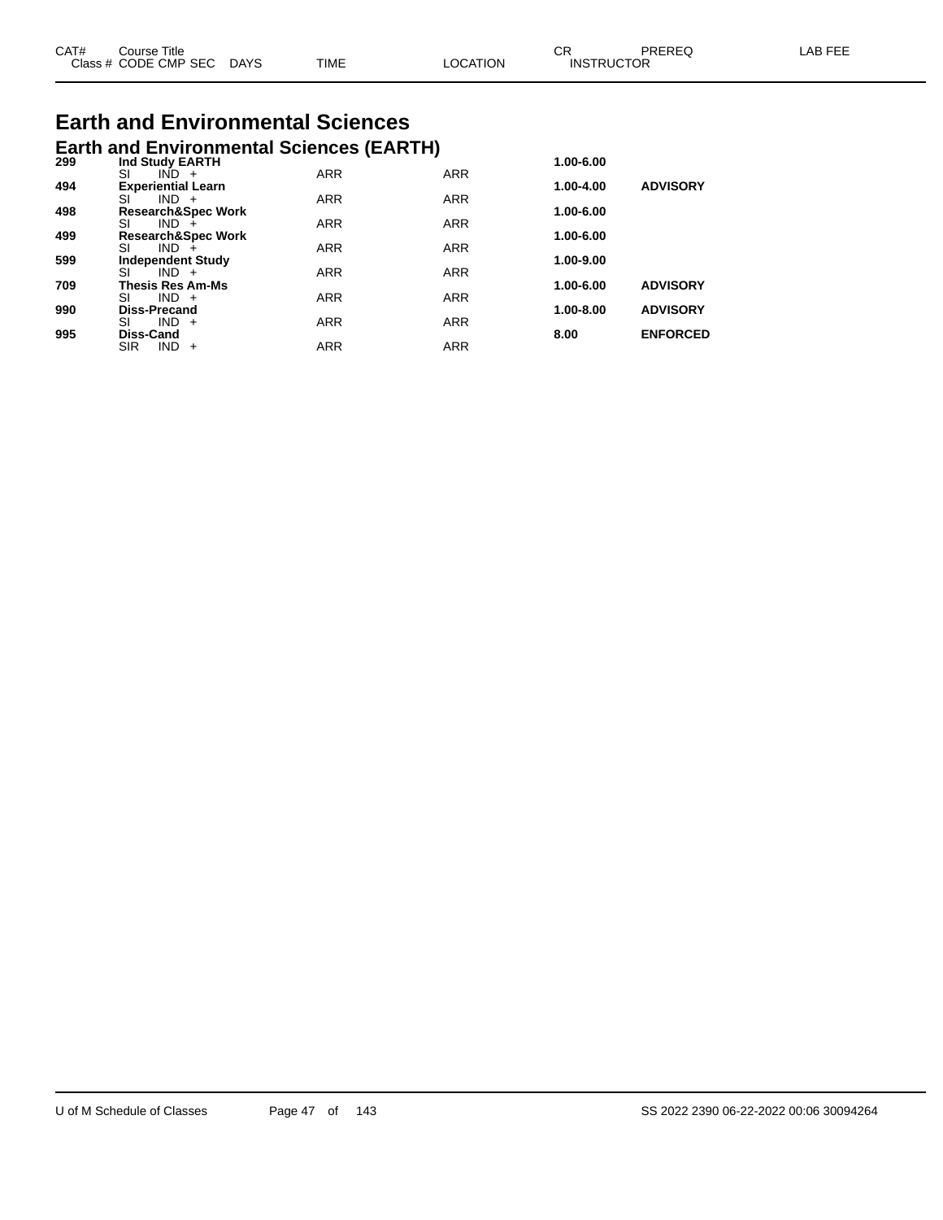# Earth and Environmental Sciences

## Earth and Environmental Sciences (EARTH)

| CAT# | Course Title | | | | CR | PREREQ | LAB FEE |
|---|---|---|---|---|---|---|---|
| Class # | CODE CMP SEC | DAYS | TIME | LOCATION | INSTRUCTOR | | |
| **299** | **Ind Study EARTH** | | | | **1.00-6.00** | | |
| | SI IND + | | ARR | ARR | | | |
| **494** | **Experiential Learn** | | | | **1.00-4.00** | **ADVISORY** | |
| | SI IND + | | ARR | ARR | | | |
| **498** | **Research&Spec Work** | | | | **1.00-6.00** | | |
| | SI IND + | | ARR | ARR | | | |
| **499** | **Research&Spec Work** | | | | **1.00-6.00** | | |
| | SI IND + | | ARR | ARR | | | |
| **599** | **Independent Study** | | | | **1.00-9.00** | | |
| | SI IND + | | ARR | ARR | | | |
| **709** | **Thesis Res Am-Ms** | | | | **1.00-6.00** | **ADVISORY** | |
| | SI IND + | | ARR | ARR | | | |
| **990** | **Diss-Precand** | | | | **1.00-8.00** | **ADVISORY** | |
| | SI IND + | | ARR | ARR | | | |
| **995** | **Diss-Cand** | | | | **8.00** | **ENFORCED** | |
| | SIR IND + | | ARR | ARR | | | |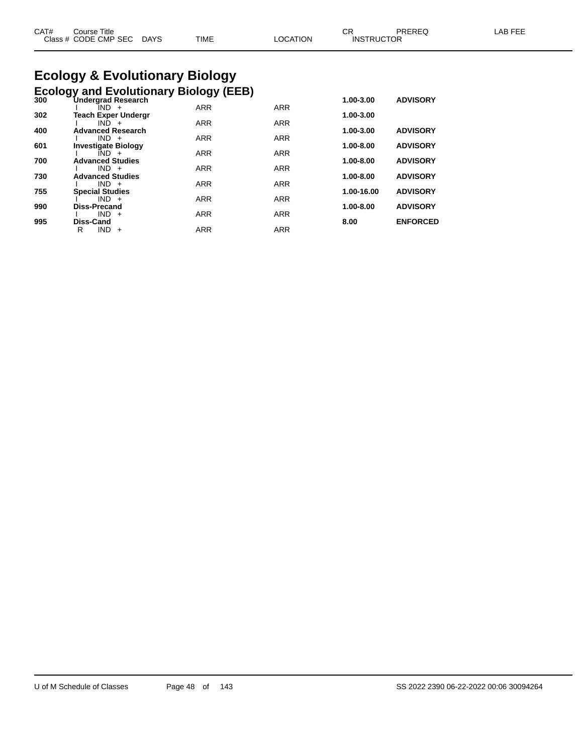# Ecology & Evolutionary Biology

## Ecology and Evolutionary Biology (EEB)

| CAT# | Course Title / Class # CODE CMP SEC | DAYS | TIME | LOCATION | CR / INSTRUCTOR | PREREQ | LAB FEE |
|---|---|---|---|---|---|---|---|
| 300 | **Undergrad Research** | | | | **1.00-3.00** | **ADVISORY** | |
| | I IND + | | ARR | ARR | | | |
| 302 | **Teach Exper Undergr** | | | | **1.00-3.00** | | |
| | I IND + | | ARR | ARR | | | |
| 400 | **Advanced Research** | | | | **1.00-3.00** | **ADVISORY** | |
| | I IND + | | ARR | ARR | | | |
| 601 | **Investigate Biology** | | | | **1.00-8.00** | **ADVISORY** | |
| | I IND + | | ARR | ARR | | | |
| 700 | **Advanced Studies** | | | | **1.00-8.00** | **ADVISORY** | |
| | I IND + | | ARR | ARR | | | |
| 730 | **Advanced Studies** | | | | **1.00-8.00** | **ADVISORY** | |
| | I IND + | | ARR | ARR | | | |
| 755 | **Special Studies** | | | | **1.00-16.00** | **ADVISORY** | |
| | I IND + | | ARR | ARR | | | |
| 990 | **Diss-Precand** | | | | **1.00-8.00** | **ADVISORY** | |
| | I IND + | | ARR | ARR | | | |
| 995 | **Diss-Cand** | | | | **8.00** | **ENFORCED** | |
| | R IND + | | ARR | ARR | | | |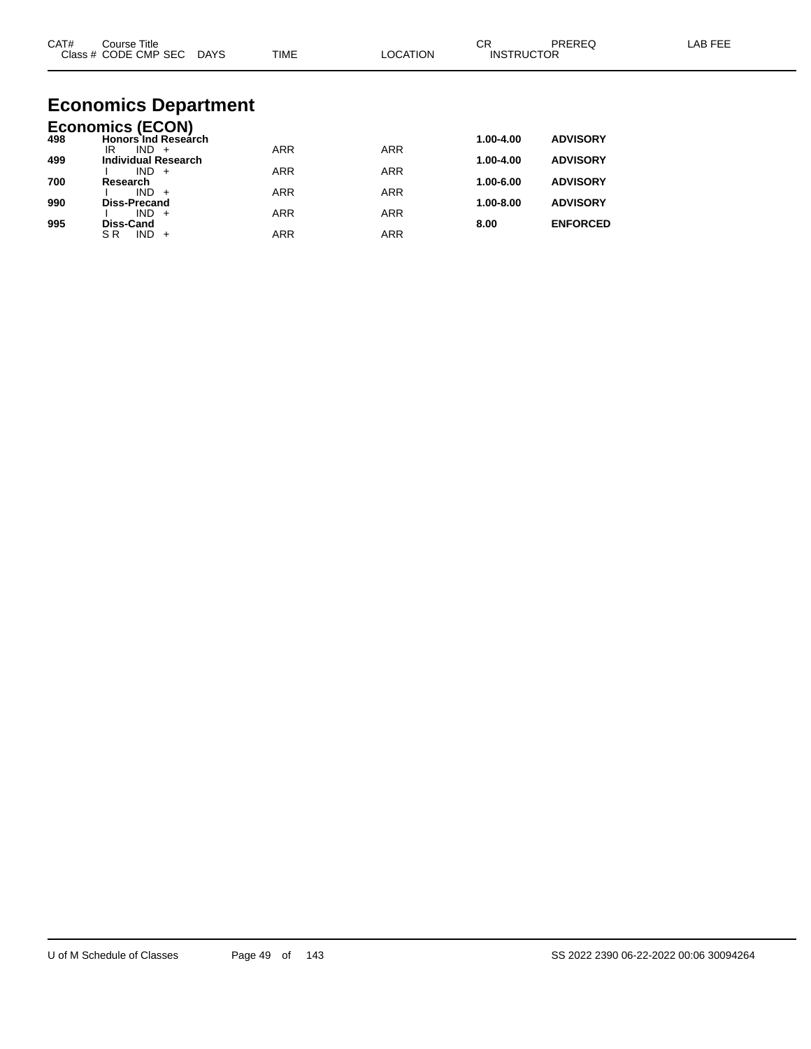| CAT# | Course Title | | | | | CR | PREREQ | LAB FEE |
|---|---|---|---|---|---|---|---|---|
| | Class # CODE CMP SEC | DAYS | TIME | LOCATION | INSTRUCTOR | | | |

# Economics Department

## Economics (ECON)

| CAT# | Course Title / Class # CODE CMP SEC | DAYS | TIME | LOCATION | CR | PREREQ |
|---|---|---|---|---|---|---|
| **498** | **Honors Ind Research** | | | | **1.00-4.00** | **ADVISORY** |
| | IR IND + | | ARR | ARR | | |
| **499** | **Individual Research** | | | | **1.00-4.00** | **ADVISORY** |
| | I IND + | | ARR | ARR | | |
| **700** | **Research** | | | | **1.00-6.00** | **ADVISORY** |
| | I IND + | | ARR | ARR | | |
| **990** | **Diss-Precand** | | | | **1.00-8.00** | **ADVISORY** |
| | I IND + | | ARR | ARR | | |
| **995** | **Diss-Cand** | | | | **8.00** | **ENFORCED** |
| | S R IND + | | ARR | ARR | | |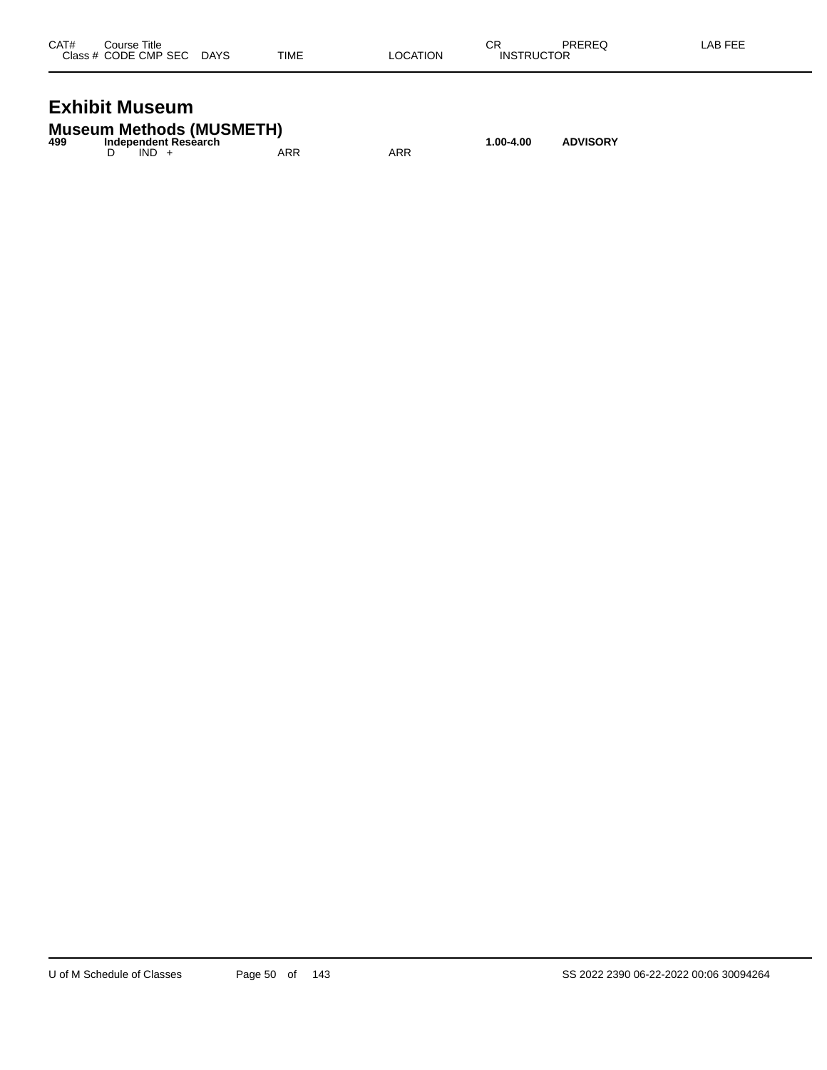| CAT# | Course Title | | | | | | CR | PREREQ | LAB FEE |
|---|---|---|---|---|---|---|---|---|---|
| Class # | CODE | CMP | SEC | DAYS | TIME | LOCATION | INSTRUCTOR | | |

# Exhibit Museum

## Museum Methods (MUSMETH)

| CAT# | Course Title | | | | | | CR | PREREQ | LAB FEE |
|---|---|---|---|---|---|---|---|---|---|
| **499** | **Independent Research** | | | | | | **1.00-4.00** | **ADVISORY** | |
| | D | IND | + | | ARR | ARR | | | |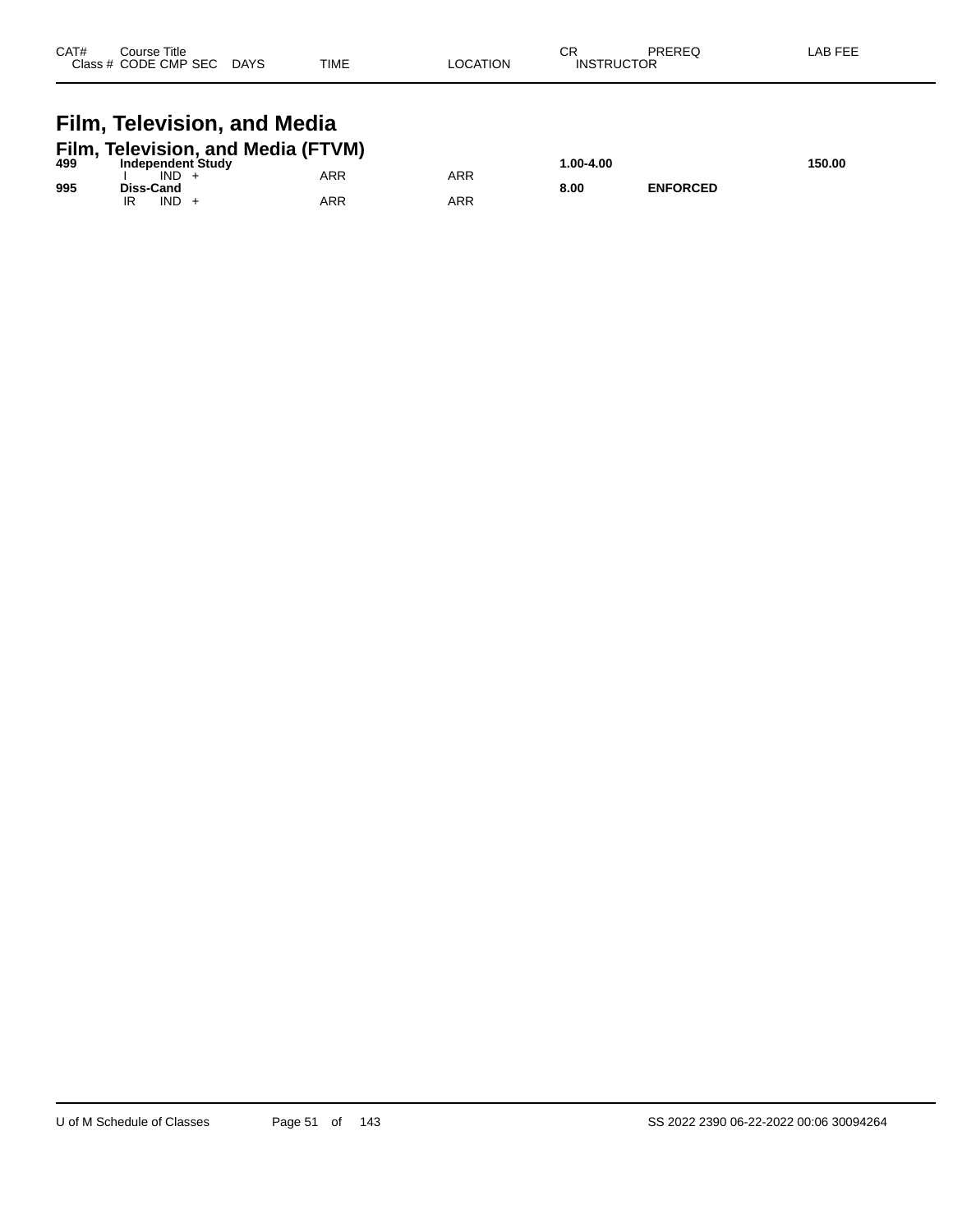| CAT# | Course Title<br>Class # CODE CMP SEC DAYS | TIME | LOCATION | CR<br>INSTRUCTOR | PREREQ | LAB FEE |
|---|---|---|---|---|---|---|

# Film, Television, and Media

## Film, Television, and Media (FTVM)

| CAT# | Course Title / Class # CODE CMP SEC DAYS | TIME | LOCATION | CR / INSTRUCTOR | PREREQ | LAB FEE |
|---|---|---|---|---|---|---|
| **499** | **Independent Study** | | | **1.00-4.00** | | **150.00** |
| | I IND + | ARR | ARR | | | |
| **995** | **Diss-Cand** | | | **8.00** | **ENFORCED** | |
| | IR IND + | ARR | ARR | | | |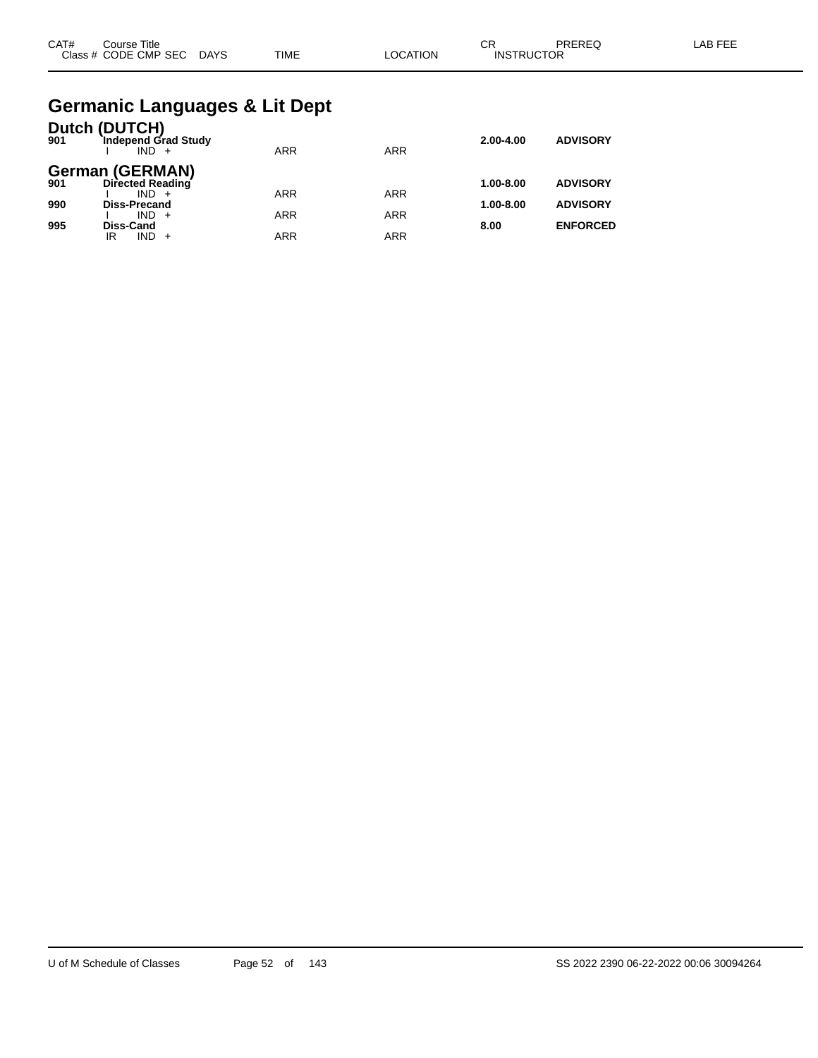| CAT# | Course Title<br>Class # CODE CMP SEC DAYS | TIME | LOCATION | CR<br>INSTRUCTOR | PREREQ | LAB FEE |
|---|---|---|---|---|---|---|

## Germanic Languages & Lit Dept

### Dutch (DUTCH)

| CAT# | Course Title / Class # CODE CMP SEC DAYS | TIME | LOCATION | CR | PREREQ | LAB FEE |
|---|---|---|---|---|---|---|
| **901** | **Independ Grad Study** | | | **2.00-4.00** | **ADVISORY** | |
| | I IND + | ARR | ARR | | | |

### German (GERMAN)

| CAT# | Course Title / Class # CODE CMP SEC DAYS | TIME | LOCATION | CR | PREREQ | LAB FEE |
|---|---|---|---|---|---|---|
| **901** | **Directed Reading** | | | **1.00-8.00** | **ADVISORY** | |
| | I IND + | ARR | ARR | | | |
| **990** | **Diss-Precand** | | | **1.00-8.00** | **ADVISORY** | |
| | I IND + | ARR | ARR | | | |
| **995** | **Diss-Cand** | | | **8.00** | **ENFORCED** | |
| | IR IND + | ARR | ARR | | | |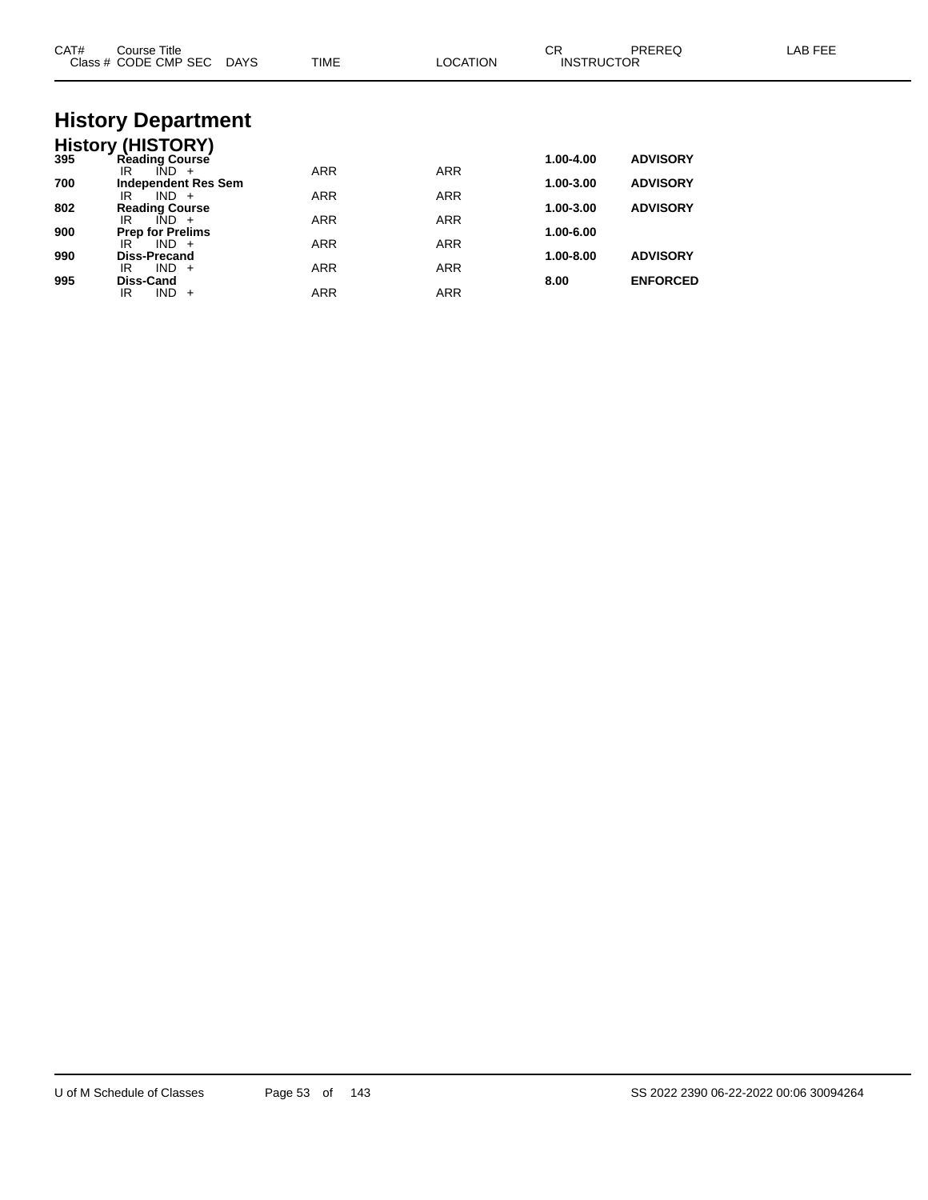| CAT# | Course Title<br>Class # CODE CMP SEC DAYS | TIME | LOCATION | CR<br>INSTRUCTOR | PREREQ | LAB FEE |
|---|---|---|---|---|---|---|

# History Department

## History (HISTORY)

| CAT# | Course Title<br>Class # CODE CMP SEC DAYS | TIME | LOCATION | CR<br>INSTRUCTOR | PREREQ | LAB FEE |
|---|---|---|---|---|---|---|
| **395** | **Reading Course** | | | **1.00-4.00** | **ADVISORY** | |
| | IR IND + | ARR | ARR | | | |
| **700** | **Independent Res Sem** | | | **1.00-3.00** | **ADVISORY** | |
| | IR IND + | ARR | ARR | | | |
| **802** | **Reading Course** | | | **1.00-3.00** | **ADVISORY** | |
| | IR IND + | ARR | ARR | | | |
| **900** | **Prep for Prelims** | | | **1.00-6.00** | | |
| | IR IND + | ARR | ARR | | | |
| **990** | **Diss-Precand** | | | **1.00-8.00** | **ADVISORY** | |
| | IR IND + | ARR | ARR | | | |
| **995** | **Diss-Cand** | | | **8.00** | **ENFORCED** | |
| | IR IND + | ARR | ARR | | | |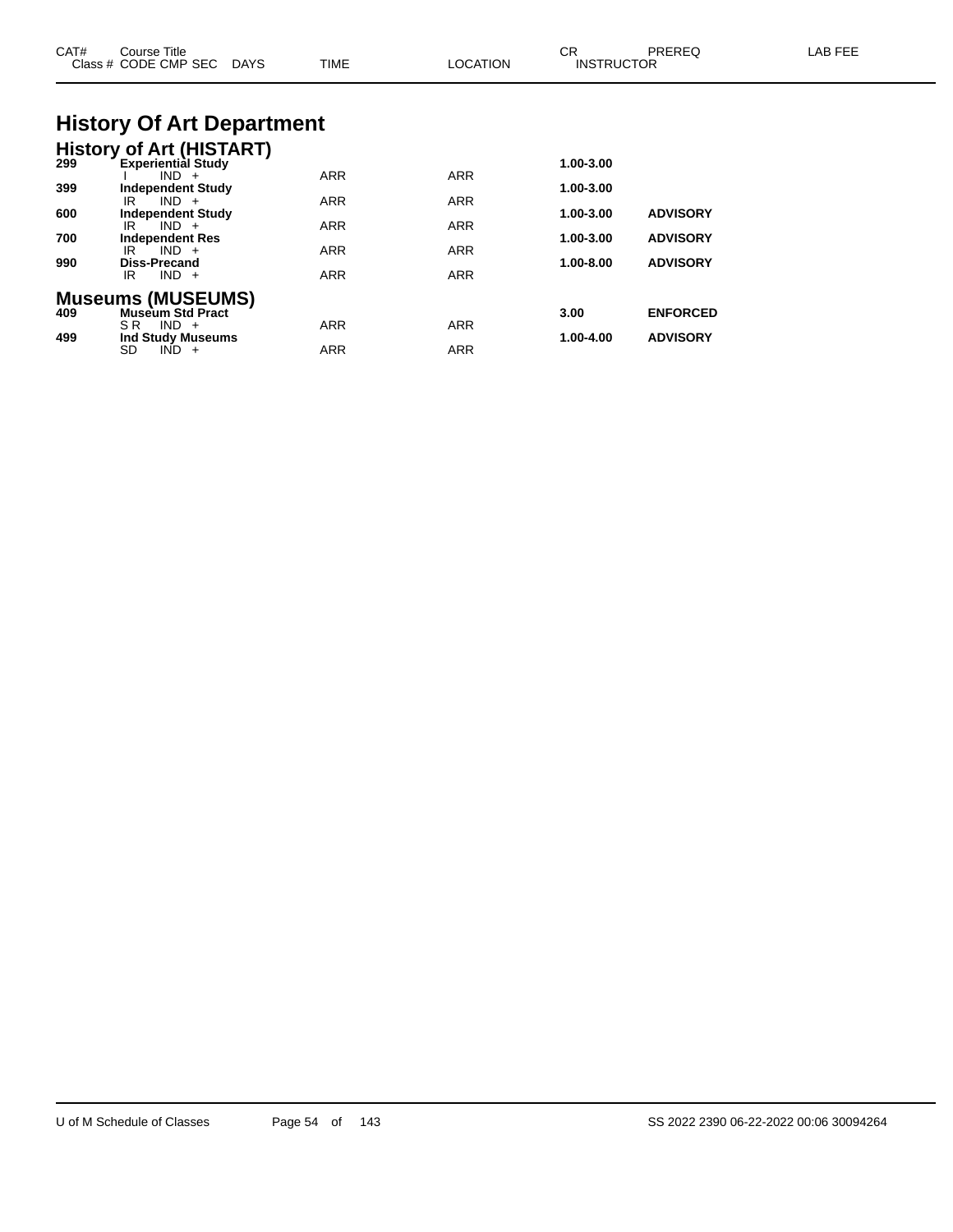| CAT# | Course Title<br>Class # CODE CMP SEC DAYS | TIME | LOCATION | CR<br>INSTRUCTOR | PREREQ | LAB FEE |
|---|---|---|---|---|---|---|

# History Of Art Department

## History of Art (HISTART)

| CAT# | Course Title / Class # CODE CMP SEC DAYS | TIME | LOCATION | CR | PREREQ | LAB FEE |
|---|---|---|---|---|---|---|
| **299** | **Experiential Study** | | | **1.00-3.00** | | |
| | I IND + | ARR | ARR | | | |
| **399** | **Independent Study** | | | **1.00-3.00** | | |
| | IR IND + | ARR | ARR | | | |
| **600** | **Independent Study** | | | **1.00-3.00** | **ADVISORY** | |
| | IR IND + | ARR | ARR | | | |
| **700** | **Independent Res** | | | **1.00-3.00** | **ADVISORY** | |
| | IR IND + | ARR | ARR | | | |
| **990** | **Diss-Precand** | | | **1.00-8.00** | **ADVISORY** | |
| | IR IND + | ARR | ARR | | | |

## Museums (MUSEUMS)

| CAT# | Course Title / Class # CODE CMP SEC DAYS | TIME | LOCATION | CR | PREREQ | LAB FEE |
|---|---|---|---|---|---|---|
| **409** | **Museum Std Pract** | | | **3.00** | **ENFORCED** | |
| | S R IND + | ARR | ARR | | | |
| **499** | **Ind Study Museums** | | | **1.00-4.00** | **ADVISORY** | |
| | SD IND + | ARR | ARR | | | |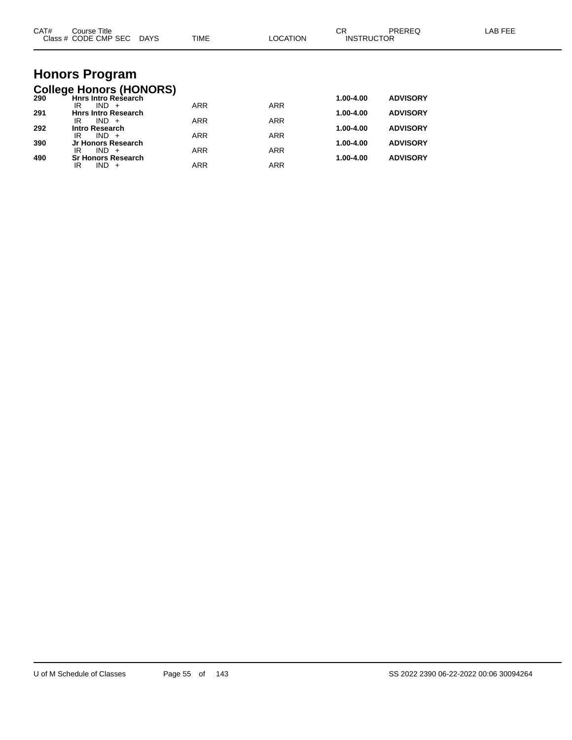| CAT# | Course Title<br>Class # CODE CMP SEC DAYS | TIME | LOCATION | CR<br>INSTRUCTOR | PREREQ | LAB FEE |
|---|---|---|---|---|---|---|

# Honors Program

## College Honors (HONORS)

| CAT# | Course Title / Class # CODE CMP SEC DAYS | TIME | LOCATION | CR / INSTRUCTOR | PREREQ | LAB FEE |
|---|---|---|---|---|---|---|
| **290** | **Hnrs Intro Research** | | | **1.00-4.00** | **ADVISORY** | |
| | IR IND + | ARR | ARR | | | |
| **291** | **Hnrs Intro Research** | | | **1.00-4.00** | **ADVISORY** | |
| | IR IND + | ARR | ARR | | | |
| **292** | **Intro Research** | | | **1.00-4.00** | **ADVISORY** | |
| | IR IND + | ARR | ARR | | | |
| **390** | **Jr Honors Research** | | | **1.00-4.00** | **ADVISORY** | |
| | IR IND + | ARR | ARR | | | |
| **490** | **Sr Honors Research** | | | **1.00-4.00** | **ADVISORY** | |
| | IR IND + | ARR | ARR | | | |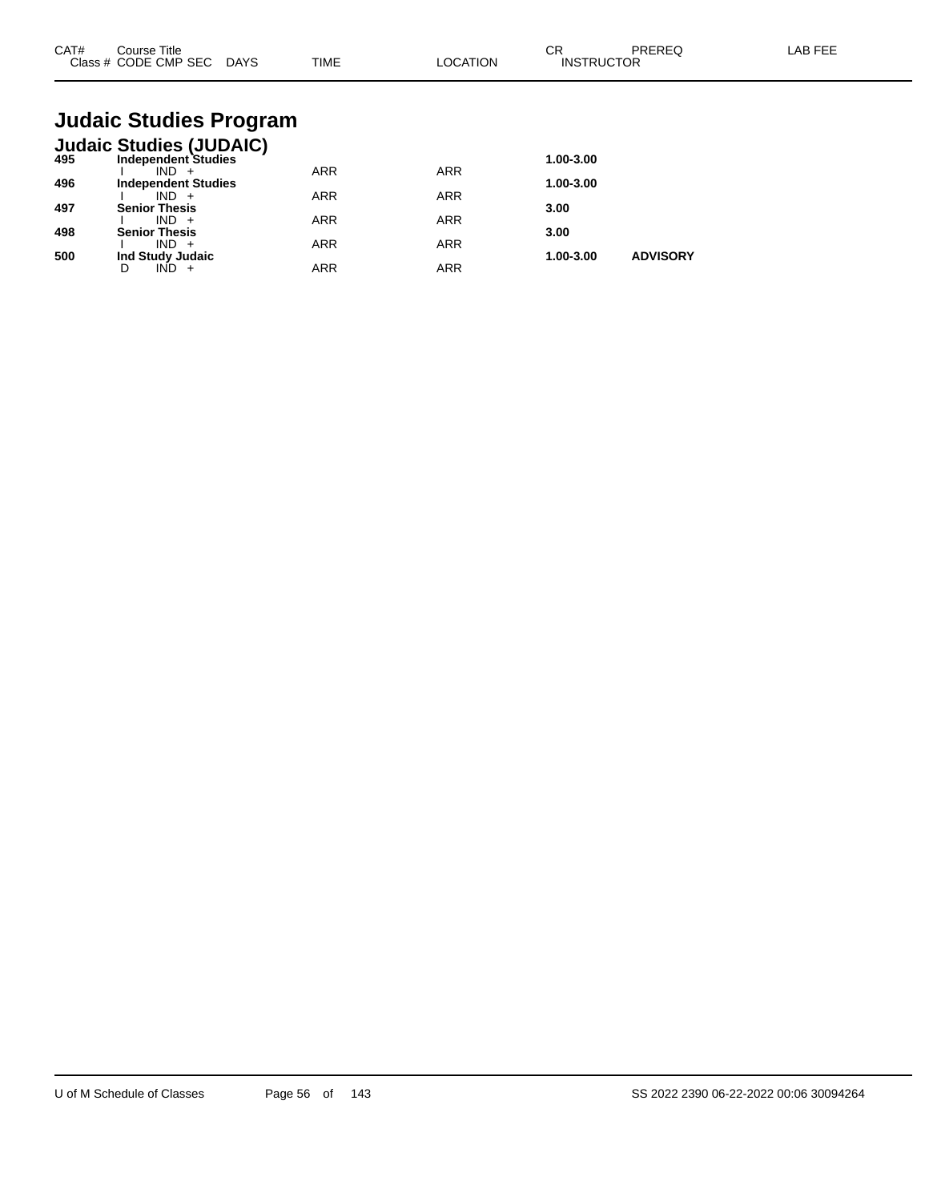| CAT# | Course Title<br>Class # CODE CMP SEC DAYS | TIME | LOCATION | CR<br>INSTRUCTOR | PREREQ | LAB FEE |
|---|---|---|---|---|---|---|

# Judaic Studies Program

## Judaic Studies (JUDAIC)

| CAT# | Course Title / Class # CODE CMP SEC DAYS | TIME | LOCATION | CR / INSTRUCTOR | PREREQ | LAB FEE |
|---|---|---|---|---|---|---|
| **495** | **Independent Studies** | | | **1.00-3.00** | | |
| | I IND + | ARR | ARR | | | |
| **496** | **Independent Studies** | | | **1.00-3.00** | | |
| | I IND + | ARR | ARR | | | |
| **497** | **Senior Thesis** | | | **3.00** | | |
| | I IND + | ARR | ARR | | | |
| **498** | **Senior Thesis** | | | **3.00** | | |
| | I IND + | ARR | ARR | | | |
| **500** | **Ind Study Judaic** | | | **1.00-3.00** | **ADVISORY** | |
| | D IND + | ARR | ARR | | | |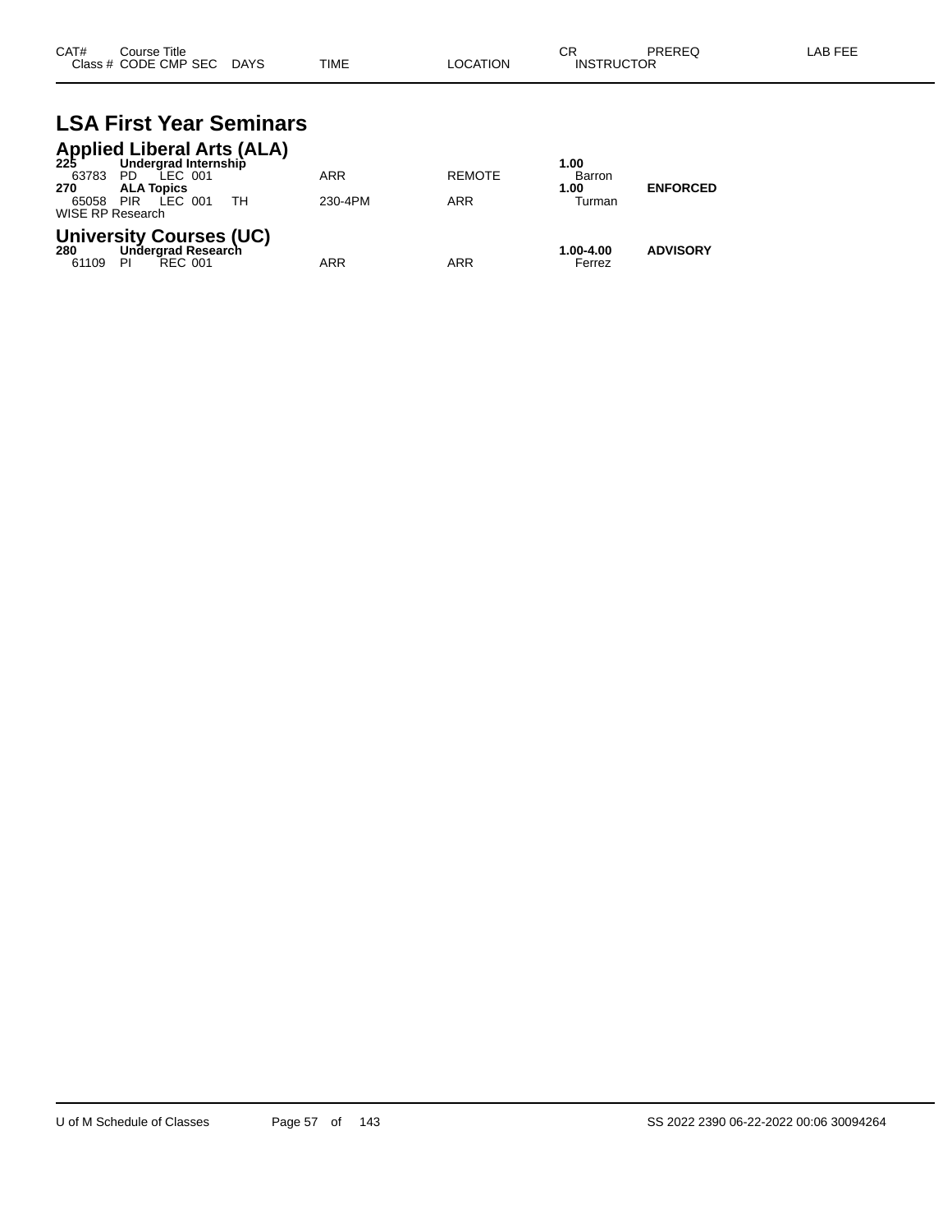| CAT# | Course Title | | | | | | CR | PREREQ | LAB FEE |
|---|---|---|---|---|---|---|---|---|---|
| Class # | CODE | CMP | SEC | DAYS | TIME | LOCATION | INSTRUCTOR | | |

# LSA First Year Seminars

## Applied Liberal Arts (ALA)

| CAT# / Class # | CODE | CMP | SEC | DAYS | TIME | LOCATION | CR / INSTRUCTOR | PREREQ | LAB FEE |
|---|---|---|---|---|---|---|---|---|---|
| **225** | **Undergrad Internship** | | | | | | **1.00** | | |
| 63783 | PD | LEC | 001 | | ARR | REMOTE | Barron | | |
| **270** | **ALA Topics** | | | | | | **1.00** | **ENFORCED** | |
| 65058 | PIR | LEC | 001 | TH | 230-4PM | ARR | Turman | | |

WISE RP Research

## University Courses (UC)

| CAT# / Class # | CODE | CMP | SEC | DAYS | TIME | LOCATION | CR / INSTRUCTOR | PREREQ | LAB FEE |
|---|---|---|---|---|---|---|---|---|---|
| **280** | **Undergrad Research** | | | | | | **1.00-4.00** | **ADVISORY** | |
| 61109 | PI | REC | 001 | | ARR | ARR | Ferrez | | |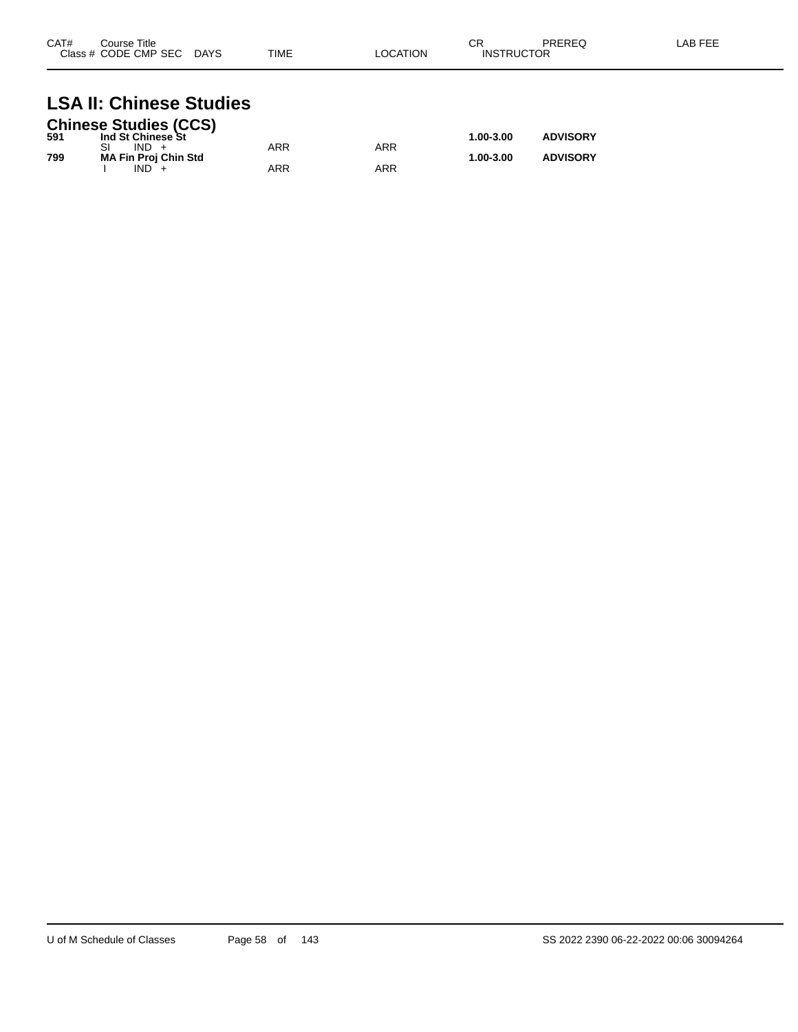| CAT# | Course Title | | | | | CR | PREREQ | LAB FEE |
|---|---|---|---|---|---|---|---|---|
| Class # | CODE CMP SEC | DAYS | TIME | LOCATION | | INSTRUCTOR | | |

# LSA II: Chinese Studies

## Chinese Studies (CCS)

| CAT# | Course Title | | TIME | LOCATION | CR | PREREQ |
|---|---|---|---|---|---|---|
| **591** | **Ind St Chinese St** | | | | **1.00-3.00** | **ADVISORY** |
| | SI IND + | | ARR | ARR | | |
| **799** | **MA Fin Proj Chin Std** | | | | **1.00-3.00** | **ADVISORY** |
| | I IND + | | ARR | ARR | | |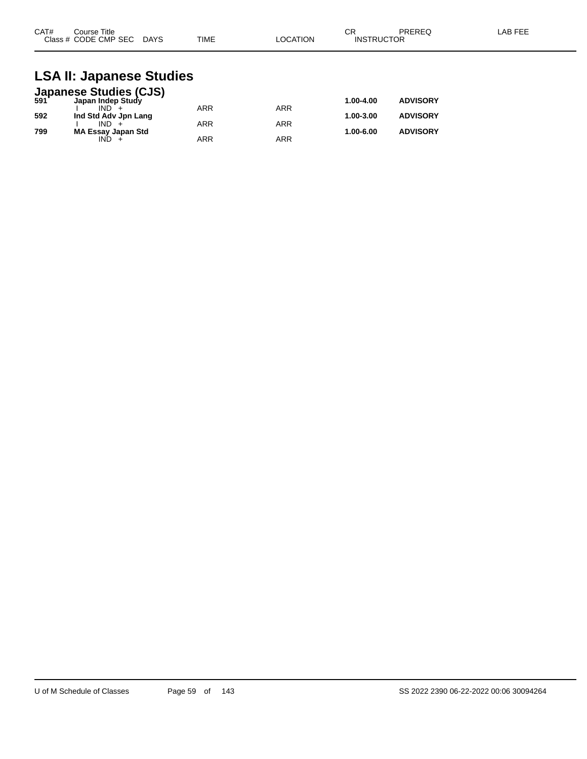| CAT# | Course Title | | | | | CR | PREREQ | LAB FEE |
|---|---|---|---|---|---|---|---|---|
| Class # | CODE | CMP | SEC | DAYS | TIME | LOCATION | INSTRUCTOR | |

# LSA II: Japanese Studies

## Japanese Studies (CJS)

| CAT# | Course Title | | | | TIME | LOCATION | CR | PREREQ |
|---|---|---|---|---|---|---|---|---|
| **591** | **Japan Indep Study** | | | | | | **1.00-4.00** | **ADVISORY** |
| | I | IND | + | | ARR | ARR | | |
| **592** | **Ind Std Adv Jpn Lang** | | | | | | **1.00-3.00** | **ADVISORY** |
| | I | IND | + | | ARR | ARR | | |
| **799** | **MA Essay Japan Std** | | | | | | **1.00-6.00** | **ADVISORY** |
| | | IND | + | | ARR | ARR | | |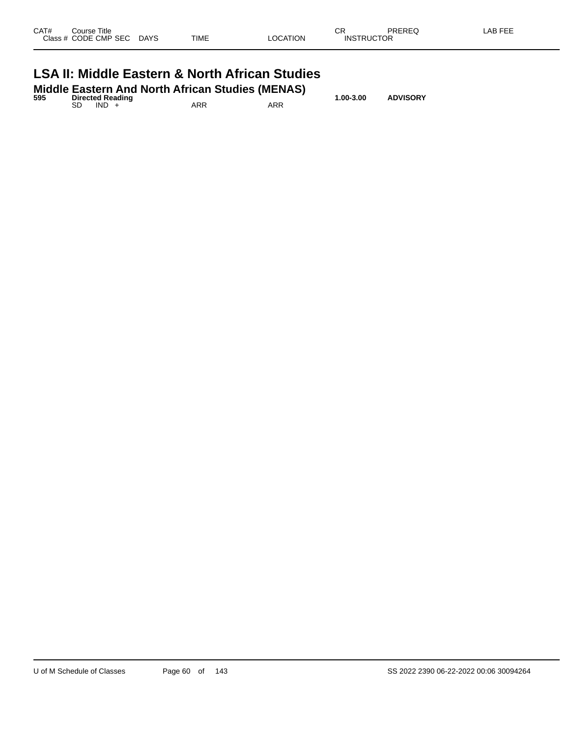| CAT# | Course Title | | | | | | CR | PREREQ | LAB FEE |
|---|---|---|---|---|---|---|---|---|---|
| Class # | CODE | CMP | SEC | DAYS | TIME | LOCATION | INSTRUCTOR | | |

# LSA II: Middle Eastern & North African Studies

## Middle Eastern And North African Studies (MENAS)

| CAT# | Course Title | | | | | | CR | PREREQ | LAB FEE |
|---|---|---|---|---|---|---|---|---|---|
| **595** | **Directed Reading** | | | | | | **1.00-3.00** | **ADVISORY** | |
| | SD | IND | + | | ARR | ARR | | | |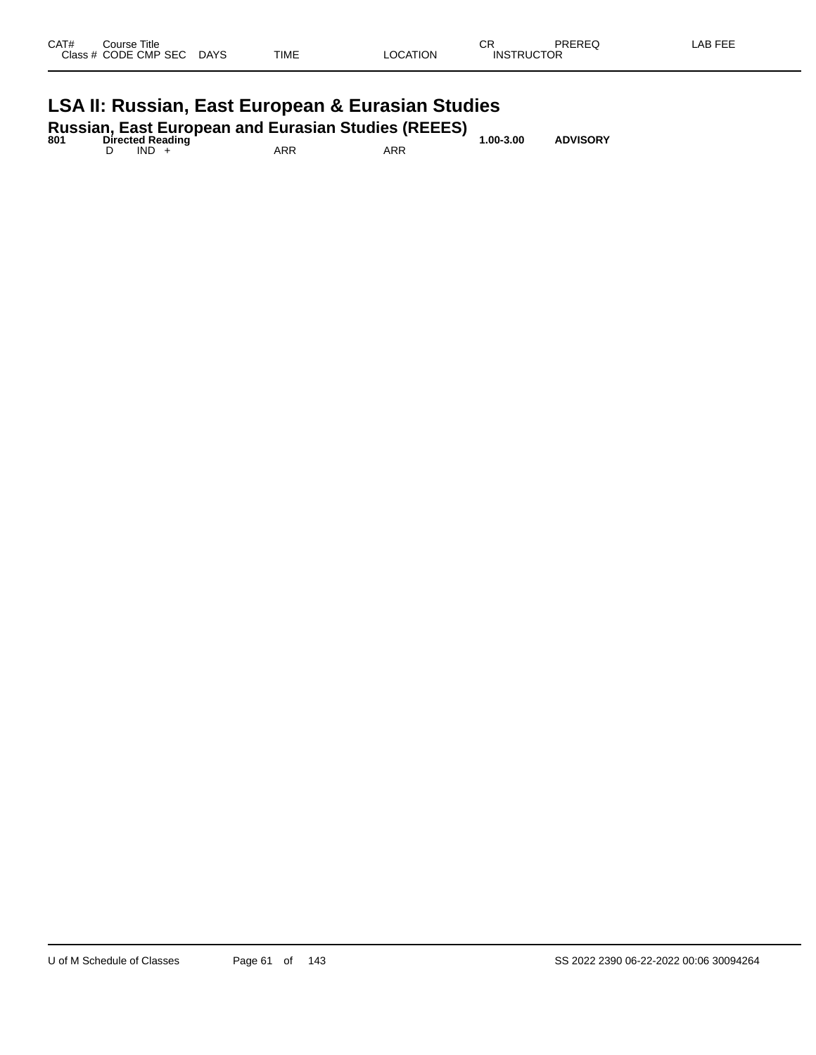| CAT# | Course Title | | | | | | CR | PREREQ | LAB FEE |
|---|---|---|---|---|---|---|---|---|---|
| Class # | CODE | CMP | SEC | DAYS | TIME | LOCATION | INSTRUCTOR | | |

# LSA II: Russian, East European & Eurasian Studies

## Russian, East European and Eurasian Studies (REEES)

| CAT# | Course Title | | | | | | CR | PREREQ | LAB FEE |
|---|---|---|---|---|---|---|---|---|---|
| **801** | **Directed Reading** | | | | | | **1.00-3.00** | **ADVISORY** | |
| | D | IND | + | | ARR | ARR | | | |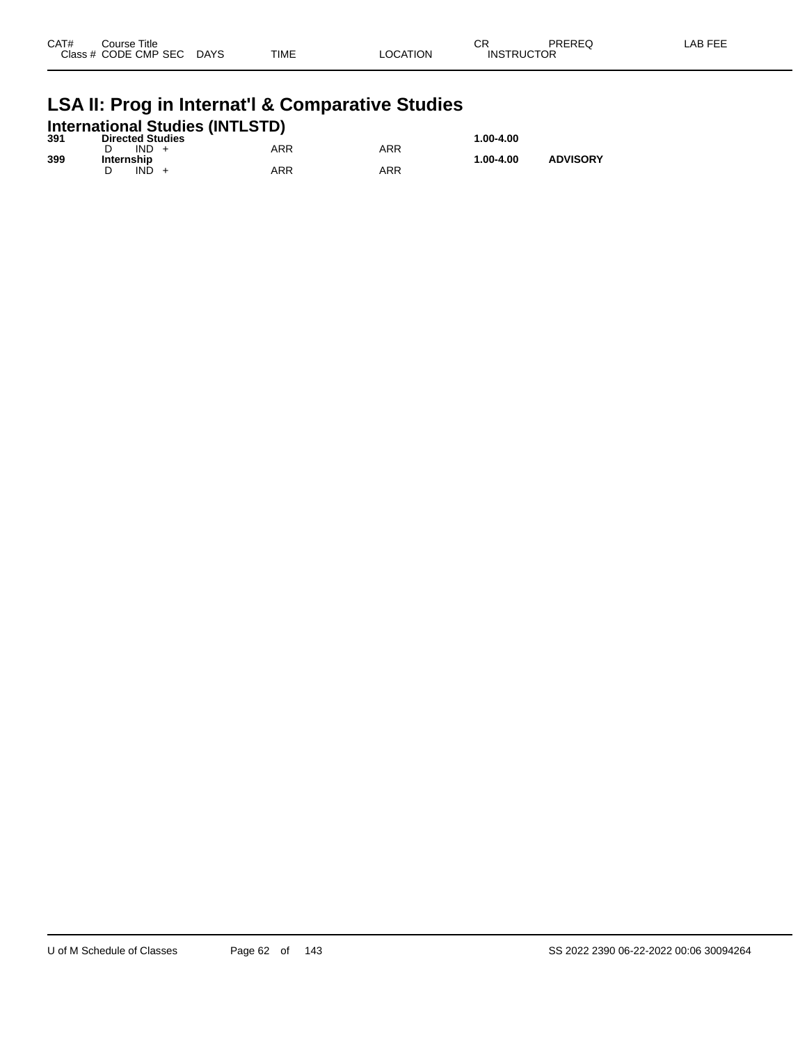| CAT# Class # | Course Title CODE CMP SEC | DAYS | TIME | LOCATION | CR INSTRUCTOR | PREREQ | LAB FEE |
|---|---|---|---|---|---|---|---|

# LSA II: Prog in Internat'l & Comparative Studies

## International Studies (INTLSTD)

| CAT# Class # | Course Title CODE CMP SEC | DAYS | TIME | LOCATION | CR INSTRUCTOR | PREREQ | LAB FEE |
|---|---|---|---|---|---|---|---|
| **391** | **Directed Studies** | | | | **1.00-4.00** | | |
| | D IND + | | ARR | ARR | | | |
| **399** | **Internship** | | | | **1.00-4.00** | **ADVISORY** | |
| | D IND + | | ARR | ARR | | | |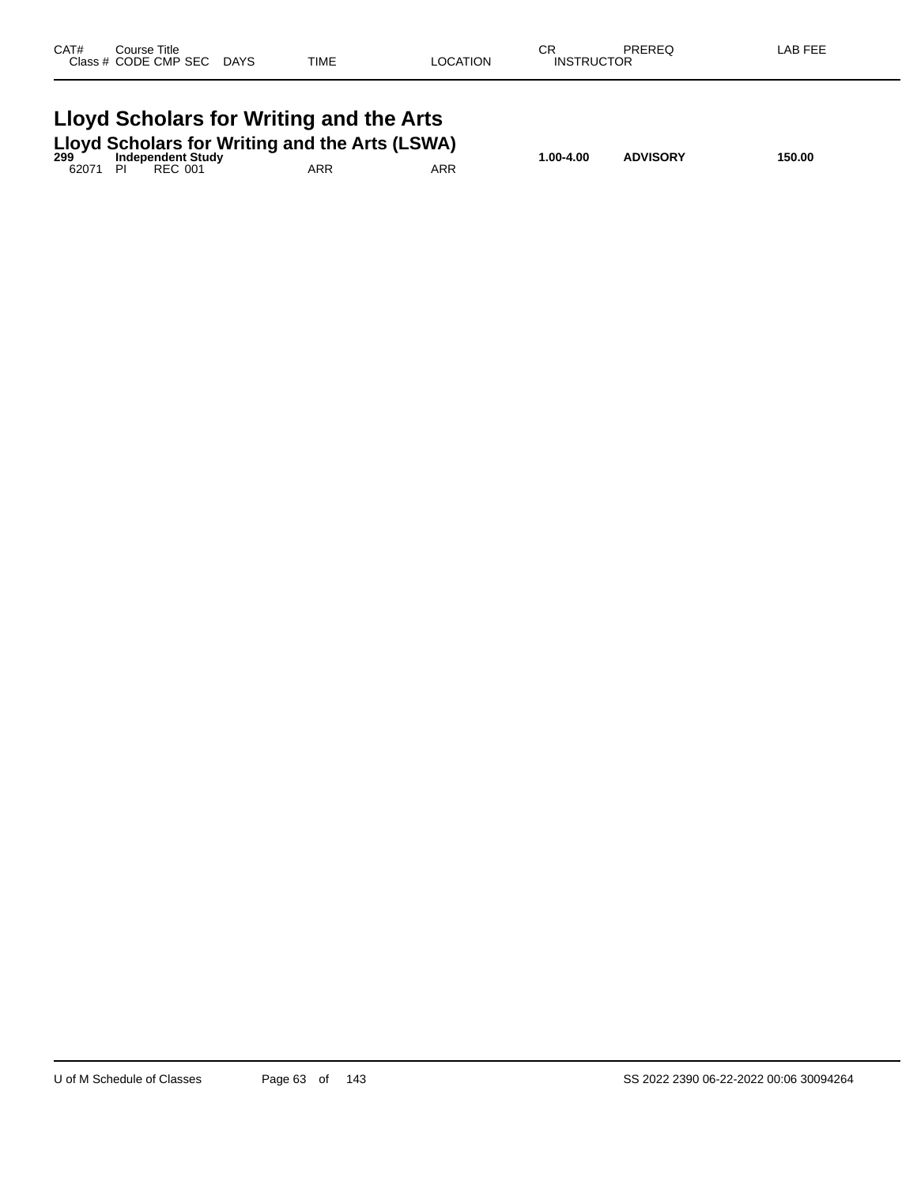| CAT# | Course Title | | | | | | CR | PREREQ | LAB FEE |
|---|---|---|---|---|---|---|---|---|---|
| Class # | CODE | CMP | SEC | DAYS | TIME | LOCATION | INSTRUCTOR | | |

# Lloyd Scholars for Writing and the Arts

## Lloyd Scholars for Writing and the Arts (LSWA)

| CAT# | Course Title | | | | | | CR | PREREQ | LAB FEE |
|---|---|---|---|---|---|---|---|---|---|
| **299** | **Independent Study** | | | | | | **1.00-4.00** | **ADVISORY** | **150.00** |
| 62071 | PI | REC | 001 | | ARR | ARR | | | |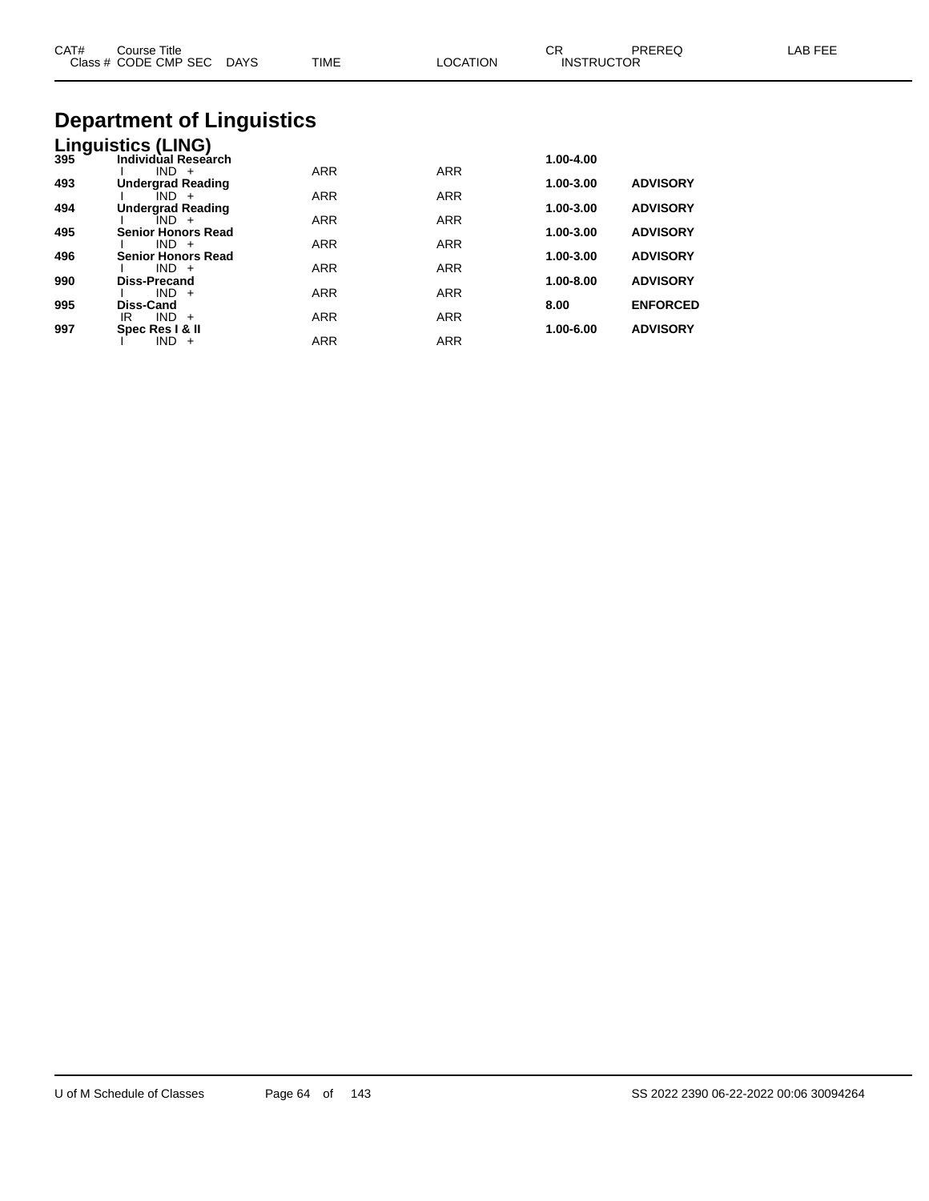| CAT# | Course Title Class # CODE CMP SEC DAYS | TIME | LOCATION | CR INSTRUCTOR | PREREQ | LAB FEE |
|---|---|---|---|---|---|---|

# Department of Linguistics

## Linguistics (LING)

| CAT# | Course Title / Class # CODE CMP SEC DAYS | TIME | LOCATION | CR / INSTRUCTOR | PREREQ | LAB FEE |
|---|---|---|---|---|---|---|
| **395** | **Individual Research** | | | **1.00-4.00** | | |
| | I IND + | ARR | ARR | | | |
| **493** | **Undergrad Reading** | | | **1.00-3.00** | **ADVISORY** | |
| | I IND + | ARR | ARR | | | |
| **494** | **Undergrad Reading** | | | **1.00-3.00** | **ADVISORY** | |
| | I IND + | ARR | ARR | | | |
| **495** | **Senior Honors Read** | | | **1.00-3.00** | **ADVISORY** | |
| | I IND + | ARR | ARR | | | |
| **496** | **Senior Honors Read** | | | **1.00-3.00** | **ADVISORY** | |
| | I IND + | ARR | ARR | | | |
| **990** | **Diss-Precand** | | | **1.00-8.00** | **ADVISORY** | |
| | I IND + | ARR | ARR | | | |
| **995** | **Diss-Cand** | | | **8.00** | **ENFORCED** | |
| | IR IND + | ARR | ARR | | | |
| **997** | **Spec Res I & II** | | | **1.00-6.00** | **ADVISORY** | |
| | I IND + | ARR | ARR | | | |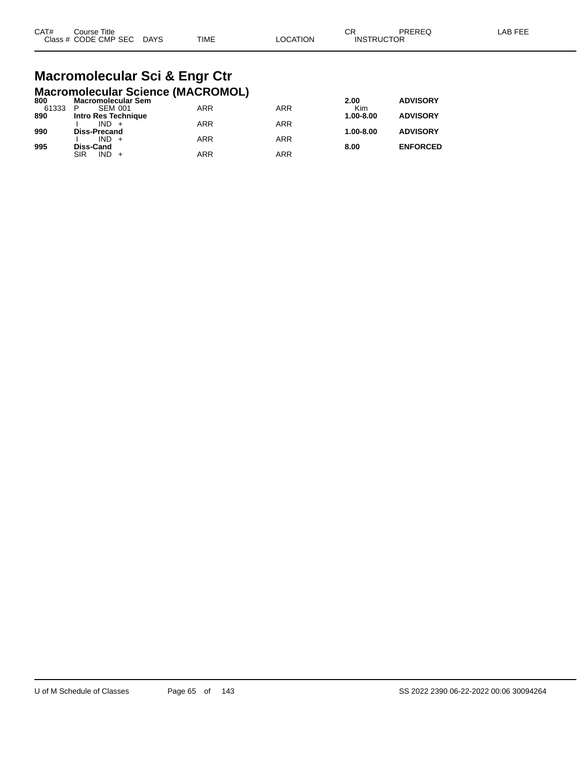| CAT# | Course Title | | | | | CR | PREREQ | LAB FEE |
|---|---|---|---|---|---|---|---|---|
| Class # | CODE CMP SEC | DAYS | TIME | LOCATION | | INSTRUCTOR | | |

# Macromolecular Sci & Engr Ctr

## Macromolecular Science (MACROMOL)

| CAT# | Course Title | | | | CR | PREREQ |
|---|---|---|---|---|---|---|
| **800** | **Macromolecular Sem** | | | | **2.00** | **ADVISORY** |
| 61333 | P SEM 001 | | ARR | ARR | Kim | |
| **890** | **Intro Res Technique** | | | | **1.00-8.00** | **ADVISORY** |
| | I IND + | | ARR | ARR | | |
| **990** | **Diss-Precand** | | | | **1.00-8.00** | **ADVISORY** |
| | I IND + | | ARR | ARR | | |
| **995** | **Diss-Cand** | | | | **8.00** | **ENFORCED** |
| | SIR IND + | | ARR | ARR | | |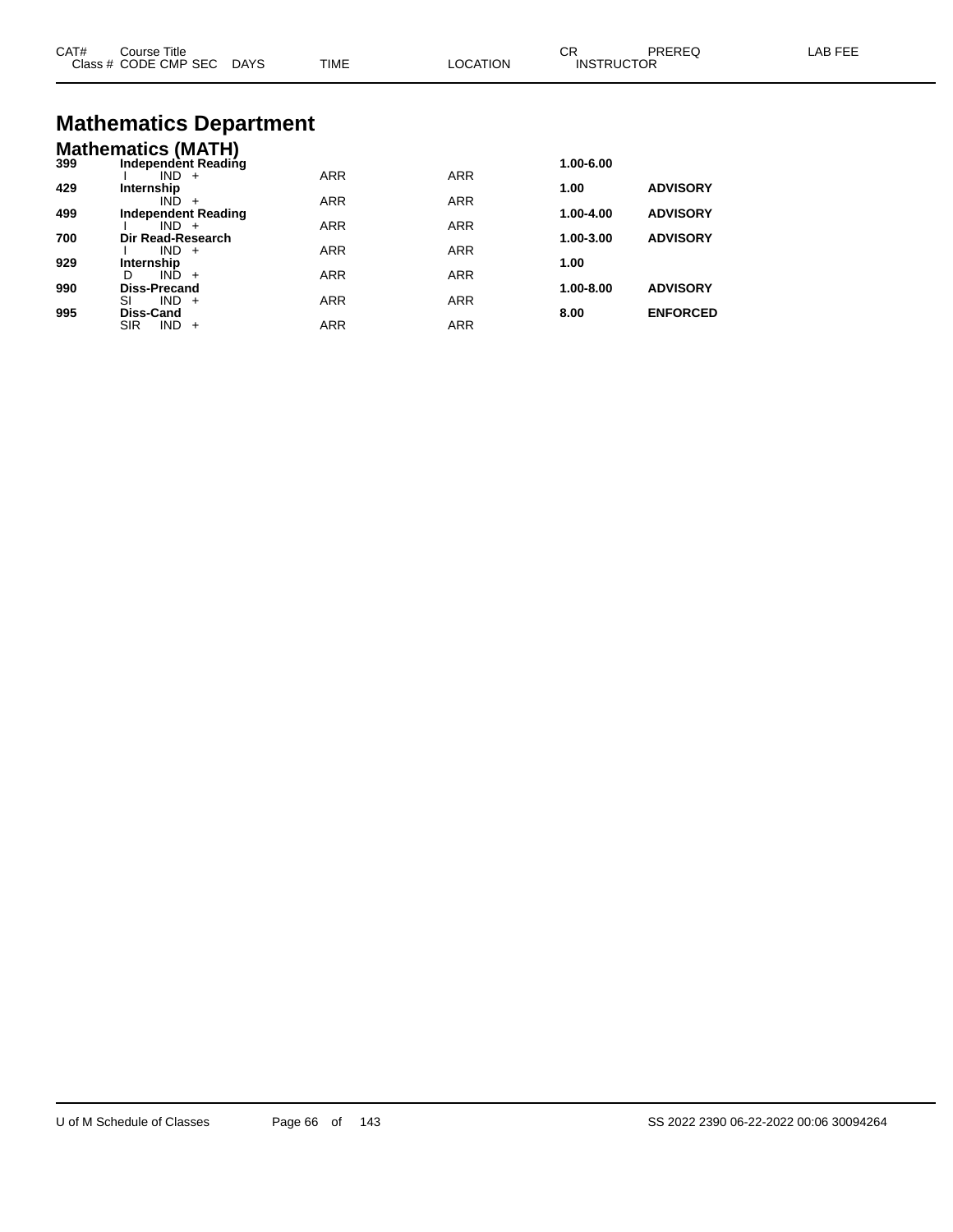| CAT# | Course Title | | | | | | CR | PREREQ | LAB FEE |
|---|---|---|---|---|---|---|---|---|---|
| Class # | CODE | CMP | SEC | DAYS | TIME | LOCATION | INSTRUCTOR | | |

# Mathematics Department

## Mathematics (MATH)

| CAT# | Course Title | | | | | | CR | PREREQ | LAB FEE |
|---|---|---|---|---|---|---|---|---|---|
| **399** | **Independent Reading** | | | | | | **1.00-6.00** | | |
| | I | IND | + | | ARR | ARR | | | |
| **429** | **Internship** | | | | | | **1.00** | **ADVISORY** | |
| | | IND | + | | ARR | ARR | | | |
| **499** | **Independent Reading** | | | | | | **1.00-4.00** | **ADVISORY** | |
| | I | IND | + | | ARR | ARR | | | |
| **700** | **Dir Read-Research** | | | | | | **1.00-3.00** | **ADVISORY** | |
| | I | IND | + | | ARR | ARR | | | |
| **929** | **Internship** | | | | | | **1.00** | | |
| | D | IND | + | | ARR | ARR | | | |
| **990** | **Diss-Precand** | | | | | | **1.00-8.00** | **ADVISORY** | |
| | SI | IND | + | | ARR | ARR | | | |
| **995** | **Diss-Cand** | | | | | | **8.00** | **ENFORCED** | |
| | SIR | IND | + | | ARR | ARR | | | |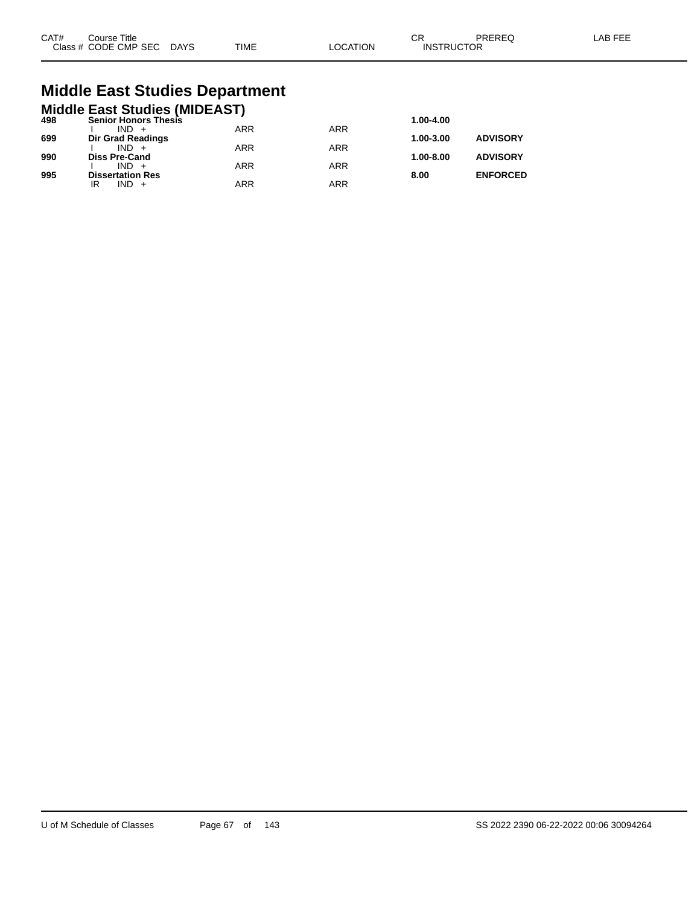| CAT# | Course Title | | | | | | | CR | PREREQ | LAB FEE |
|---|---|---|---|---|---|---|---|---|---|---|
| Class # | CODE | CMP | SEC | DAYS | TIME | LOCATION | INSTRUCTOR | | | |

# Middle East Studies Department

## Middle East Studies (MIDEAST)

| CAT# | Course Title | | | | | | | CR | PREREQ | LAB FEE |
|---|---|---|---|---|---|---|---|---|---|---|
| 498 | **Senior Honors Thesis** | | | | | | | 1.00-4.00 | | |
| | I | IND | + | | ARR | ARR | | | | |
| 699 | **Dir Grad Readings** | | | | | | | 1.00-3.00 | ADVISORY | |
| | I | IND | + | | ARR | ARR | | | | |
| 990 | **Diss Pre-Cand** | | | | | | | 1.00-8.00 | ADVISORY | |
| | I | IND | + | | ARR | ARR | | | | |
| 995 | **Dissertation Res** | | | | | | | 8.00 | ENFORCED | |
| | IR | IND | + | | ARR | ARR | | | | |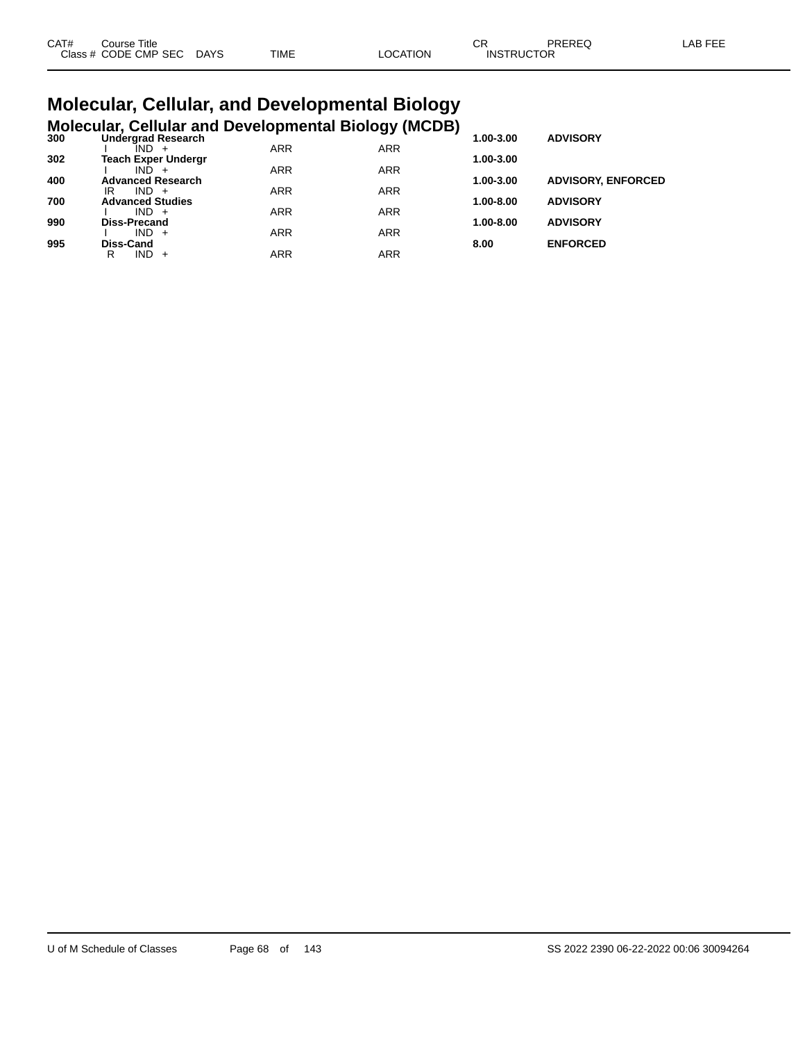| CAT# | Course Title | | | | CR | PREREQ | LAB FEE |
|---|---|---|---|---|---|---|---|
| Class # | CODE CMP SEC | DAYS | TIME | LOCATION | INSTRUCTOR | | |

# Molecular, Cellular, and Developmental Biology

## Molecular, Cellular and Developmental Biology (MCDB)

| CAT# | Course Title | | TIME | LOCATION | CR | PREREQ |
|---|---|---|---|---|---|---|
| **300** | **Undergrad Research** | | | | **1.00-3.00** | **ADVISORY** |
| | I | IND + | ARR | ARR | | |
| **302** | **Teach Exper Undergr** | | | | **1.00-3.00** | |
| | I | IND + | ARR | ARR | | |
| **400** | **Advanced Research** | | | | **1.00-3.00** | **ADVISORY, ENFORCED** |
| | IR | IND + | ARR | ARR | | |
| **700** | **Advanced Studies** | | | | **1.00-8.00** | **ADVISORY** |
| | I | IND + | ARR | ARR | | |
| **990** | **Diss-Precand** | | | | **1.00-8.00** | **ADVISORY** |
| | I | IND + | ARR | ARR | | |
| **995** | **Diss-Cand** | | | | **8.00** | **ENFORCED** |
| | R | IND + | ARR | ARR | | |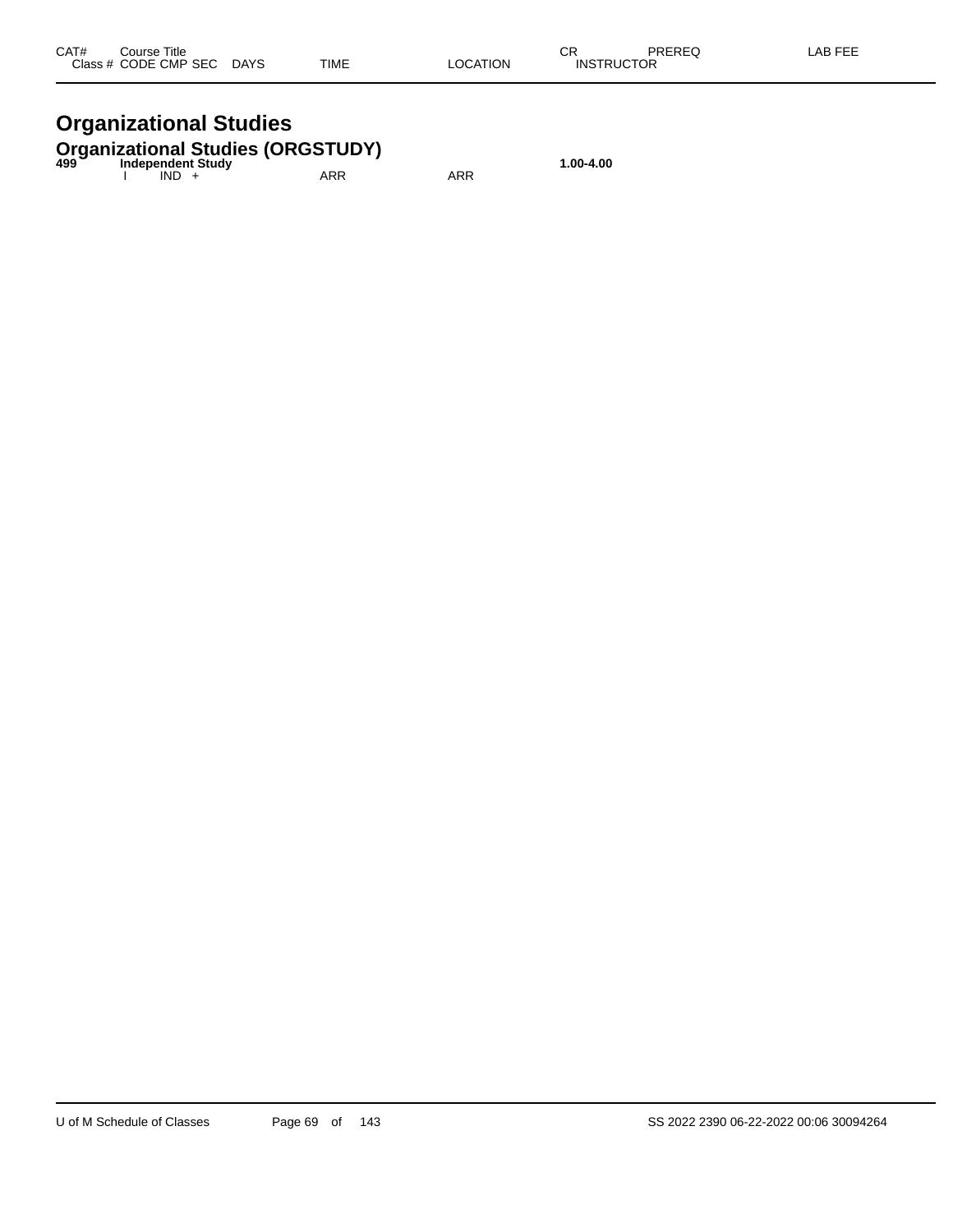| CAT# | Course Title | | | | | | CR | PREREQ | LAB FEE |
|---|---|---|---|---|---|---|---|---|---|
| Class # | CODE | CMP | SEC | DAYS | TIME | LOCATION | INSTRUCTOR | | |

# Organizational Studies

## Organizational Studies (ORGSTUDY)

| CAT# | Course Title | | | | | | CR | PREREQ | LAB FEE |
|---|---|---|---|---|---|---|---|---|---|
| **499** | **Independent Study** | | | | | | **1.00-4.00** | | |
| | I | IND | + | | ARR | ARR | | | |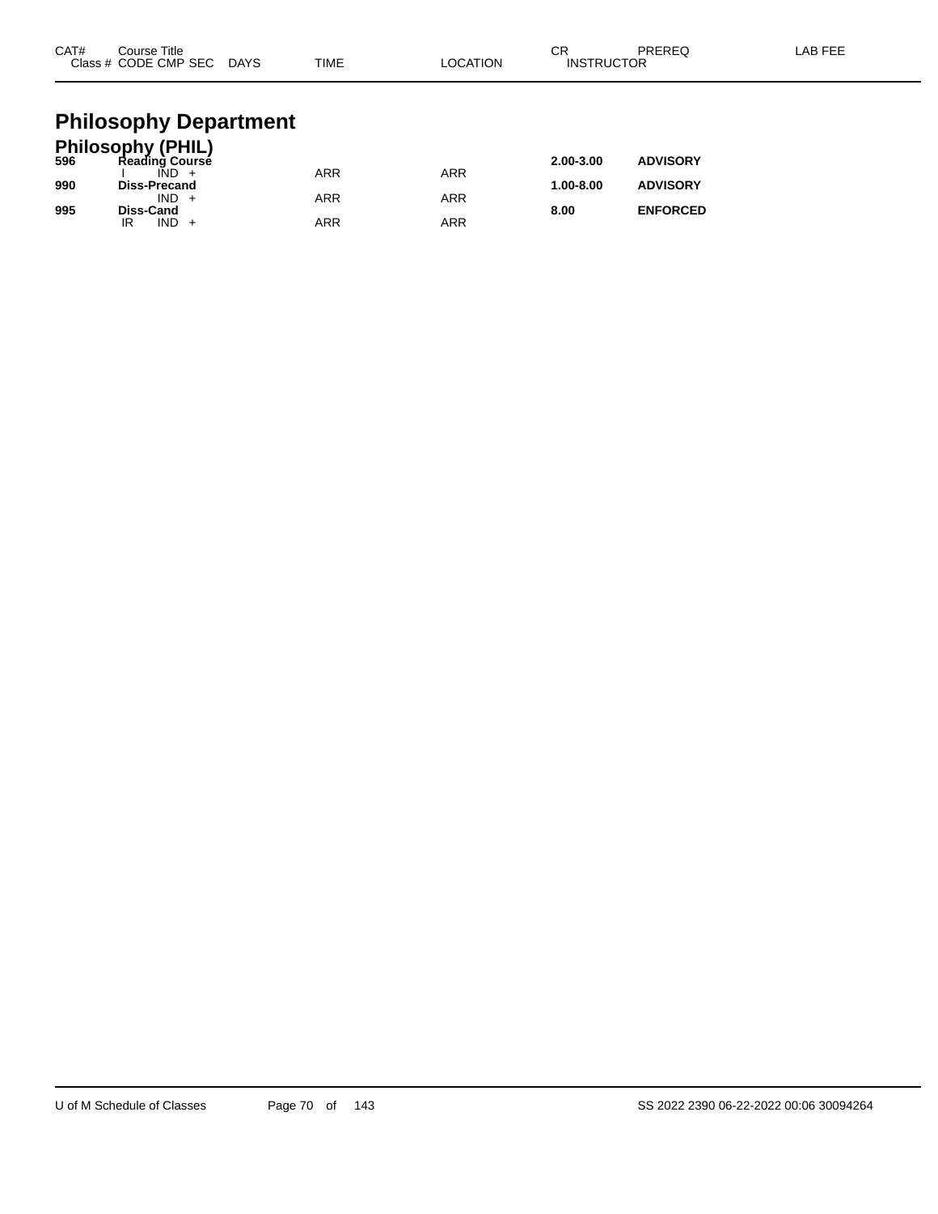| CAT# | Course Title<br>Class # CODE CMP SEC DAYS | TIME | LOCATION | CR<br>INSTRUCTOR | PREREQ | LAB FEE |
|---|---|---|---|---|---|---|

# Philosophy Department

## Philosophy (PHIL)

| CAT# | Course Title / Class # CODE CMP SEC DAYS | TIME | LOCATION | CR / INSTRUCTOR | PREREQ | LAB FEE |
|---|---|---|---|---|---|---|
| **596** | **Reading Course** | | | **2.00-3.00** | **ADVISORY** | |
| | I IND + | ARR | ARR | | | |
| **990** | **Diss-Precand** | | | **1.00-8.00** | **ADVISORY** | |
| | IND + | ARR | ARR | | | |
| **995** | **Diss-Cand** | | | **8.00** | **ENFORCED** | |
| | IR IND + | ARR | ARR | | | |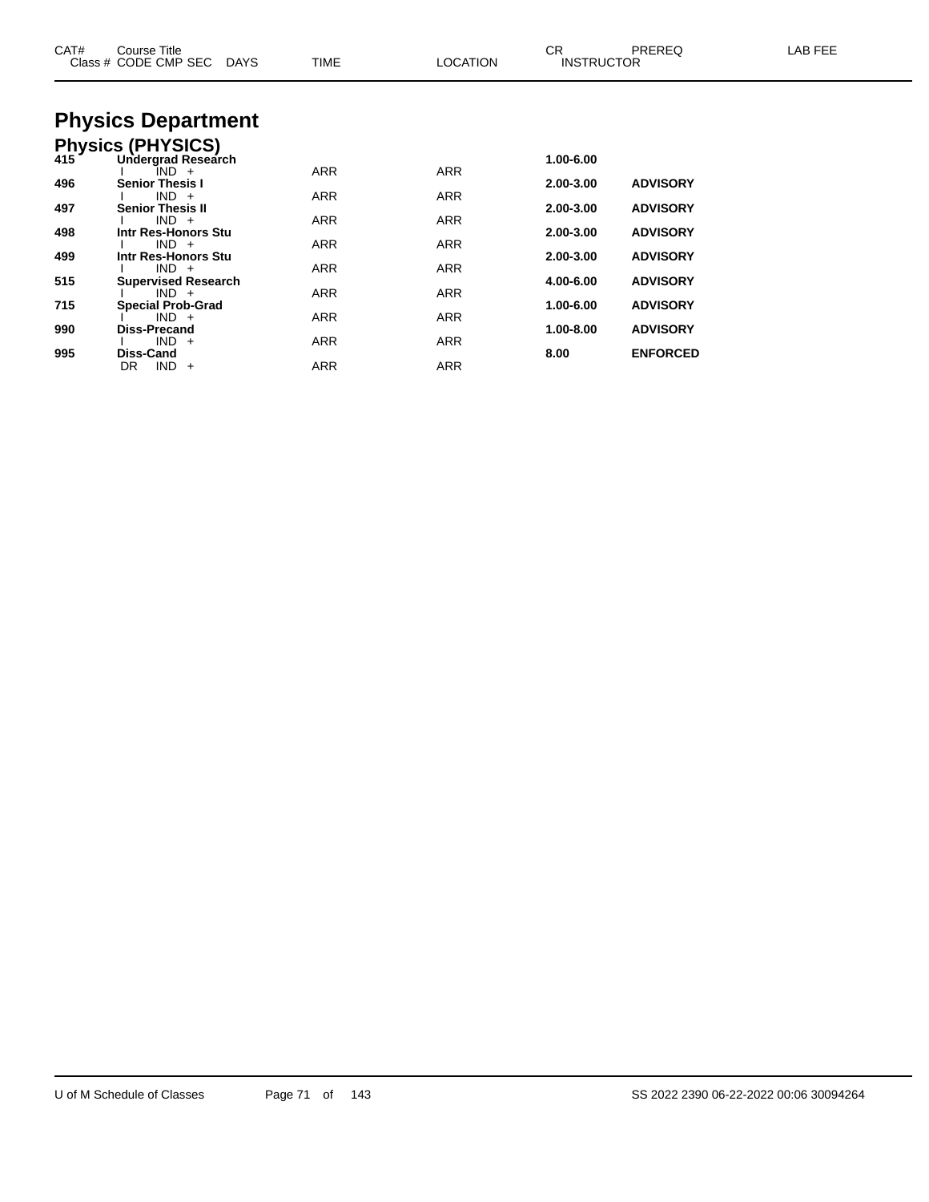| CAT# | Course Title<br>Class # CODE CMP SEC DAYS | TIME | LOCATION | CR<br>INSTRUCTOR | PREREQ | LAB FEE |
|---|---|---|---|---|---|---|

# Physics Department

## Physics (PHYSICS)

| CAT# | Course Title / Class # CODE CMP SEC DAYS | TIME | LOCATION | CR / INSTRUCTOR | PREREQ | LAB FEE |
|---|---|---|---|---|---|---|
| **415** | **Undergrad Research** | | | **1.00-6.00** | | |
| | I IND + | ARR | ARR | | | |
| **496** | **Senior Thesis I** | | | **2.00-3.00** | **ADVISORY** | |
| | I IND + | ARR | ARR | | | |
| **497** | **Senior Thesis II** | | | **2.00-3.00** | **ADVISORY** | |
| | I IND + | ARR | ARR | | | |
| **498** | **Intr Res-Honors Stu** | | | **2.00-3.00** | **ADVISORY** | |
| | I IND + | ARR | ARR | | | |
| **499** | **Intr Res-Honors Stu** | | | **2.00-3.00** | **ADVISORY** | |
| | I IND + | ARR | ARR | | | |
| **515** | **Supervised Research** | | | **4.00-6.00** | **ADVISORY** | |
| | I IND + | ARR | ARR | | | |
| **715** | **Special Prob-Grad** | | | **1.00-6.00** | **ADVISORY** | |
| | I IND + | ARR | ARR | | | |
| **990** | **Diss-Precand** | | | **1.00-8.00** | **ADVISORY** | |
| | I IND + | ARR | ARR | | | |
| **995** | **Diss-Cand** | | | **8.00** | **ENFORCED** | |
| | DR IND + | ARR | ARR | | | |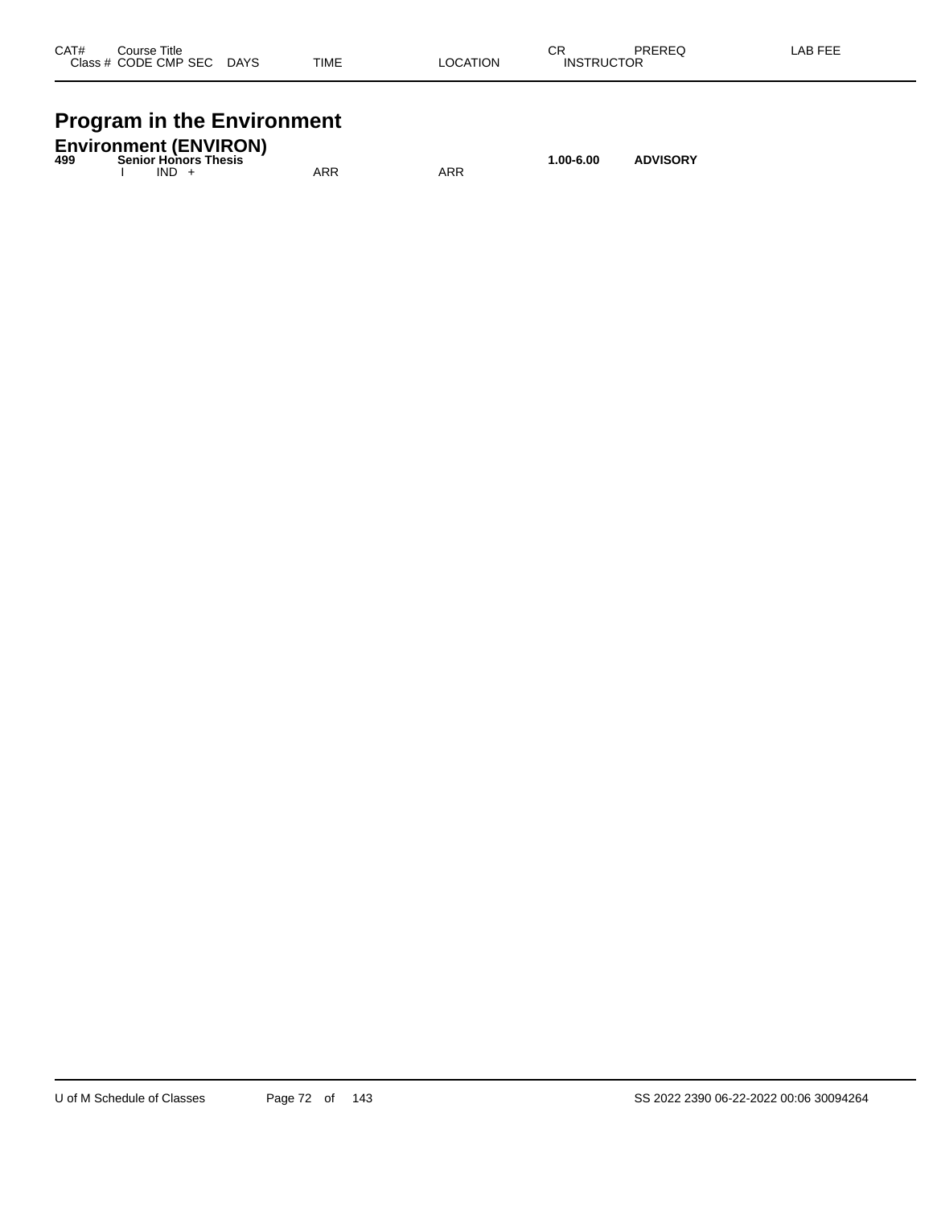| CAT# | Course Title | | | | | | CR | PREREQ | LAB FEE |
|---|---|---|---|---|---|---|---|---|---|
| Class # | CODE | CMP | SEC | DAYS | TIME | LOCATION | INSTRUCTOR | | |

# Program in the Environment

## Environment (ENVIRON)

| CAT# | Course Title | | | | | | CR | PREREQ | LAB FEE |
|---|---|---|---|---|---|---|---|---|---|
| **499** | **Senior Honors Thesis** | | | | | | **1.00-6.00** | **ADVISORY** | |
| | I | IND | + | | ARR | ARR | | | |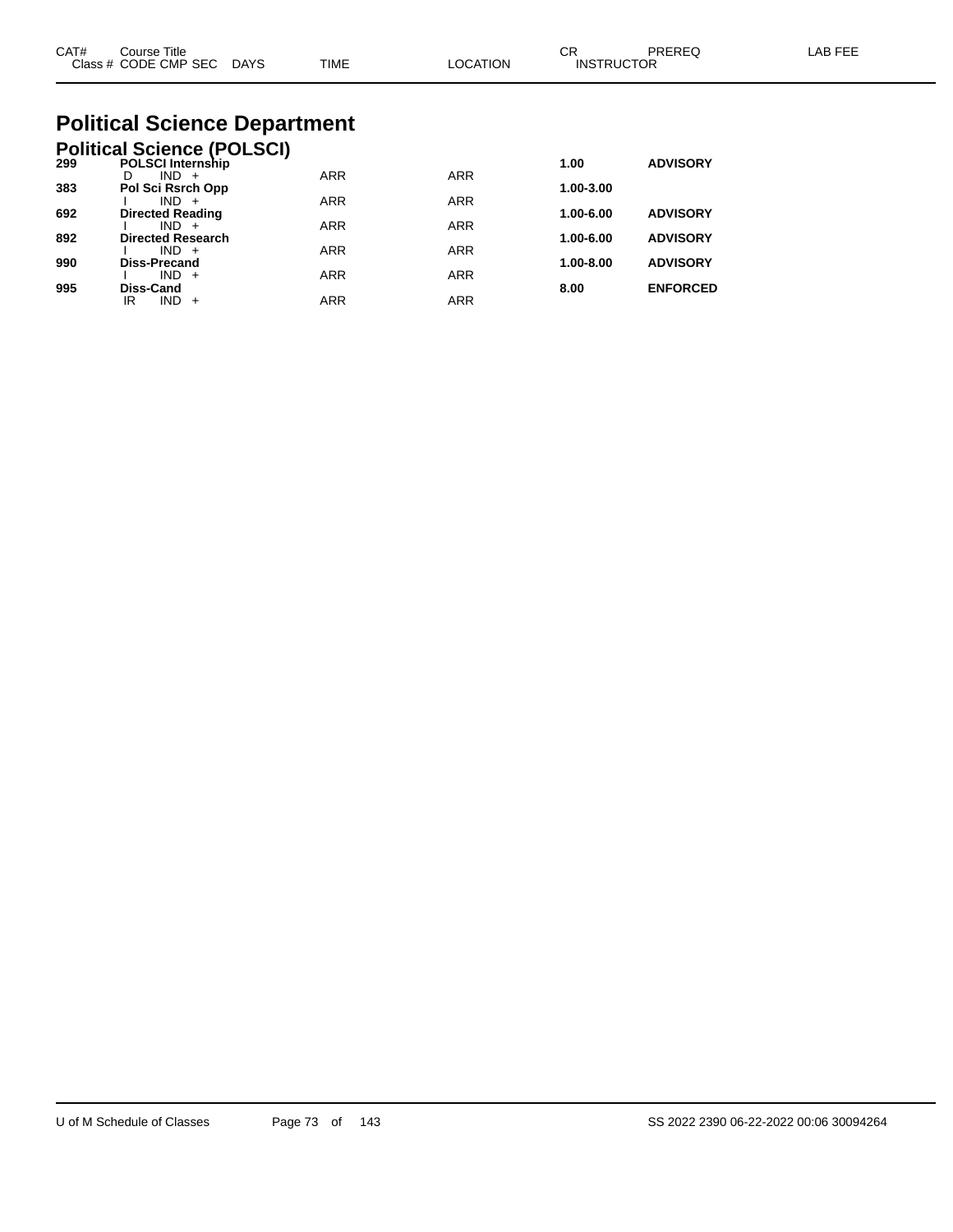| CAT# | Course Title | | | | | CR | PREREQ | LAB FEE |
|---|---|---|---|---|---|---|---|---|
| Class # | CODE | CMP | SEC | DAYS | TIME | LOCATION | INSTRUCTOR | |

# Political Science Department

## Political Science (POLSCI)

| CAT# | Course Title / Class # CODE CMP SEC DAYS | TIME | LOCATION | CR | PREREQ |
|---|---|---|---|---|---|
| 299 | **POLSCI Internship** | | | **1.00** | **ADVISORY** |
| | D IND + | ARR | ARR | | |
| 383 | **Pol Sci Rsrch Opp** | | | **1.00-3.00** | |
| | I IND + | ARR | ARR | | |
| 692 | **Directed Reading** | | | **1.00-6.00** | **ADVISORY** |
| | I IND + | ARR | ARR | | |
| 892 | **Directed Research** | | | **1.00-6.00** | **ADVISORY** |
| | I IND + | ARR | ARR | | |
| 990 | **Diss-Precand** | | | **1.00-8.00** | **ADVISORY** |
| | I IND + | ARR | ARR | | |
| 995 | **Diss-Cand** | | | **8.00** | **ENFORCED** |
| | IR IND + | ARR | ARR | | |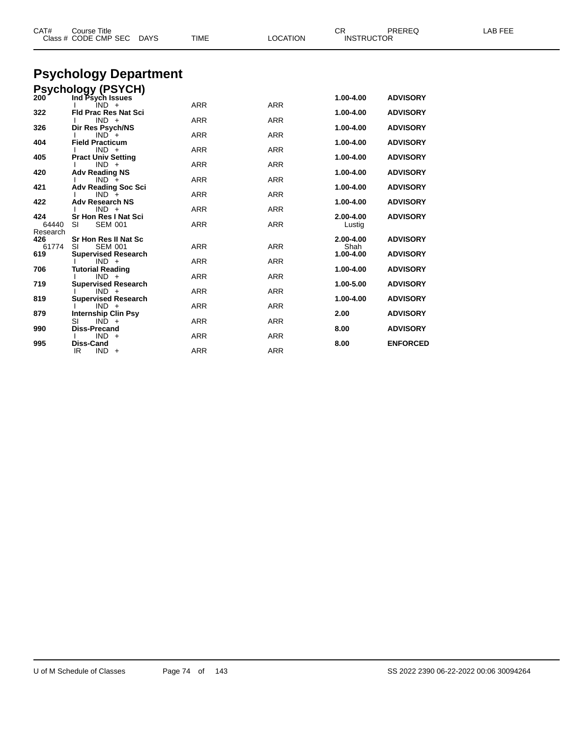| CAT# Class # | Course Title CODE CMP SEC | DAYS | TIME | LOCATION | CR INSTRUCTOR | PREREQ | LAB FEE |
|---|---|---|---|---|---|---|---|

# Psychology Department

## Psychology (PSYCH)

| CAT# Class # | Course Title CODE CMP SEC | DAYS | TIME | LOCATION | CR INSTRUCTOR | PREREQ | LAB FEE |
|---|---|---|---|---|---|---|---|
| 200 | Ind Psych Issues | | | | 1.00-4.00 | ADVISORY | |
| | I IND + | | ARR | ARR | | | |
| 322 | Fld Prac Res Nat Sci | | | | 1.00-4.00 | ADVISORY | |
| | I IND + | | ARR | ARR | | | |
| 326 | Dir Res Psych/NS | | | | 1.00-4.00 | ADVISORY | |
| | I IND + | | ARR | ARR | | | |
| 404 | Field Practicum | | | | 1.00-4.00 | ADVISORY | |
| | I IND + | | ARR | ARR | | | |
| 405 | Pract Univ Setting | | | | 1.00-4.00 | ADVISORY | |
| | I IND + | | ARR | ARR | | | |
| 420 | Adv Reading NS | | | | 1.00-4.00 | ADVISORY | |
| | I IND + | | ARR | ARR | | | |
| 421 | Adv Reading Soc Sci | | | | 1.00-4.00 | ADVISORY | |
| | I IND + | | ARR | ARR | | | |
| 422 | Adv Research NS | | | | 1.00-4.00 | ADVISORY | |
| | I IND + | | ARR | ARR | | | |
| 424 | Sr Hon Res I Nat Sci | | | | 2.00-4.00 | ADVISORY | |
| 64440 | SI SEM 001 | | ARR | ARR | Lustig | | |
| Research | | | | | | | |
| 426 | Sr Hon Res II Nat Sc | | | | 2.00-4.00 | ADVISORY | |
| 61774 | SI SEM 001 | | ARR | ARR | Shah | | |
| 619 | Supervised Research | | | | 1.00-4.00 | ADVISORY | |
| | I IND + | | ARR | ARR | | | |
| 706 | Tutorial Reading | | | | 1.00-4.00 | ADVISORY | |
| | I IND + | | ARR | ARR | | | |
| 719 | Supervised Research | | | | 1.00-5.00 | ADVISORY | |
| | I IND + | | ARR | ARR | | | |
| 819 | Supervised Research | | | | 1.00-4.00 | ADVISORY | |
| | I IND + | | ARR | ARR | | | |
| 879 | Internship Clin Psy | | | | 2.00 | ADVISORY | |
| | SI IND + | | ARR | ARR | | | |
| 990 | Diss-Precand | | | | 8.00 | ADVISORY | |
| | I IND + | | ARR | ARR | | | |
| 995 | Diss-Cand | | | | 8.00 | ENFORCED | |
| | IR IND + | | ARR | ARR | | | |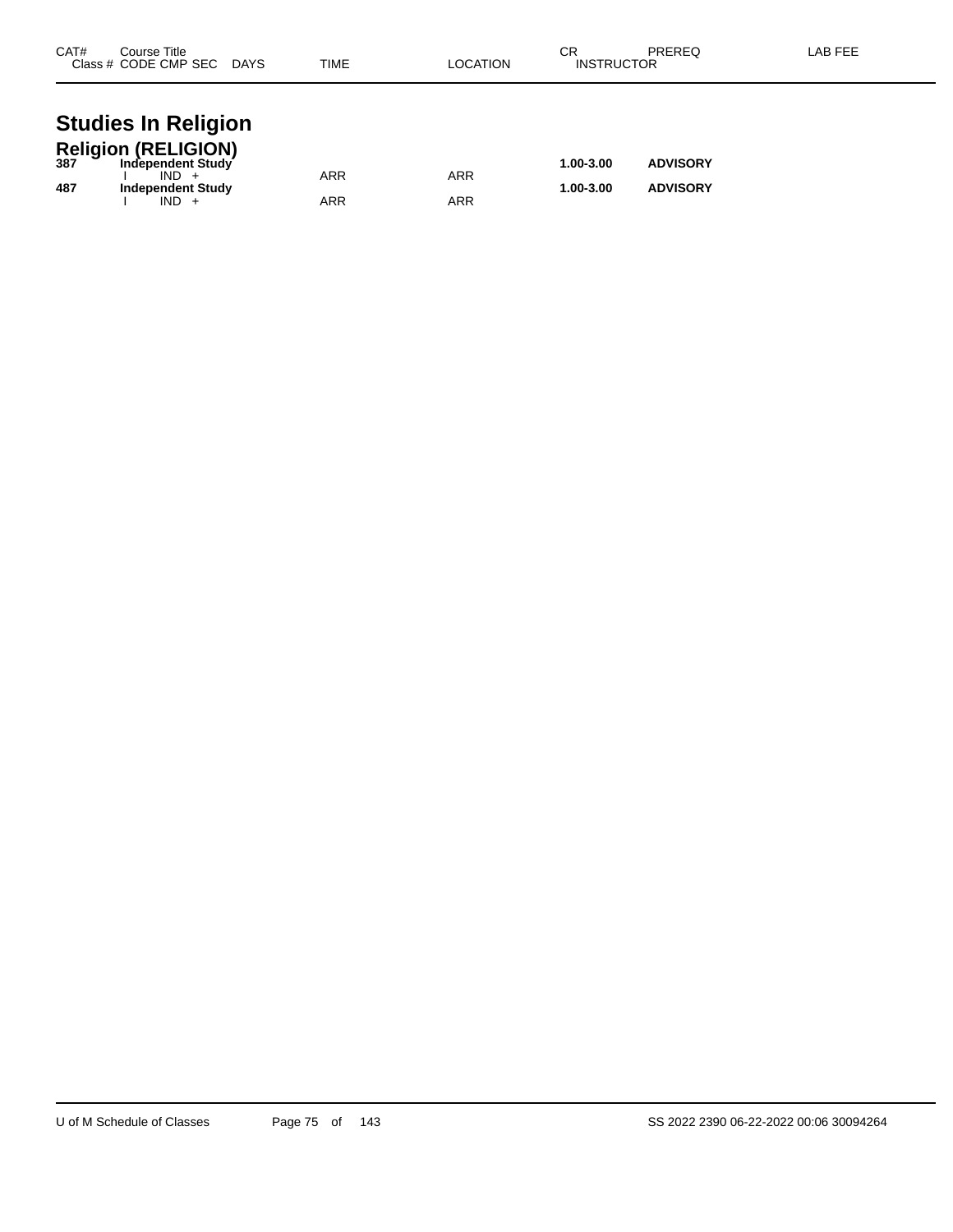| CAT# | Course Title<br>Class # CODE CMP SEC DAYS | TIME | LOCATION | CR<br>INSTRUCTOR | PREREQ | LAB FEE |
|---|---|---|---|---|---|---|

# Studies In Religion

## Religion (RELIGION)

| CAT# | Course Title / Class # CODE CMP SEC DAYS | TIME | LOCATION | CR / INSTRUCTOR | PREREQ | LAB FEE |
|---|---|---|---|---|---|---|
| **387** | **Independent Study** | | | **1.00-3.00** | **ADVISORY** | |
| | I IND + | ARR | ARR | | | |
| **487** | **Independent Study** | | | **1.00-3.00** | **ADVISORY** | |
| | I IND + | ARR | ARR | | | |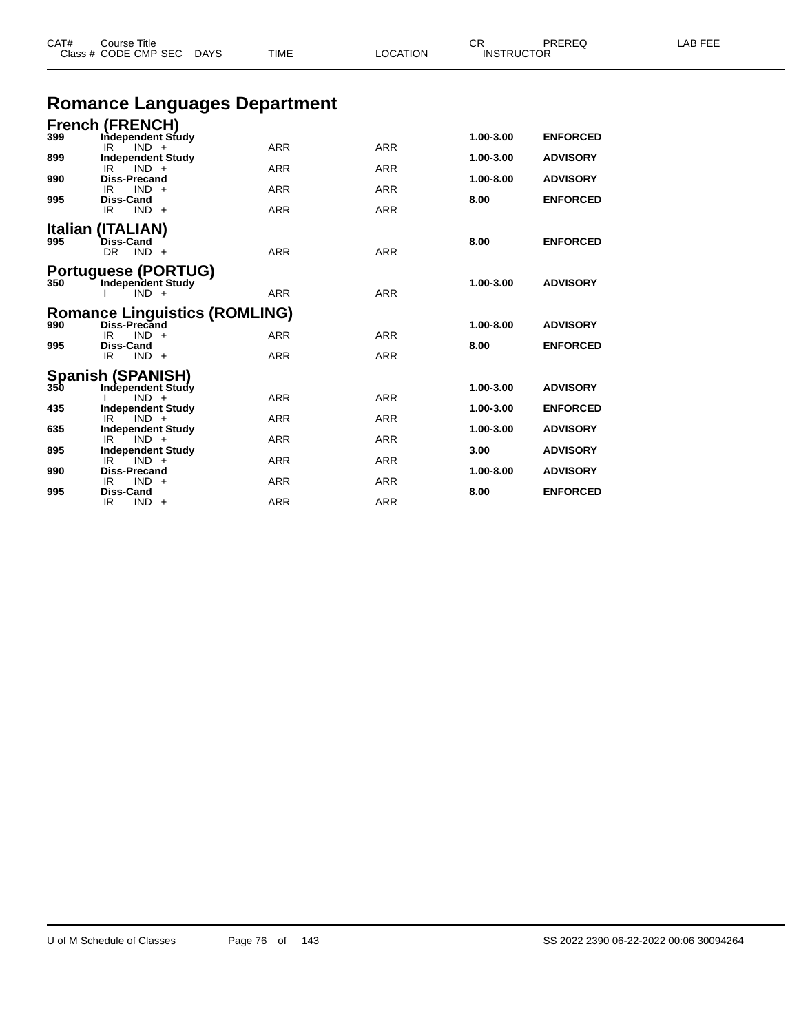| CAT# | Course Title<br>Class # CODE CMP SEC DAYS | TIME | LOCATION | CR<br>INSTRUCTOR | PREREQ | LAB FEE |
|---|---|---|---|---|---|---|

# Romance Languages Department

## French (FRENCH)

| CAT# | Course Title / Class # CODE CMP SEC DAYS | TIME | LOCATION | CR / INSTRUCTOR | PREREQ | LAB FEE |
|---|---|---|---|---|---|---|
| 399 | **Independent Study** | | | 1.00-3.00 | **ENFORCED** | |
| | IR IND + | ARR | ARR | | | |
| 899 | **Independent Study** | | | 1.00-3.00 | **ADVISORY** | |
| | IR IND + | ARR | ARR | | | |
| 990 | **Diss-Precand** | | | 1.00-8.00 | **ADVISORY** | |
| | IR IND + | ARR | ARR | | | |
| 995 | **Diss-Cand** | | | 8.00 | **ENFORCED** | |
| | IR IND + | ARR | ARR | | | |

## Italian (ITALIAN)

| CAT# | Course Title / Class # CODE CMP SEC DAYS | TIME | LOCATION | CR / INSTRUCTOR | PREREQ | LAB FEE |
|---|---|---|---|---|---|---|
| 995 | **Diss-Cand** | | | 8.00 | **ENFORCED** | |
| | DR IND + | ARR | ARR | | | |

## Portuguese (PORTUG)

| CAT# | Course Title / Class # CODE CMP SEC DAYS | TIME | LOCATION | CR / INSTRUCTOR | PREREQ | LAB FEE |
|---|---|---|---|---|---|---|
| 350 | **Independent Study** | | | 1.00-3.00 | **ADVISORY** | |
| | I IND + | ARR | ARR | | | |

## Romance Linguistics (ROMLING)

| CAT# | Course Title / Class # CODE CMP SEC DAYS | TIME | LOCATION | CR / INSTRUCTOR | PREREQ | LAB FEE |
|---|---|---|---|---|---|---|
| 990 | **Diss-Precand** | | | 1.00-8.00 | **ADVISORY** | |
| | IR IND + | ARR | ARR | | | |
| 995 | **Diss-Cand** | | | 8.00 | **ENFORCED** | |
| | IR IND + | ARR | ARR | | | |

## Spanish (SPANISH)

| CAT# | Course Title / Class # CODE CMP SEC DAYS | TIME | LOCATION | CR / INSTRUCTOR | PREREQ | LAB FEE |
|---|---|---|---|---|---|---|
| 350 | **Independent Study** | | | 1.00-3.00 | **ADVISORY** | |
| | I IND + | ARR | ARR | | | |
| 435 | **Independent Study** | | | 1.00-3.00 | **ENFORCED** | |
| | IR IND + | ARR | ARR | | | |
| 635 | **Independent Study** | | | 1.00-3.00 | **ADVISORY** | |
| | IR IND + | ARR | ARR | | | |
| 895 | **Independent Study** | | | 3.00 | **ADVISORY** | |
| | IR IND + | ARR | ARR | | | |
| 990 | **Diss-Precand** | | | 1.00-8.00 | **ADVISORY** | |
| | IR IND + | ARR | ARR | | | |
| 995 | **Diss-Cand** | | | 8.00 | **ENFORCED** | |
| | IR IND + | ARR | ARR | | | |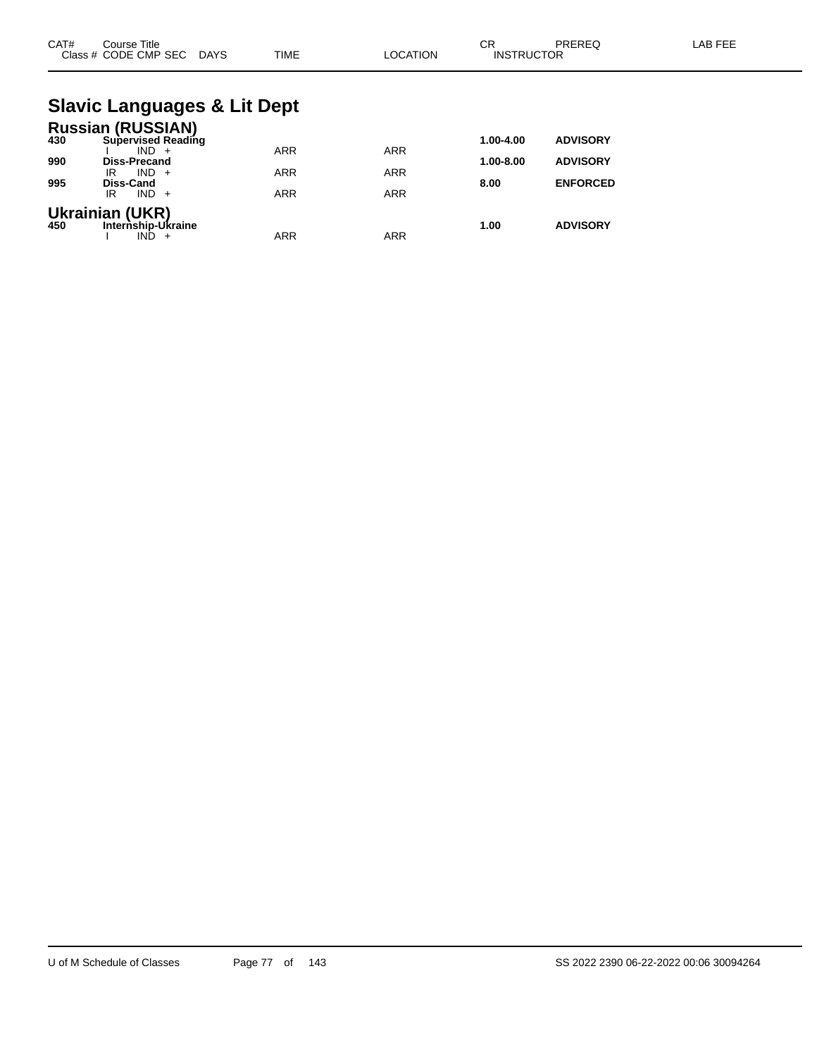| CAT# | Course Title Class # CODE CMP SEC | DAYS | TIME | LOCATION | CR INSTRUCTOR | PREREQ | LAB FEE |
|---|---|---|---|---|---|---|---|

# Slavic Languages & Lit Dept

## Russian (RUSSIAN)

| CAT# | Course Title / Class # CODE CMP SEC | DAYS | TIME | LOCATION | CR | PREREQ |
|---|---|---|---|---|---|---|
| **430** | **Supervised Reading** | | | | **1.00-4.00** | **ADVISORY** |
| | I IND + | | ARR | ARR | | |
| **990** | **Diss-Precand** | | | | **1.00-8.00** | **ADVISORY** |
| | IR IND + | | ARR | ARR | | |
| **995** | **Diss-Cand** | | | | **8.00** | **ENFORCED** |
| | IR IND + | | ARR | ARR | | |

## Ukrainian (UKR)

| CAT# | Course Title / Class # CODE CMP SEC | DAYS | TIME | LOCATION | CR | PREREQ |
|---|---|---|---|---|---|---|
| **450** | **Internship-Ukraine** | | | | **1.00** | **ADVISORY** |
| | I IND + | | ARR | ARR | | |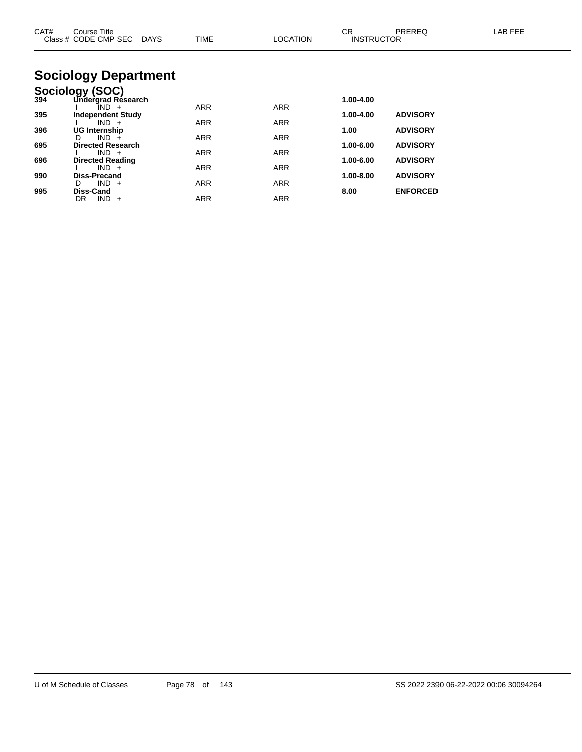| CAT# | Course Title<br>Class # CODE CMP SEC DAYS | TIME | LOCATION | CR<br>INSTRUCTOR | PREREQ | LAB FEE |
|---|---|---|---|---|---|---|

# Sociology Department

## Sociology (SOC)

| CAT# | Course Title / Class # CODE CMP SEC DAYS | TIME | LOCATION | CR / INSTRUCTOR | PREREQ | LAB FEE |
|---|---|---|---|---|---|---|
| **394** | **Undergrad Research** | | | **1.00-4.00** | | |
| | I IND + | ARR | ARR | | | |
| **395** | **Independent Study** | | | **1.00-4.00** | **ADVISORY** | |
| | I IND + | ARR | ARR | | | |
| **396** | **UG Internship** | | | **1.00** | **ADVISORY** | |
| | D IND + | ARR | ARR | | | |
| **695** | **Directed Research** | | | **1.00-6.00** | **ADVISORY** | |
| | I IND + | ARR | ARR | | | |
| **696** | **Directed Reading** | | | **1.00-6.00** | **ADVISORY** | |
| | I IND + | ARR | ARR | | | |
| **990** | **Diss-Precand** | | | **1.00-8.00** | **ADVISORY** | |
| | D IND + | ARR | ARR | | | |
| **995** | **Diss-Cand** | | | **8.00** | **ENFORCED** | |
| | DR IND + | ARR | ARR | | | |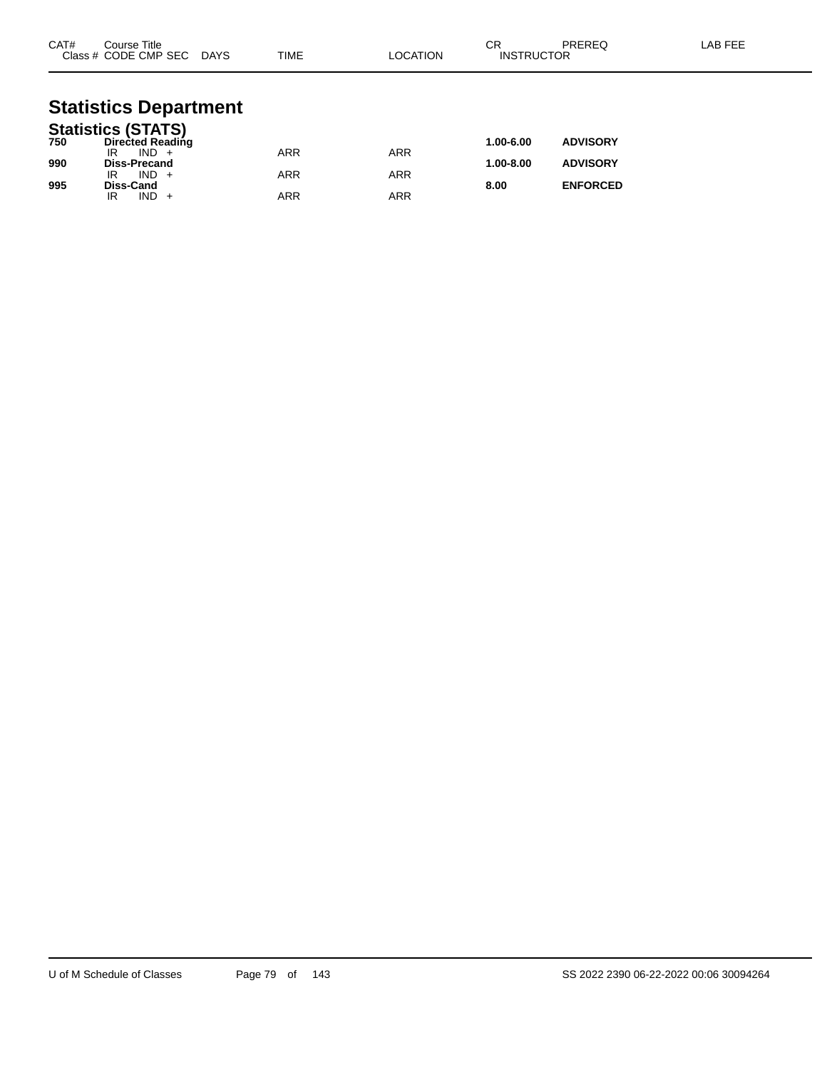| CAT# | Course Title | | | | | | CR | PREREQ | LAB FEE |
|---|---|---|---|---|---|---|---|---|---|
| Class # | CODE | CMP | SEC | DAYS | TIME | LOCATION | INSTRUCTOR | | |

# Statistics Department

## Statistics (STATS)

| CAT# | Course Title | | | | | | CR | PREREQ | LAB FEE |
|---|---|---|---|---|---|---|---|---|---|
| **750** | **Directed Reading** | | | | | | **1.00-6.00** | **ADVISORY** | |
| | IR | IND | + | | ARR | ARR | | | |
| **990** | **Diss-Precand** | | | | | | **1.00-8.00** | **ADVISORY** | |
| | IR | IND | + | | ARR | ARR | | | |
| **995** | **Diss-Cand** | | | | | | **8.00** | **ENFORCED** | |
| | IR | IND | + | | ARR | ARR | | | |

U of M Schedule of Classes

SS 2022 2390 06-22-2022 00:06 30094264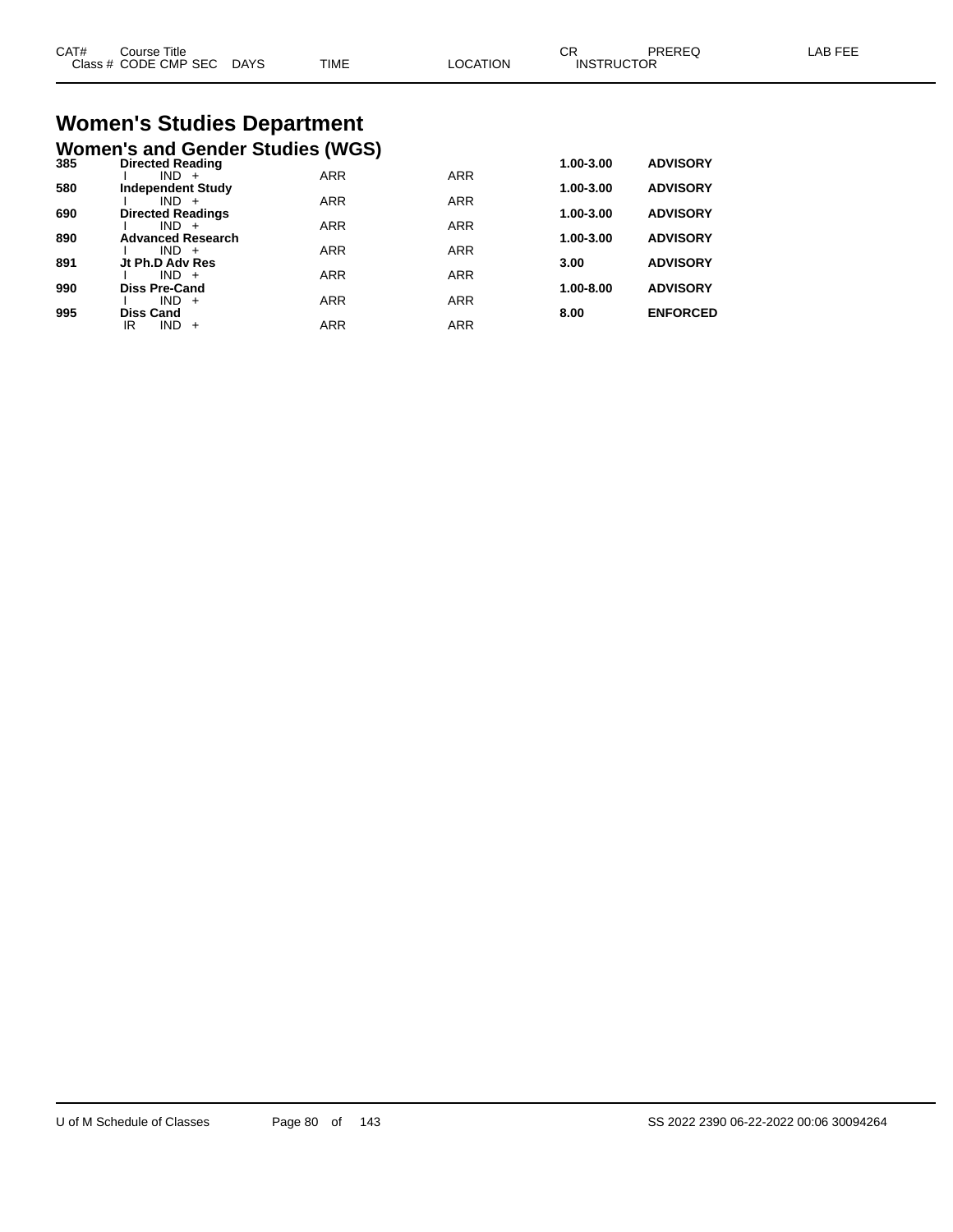| CAT# | Course Title | | | | | CR | PREREQ | LAB FEE |
|---|---|---|---|---|---|---|---|---|
| Class # | CODE CMP SEC | DAYS | TIME | LOCATION | INSTRUCTOR | | | |

# Women's Studies Department

## Women's and Gender Studies (WGS)

| CAT# | Course Title | | | | | CR | PREREQ | LAB FEE |
|---|---|---|---|---|---|---|---|---|
| **385** | **Directed Reading** | | | | | **1.00-3.00** | **ADVISORY** | |
| | I IND + | | ARR | ARR | | | | |
| **580** | **Independent Study** | | | | | **1.00-3.00** | **ADVISORY** | |
| | I IND + | | ARR | ARR | | | | |
| **690** | **Directed Readings** | | | | | **1.00-3.00** | **ADVISORY** | |
| | I IND + | | ARR | ARR | | | | |
| **890** | **Advanced Research** | | | | | **1.00-3.00** | **ADVISORY** | |
| | I IND + | | ARR | ARR | | | | |
| **891** | **Jt Ph.D Adv Res** | | | | | **3.00** | **ADVISORY** | |
| | I IND + | | ARR | ARR | | | | |
| **990** | **Diss Pre-Cand** | | | | | **1.00-8.00** | **ADVISORY** | |
| | I IND + | | ARR | ARR | | | | |
| **995** | **Diss Cand** | | | | | **8.00** | **ENFORCED** | |
| | IR IND + | | ARR | ARR | | | | |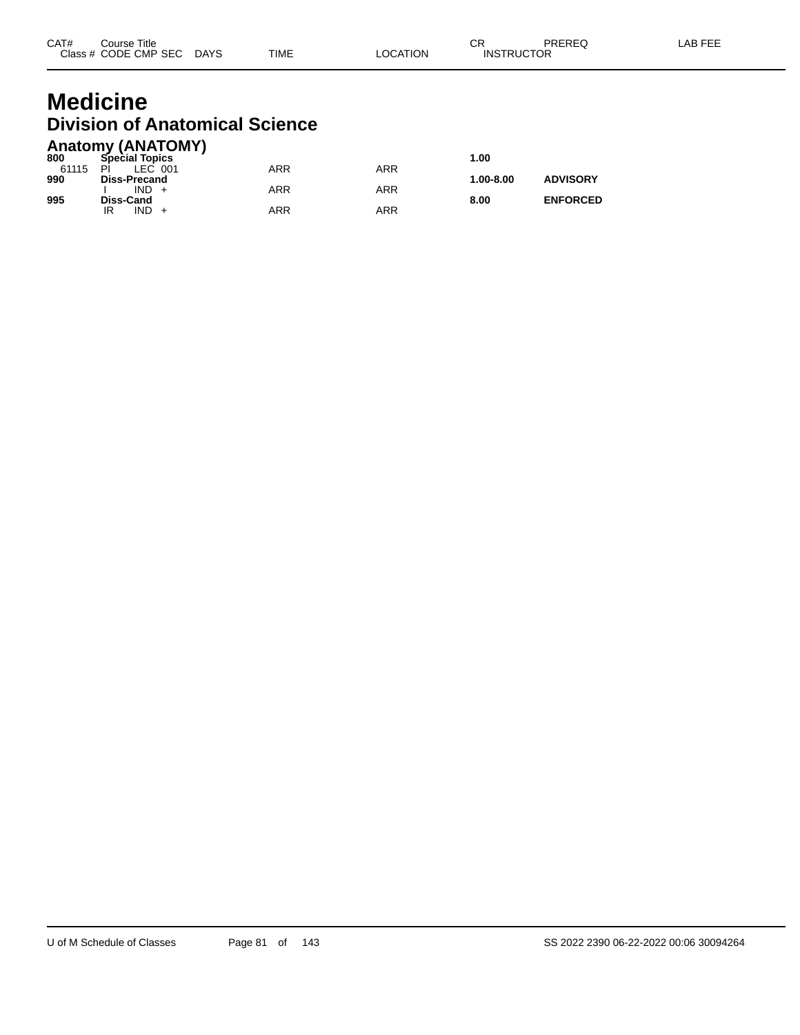| CAT# | Course Title | | | | | | CR | PREREQ | LAB FEE |
|---|---|---|---|---|---|---|---|---|---|
| Class # | CODE | CMP | SEC | DAYS | TIME | LOCATION | INSTRUCTOR | | |

# Medicine

## Division of Anatomical Science

### Anatomy (ANATOMY)

| CAT# | Course Title | | | | | | CR | PREREQ | LAB FEE |
|---|---|---|---|---|---|---|---|---|---|
| **800** | **Special Topics** | | | | | | **1.00** | | |
| 61115 | PI | LEC | 001 | | ARR | ARR | | | |
| **990** | **Diss-Precand** | | | | | | **1.00-8.00** | **ADVISORY** | |
| | I | IND | + | | ARR | ARR | | | |
| **995** | **Diss-Cand** | | | | | | **8.00** | **ENFORCED** | |
| | IR | IND | + | | ARR | ARR | | | |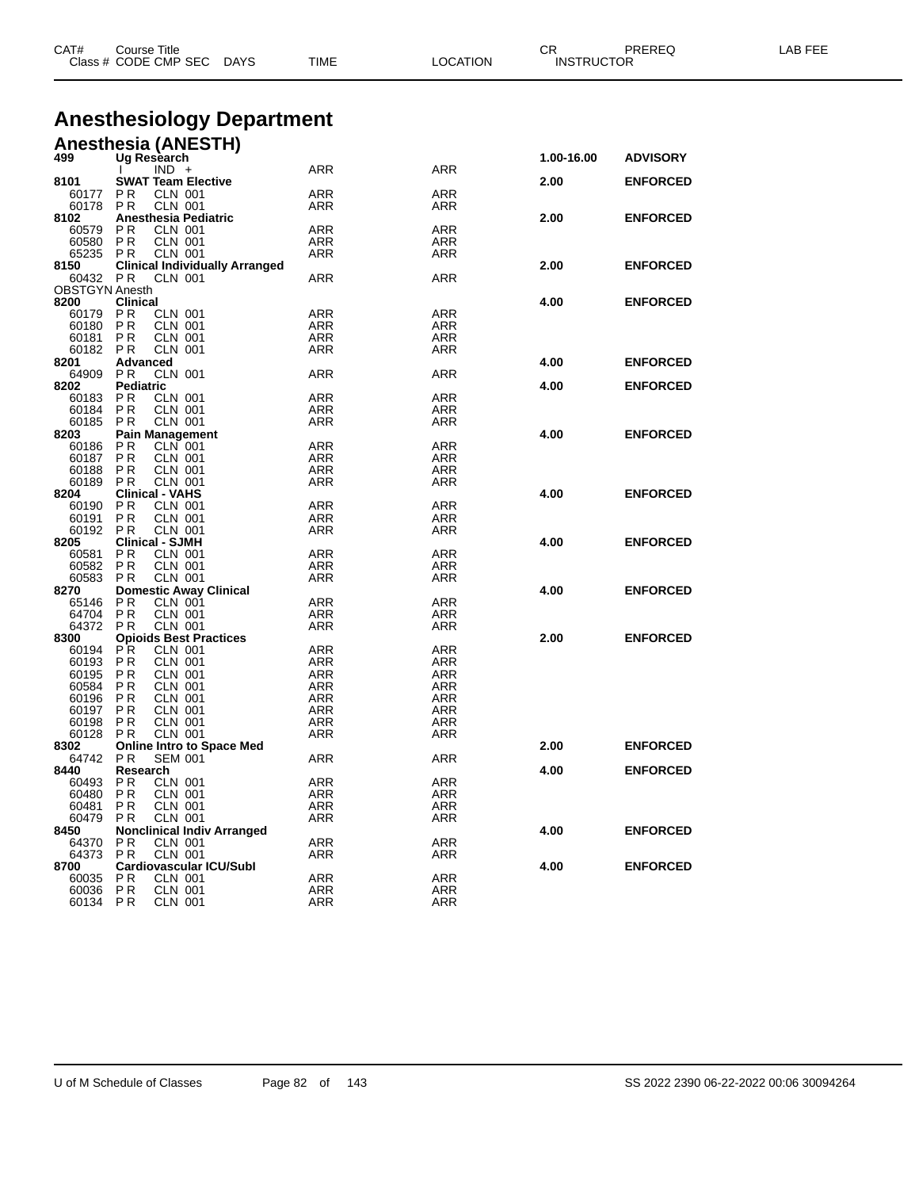# Anesthesiology Department

## Anesthesia (ANESTH)

| CAT# / Class # | Course Title / CODE CMP SEC | DAYS | TIME | LOCATION | CR / INSTRUCTOR | PREREQ | LAB FEE |
|---|---|---|---|---|---|---|---|
| **499** | **Ug Research** | | | | **1.00-16.00** | **ADVISORY** | |
| | I IND + | | ARR | ARR | | | |
| **8101** | **SWAT Team Elective** | | | | **2.00** | **ENFORCED** | |
| 60177 | P R CLN 001 | | ARR | ARR | | | |
| 60178 | P R CLN 001 | | ARR | ARR | | | |
| **8102** | **Anesthesia Pediatric** | | | | **2.00** | **ENFORCED** | |
| 60579 | P R CLN 001 | | ARR | ARR | | | |
| 60580 | P R CLN 001 | | ARR | ARR | | | |
| 65235 | P R CLN 001 | | ARR | ARR | | | |
| **8150** | **Clinical Individually Arranged** | | | | **2.00** | **ENFORCED** | |
| 60432 | P R CLN 001 | | ARR | ARR | | | |
| OBSTGYN Anesth | | | | | | | |
| **8200** | **Clinical** | | | | **4.00** | **ENFORCED** | |
| 60179 | P R CLN 001 | | ARR | ARR | | | |
| 60180 | P R CLN 001 | | ARR | ARR | | | |
| 60181 | P R CLN 001 | | ARR | ARR | | | |
| 60182 | P R CLN 001 | | ARR | ARR | | | |
| **8201** | **Advanced** | | | | **4.00** | **ENFORCED** | |
| 64909 | P R CLN 001 | | ARR | ARR | | | |
| **8202** | **Pediatric** | | | | **4.00** | **ENFORCED** | |
| 60183 | P R CLN 001 | | ARR | ARR | | | |
| 60184 | P R CLN 001 | | ARR | ARR | | | |
| 60185 | P R CLN 001 | | ARR | ARR | | | |
| **8203** | **Pain Management** | | | | **4.00** | **ENFORCED** | |
| 60186 | P R CLN 001 | | ARR | ARR | | | |
| 60187 | P R CLN 001 | | ARR | ARR | | | |
| 60188 | P R CLN 001 | | ARR | ARR | | | |
| 60189 | P R CLN 001 | | ARR | ARR | | | |
| **8204** | **Clinical - VAHS** | | | | **4.00** | **ENFORCED** | |
| 60190 | P R CLN 001 | | ARR | ARR | | | |
| 60191 | P R CLN 001 | | ARR | ARR | | | |
| 60192 | P R CLN 001 | | ARR | ARR | | | |
| **8205** | **Clinical - SJMH** | | | | **4.00** | **ENFORCED** | |
| 60581 | P R CLN 001 | | ARR | ARR | | | |
| 60582 | P R CLN 001 | | ARR | ARR | | | |
| 60583 | P R CLN 001 | | ARR | ARR | | | |
| **8270** | **Domestic Away Clinical** | | | | **4.00** | **ENFORCED** | |
| 65146 | P R CLN 001 | | ARR | ARR | | | |
| 64704 | P R CLN 001 | | ARR | ARR | | | |
| 64372 | P R CLN 001 | | ARR | ARR | | | |
| **8300** | **Opioids Best Practices** | | | | **2.00** | **ENFORCED** | |
| 60194 | P R CLN 001 | | ARR | ARR | | | |
| 60193 | P R CLN 001 | | ARR | ARR | | | |
| 60195 | P R CLN 001 | | ARR | ARR | | | |
| 60584 | P R CLN 001 | | ARR | ARR | | | |
| 60196 | P R CLN 001 | | ARR | ARR | | | |
| 60197 | P R CLN 001 | | ARR | ARR | | | |
| 60198 | P R CLN 001 | | ARR | ARR | | | |
| 60128 | P R CLN 001 | | ARR | ARR | | | |
| **8302** | **Online Intro to Space Med** | | | | **2.00** | **ENFORCED** | |
| 64742 | P R SEM 001 | | ARR | ARR | | | |
| **8440** | **Research** | | | | **4.00** | **ENFORCED** | |
| 60493 | P R CLN 001 | | ARR | ARR | | | |
| 60480 | P R CLN 001 | | ARR | ARR | | | |
| 60481 | P R CLN 001 | | ARR | ARR | | | |
| 60479 | P R CLN 001 | | ARR | ARR | | | |
| **8450** | **Nonclinical Indiv Arranged** | | | | **4.00** | **ENFORCED** | |
| 64370 | P R CLN 001 | | ARR | ARR | | | |
| 64373 | P R CLN 001 | | ARR | ARR | | | |
| **8700** | **Cardiovascular ICU/SubI** | | | | **4.00** | **ENFORCED** | |
| 60035 | P R CLN 001 | | ARR | ARR | | | |
| 60036 | P R CLN 001 | | ARR | ARR | | | |
| 60134 | P R CLN 001 | | ARR | ARR | | | |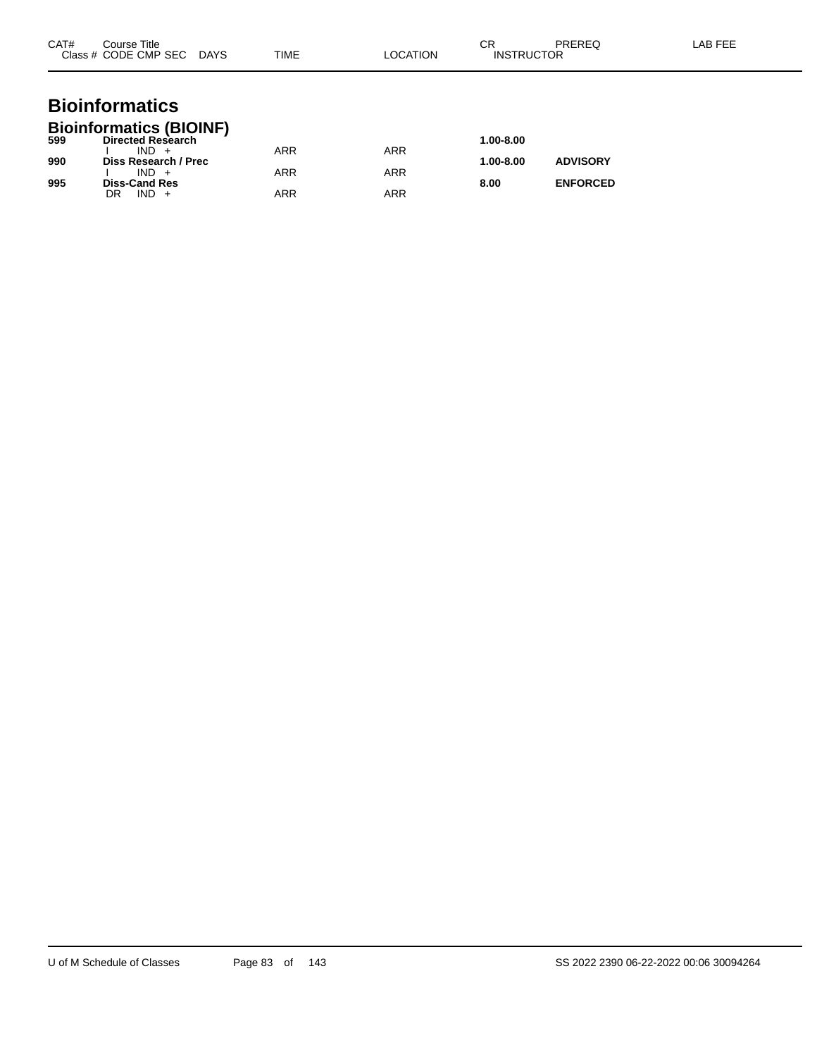# Bioinformatics

## Bioinformatics (BIOINF)

| CAT# / Class # | Course Title / CODE CMP SEC | DAYS | TIME | LOCATION | CR / INSTRUCTOR | PREREQ | LAB FEE |
|---|---|---|---|---|---|---|---|
| **599** | **Directed Research** | | | | **1.00-8.00** | | |
| | I IND + | | ARR | ARR | | | |
| **990** | **Diss Research / Prec** | | | | **1.00-8.00** | **ADVISORY** | |
| | I IND + | | ARR | ARR | | | |
| **995** | **Diss-Cand Res** | | | | **8.00** | **ENFORCED** | |
| | DR IND + | | ARR | ARR | | | |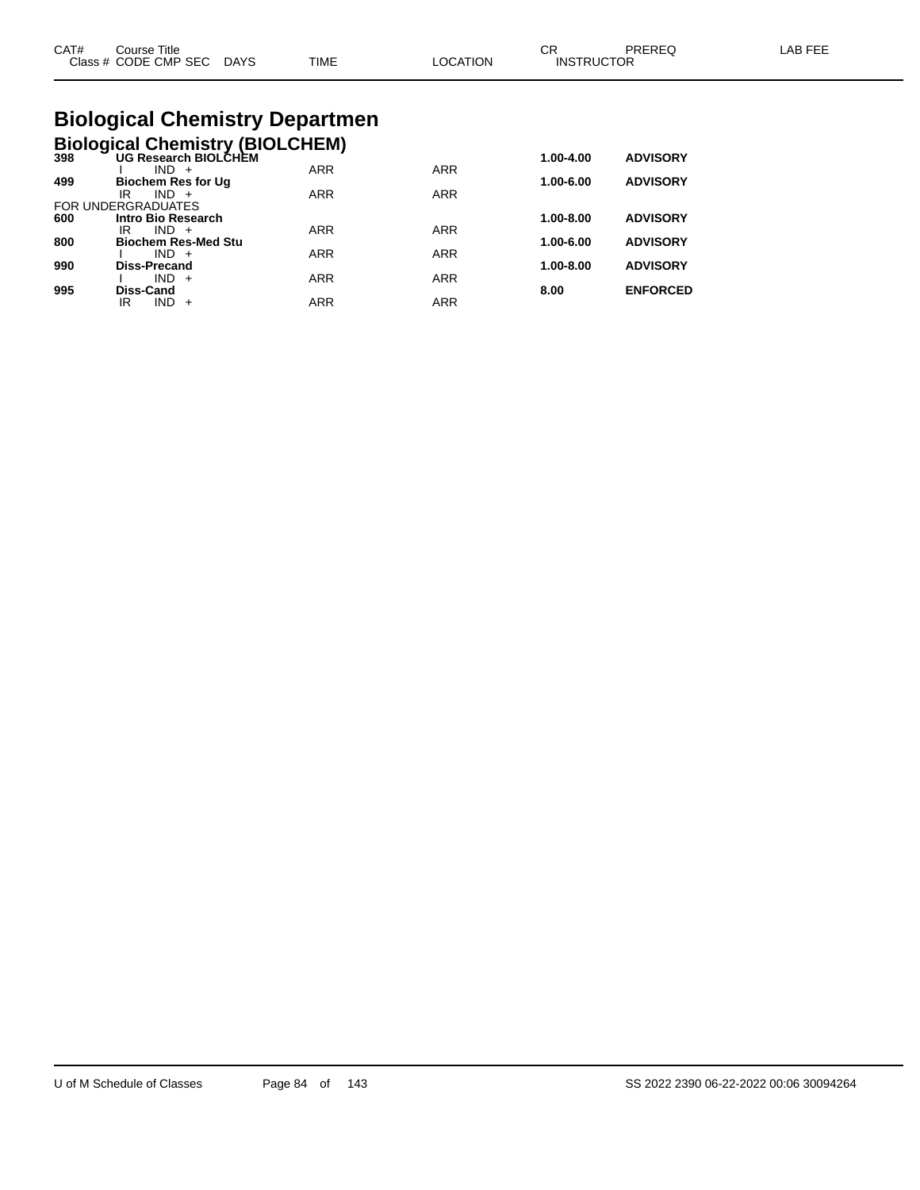| CAT# | Course Title |  |  | CR | PREREQ | LAB FEE |
|---|---|---|---|---|---|---|
| Class # | CODE CMP SEC DAYS | TIME | LOCATION | INSTRUCTOR |  |  |

# Biological Chemistry Departmen

## Biological Chemistry (BIOLCHEM)

| CAT# | Course Title / Class # CODE CMP SEC DAYS | TIME | LOCATION | CR | PREREQ | LAB FEE |
|---|---|---|---|---|---|---|
| 398 | **UG Research BIOLCHEM** |  |  | **1.00-4.00** | **ADVISORY** |  |
|  | I IND + | ARR | ARR |  |  |  |
| 499 | **Biochem Res for Ug** |  |  | **1.00-6.00** | **ADVISORY** |  |
|  | IR IND + | ARR | ARR |  |  |  |
| FOR UNDERGRADUATES |  |  |  |  |  |  |
| 600 | **Intro Bio Research** |  |  | **1.00-8.00** | **ADVISORY** |  |
|  | IR IND + | ARR | ARR |  |  |  |
| 800 | **Biochem Res-Med Stu** |  |  | **1.00-6.00** | **ADVISORY** |  |
|  | I IND + | ARR | ARR |  |  |  |
| 990 | **Diss-Precand** |  |  | **1.00-8.00** | **ADVISORY** |  |
|  | I IND + | ARR | ARR |  |  |  |
| 995 | **Diss-Cand** |  |  | **8.00** | **ENFORCED** |  |
|  | IR IND + | ARR | ARR |  |  |  |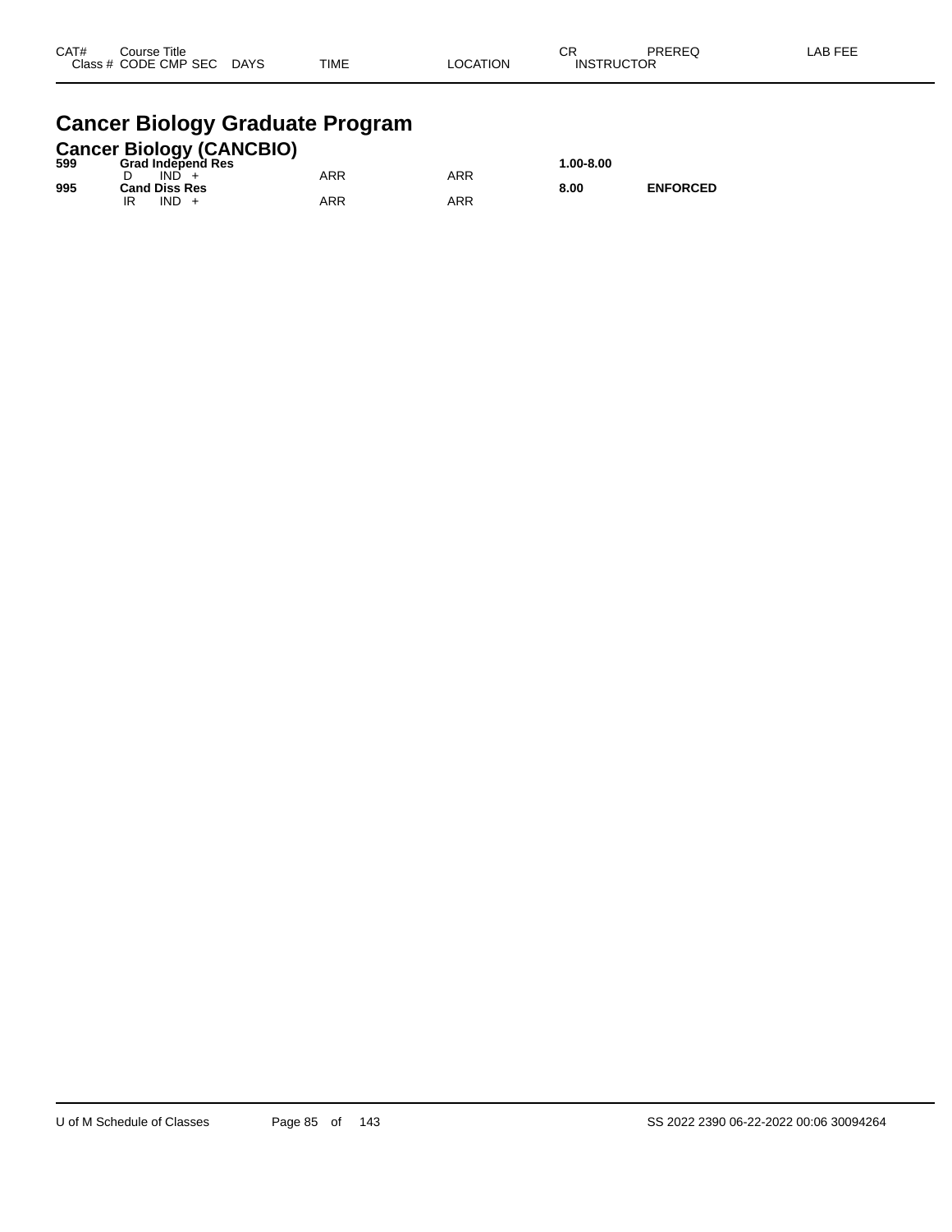| CAT# | Course Title<br>Class # CODE CMP SEC DAYS | TIME | LOCATION | CR<br>INSTRUCTOR | PREREQ | LAB FEE |
|---|---|---|---|---|---|---|

# Cancer Biology Graduate Program

## Cancer Biology (CANCBIO)

| CAT# | Course Title / Class # CODE CMP SEC DAYS | TIME | LOCATION | CR / INSTRUCTOR | PREREQ | LAB FEE |
|---|---|---|---|---|---|---|
| **599** | **Grad Independ Res** | | | **1.00-8.00** | | |
| | D IND + | ARR | ARR | | | |
| **995** | **Cand Diss Res** | | | **8.00** | **ENFORCED** | |
| | IR IND + | ARR | ARR | | | |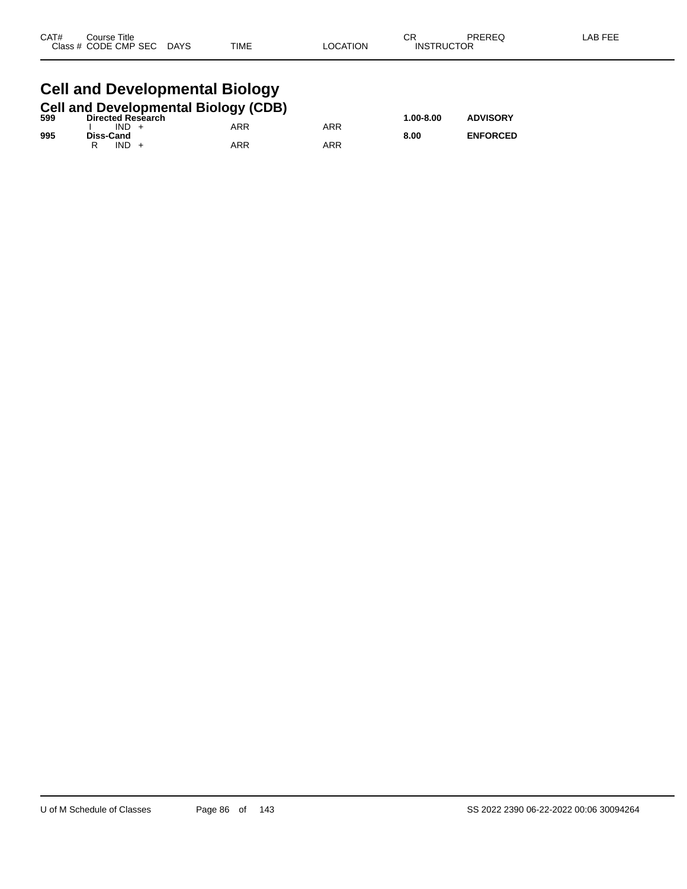| CAT# | Course Title<br>Class # CODE CMP SEC DAYS | TIME | LOCATION | CR<br>INSTRUCTOR | PREREQ | LAB FEE |
|---|---|---|---|---|---|---|

# Cell and Developmental Biology

## Cell and Developmental Biology (CDB)

| CAT# | Course Title / Class # CODE CMP SEC DAYS | TIME | LOCATION | CR / INSTRUCTOR | PREREQ | LAB FEE |
|---|---|---|---|---|---|---|
| **599** | **Directed Research** | | | **1.00-8.00** | **ADVISORY** | |
| | I IND + | ARR | ARR | | | |
| **995** | **Diss-Cand** | | | **8.00** | **ENFORCED** | |
| | R IND + | ARR | ARR | | | |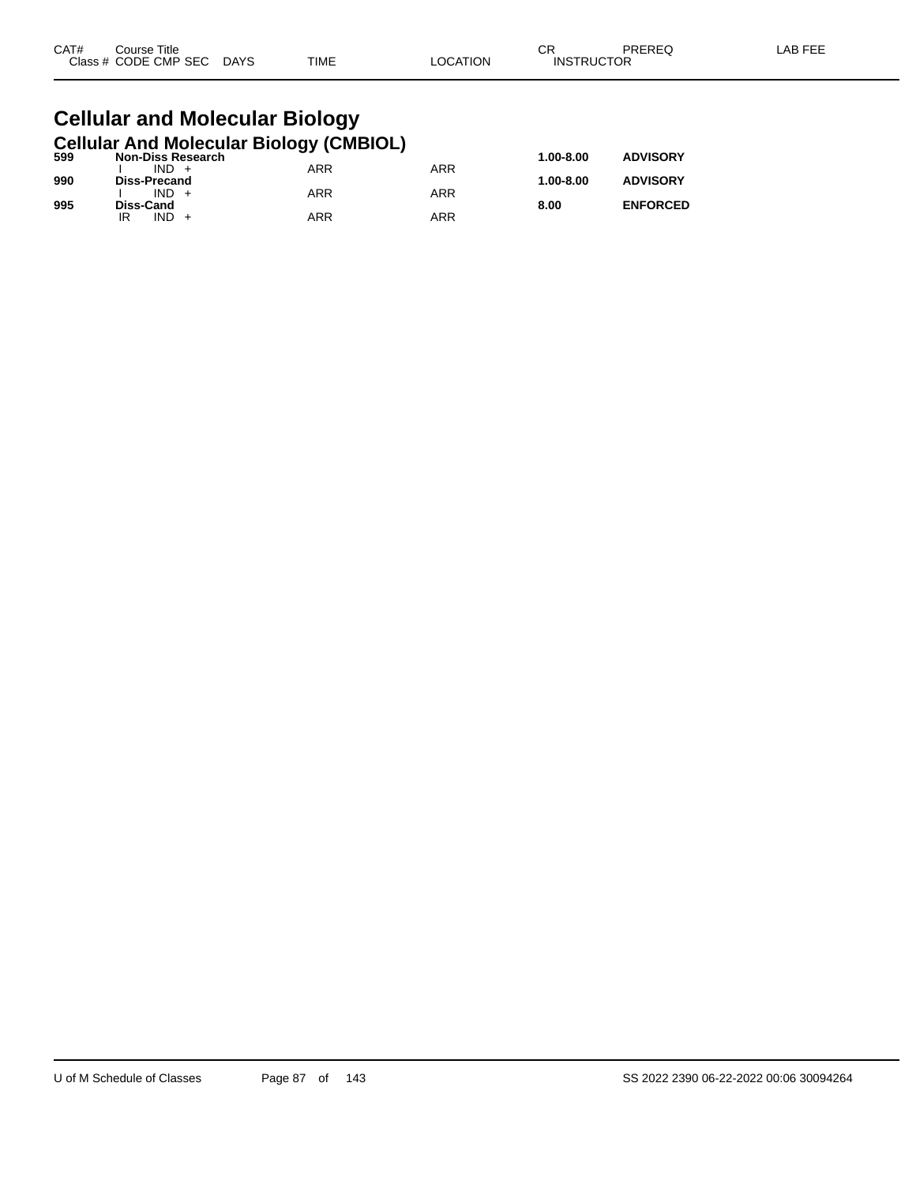| CAT# | Course Title | | | | | | | CR | PREREQ | LAB FEE |
|---|---|---|---|---|---|---|---|---|---|---|
| Class # | CODE | CMP | SEC | DAYS | TIME | LOCATION | | INSTRUCTOR | | |

# Cellular and Molecular Biology

## Cellular And Molecular Biology (CMBIOL)

| CAT# | Course Title | | | | | | CR | PREREQ |
|---|---|---|---|---|---|---|---|---|
| 599 | **Non-Diss Research** | | | | | | **1.00-8.00** | **ADVISORY** |
| | I | IND | + | | ARR | ARR | | |
| 990 | **Diss-Precand** | | | | | | **1.00-8.00** | **ADVISORY** |
| | I | IND | + | | ARR | ARR | | |
| 995 | **Diss-Cand** | | | | | | **8.00** | **ENFORCED** |
| | IR | IND | + | | ARR | ARR | | |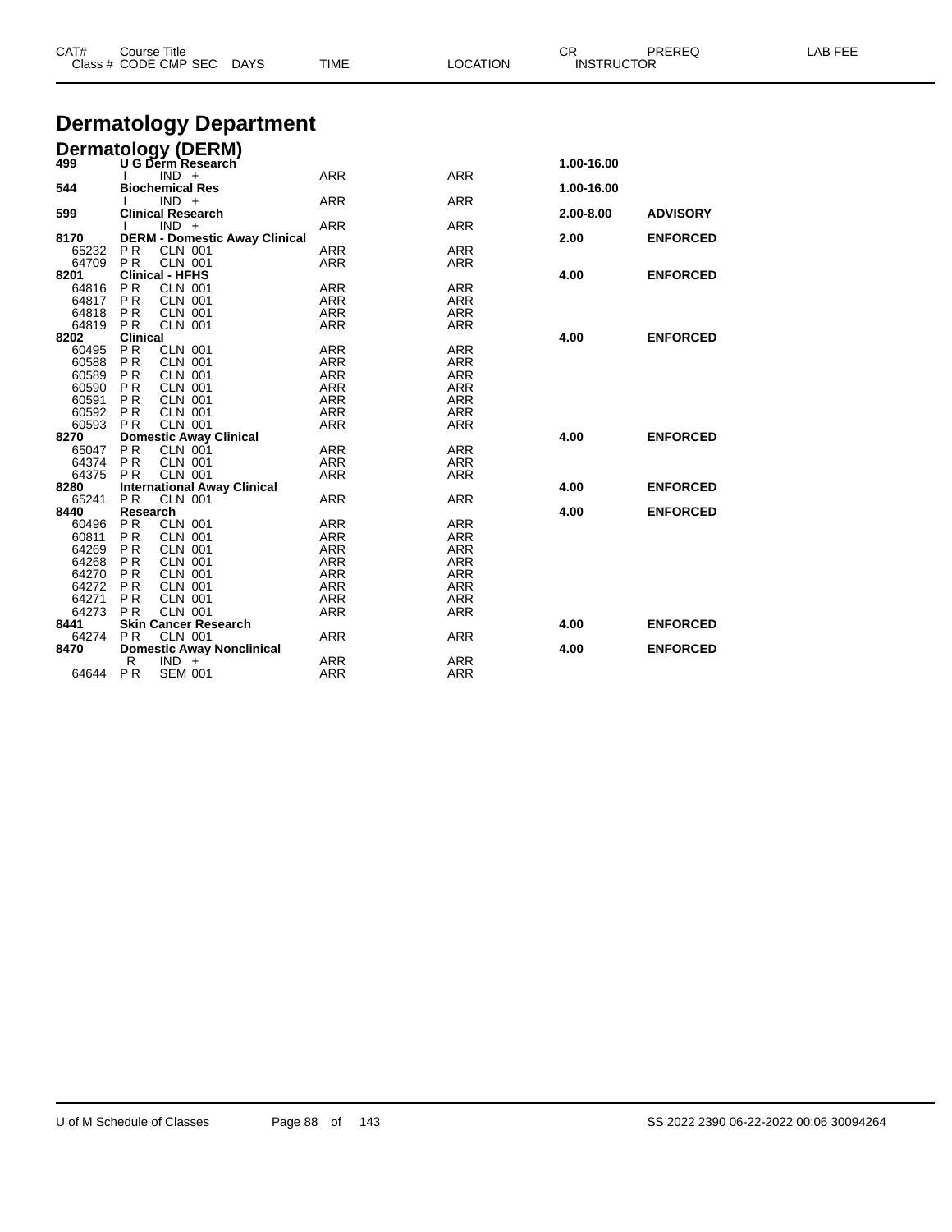| CAT# | Course Title Class # CODE CMP SEC DAYS | TIME | LOCATION | CR INSTRUCTOR | PREREQ | LAB FEE |
|---|---|---|---|---|---|---|

# Dermatology Department

## Dermatology (DERM)

| CAT# | Course Title / Class # CODE CMP SEC DAYS | TIME | LOCATION | CR | PREREQ |
|---|---|---|---|---|---|
| 499 | U G Derm Research | | | 1.00-16.00 | |
| | I IND + | ARR | ARR | | |
| 544 | Biochemical Res | | | 1.00-16.00 | |
| | I IND + | ARR | ARR | | |
| 599 | Clinical Research | | | 2.00-8.00 | ADVISORY |
| | I IND + | ARR | ARR | | |
| 8170 | DERM - Domestic Away Clinical | | | 2.00 | ENFORCED |
| 65232 | P R CLN 001 | ARR | ARR | | |
| 64709 | P R CLN 001 | ARR | ARR | | |
| 8201 | Clinical - HFHS | | | 4.00 | ENFORCED |
| 64816 | P R CLN 001 | ARR | ARR | | |
| 64817 | P R CLN 001 | ARR | ARR | | |
| 64818 | P R CLN 001 | ARR | ARR | | |
| 64819 | P R CLN 001 | ARR | ARR | | |
| 8202 | Clinical | | | 4.00 | ENFORCED |
| 60495 | P R CLN 001 | ARR | ARR | | |
| 60588 | P R CLN 001 | ARR | ARR | | |
| 60589 | P R CLN 001 | ARR | ARR | | |
| 60590 | P R CLN 001 | ARR | ARR | | |
| 60591 | P R CLN 001 | ARR | ARR | | |
| 60592 | P R CLN 001 | ARR | ARR | | |
| 60593 | P R CLN 001 | ARR | ARR | | |
| 8270 | Domestic Away Clinical | | | 4.00 | ENFORCED |
| 65047 | P R CLN 001 | ARR | ARR | | |
| 64374 | P R CLN 001 | ARR | ARR | | |
| 64375 | P R CLN 001 | ARR | ARR | | |
| 8280 | International Away Clinical | | | 4.00 | ENFORCED |
| 65241 | P R CLN 001 | ARR | ARR | | |
| 8440 | Research | | | 4.00 | ENFORCED |
| 60496 | P R CLN 001 | ARR | ARR | | |
| 60811 | P R CLN 001 | ARR | ARR | | |
| 64269 | P R CLN 001 | ARR | ARR | | |
| 64268 | P R CLN 001 | ARR | ARR | | |
| 64270 | P R CLN 001 | ARR | ARR | | |
| 64272 | P R CLN 001 | ARR | ARR | | |
| 64271 | P R CLN 001 | ARR | ARR | | |
| 64273 | P R CLN 001 | ARR | ARR | | |
| 8441 | Skin Cancer Research | | | 4.00 | ENFORCED |
| 64274 | P R CLN 001 | ARR | ARR | | |
| 8470 | Domestic Away Nonclinical | | | 4.00 | ENFORCED |
| | R IND + | ARR | ARR | | |
| 64644 | P R SEM 001 | ARR | ARR | | |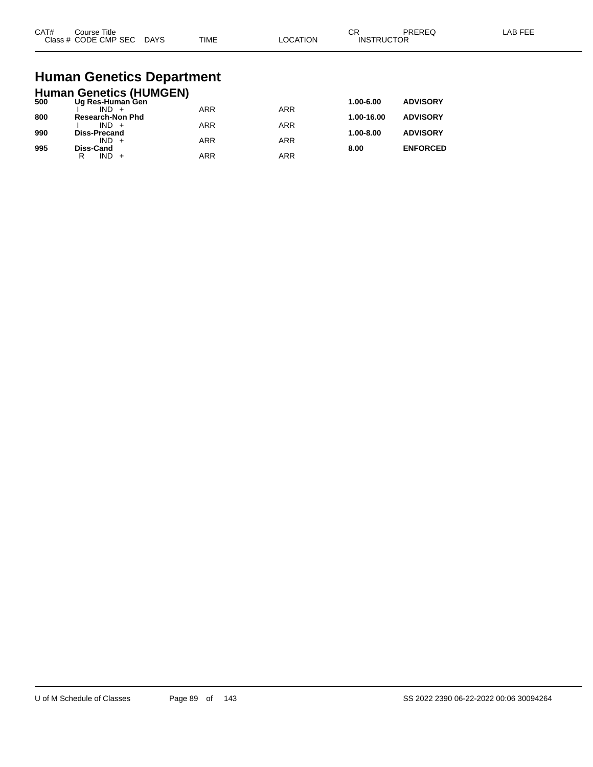| CAT# | Course Title | | | | | | CR | PREREQ | LAB FEE |
|---|---|---|---|---|---|---|---|---|---|
| Class # | CODE | CMP | SEC | DAYS | TIME | LOCATION | INSTRUCTOR | | |

# Human Genetics Department

## Human Genetics (HUMGEN)

| CAT# | Course Title / Class # CODE CMP SEC DAYS | TIME | LOCATION | CR | PREREQ |
|---|---|---|---|---|---|
| **500** | **Ug Res-Human Gen** | | | **1.00-6.00** | **ADVISORY** |
| | I IND + | ARR | ARR | | |
| **800** | **Research-Non Phd** | | | **1.00-16.00** | **ADVISORY** |
| | I IND + | ARR | ARR | | |
| **990** | **Diss-Precand** | | | **1.00-8.00** | **ADVISORY** |
| | IND + | ARR | ARR | | |
| **995** | **Diss-Cand** | | | **8.00** | **ENFORCED** |
| | R IND + | ARR | ARR | | |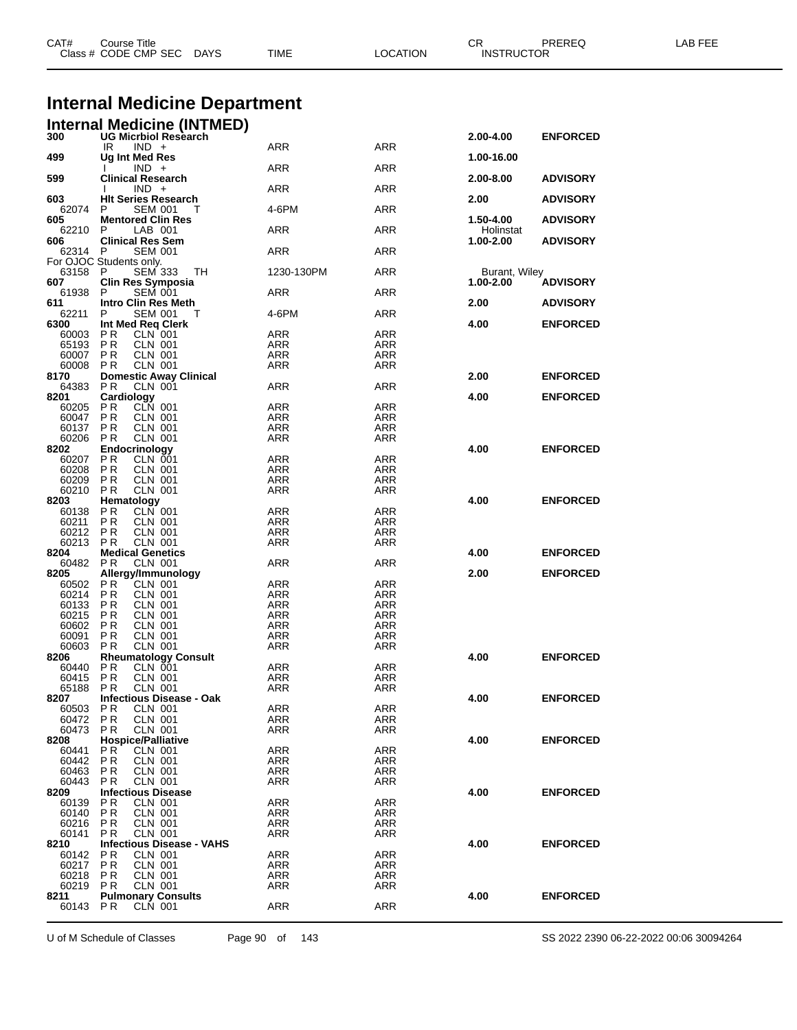# Internal Medicine Department

## Internal Medicine (INTMED)

| CAT# / Class # | Course Title / CODE CMP SEC | DAYS | TIME | LOCATION | CR / INSTRUCTOR | PREREQ | LAB FEE |
|---|---|---|---|---|---|---|---|
| **300** | **UG Micrbiol Research** | | | | **2.00-4.00** | **ENFORCED** | |
| | IR IND + | | ARR | ARR | | | |
| **499** | **Ug Int Med Res** | | | | **1.00-16.00** | | |
| | I IND + | | ARR | ARR | | | |
| **599** | **Clinical Research** | | | | **2.00-8.00** | **ADVISORY** | |
| | I IND + | | ARR | ARR | | | |
| **603** | **Hlt Series Research** | | | | **2.00** | **ADVISORY** | |
| 62074 | P SEM 001 | T | 4-6PM | ARR | | | |
| **605** | **Mentored Clin Res** | | | | **1.50-4.00** | **ADVISORY** | |
| 62210 | P LAB 001 | | ARR | ARR | Holinstat | | |
| **606** | **Clinical Res Sem** | | | | **1.00-2.00** | **ADVISORY** | |
| 62314 | P SEM 001 | | ARR | ARR | | | |
| For OJOC Students only. | | | | | | | |
| 63158 | P SEM 333 | TH | 1230-130PM | ARR | Burant, Wiley | | |
| **607** | **Clin Res Symposia** | | | | **1.00-2.00** | **ADVISORY** | |
| 61938 | P SEM 001 | | ARR | ARR | | | |
| **611** | **Intro Clin Res Meth** | | | | **2.00** | **ADVISORY** | |
| 62211 | P SEM 001 | T | 4-6PM | ARR | | | |
| **6300** | **Int Med Req Clerk** | | | | **4.00** | **ENFORCED** | |
| 60003 | PR CLN 001 | | ARR | ARR | | | |
| 65193 | PR CLN 001 | | ARR | ARR | | | |
| 60007 | PR CLN 001 | | ARR | ARR | | | |
| 60008 | PR CLN 001 | | ARR | ARR | | | |
| **8170** | **Domestic Away Clinical** | | | | **2.00** | **ENFORCED** | |
| 64383 | PR CLN 001 | | ARR | ARR | | | |
| **8201** | **Cardiology** | | | | **4.00** | **ENFORCED** | |
| 60205 | PR CLN 001 | | ARR | ARR | | | |
| 60047 | PR CLN 001 | | ARR | ARR | | | |
| 60137 | PR CLN 001 | | ARR | ARR | | | |
| 60206 | PR CLN 001 | | ARR | ARR | | | |
| **8202** | **Endocrinology** | | | | **4.00** | **ENFORCED** | |
| 60207 | PR CLN 001 | | ARR | ARR | | | |
| 60208 | PR CLN 001 | | ARR | ARR | | | |
| 60209 | PR CLN 001 | | ARR | ARR | | | |
| 60210 | PR CLN 001 | | ARR | ARR | | | |
| **8203** | **Hematology** | | | | **4.00** | **ENFORCED** | |
| 60138 | PR CLN 001 | | ARR | ARR | | | |
| 60211 | PR CLN 001 | | ARR | ARR | | | |
| 60212 | PR CLN 001 | | ARR | ARR | | | |
| 60213 | PR CLN 001 | | ARR | ARR | | | |
| **8204** | **Medical Genetics** | | | | **4.00** | **ENFORCED** | |
| 60482 | PR CLN 001 | | ARR | ARR | | | |
| **8205** | **Allergy/Immunology** | | | | **2.00** | **ENFORCED** | |
| 60502 | PR CLN 001 | | ARR | ARR | | | |
| 60214 | PR CLN 001 | | ARR | ARR | | | |
| 60133 | PR CLN 001 | | ARR | ARR | | | |
| 60215 | PR CLN 001 | | ARR | ARR | | | |
| 60602 | PR CLN 001 | | ARR | ARR | | | |
| 60091 | PR CLN 001 | | ARR | ARR | | | |
| 60603 | PR CLN 001 | | ARR | ARR | | | |
| **8206** | **Rheumatology Consult** | | | | **4.00** | **ENFORCED** | |
| 60440 | PR CLN 001 | | ARR | ARR | | | |
| 60415 | PR CLN 001 | | ARR | ARR | | | |
| 65188 | PR CLN 001 | | ARR | ARR | | | |
| **8207** | **Infectious Disease - Oak** | | | | **4.00** | **ENFORCED** | |
| 60503 | PR CLN 001 | | ARR | ARR | | | |
| 60472 | PR CLN 001 | | ARR | ARR | | | |
| 60473 | PR CLN 001 | | ARR | ARR | | | |
| **8208** | **Hospice/Palliative** | | | | **4.00** | **ENFORCED** | |
| 60441 | PR CLN 001 | | ARR | ARR | | | |
| 60442 | PR CLN 001 | | ARR | ARR | | | |
| 60463 | PR CLN 001 | | ARR | ARR | | | |
| 60443 | PR CLN 001 | | ARR | ARR | | | |
| **8209** | **Infectious Disease** | | | | **4.00** | **ENFORCED** | |
| 60139 | PR CLN 001 | | ARR | ARR | | | |
| 60140 | PR CLN 001 | | ARR | ARR | | | |
| 60216 | PR CLN 001 | | ARR | ARR | | | |
| 60141 | PR CLN 001 | | ARR | ARR | | | |
| **8210** | **Infectious Disease - VAHS** | | | | **4.00** | **ENFORCED** | |
| 60142 | PR CLN 001 | | ARR | ARR | | | |
| 60217 | PR CLN 001 | | ARR | ARR | | | |
| 60218 | PR CLN 001 | | ARR | ARR | | | |
| 60219 | PR CLN 001 | | ARR | ARR | | | |
| **8211** | **Pulmonary Consults** | | | | **4.00** | **ENFORCED** | |
| 60143 | PR CLN 001 | | ARR | ARR | | | |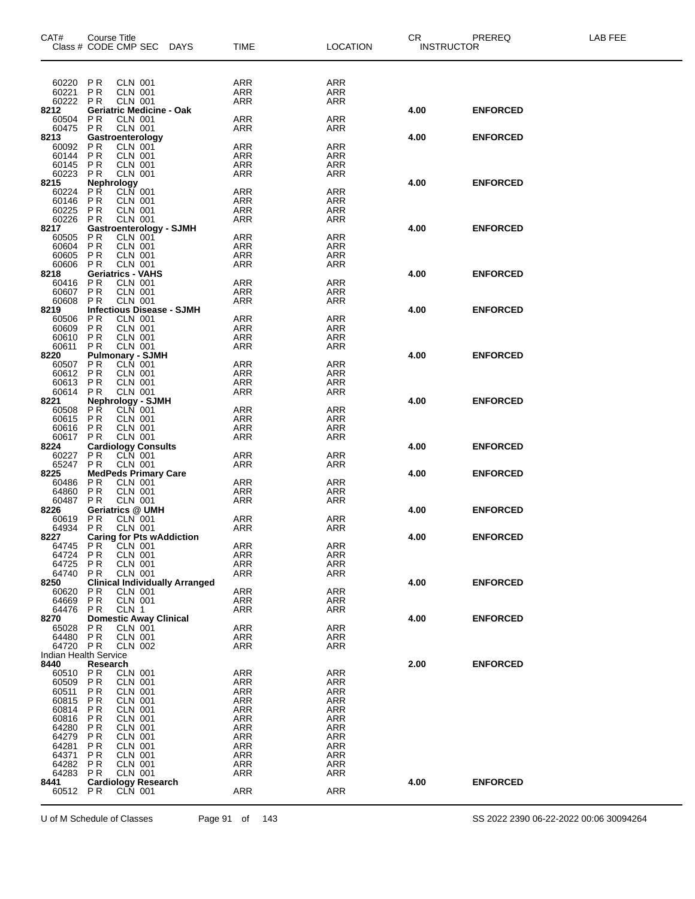| CAT# Class # | Course Title CODE CMP SEC | DAYS | TIME | LOCATION | CR INSTRUCTOR | PREREQ | LAB FEE |
|---|---|---|---|---|---|---|---|
| 60220 | PR CLN 001 | | ARR | ARR | | | |
| 60221 | PR CLN 001 | | ARR | ARR | | | |
| 60222 | PR CLN 001 | | ARR | ARR | | | |
| **8212** | **Geriatric Medicine - Oak** | | | | **4.00** | **ENFORCED** | |
| 60504 | PR CLN 001 | | ARR | ARR | | | |
| 60475 | PR CLN 001 | | ARR | ARR | | | |
| **8213** | **Gastroenterology** | | | | **4.00** | **ENFORCED** | |
| 60092 | PR CLN 001 | | ARR | ARR | | | |
| 60144 | PR CLN 001 | | ARR | ARR | | | |
| 60145 | PR CLN 001 | | ARR | ARR | | | |
| 60223 | PR CLN 001 | | ARR | ARR | | | |
| **8215** | **Nephrology** | | | | **4.00** | **ENFORCED** | |
| 60224 | PR CLN 001 | | ARR | ARR | | | |
| 60146 | PR CLN 001 | | ARR | ARR | | | |
| 60225 | PR CLN 001 | | ARR | ARR | | | |
| 60226 | PR CLN 001 | | ARR | ARR | | | |
| **8217** | **Gastroenterology - SJMH** | | | | **4.00** | **ENFORCED** | |
| 60505 | PR CLN 001 | | ARR | ARR | | | |
| 60604 | PR CLN 001 | | ARR | ARR | | | |
| 60605 | PR CLN 001 | | ARR | ARR | | | |
| 60606 | PR CLN 001 | | ARR | ARR | | | |
| **8218** | **Geriatrics - VAHS** | | | | **4.00** | **ENFORCED** | |
| 60416 | PR CLN 001 | | ARR | ARR | | | |
| 60607 | PR CLN 001 | | ARR | ARR | | | |
| 60608 | PR CLN 001 | | ARR | ARR | | | |
| **8219** | **Infectious Disease - SJMH** | | | | **4.00** | **ENFORCED** | |
| 60506 | PR CLN 001 | | ARR | ARR | | | |
| 60609 | PR CLN 001 | | ARR | ARR | | | |
| 60610 | PR CLN 001 | | ARR | ARR | | | |
| 60611 | PR CLN 001 | | ARR | ARR | | | |
| **8220** | **Pulmonary - SJMH** | | | | **4.00** | **ENFORCED** | |
| 60507 | PR CLN 001 | | ARR | ARR | | | |
| 60612 | PR CLN 001 | | ARR | ARR | | | |
| 60613 | PR CLN 001 | | ARR | ARR | | | |
| 60614 | PR CLN 001 | | ARR | ARR | | | |
| **8221** | **Nephrology - SJMH** | | | | **4.00** | **ENFORCED** | |
| 60508 | PR CLN 001 | | ARR | ARR | | | |
| 60615 | PR CLN 001 | | ARR | ARR | | | |
| 60616 | PR CLN 001 | | ARR | ARR | | | |
| 60617 | PR CLN 001 | | ARR | ARR | | | |
| **8224** | **Cardiology Consults** | | | | **4.00** | **ENFORCED** | |
| 60227 | PR CLN 001 | | ARR | ARR | | | |
| 65247 | PR CLN 001 | | ARR | ARR | | | |
| **8225** | **MedPeds Primary Care** | | | | **4.00** | **ENFORCED** | |
| 60486 | PR CLN 001 | | ARR | ARR | | | |
| 64860 | PR CLN 001 | | ARR | ARR | | | |
| 60487 | PR CLN 001 | | ARR | ARR | | | |
| **8226** | **Geriatrics @ UMH** | | | | **4.00** | **ENFORCED** | |
| 60619 | PR CLN 001 | | ARR | ARR | | | |
| 64934 | PR CLN 001 | | ARR | ARR | | | |
| **8227** | **Caring for Pts wAddiction** | | | | **4.00** | **ENFORCED** | |
| 64745 | PR CLN 001 | | ARR | ARR | | | |
| 64724 | PR CLN 001 | | ARR | ARR | | | |
| 64725 | PR CLN 001 | | ARR | ARR | | | |
| 64740 | PR CLN 001 | | ARR | ARR | | | |
| **8250** | **Clinical Individually Arranged** | | | | **4.00** | **ENFORCED** | |
| 60620 | PR CLN 001 | | ARR | ARR | | | |
| 64669 | PR CLN 001 | | ARR | ARR | | | |
| 64476 | PR CLN 1 | | ARR | ARR | | | |
| **8270** | **Domestic Away Clinical** | | | | **4.00** | **ENFORCED** | |
| 65028 | PR CLN 001 | | ARR | ARR | | | |
| 64480 | PR CLN 001 | | ARR | ARR | | | |
| 64720 | PR CLN 002 | | ARR | ARR | | | |
| Indian Health Service | | | | | | | |
| **8440** | **Research** | | | | **2.00** | **ENFORCED** | |
| 60510 | PR CLN 001 | | ARR | ARR | | | |
| 60509 | PR CLN 001 | | ARR | ARR | | | |
| 60511 | PR CLN 001 | | ARR | ARR | | | |
| 60815 | PR CLN 001 | | ARR | ARR | | | |
| 60814 | PR CLN 001 | | ARR | ARR | | | |
| 60816 | PR CLN 001 | | ARR | ARR | | | |
| 64280 | PR CLN 001 | | ARR | ARR | | | |
| 64279 | PR CLN 001 | | ARR | ARR | | | |
| 64281 | PR CLN 001 | | ARR | ARR | | | |
| 64371 | PR CLN 001 | | ARR | ARR | | | |
| 64282 | PR CLN 001 | | ARR | ARR | | | |
| 64283 | PR CLN 001 | | ARR | ARR | | | |
| **8441** | **Cardiology Research** | | | | **4.00** | **ENFORCED** | |
| 60512 | PR CLN 001 | | ARR | ARR | | | |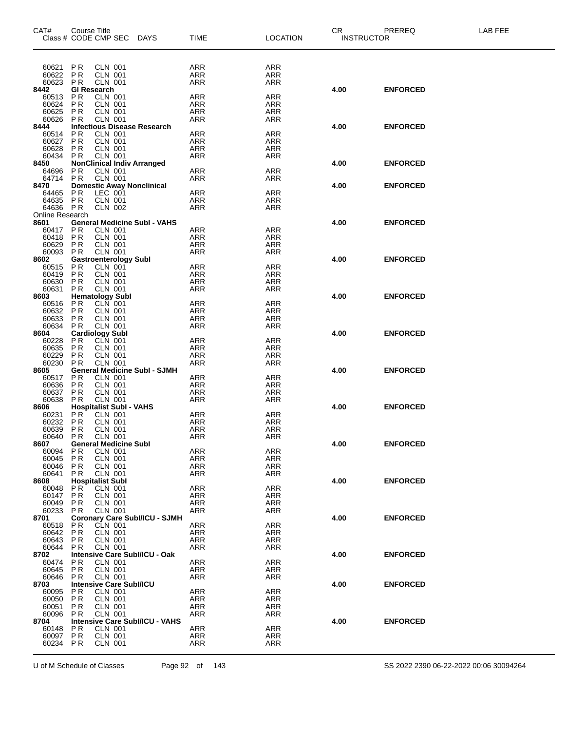| CAT# | Course Title | | | | | | CR | PREREQ | LAB FEE |
|---|---|---|---|---|---|---|---|---|---|
| Class # | CODE | CMP | SEC | DAYS | TIME | LOCATION | INSTRUCTOR | | |
| 60621 | P R | CLN | 001 | | ARR | ARR | | | |
| 60622 | P R | CLN | 001 | | ARR | ARR | | | |
| 60623 | P R | CLN | 001 | | ARR | ARR | | | |
| **8442** | **GI Research** | | | | | | **4.00** | **ENFORCED** | |
| 60513 | P R | CLN | 001 | | ARR | ARR | | | |
| 60624 | P R | CLN | 001 | | ARR | ARR | | | |
| 60625 | P R | CLN | 001 | | ARR | ARR | | | |
| 60626 | P R | CLN | 001 | | ARR | ARR | | | |
| **8444** | **Infectious Disease Research** | | | | | | **4.00** | **ENFORCED** | |
| 60514 | P R | CLN | 001 | | ARR | ARR | | | |
| 60627 | P R | CLN | 001 | | ARR | ARR | | | |
| 60628 | P R | CLN | 001 | | ARR | ARR | | | |
| 60434 | P R | CLN | 001 | | ARR | ARR | | | |
| **8450** | **NonClinical Indiv Arranged** | | | | | | **4.00** | **ENFORCED** | |
| 64696 | P R | CLN | 001 | | ARR | ARR | | | |
| 64714 | P R | CLN | 001 | | ARR | ARR | | | |
| **8470** | **Domestic Away Nonclinical** | | | | | | **4.00** | **ENFORCED** | |
| 64465 | P R | LEC | 001 | | ARR | ARR | | | |
| 64635 | P R | CLN | 001 | | ARR | ARR | | | |
| 64636 | P R | CLN | 002 | | ARR | ARR | | | |
| Online Research | | | | | | | | | |
| **8601** | **General Medicine SubI - VAHS** | | | | | | **4.00** | **ENFORCED** | |
| 60417 | P R | CLN | 001 | | ARR | ARR | | | |
| 60418 | P R | CLN | 001 | | ARR | ARR | | | |
| 60629 | P R | CLN | 001 | | ARR | ARR | | | |
| 60093 | P R | CLN | 001 | | ARR | ARR | | | |
| **8602** | **Gastroenterology SubI** | | | | | | **4.00** | **ENFORCED** | |
| 60515 | P R | CLN | 001 | | ARR | ARR | | | |
| 60419 | P R | CLN | 001 | | ARR | ARR | | | |
| 60630 | P R | CLN | 001 | | ARR | ARR | | | |
| 60631 | P R | CLN | 001 | | ARR | ARR | | | |
| **8603** | **Hematology SubI** | | | | | | **4.00** | **ENFORCED** | |
| 60516 | P R | CLN | 001 | | ARR | ARR | | | |
| 60632 | P R | CLN | 001 | | ARR | ARR | | | |
| 60633 | P R | CLN | 001 | | ARR | ARR | | | |
| 60634 | P R | CLN | 001 | | ARR | ARR | | | |
| **8604** | **Cardiology SubI** | | | | | | **4.00** | **ENFORCED** | |
| 60228 | P R | CLN | 001 | | ARR | ARR | | | |
| 60635 | P R | CLN | 001 | | ARR | ARR | | | |
| 60229 | P R | CLN | 001 | | ARR | ARR | | | |
| 60230 | P R | CLN | 001 | | ARR | ARR | | | |
| **8605** | **General Medicine SubI - SJMH** | | | | | | **4.00** | **ENFORCED** | |
| 60517 | P R | CLN | 001 | | ARR | ARR | | | |
| 60636 | P R | CLN | 001 | | ARR | ARR | | | |
| 60637 | P R | CLN | 001 | | ARR | ARR | | | |
| 60638 | P R | CLN | 001 | | ARR | ARR | | | |
| **8606** | **Hospitalist SubI - VAHS** | | | | | | **4.00** | **ENFORCED** | |
| 60231 | P R | CLN | 001 | | ARR | ARR | | | |
| 60232 | P R | CLN | 001 | | ARR | ARR | | | |
| 60639 | P R | CLN | 001 | | ARR | ARR | | | |
| 60640 | P R | CLN | 001 | | ARR | ARR | | | |
| **8607** | **General Medicine SubI** | | | | | | **4.00** | **ENFORCED** | |
| 60094 | P R | CLN | 001 | | ARR | ARR | | | |
| 60045 | P R | CLN | 001 | | ARR | ARR | | | |
| 60046 | P R | CLN | 001 | | ARR | ARR | | | |
| 60641 | P R | CLN | 001 | | ARR | ARR | | | |
| **8608** | **Hospitalist SubI** | | | | | | **4.00** | **ENFORCED** | |
| 60048 | P R | CLN | 001 | | ARR | ARR | | | |
| 60147 | P R | CLN | 001 | | ARR | ARR | | | |
| 60049 | P R | CLN | 001 | | ARR | ARR | | | |
| 60233 | P R | CLN | 001 | | ARR | ARR | | | |
| **8701** | **Coronary Care SubI/ICU - SJMH** | | | | | | **4.00** | **ENFORCED** | |
| 60518 | P R | CLN | 001 | | ARR | ARR | | | |
| 60642 | P R | CLN | 001 | | ARR | ARR | | | |
| 60643 | P R | CLN | 001 | | ARR | ARR | | | |
| 60644 | P R | CLN | 001 | | ARR | ARR | | | |
| **8702** | **Intensive Care SubI/ICU - Oak** | | | | | | **4.00** | **ENFORCED** | |
| 60474 | P R | CLN | 001 | | ARR | ARR | | | |
| 60645 | P R | CLN | 001 | | ARR | ARR | | | |
| 60646 | P R | CLN | 001 | | ARR | ARR | | | |
| **8703** | **Intensive Care SubI/ICU** | | | | | | **4.00** | **ENFORCED** | |
| 60095 | P R | CLN | 001 | | ARR | ARR | | | |
| 60050 | P R | CLN | 001 | | ARR | ARR | | | |
| 60051 | P R | CLN | 001 | | ARR | ARR | | | |
| 60096 | P R | CLN | 001 | | ARR | ARR | | | |
| **8704** | **Intensive Care SubI/ICU - VAHS** | | | | | | **4.00** | **ENFORCED** | |
| 60148 | P R | CLN | 001 | | ARR | ARR | | | |
| 60097 | P R | CLN | 001 | | ARR | ARR | | | |
| 60234 | P R | CLN | 001 | | ARR | ARR | | | |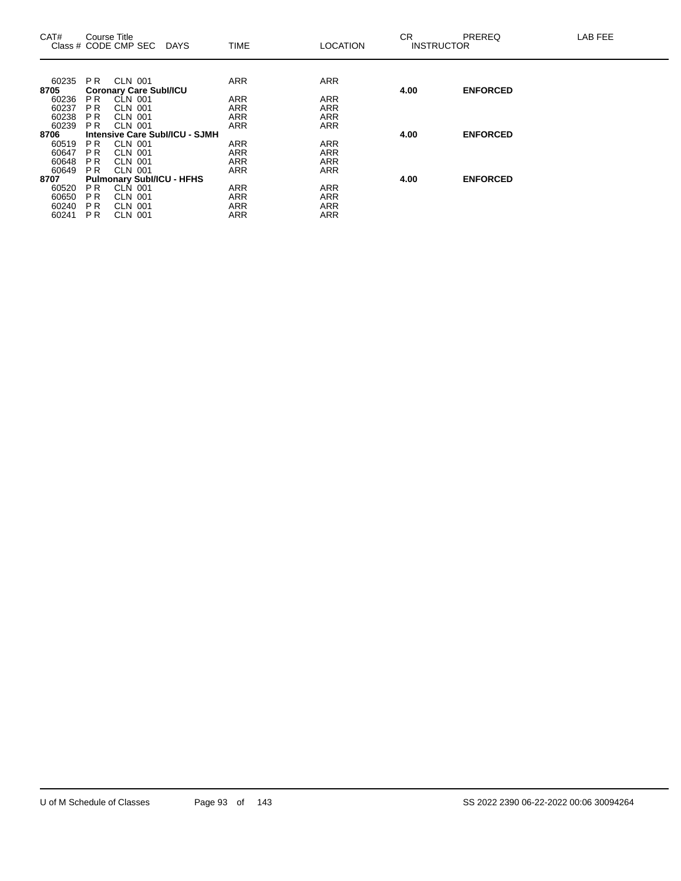| CAT# Class # | Course Title CODE CMP SEC | DAYS | TIME | LOCATION | CR INSTRUCTOR | PREREQ | LAB FEE |
|---|---|---|---|---|---|---|---|
| 60235 | P R CLN 001 | | ARR | ARR | | | |
| **8705** | **Coronary Care SubI/ICU** | | | | **4.00** | **ENFORCED** | |
| 60236 | P R CLN 001 | | ARR | ARR | | | |
| 60237 | P R CLN 001 | | ARR | ARR | | | |
| 60238 | P R CLN 001 | | ARR | ARR | | | |
| 60239 | P R CLN 001 | | ARR | ARR | | | |
| **8706** | **Intensive Care SubI/ICU - SJMH** | | | | **4.00** | **ENFORCED** | |
| 60519 | P R CLN 001 | | ARR | ARR | | | |
| 60647 | P R CLN 001 | | ARR | ARR | | | |
| 60648 | P R CLN 001 | | ARR | ARR | | | |
| 60649 | P R CLN 001 | | ARR | ARR | | | |
| **8707** | **Pulmonary SubI/ICU - HFHS** | | | | **4.00** | **ENFORCED** | |
| 60520 | P R CLN 001 | | ARR | ARR | | | |
| 60650 | P R CLN 001 | | ARR | ARR | | | |
| 60240 | P R CLN 001 | | ARR | ARR | | | |
| 60241 | P R CLN 001 | | ARR | ARR | | | |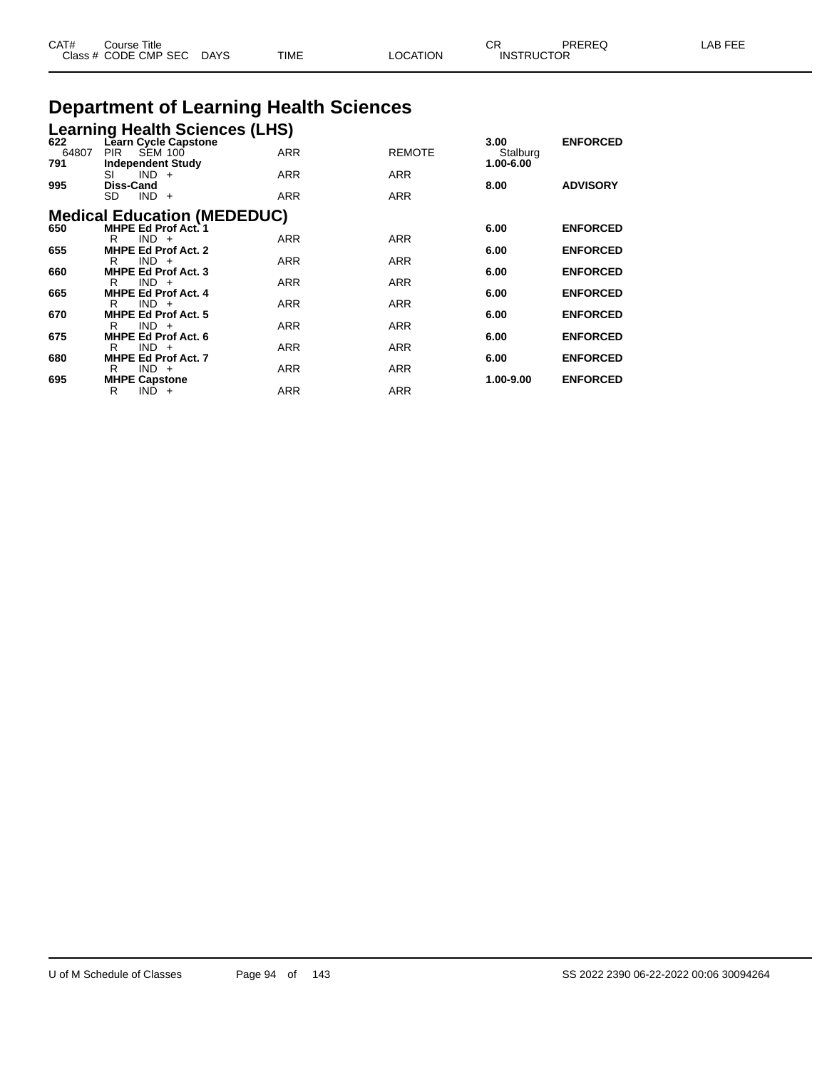| CAT# | Course Title | | | | | CR | PREREQ | LAB FEE |
|---|---|---|---|---|---|---|---|---|
| Class # | CODE CMP SEC | DAYS | TIME | LOCATION | INSTRUCTOR | | | |

# Department of Learning Health Sciences

## Learning Health Sciences (LHS)

| CAT# | Course Title / Class # CODE CMP SEC | TIME | LOCATION | CR / INSTRUCTOR | PREREQ |
|---|---|---|---|---|---|
| **622** | **Learn Cycle Capstone** | | | **3.00** | **ENFORCED** |
| 64807 | PIR SEM 100 | ARR | REMOTE | Stalburg | |
| **791** | **Independent Study** | | | **1.00-6.00** | |
| | SI IND + | ARR | ARR | | |
| **995** | **Diss-Cand** | | | **8.00** | **ADVISORY** |
| | SD IND + | ARR | ARR | | |

## Medical Education (MEDEDUC)

| CAT# | Course Title / Class # CODE CMP SEC | TIME | LOCATION | CR / INSTRUCTOR | PREREQ |
|---|---|---|---|---|---|
| **650** | **MHPE Ed Prof Act. 1** | | | **6.00** | **ENFORCED** |
| | R IND + | ARR | ARR | | |
| **655** | **MHPE Ed Prof Act. 2** | | | **6.00** | **ENFORCED** |
| | R IND + | ARR | ARR | | |
| **660** | **MHPE Ed Prof Act. 3** | | | **6.00** | **ENFORCED** |
| | R IND + | ARR | ARR | | |
| **665** | **MHPE Ed Prof Act. 4** | | | **6.00** | **ENFORCED** |
| | R IND + | ARR | ARR | | |
| **670** | **MHPE Ed Prof Act. 5** | | | **6.00** | **ENFORCED** |
| | R IND + | ARR | ARR | | |
| **675** | **MHPE Ed Prof Act. 6** | | | **6.00** | **ENFORCED** |
| | R IND + | ARR | ARR | | |
| **680** | **MHPE Ed Prof Act. 7** | | | **6.00** | **ENFORCED** |
| | R IND + | ARR | ARR | | |
| **695** | **MHPE Capstone** | | | **1.00-9.00** | **ENFORCED** |
| | R IND + | ARR | ARR | | |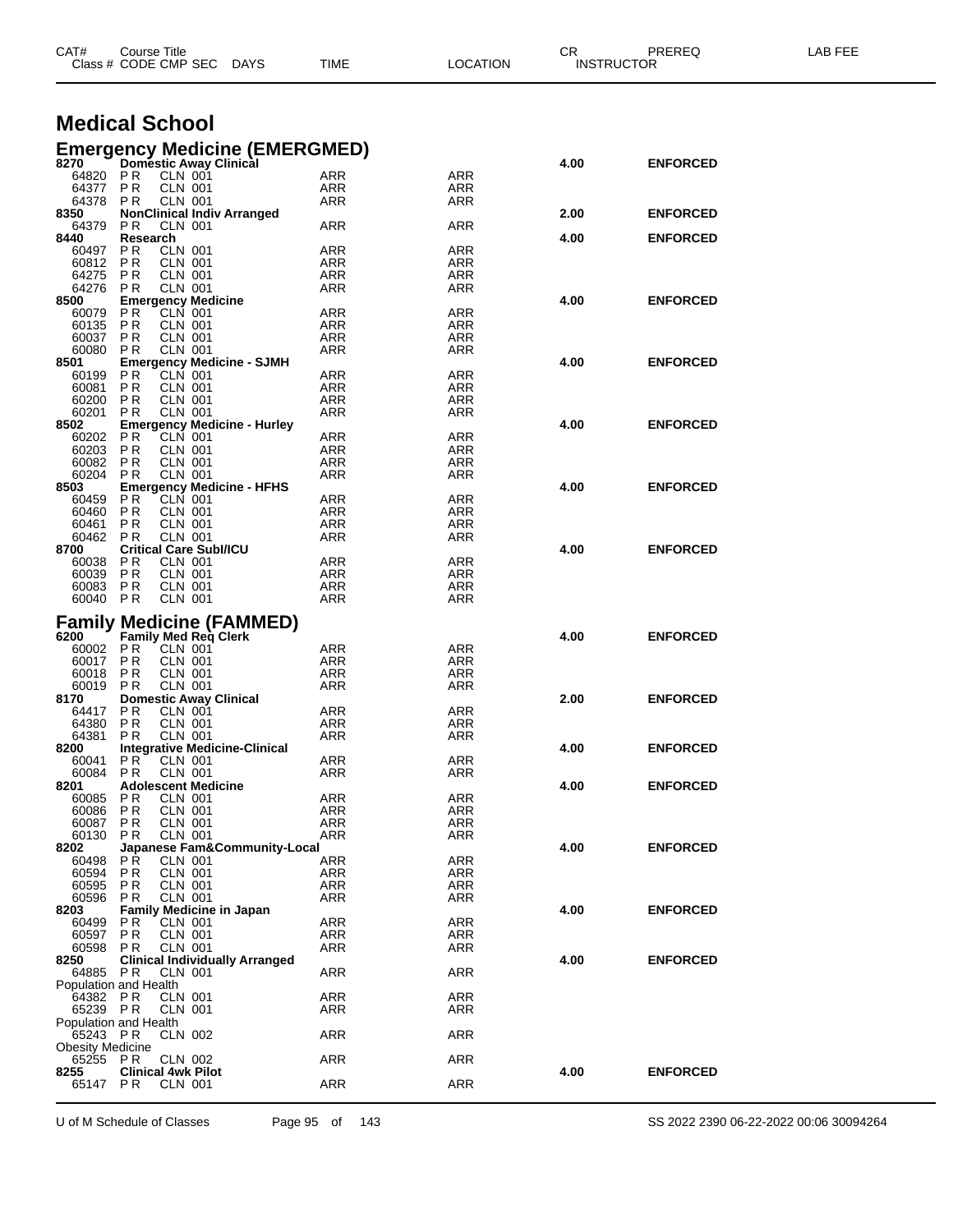| CAT# | Course Title | | | | | | CR | PREREQ | LAB FEE |
|---|---|---|---|---|---|---|---|---|---|
| Class # | CODE | CMP SEC | DAYS | TIME | LOCATION | INSTRUCTOR | | | |

# Medical School

## Emergency Medicine (EMERGMED)

| CAT# / Class # | Course Title / CODE CMP SEC | TIME | LOCATION | CR | PREREQ |
|---|---|---|---|---|---|
| **8270** | **Domestic Away Clinical** | | | **4.00** | **ENFORCED** |
| 64820 | PR CLN 001 | ARR | ARR | | |
| 64377 | PR CLN 001 | ARR | ARR | | |
| 64378 | PR CLN 001 | ARR | ARR | | |
| **8350** | **NonClinical Indiv Arranged** | | | **2.00** | **ENFORCED** |
| 64379 | PR CLN 001 | ARR | ARR | | |
| **8440** | **Research** | | | **4.00** | **ENFORCED** |
| 60497 | PR CLN 001 | ARR | ARR | | |
| 60812 | PR CLN 001 | ARR | ARR | | |
| 64275 | PR CLN 001 | ARR | ARR | | |
| 64276 | PR CLN 001 | ARR | ARR | | |
| **8500** | **Emergency Medicine** | | | **4.00** | **ENFORCED** |
| 60079 | PR CLN 001 | ARR | ARR | | |
| 60135 | PR CLN 001 | ARR | ARR | | |
| 60037 | PR CLN 001 | ARR | ARR | | |
| 60080 | PR CLN 001 | ARR | ARR | | |
| **8501** | **Emergency Medicine - SJMH** | | | **4.00** | **ENFORCED** |
| 60199 | PR CLN 001 | ARR | ARR | | |
| 60081 | PR CLN 001 | ARR | ARR | | |
| 60200 | PR CLN 001 | ARR | ARR | | |
| 60201 | PR CLN 001 | ARR | ARR | | |
| **8502** | **Emergency Medicine - Hurley** | | | **4.00** | **ENFORCED** |
| 60202 | PR CLN 001 | ARR | ARR | | |
| 60203 | PR CLN 001 | ARR | ARR | | |
| 60082 | PR CLN 001 | ARR | ARR | | |
| 60204 | PR CLN 001 | ARR | ARR | | |
| **8503** | **Emergency Medicine - HFHS** | | | **4.00** | **ENFORCED** |
| 60459 | PR CLN 001 | ARR | ARR | | |
| 60460 | PR CLN 001 | ARR | ARR | | |
| 60461 | PR CLN 001 | ARR | ARR | | |
| 60462 | PR CLN 001 | ARR | ARR | | |
| **8700** | **Critical Care SubI/ICU** | | | **4.00** | **ENFORCED** |
| 60038 | PR CLN 001 | ARR | ARR | | |
| 60039 | PR CLN 001 | ARR | ARR | | |
| 60083 | PR CLN 001 | ARR | ARR | | |
| 60040 | PR CLN 001 | ARR | ARR | | |

## Family Medicine (FAMMED)

| CAT# / Class # | Course Title / CODE CMP SEC | TIME | LOCATION | CR | PREREQ |
|---|---|---|---|---|---|
| **6200** | **Family Med Req Clerk** | | | **4.00** | **ENFORCED** |
| 60002 | PR CLN 001 | ARR | ARR | | |
| 60017 | PR CLN 001 | ARR | ARR | | |
| 60018 | PR CLN 001 | ARR | ARR | | |
| 60019 | PR CLN 001 | ARR | ARR | | |
| **8170** | **Domestic Away Clinical** | | | **2.00** | **ENFORCED** |
| 64417 | PR CLN 001 | ARR | ARR | | |
| 64380 | PR CLN 001 | ARR | ARR | | |
| 64381 | PR CLN 001 | ARR | ARR | | |
| **8200** | **Integrative Medicine-Clinical** | | | **4.00** | **ENFORCED** |
| 60041 | PR CLN 001 | ARR | ARR | | |
| 60084 | PR CLN 001 | ARR | ARR | | |
| **8201** | **Adolescent Medicine** | | | **4.00** | **ENFORCED** |
| 60085 | PR CLN 001 | ARR | ARR | | |
| 60086 | PR CLN 001 | ARR | ARR | | |
| 60087 | PR CLN 001 | ARR | ARR | | |
| 60130 | PR CLN 001 | ARR | ARR | | |
| **8202** | **Japanese Fam&Community-Local** | | | **4.00** | **ENFORCED** |
| 60498 | PR CLN 001 | ARR | ARR | | |
| 60594 | PR CLN 001 | ARR | ARR | | |
| 60595 | PR CLN 001 | ARR | ARR | | |
| 60596 | PR CLN 001 | ARR | ARR | | |
| **8203** | **Family Medicine in Japan** | | | **4.00** | **ENFORCED** |
| 60499 | PR CLN 001 | ARR | ARR | | |
| 60597 | PR CLN 001 | ARR | ARR | | |
| 60598 | PR CLN 001 | ARR | ARR | | |
| **8250** | **Clinical Individually Arranged** | | | **4.00** | **ENFORCED** |
| 64885 | PR CLN 001 | ARR | ARR | | |
| Population and Health | | | | | |
| 64382 | PR CLN 001 | ARR | ARR | | |
| 65239 | PR CLN 001 | ARR | ARR | | |
| Population and Health | | | | | |
| 65243 | PR CLN 002 | ARR | ARR | | |
| Obesity Medicine | | | | | |
| 65255 | PR CLN 002 | ARR | ARR | | |
| **8255** | **Clinical 4wk Pilot** | | | **4.00** | **ENFORCED** |
| 65147 | PR CLN 001 | ARR | ARR | | |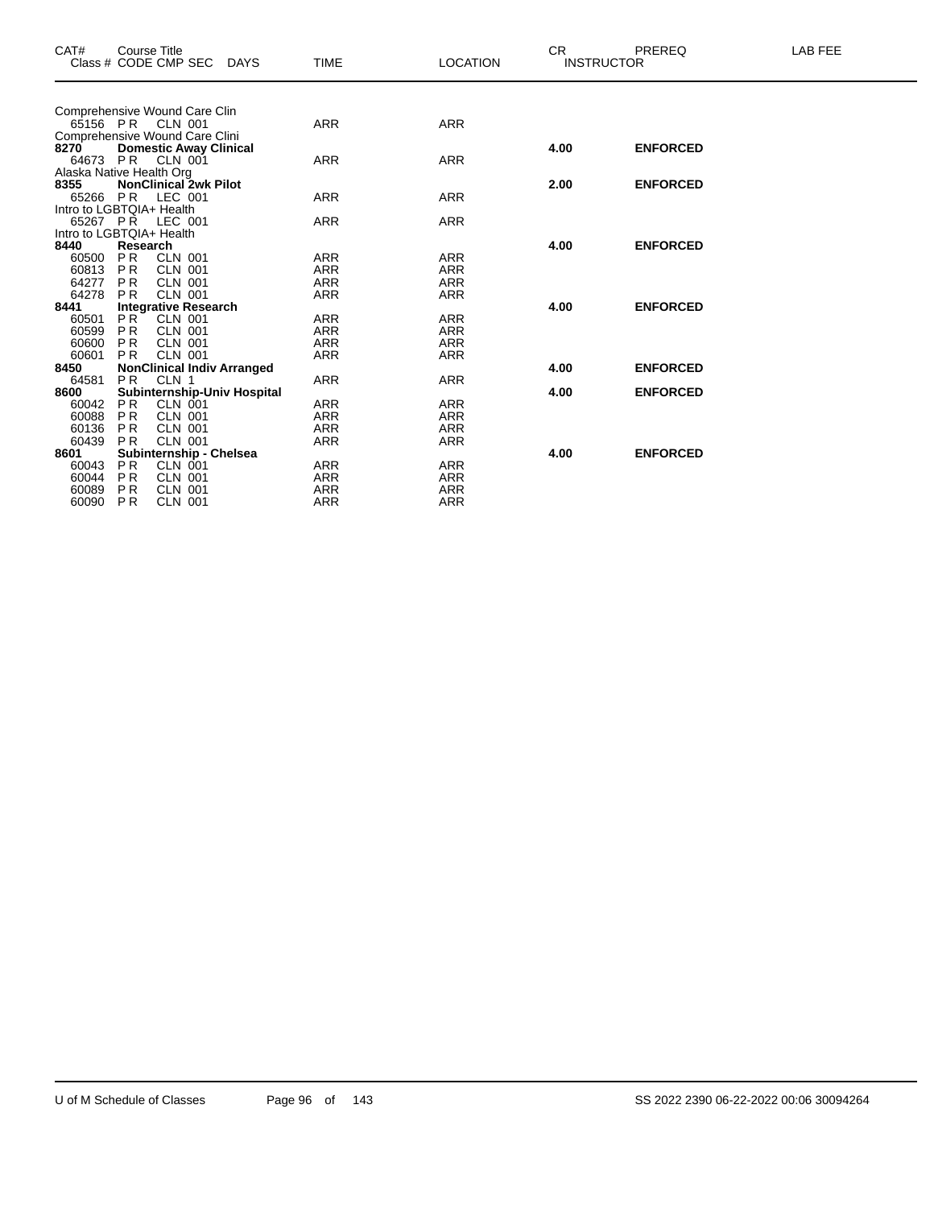| CAT# | Course Title<br>Class # CODE CMP SEC DAYS | TIME | LOCATION | CR<br>INSTRUCTOR | PREREQ | LAB FEE |
|---|---|---|---|---|---|---|
| | Comprehensive Wound Care Clin | | | | | |
| 65156 | P R CLN 001 | ARR | ARR | | | |
| | Comprehensive Wound Care Clini | | | | | |
| **8270** | **Domestic Away Clinical** | | | **4.00** | **ENFORCED** | |
| 64673 | P R CLN 001 | ARR | ARR | | | |
| | Alaska Native Health Org | | | | | |
| **8355** | **NonClinical 2wk Pilot** | | | **2.00** | **ENFORCED** | |
| 65266 | P R LEC 001 | ARR | ARR | | | |
| | Intro to LGBTQIA+ Health | | | | | |
| 65267 | P R LEC 001 | ARR | ARR | | | |
| | Intro to LGBTQIA+ Health | | | | | |
| **8440** | **Research** | | | **4.00** | **ENFORCED** | |
| 60500 | P R CLN 001 | ARR | ARR | | | |
| 60813 | P R CLN 001 | ARR | ARR | | | |
| 64277 | P R CLN 001 | ARR | ARR | | | |
| 64278 | P R CLN 001 | ARR | ARR | | | |
| **8441** | **Integrative Research** | | | **4.00** | **ENFORCED** | |
| 60501 | P R CLN 001 | ARR | ARR | | | |
| 60599 | P R CLN 001 | ARR | ARR | | | |
| 60600 | P R CLN 001 | ARR | ARR | | | |
| 60601 | P R CLN 001 | ARR | ARR | | | |
| **8450** | **NonClinical Indiv Arranged** | | | **4.00** | **ENFORCED** | |
| 64581 | P R CLN 1 | ARR | ARR | | | |
| **8600** | **Subinternship-Univ Hospital** | | | **4.00** | **ENFORCED** | |
| 60042 | P R CLN 001 | ARR | ARR | | | |
| 60088 | P R CLN 001 | ARR | ARR | | | |
| 60136 | P R CLN 001 | ARR | ARR | | | |
| 60439 | P R CLN 001 | ARR | ARR | | | |
| **8601** | **Subinternship - Chelsea** | | | **4.00** | **ENFORCED** | |
| 60043 | P R CLN 001 | ARR | ARR | | | |
| 60044 | P R CLN 001 | ARR | ARR | | | |
| 60089 | P R CLN 001 | ARR | ARR | | | |
| 60090 | P R CLN 001 | ARR | ARR | | | |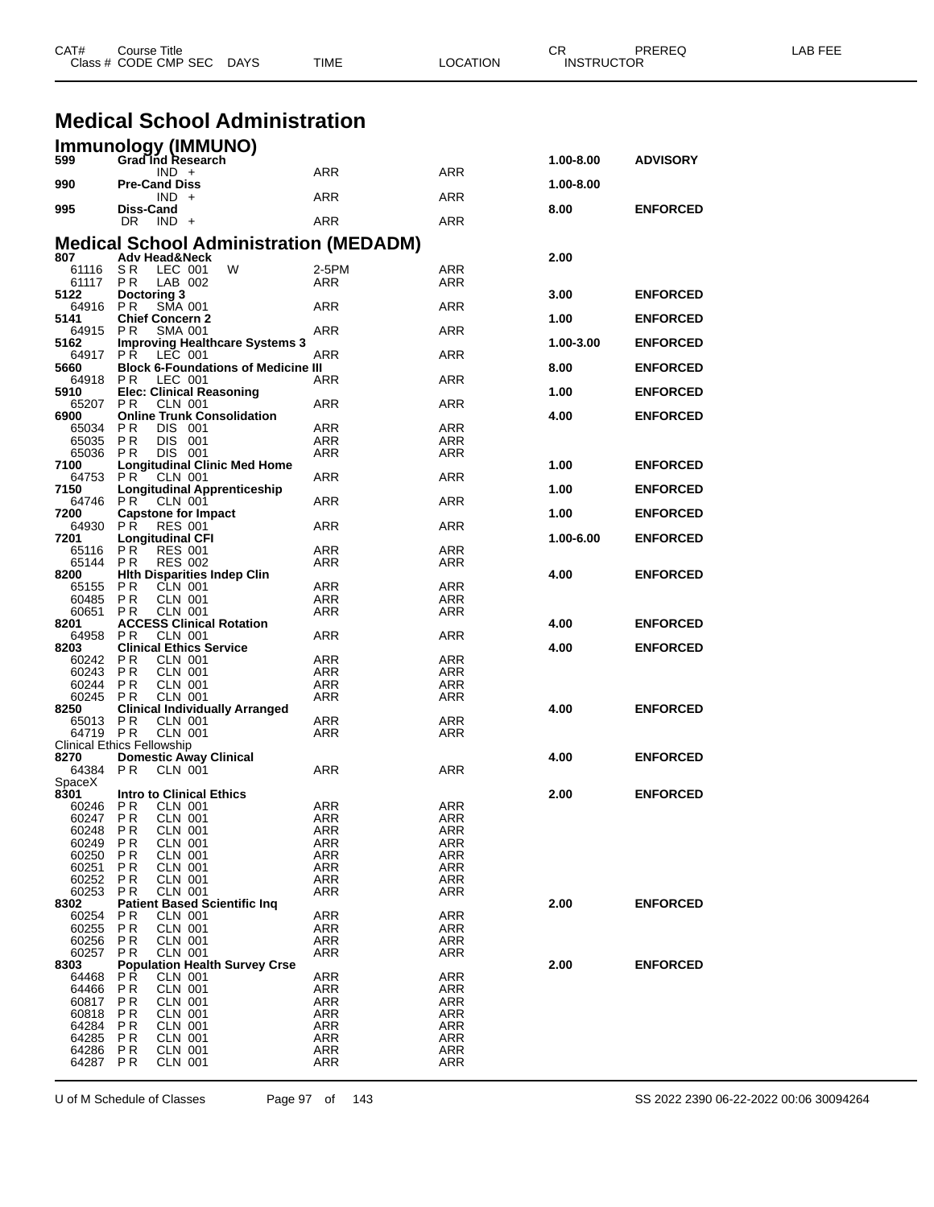| CAT# | Course Title | | | | CR | PREREQ | LAB FEE |
|---|---|---|---|---|---|---|---|
| Class # | CODE CMP SEC | DAYS | TIME | LOCATION | INSTRUCTOR | | |

# Medical School Administration

## Immunology (IMMUNO)

| CAT# | Course / Class | DAYS | TIME | LOCATION | CR | PREREQ |
|---|---|---|---|---|---|---|
| **599** | **Grad Ind Research** | | | | **1.00-8.00** | **ADVISORY** |
| | IND + | | ARR | ARR | | |
| **990** | **Pre-Cand Diss** | | | | **1.00-8.00** | |
| | IND + | | ARR | ARR | | |
| **995** | **Diss-Cand** | | | | **8.00** | **ENFORCED** |
| | DR IND + | | ARR | ARR | | |

## Medical School Administration (MEDADM)

| CAT# | Course / Class | DAYS | TIME | LOCATION | CR | PREREQ |
|---|---|---|---|---|---|---|
| **807** | **Adv Head&Neck** | | | | **2.00** | |
| 61116 | S R LEC 001 | W | 2-5PM | ARR | | |
| 61117 | P R LAB 002 | | ARR | ARR | | |
| **5122** | **Doctoring 3** | | | | **3.00** | **ENFORCED** |
| 64916 | P R SMA 001 | | ARR | ARR | | |
| **5141** | **Chief Concern 2** | | | | **1.00** | **ENFORCED** |
| 64915 | P R SMA 001 | | ARR | ARR | | |
| **5162** | **Improving Healthcare Systems 3** | | | | **1.00-3.00** | **ENFORCED** |
| 64917 | P R LEC 001 | | ARR | ARR | | |
| **5660** | **Block 6-Foundations of Medicine III** | | | | **8.00** | **ENFORCED** |
| 64918 | P R LEC 001 | | ARR | ARR | | |
| **5910** | **Elec: Clinical Reasoning** | | | | **1.00** | **ENFORCED** |
| 65207 | P R CLN 001 | | ARR | ARR | | |
| **6900** | **Online Trunk Consolidation** | | | | **4.00** | **ENFORCED** |
| 65034 | P R DIS 001 | | ARR | ARR | | |
| 65035 | P R DIS 001 | | ARR | ARR | | |
| 65036 | P R DIS 001 | | ARR | ARR | | |
| **7100** | **Longitudinal Clinic Med Home** | | | | **1.00** | **ENFORCED** |
| 64753 | P R CLN 001 | | ARR | ARR | | |
| **7150** | **Longitudinal Apprenticeship** | | | | **1.00** | **ENFORCED** |
| 64746 | P R CLN 001 | | ARR | ARR | | |
| **7200** | **Capstone for Impact** | | | | **1.00** | **ENFORCED** |
| 64930 | P R RES 001 | | ARR | ARR | | |
| **7201** | **Longitudinal CFI** | | | | **1.00-6.00** | **ENFORCED** |
| 65116 | P R RES 001 | | ARR | ARR | | |
| 65144 | P R RES 002 | | ARR | ARR | | |
| **8200** | **Hlth Disparities Indep Clin** | | | | **4.00** | **ENFORCED** |
| 65155 | P R CLN 001 | | ARR | ARR | | |
| 60485 | P R CLN 001 | | ARR | ARR | | |
| 60651 | P R CLN 001 | | ARR | ARR | | |
| **8201** | **ACCESS Clinical Rotation** | | | | **4.00** | **ENFORCED** |
| 64958 | P R CLN 001 | | ARR | ARR | | |
| **8203** | **Clinical Ethics Service** | | | | **4.00** | **ENFORCED** |
| 60242 | P R CLN 001 | | ARR | ARR | | |
| 60243 | P R CLN 001 | | ARR | ARR | | |
| 60244 | P R CLN 001 | | ARR | ARR | | |
| 60245 | P R CLN 001 | | ARR | ARR | | |
| **8250** | **Clinical Individually Arranged** | | | | **4.00** | **ENFORCED** |
| 65013 | P R CLN 001 | | ARR | ARR | | |
| 64719 | P R CLN 001 | | ARR | ARR | | |
| | Clinical Ethics Fellowship | | | | | |
| **8270** | **Domestic Away Clinical** | | | | **4.00** | **ENFORCED** |
| 64384 | P R CLN 001 | | ARR | ARR | | |
| | SpaceX | | | | | |
| **8301** | **Intro to Clinical Ethics** | | | | **2.00** | **ENFORCED** |
| 60246 | P R CLN 001 | | ARR | ARR | | |
| 60247 | P R CLN 001 | | ARR | ARR | | |
| 60248 | P R CLN 001 | | ARR | ARR | | |
| 60249 | P R CLN 001 | | ARR | ARR | | |
| 60250 | P R CLN 001 | | ARR | ARR | | |
| 60251 | P R CLN 001 | | ARR | ARR | | |
| 60252 | P R CLN 001 | | ARR | ARR | | |
| 60253 | P R CLN 001 | | ARR | ARR | | |
| **8302** | **Patient Based Scientific Inq** | | | | **2.00** | **ENFORCED** |
| 60254 | P R CLN 001 | | ARR | ARR | | |
| 60255 | P R CLN 001 | | ARR | ARR | | |
| 60256 | P R CLN 001 | | ARR | ARR | | |
| 60257 | P R CLN 001 | | ARR | ARR | | |
| **8303** | **Population Health Survey Crse** | | | | **2.00** | **ENFORCED** |
| 64468 | P R CLN 001 | | ARR | ARR | | |
| 64466 | P R CLN 001 | | ARR | ARR | | |
| 60817 | P R CLN 001 | | ARR | ARR | | |
| 60818 | P R CLN 001 | | ARR | ARR | | |
| 64284 | P R CLN 001 | | ARR | ARR | | |
| 64285 | P R CLN 001 | | ARR | ARR | | |
| 64286 | P R CLN 001 | | ARR | ARR | | |
| 64287 | P R CLN 001 | | ARR | ARR | | |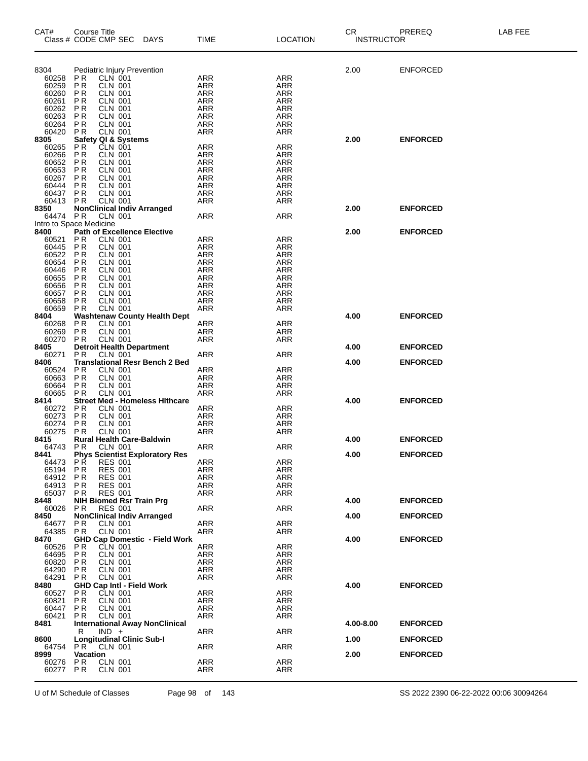| CAT# Class # | Course Title CODE CMP SEC | DAYS | TIME | LOCATION | CR INSTRUCTOR | PREREQ | LAB FEE |
|---|---|---|---|---|---|---|---|
| 8304 | Pediatric Injury Prevention | | | | 2.00 | ENFORCED | |
| 60258 | P R CLN 001 | | ARR | ARR | | | |
| 60259 | P R CLN 001 | | ARR | ARR | | | |
| 60260 | P R CLN 001 | | ARR | ARR | | | |
| 60261 | P R CLN 001 | | ARR | ARR | | | |
| 60262 | P R CLN 001 | | ARR | ARR | | | |
| 60263 | P R CLN 001 | | ARR | ARR | | | |
| 60264 | P R CLN 001 | | ARR | ARR | | | |
| 60420 | P R CLN 001 | | ARR | ARR | | | |
| **8305** | **Safety QI & Systems** | | | | **2.00** | **ENFORCED** | |
| 60265 | P R CLN 001 | | ARR | ARR | | | |
| 60266 | P R CLN 001 | | ARR | ARR | | | |
| 60652 | P R CLN 001 | | ARR | ARR | | | |
| 60653 | P R CLN 001 | | ARR | ARR | | | |
| 60267 | P R CLN 001 | | ARR | ARR | | | |
| 60444 | P R CLN 001 | | ARR | ARR | | | |
| 60437 | P R CLN 001 | | ARR | ARR | | | |
| 60413 | P R CLN 001 | | ARR | ARR | | | |
| **8350** | **NonClinical Indiv Arranged** | | | | **2.00** | **ENFORCED** | |
| 64474 | P R CLN 001 | | ARR | ARR | | | |
| | Intro to Space Medicine | | | | | | |
| **8400** | **Path of Excellence Elective** | | | | **2.00** | **ENFORCED** | |
| 60521 | P R CLN 001 | | ARR | ARR | | | |
| 60445 | P R CLN 001 | | ARR | ARR | | | |
| 60522 | P R CLN 001 | | ARR | ARR | | | |
| 60654 | P R CLN 001 | | ARR | ARR | | | |
| 60446 | P R CLN 001 | | ARR | ARR | | | |
| 60655 | P R CLN 001 | | ARR | ARR | | | |
| 60656 | P R CLN 001 | | ARR | ARR | | | |
| 60657 | P R CLN 001 | | ARR | ARR | | | |
| 60658 | P R CLN 001 | | ARR | ARR | | | |
| 60659 | P R CLN 001 | | ARR | ARR | | | |
| **8404** | **Washtenaw County Health Dept** | | | | **4.00** | **ENFORCED** | |
| 60268 | P R CLN 001 | | ARR | ARR | | | |
| 60269 | P R CLN 001 | | ARR | ARR | | | |
| 60270 | P R CLN 001 | | ARR | ARR | | | |
| **8405** | **Detroit Health Department** | | | | **4.00** | **ENFORCED** | |
| 60271 | P R CLN 001 | | ARR | ARR | | | |
| **8406** | **Translational Resr Bench 2 Bed** | | | | **4.00** | **ENFORCED** | |
| 60524 | P R CLN 001 | | ARR | ARR | | | |
| 60663 | P R CLN 001 | | ARR | ARR | | | |
| 60664 | P R CLN 001 | | ARR | ARR | | | |
| 60665 | P R CLN 001 | | ARR | ARR | | | |
| **8414** | **Street Med - Homeless Hlthcare** | | | | **4.00** | **ENFORCED** | |
| 60272 | P R CLN 001 | | ARR | ARR | | | |
| 60273 | P R CLN 001 | | ARR | ARR | | | |
| 60274 | P R CLN 001 | | ARR | ARR | | | |
| 60275 | P R CLN 001 | | ARR | ARR | | | |
| **8415** | **Rural Health Care-Baldwin** | | | | **4.00** | **ENFORCED** | |
| 64743 | P R CLN 001 | | ARR | ARR | | | |
| **8441** | **Phys Scientist Exploratory Res** | | | | **4.00** | **ENFORCED** | |
| 64473 | P R RES 001 | | ARR | ARR | | | |
| 65194 | P R RES 001 | | ARR | ARR | | | |
| 64912 | P R RES 001 | | ARR | ARR | | | |
| 64913 | P R RES 001 | | ARR | ARR | | | |
| 65037 | P R RES 001 | | ARR | ARR | | | |
| **8448** | **NIH Biomed Rsr Train Prg** | | | | **4.00** | **ENFORCED** | |
| 60026 | P R RES 001 | | ARR | ARR | | | |
| **8450** | **NonClinical Indiv Arranged** | | | | **4.00** | **ENFORCED** | |
| 64677 | P R CLN 001 | | ARR | ARR | | | |
| 64385 | P R CLN 001 | | ARR | ARR | | | |
| **8470** | **GHD Cap Domestic - Field Work** | | | | **4.00** | **ENFORCED** | |
| 60526 | P R CLN 001 | | ARR | ARR | | | |
| 64695 | P R CLN 001 | | ARR | ARR | | | |
| 60820 | P R CLN 001 | | ARR | ARR | | | |
| 64290 | P R CLN 001 | | ARR | ARR | | | |
| 64291 | P R CLN 001 | | ARR | ARR | | | |
| **8480** | **GHD Cap Intl - Field Work** | | | | **4.00** | **ENFORCED** | |
| 60527 | P R CLN 001 | | ARR | ARR | | | |
| 60821 | P R CLN 001 | | ARR | ARR | | | |
| 60447 | P R CLN 001 | | ARR | ARR | | | |
| 60421 | P R CLN 001 | | ARR | ARR | | | |
| **8481** | **International Away NonClinical** | | | | **4.00-8.00** | **ENFORCED** | |
| | R IND + | | ARR | ARR | | | |
| **8600** | **Longitudinal Clinic Sub-I** | | | | **1.00** | **ENFORCED** | |
| 64754 | P R CLN 001 | | ARR | ARR | | | |
| **8999** | **Vacation** | | | | **2.00** | **ENFORCED** | |
| 60276 | P R CLN 001 | | ARR | ARR | | | |
| 60277 | P R CLN 001 | | ARR | ARR | | | |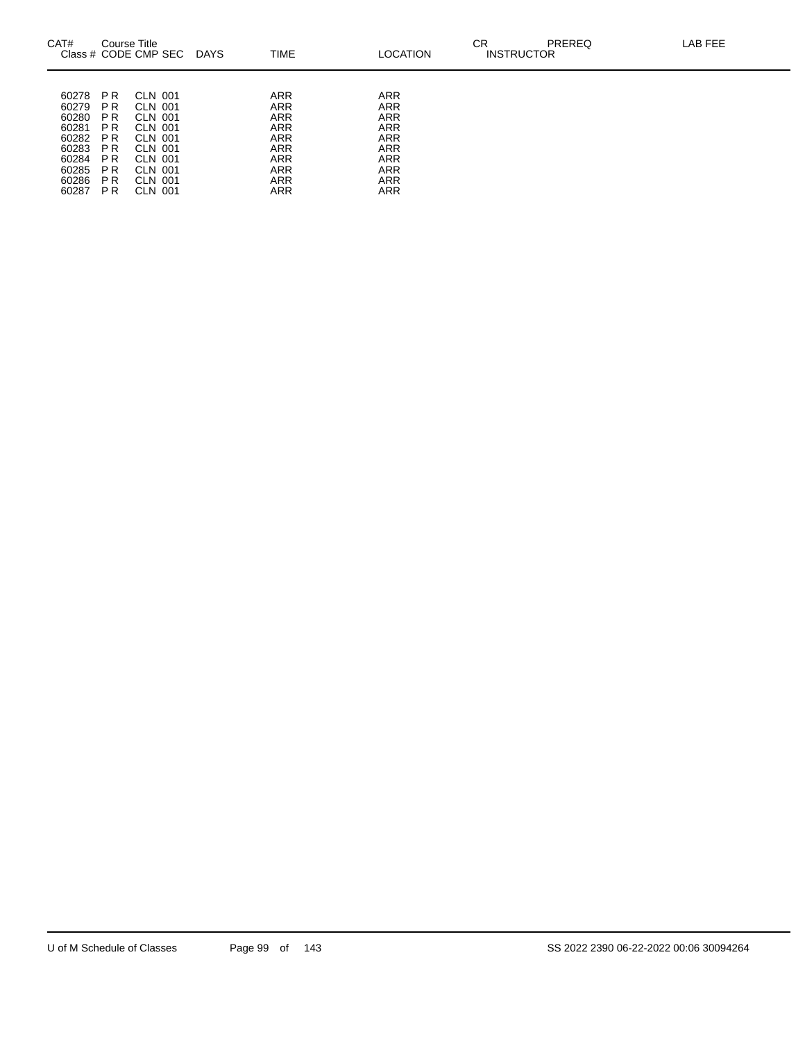| CAT# Class # | Course Title CODE | CMP | SEC | DAYS | TIME | LOCATION | CR INSTRUCTOR | PREREQ | LAB FEE |
|---|---|---|---|---|---|---|---|---|---|
| 60278 | P R | CLN | 001 | | ARR | ARR | | | |
| 60279 | P R | CLN | 001 | | ARR | ARR | | | |
| 60280 | P R | CLN | 001 | | ARR | ARR | | | |
| 60281 | P R | CLN | 001 | | ARR | ARR | | | |
| 60282 | P R | CLN | 001 | | ARR | ARR | | | |
| 60283 | P R | CLN | 001 | | ARR | ARR | | | |
| 60284 | P R | CLN | 001 | | ARR | ARR | | | |
| 60285 | P R | CLN | 001 | | ARR | ARR | | | |
| 60286 | P R | CLN | 001 | | ARR | ARR | | | |
| 60287 | P R | CLN | 001 | | ARR | ARR | | | |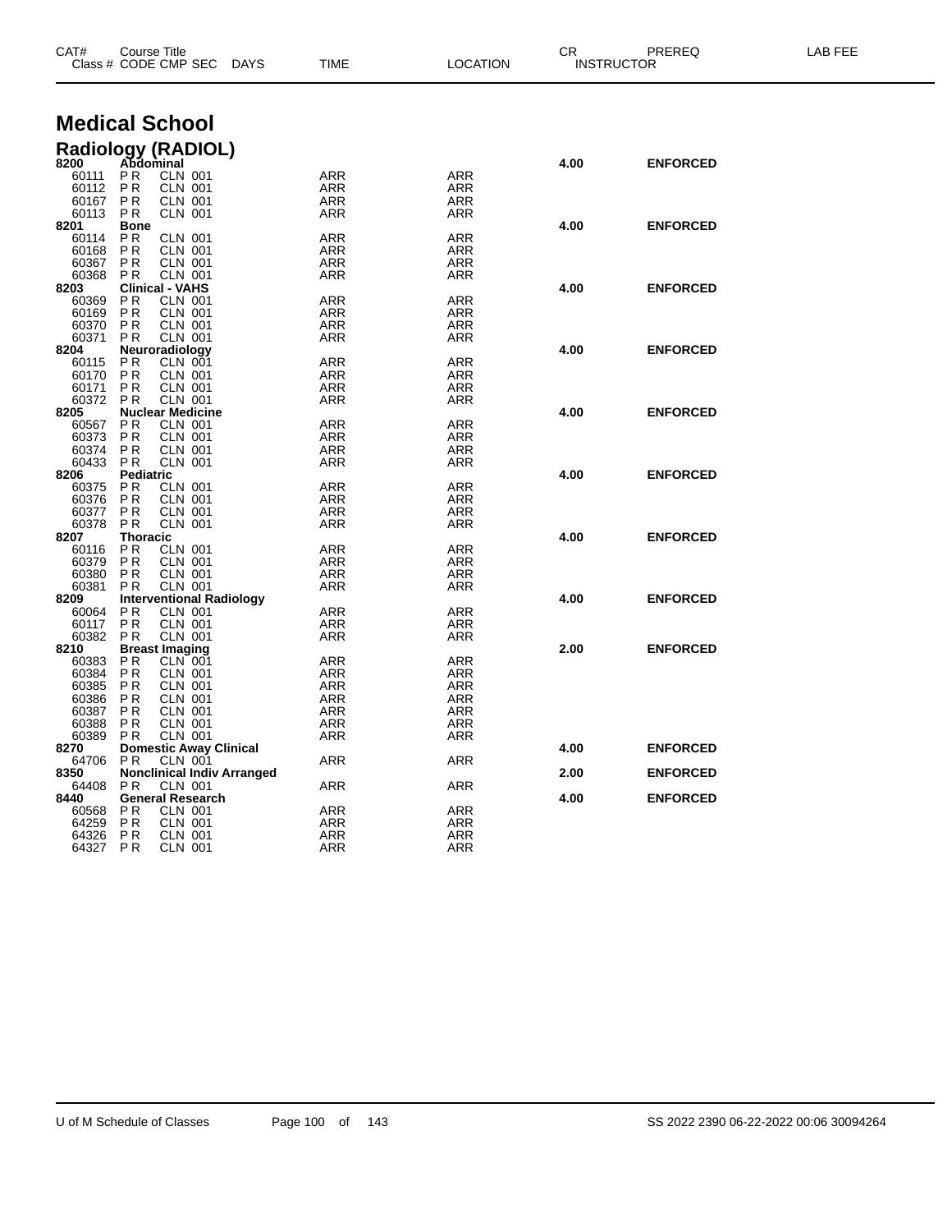| CAT# Class # | Course Title CODE CMP SEC | DAYS | TIME | LOCATION | CR INSTRUCTOR | PREREQ | LAB FEE |
|---|---|---|---|---|---|---|---|

# Medical School

## Radiology (RADIOL)

| CAT# Class # | Course Title CODE CMP SEC | DAYS | TIME | LOCATION | CR INSTRUCTOR | PREREQ | LAB FEE |
|---|---|---|---|---|---|---|---|
| **8200** | **Abdominal** | | | | **4.00** | **ENFORCED** | |
| 60111 | P R CLN 001 | | ARR | ARR | | | |
| 60112 | P R CLN 001 | | ARR | ARR | | | |
| 60167 | P R CLN 001 | | ARR | ARR | | | |
| 60113 | P R CLN 001 | | ARR | ARR | | | |
| **8201** | **Bone** | | | | **4.00** | **ENFORCED** | |
| 60114 | P R CLN 001 | | ARR | ARR | | | |
| 60168 | P R CLN 001 | | ARR | ARR | | | |
| 60367 | P R CLN 001 | | ARR | ARR | | | |
| 60368 | P R CLN 001 | | ARR | ARR | | | |
| **8203** | **Clinical - VAHS** | | | | **4.00** | **ENFORCED** | |
| 60369 | P R CLN 001 | | ARR | ARR | | | |
| 60169 | P R CLN 001 | | ARR | ARR | | | |
| 60370 | P R CLN 001 | | ARR | ARR | | | |
| 60371 | P R CLN 001 | | ARR | ARR | | | |
| **8204** | **Neuroradiology** | | | | **4.00** | **ENFORCED** | |
| 60115 | P R CLN 001 | | ARR | ARR | | | |
| 60170 | P R CLN 001 | | ARR | ARR | | | |
| 60171 | P R CLN 001 | | ARR | ARR | | | |
| 60372 | P R CLN 001 | | ARR | ARR | | | |
| **8205** | **Nuclear Medicine** | | | | **4.00** | **ENFORCED** | |
| 60567 | P R CLN 001 | | ARR | ARR | | | |
| 60373 | P R CLN 001 | | ARR | ARR | | | |
| 60374 | P R CLN 001 | | ARR | ARR | | | |
| 60433 | P R CLN 001 | | ARR | ARR | | | |
| **8206** | **Pediatric** | | | | **4.00** | **ENFORCED** | |
| 60375 | P R CLN 001 | | ARR | ARR | | | |
| 60376 | P R CLN 001 | | ARR | ARR | | | |
| 60377 | P R CLN 001 | | ARR | ARR | | | |
| 60378 | P R CLN 001 | | ARR | ARR | | | |
| **8207** | **Thoracic** | | | | **4.00** | **ENFORCED** | |
| 60116 | P R CLN 001 | | ARR | ARR | | | |
| 60379 | P R CLN 001 | | ARR | ARR | | | |
| 60380 | P R CLN 001 | | ARR | ARR | | | |
| 60381 | P R CLN 001 | | ARR | ARR | | | |
| **8209** | **Interventional Radiology** | | | | **4.00** | **ENFORCED** | |
| 60064 | P R CLN 001 | | ARR | ARR | | | |
| 60117 | P R CLN 001 | | ARR | ARR | | | |
| 60382 | P R CLN 001 | | ARR | ARR | | | |
| **8210** | **Breast Imaging** | | | | **2.00** | **ENFORCED** | |
| 60383 | P R CLN 001 | | ARR | ARR | | | |
| 60384 | P R CLN 001 | | ARR | ARR | | | |
| 60385 | P R CLN 001 | | ARR | ARR | | | |
| 60386 | P R CLN 001 | | ARR | ARR | | | |
| 60387 | P R CLN 001 | | ARR | ARR | | | |
| 60388 | P R CLN 001 | | ARR | ARR | | | |
| 60389 | P R CLN 001 | | ARR | ARR | | | |
| **8270** | **Domestic Away Clinical** | | | | **4.00** | **ENFORCED** | |
| 64706 | P R CLN 001 | | ARR | ARR | | | |
| **8350** | **Nonclinical Indiv Arranged** | | | | **2.00** | **ENFORCED** | |
| 64408 | P R CLN 001 | | ARR | ARR | | | |
| **8440** | **General Research** | | | | **4.00** | **ENFORCED** | |
| 60568 | P R CLN 001 | | ARR | ARR | | | |
| 64259 | P R CLN 001 | | ARR | ARR | | | |
| 64326 | P R CLN 001 | | ARR | ARR | | | |
| 64327 | P R CLN 001 | | ARR | ARR | | | |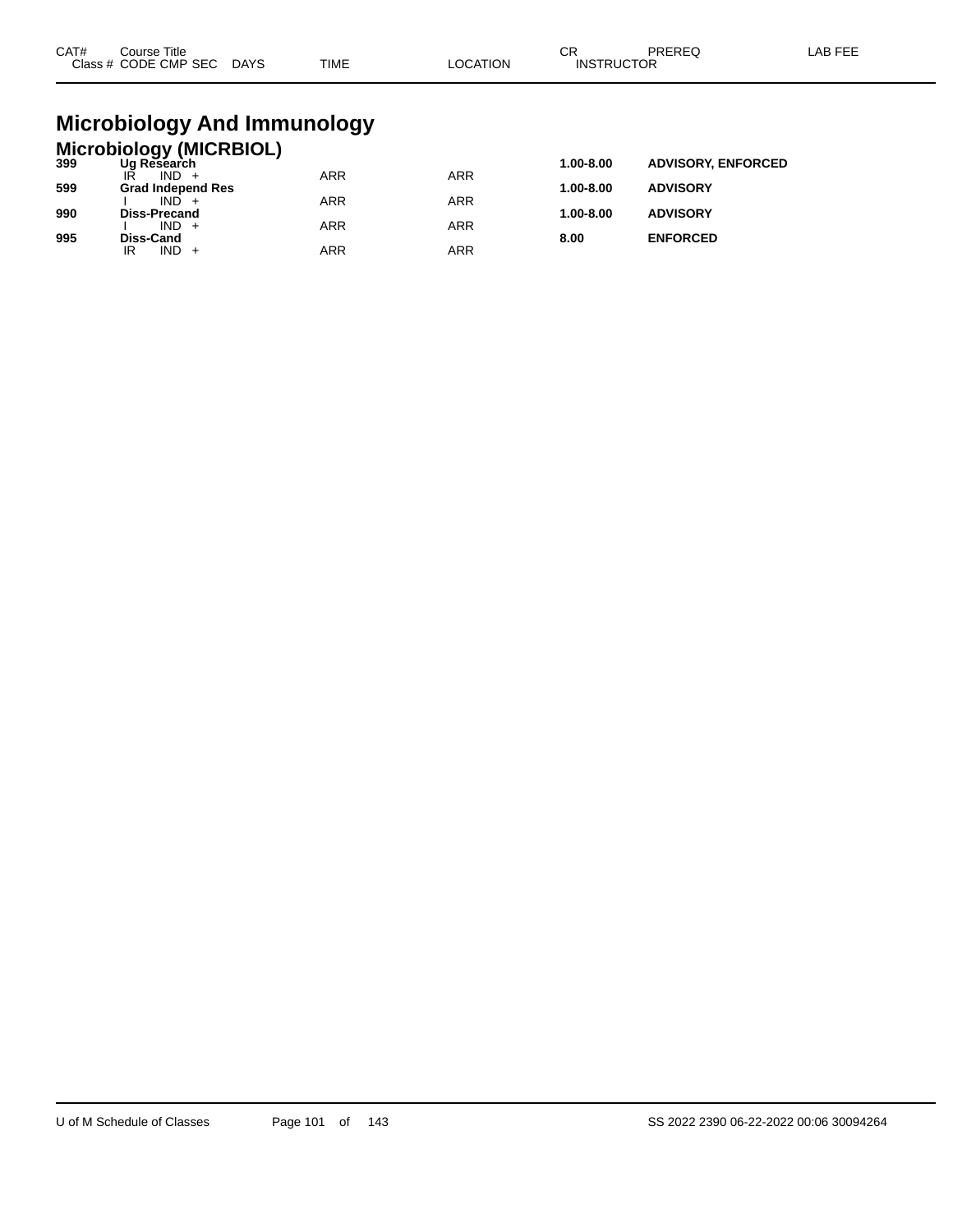| CAT# | Course Title<br>Class # CODE CMP SEC DAYS | TIME | LOCATION | CR<br>INSTRUCTOR | PREREQ | LAB FEE |
|---|---|---|---|---|---|---|

# Microbiology And Immunology

## Microbiology (MICRBIOL)

| CAT# | Course Title / Class # CODE CMP SEC DAYS | TIME | LOCATION | CR / INSTRUCTOR | PREREQ | LAB FEE |
|---|---|---|---|---|---|---|
| **399** | **Ug Research** | | | **1.00-8.00** | **ADVISORY, ENFORCED** | |
| | IR IND + | ARR | ARR | | | |
| **599** | **Grad Independ Res** | | | **1.00-8.00** | **ADVISORY** | |
| | I IND + | ARR | ARR | | | |
| **990** | **Diss-Precand** | | | **1.00-8.00** | **ADVISORY** | |
| | I IND + | ARR | ARR | | | |
| **995** | **Diss-Cand** | | | **8.00** | **ENFORCED** | |
| | IR IND + | ARR | ARR | | | |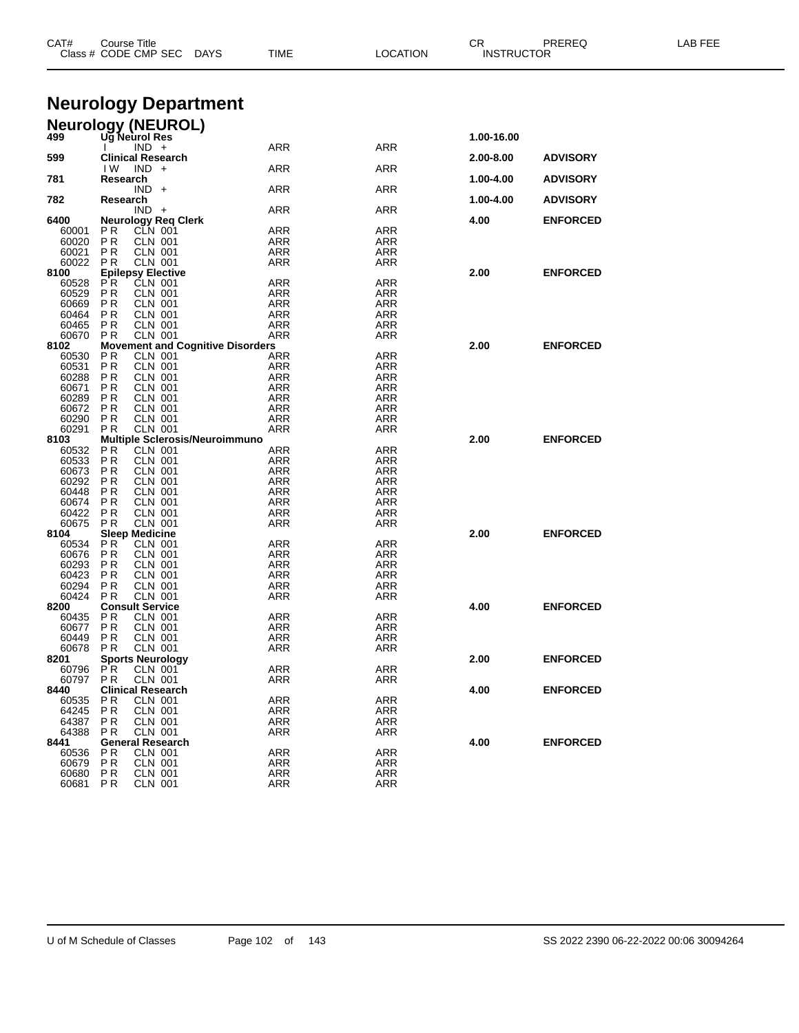# Neurology Department

## Neurology (NEUROL)

| CAT# / Class # | Course Title / CODE CMP SEC | DAYS | TIME | LOCATION | CR | PREREQ |
|---|---|---|---|---|---|---|
| **499** | **Ug Neurol Res** | | | | **1.00-16.00** | |
| | I IND + | | ARR | ARR | | |
| **599** | **Clinical Research** | | | | **2.00-8.00** | **ADVISORY** |
| | I W IND + | | ARR | ARR | | |
| **781** | **Research** | | | | **1.00-4.00** | **ADVISORY** |
| | IND + | | ARR | ARR | | |
| **782** | **Research** | | | | **1.00-4.00** | **ADVISORY** |
| | IND + | | ARR | ARR | | |
| **6400** | **Neurology Req Clerk** | | | | **4.00** | **ENFORCED** |
| 60001 | P R CLN 001 | | ARR | ARR | | |
| 60020 | P R CLN 001 | | ARR | ARR | | |
| 60021 | P R CLN 001 | | ARR | ARR | | |
| 60022 | P R CLN 001 | | ARR | ARR | | |
| **8100** | **Epilepsy Elective** | | | | **2.00** | **ENFORCED** |
| 60528 | P R CLN 001 | | ARR | ARR | | |
| 60529 | P R CLN 001 | | ARR | ARR | | |
| 60669 | P R CLN 001 | | ARR | ARR | | |
| 60464 | P R CLN 001 | | ARR | ARR | | |
| 60465 | P R CLN 001 | | ARR | ARR | | |
| 60670 | P R CLN 001 | | ARR | ARR | | |
| **8102** | **Movement and Cognitive Disorders** | | | | **2.00** | **ENFORCED** |
| 60530 | P R CLN 001 | | ARR | ARR | | |
| 60531 | P R CLN 001 | | ARR | ARR | | |
| 60288 | P R CLN 001 | | ARR | ARR | | |
| 60671 | P R CLN 001 | | ARR | ARR | | |
| 60289 | P R CLN 001 | | ARR | ARR | | |
| 60672 | P R CLN 001 | | ARR | ARR | | |
| 60290 | P R CLN 001 | | ARR | ARR | | |
| 60291 | P R CLN 001 | | ARR | ARR | | |
| **8103** | **Multiple Sclerosis/Neuroimmuno** | | | | **2.00** | **ENFORCED** |
| 60532 | P R CLN 001 | | ARR | ARR | | |
| 60533 | P R CLN 001 | | ARR | ARR | | |
| 60673 | P R CLN 001 | | ARR | ARR | | |
| 60292 | P R CLN 001 | | ARR | ARR | | |
| 60448 | P R CLN 001 | | ARR | ARR | | |
| 60674 | P R CLN 001 | | ARR | ARR | | |
| 60422 | P R CLN 001 | | ARR | ARR | | |
| 60675 | P R CLN 001 | | ARR | ARR | | |
| **8104** | **Sleep Medicine** | | | | **2.00** | **ENFORCED** |
| 60534 | P R CLN 001 | | ARR | ARR | | |
| 60676 | P R CLN 001 | | ARR | ARR | | |
| 60293 | P R CLN 001 | | ARR | ARR | | |
| 60423 | P R CLN 001 | | ARR | ARR | | |
| 60294 | P R CLN 001 | | ARR | ARR | | |
| 60424 | P R CLN 001 | | ARR | ARR | | |
| **8200** | **Consult Service** | | | | **4.00** | **ENFORCED** |
| 60435 | P R CLN 001 | | ARR | ARR | | |
| 60677 | P R CLN 001 | | ARR | ARR | | |
| 60449 | P R CLN 001 | | ARR | ARR | | |
| 60678 | P R CLN 001 | | ARR | ARR | | |
| **8201** | **Sports Neurology** | | | | **2.00** | **ENFORCED** |
| 60796 | P R CLN 001 | | ARR | ARR | | |
| 60797 | P R CLN 001 | | ARR | ARR | | |
| **8440** | **Clinical Research** | | | | **4.00** | **ENFORCED** |
| 60535 | P R CLN 001 | | ARR | ARR | | |
| 64245 | P R CLN 001 | | ARR | ARR | | |
| 64387 | P R CLN 001 | | ARR | ARR | | |
| 64388 | P R CLN 001 | | ARR | ARR | | |
| **8441** | **General Research** | | | | **4.00** | **ENFORCED** |
| 60536 | P R CLN 001 | | ARR | ARR | | |
| 60679 | P R CLN 001 | | ARR | ARR | | |
| 60680 | P R CLN 001 | | ARR | ARR | | |
| 60681 | P R CLN 001 | | ARR | ARR | | |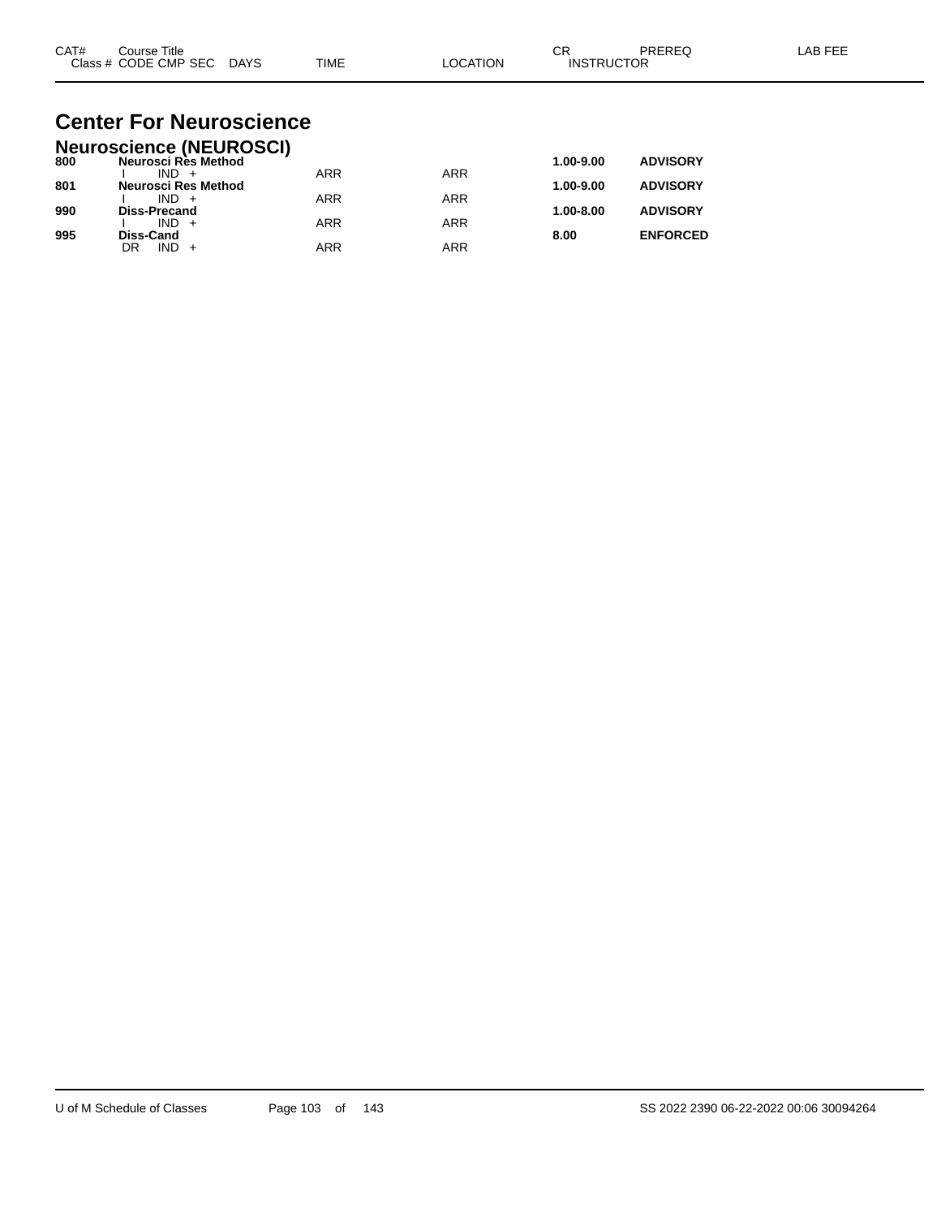| CAT# | Course Title<br>Class # CODE CMP SEC DAYS | TIME | LOCATION | CR<br>INSTRUCTOR | PREREQ | LAB FEE |
|---|---|---|---|---|---|---|

# Center For Neuroscience

## Neuroscience (NEUROSCI)

| CAT# | Course Title / Class # CODE CMP SEC DAYS | TIME | LOCATION | CR | PREREQ | LAB FEE |
|---|---|---|---|---|---|---|
| **800** | **Neurosci Res Method** | | | **1.00-9.00** | **ADVISORY** | |
| | I IND + | ARR | ARR | | | |
| **801** | **Neurosci Res Method** | | | **1.00-9.00** | **ADVISORY** | |
| | I IND + | ARR | ARR | | | |
| **990** | **Diss-Precand** | | | **1.00-8.00** | **ADVISORY** | |
| | I IND + | ARR | ARR | | | |
| **995** | **Diss-Cand** | | | **8.00** | **ENFORCED** | |
| | DR IND + | ARR | ARR | | | |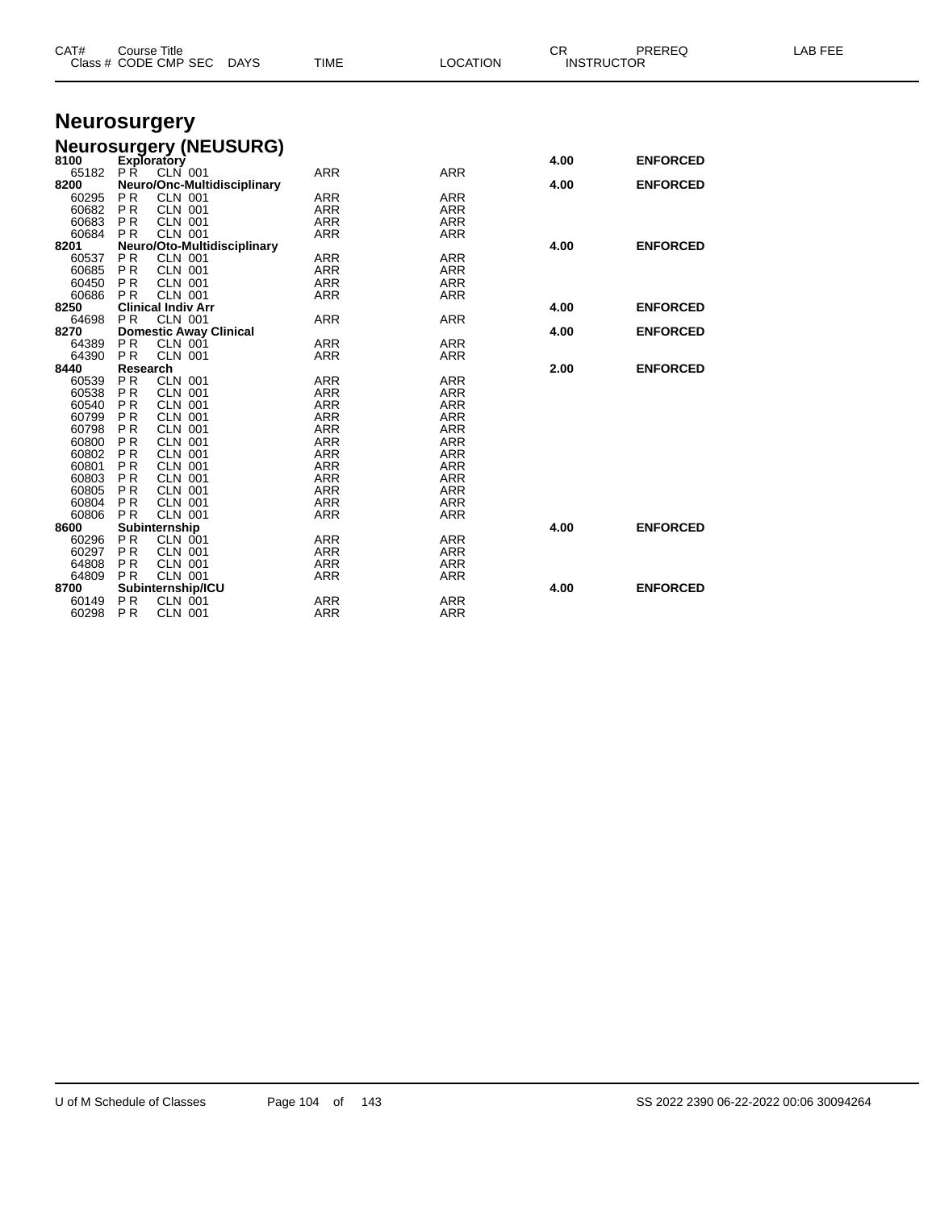| CAT# | Course Title | | | | | CR | PREREQ | LAB FEE |
|---|---|---|---|---|---|---|---|---|
| Class # | CODE CMP SEC | DAYS | TIME | LOCATION | INSTRUCTOR | | | |

# Neurosurgery

## Neurosurgery (NEUSURG)

| CAT# | Course Title | DAYS | TIME | LOCATION | CR | PREREQ |
|---|---|---|---|---|---|---|
| **8100** | **Exploratory** | | | | **4.00** | **ENFORCED** |
| 65182 | P R CLN 001 | | ARR | ARR | | |
| **8200** | **Neuro/Onc-Multidisciplinary** | | | | **4.00** | **ENFORCED** |
| 60295 | P R CLN 001 | | ARR | ARR | | |
| 60682 | P R CLN 001 | | ARR | ARR | | |
| 60683 | P R CLN 001 | | ARR | ARR | | |
| 60684 | P R CLN 001 | | ARR | ARR | | |
| **8201** | **Neuro/Oto-Multidisciplinary** | | | | **4.00** | **ENFORCED** |
| 60537 | P R CLN 001 | | ARR | ARR | | |
| 60685 | P R CLN 001 | | ARR | ARR | | |
| 60450 | P R CLN 001 | | ARR | ARR | | |
| 60686 | P R CLN 001 | | ARR | ARR | | |
| **8250** | **Clinical Indiv Arr** | | | | **4.00** | **ENFORCED** |
| 64698 | P R CLN 001 | | ARR | ARR | | |
| **8270** | **Domestic Away Clinical** | | | | **4.00** | **ENFORCED** |
| 64389 | P R CLN 001 | | ARR | ARR | | |
| 64390 | P R CLN 001 | | ARR | ARR | | |
| **8440** | **Research** | | | | **2.00** | **ENFORCED** |
| 60539 | P R CLN 001 | | ARR | ARR | | |
| 60538 | P R CLN 001 | | ARR | ARR | | |
| 60540 | P R CLN 001 | | ARR | ARR | | |
| 60799 | P R CLN 001 | | ARR | ARR | | |
| 60798 | P R CLN 001 | | ARR | ARR | | |
| 60800 | P R CLN 001 | | ARR | ARR | | |
| 60802 | P R CLN 001 | | ARR | ARR | | |
| 60801 | P R CLN 001 | | ARR | ARR | | |
| 60803 | P R CLN 001 | | ARR | ARR | | |
| 60805 | P R CLN 001 | | ARR | ARR | | |
| 60804 | P R CLN 001 | | ARR | ARR | | |
| 60806 | P R CLN 001 | | ARR | ARR | | |
| **8600** | **Subinternship** | | | | **4.00** | **ENFORCED** |
| 60296 | P R CLN 001 | | ARR | ARR | | |
| 60297 | P R CLN 001 | | ARR | ARR | | |
| 64808 | P R CLN 001 | | ARR | ARR | | |
| 64809 | P R CLN 001 | | ARR | ARR | | |
| **8700** | **Subinternship/ICU** | | | | **4.00** | **ENFORCED** |
| 60149 | P R CLN 001 | | ARR | ARR | | |
| 60298 | P R CLN 001 | | ARR | ARR | | |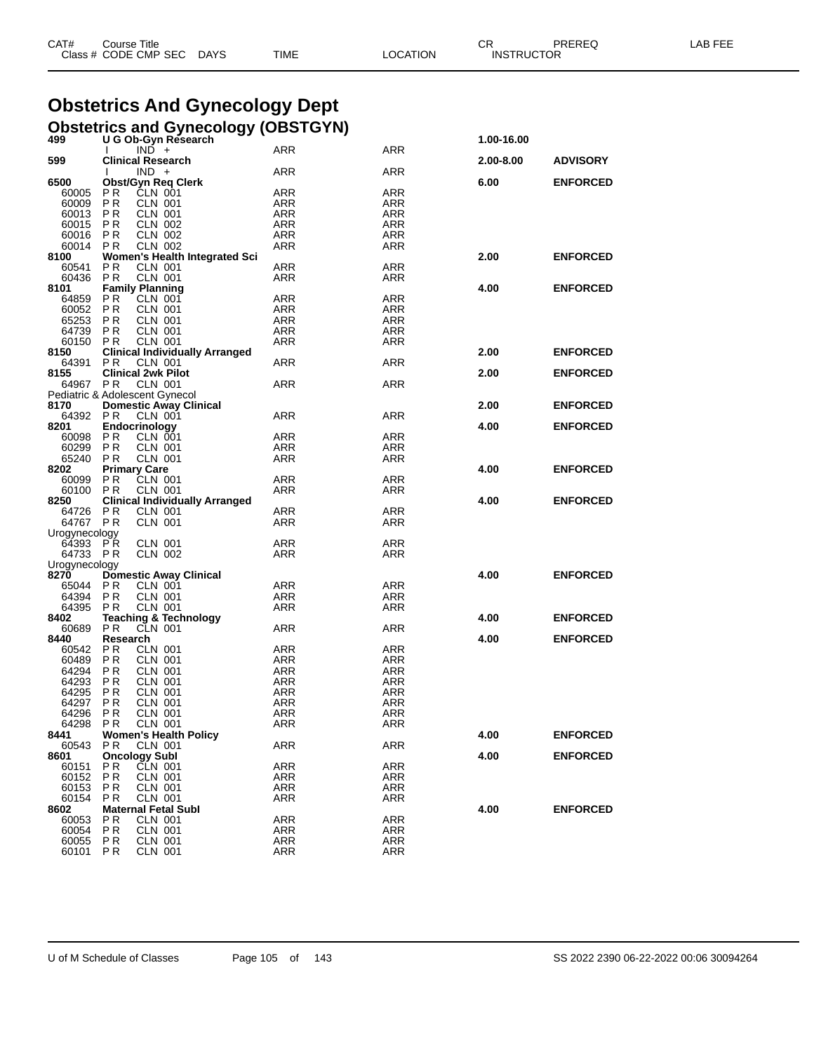| CAT# | Course Title | | | | | | CR | PREREQ | LAB FEE |
|---|---|---|---|---|---|---|---|---|---|
| Class # | CODE | CMP | SEC | DAYS | TIME | LOCATION | INSTRUCTOR | | |

# Obstetrics And Gynecology Dept

## Obstetrics and Gynecology (OBSTGYN)

| CAT# / Class # | CODE | CMP | SEC | TIME | LOCATION | CR | PREREQ |
|---|---|---|---|---|---|---|---|
| **499** | **U G Ob-Gyn Research** | | | | | **1.00-16.00** | |
| | I | IND | + | ARR | ARR | | |
| **599** | **Clinical Research** | | | | | **2.00-8.00** | **ADVISORY** |
| | I | IND | + | ARR | ARR | | |
| **6500** | **Obst/Gyn Req Clerk** | | | | | **6.00** | **ENFORCED** |
| 60005 | P R | CLN | 001 | ARR | ARR | | |
| 60009 | P R | CLN | 001 | ARR | ARR | | |
| 60013 | P R | CLN | 001 | ARR | ARR | | |
| 60015 | P R | CLN | 002 | ARR | ARR | | |
| 60016 | P R | CLN | 002 | ARR | ARR | | |
| 60014 | P R | CLN | 002 | ARR | ARR | | |
| **8100** | **Women's Health Integrated Sci** | | | | | **2.00** | **ENFORCED** |
| 60541 | P R | CLN | 001 | ARR | ARR | | |
| 60436 | P R | CLN | 001 | ARR | ARR | | |
| **8101** | **Family Planning** | | | | | **4.00** | **ENFORCED** |
| 64859 | P R | CLN | 001 | ARR | ARR | | |
| 60052 | P R | CLN | 001 | ARR | ARR | | |
| 65253 | P R | CLN | 001 | ARR | ARR | | |
| 64739 | P R | CLN | 001 | ARR | ARR | | |
| 60150 | P R | CLN | 001 | ARR | ARR | | |
| **8150** | **Clinical Individually Arranged** | | | | | **2.00** | **ENFORCED** |
| 64391 | P R | CLN | 001 | ARR | ARR | | |
| **8155** | **Clinical 2wk Pilot** | | | | | **2.00** | **ENFORCED** |
| 64967 | P R | CLN | 001 | ARR | ARR | | |
| Pediatric & Adolescent Gynecol | | | | | | | |
| **8170** | **Domestic Away Clinical** | | | | | **2.00** | **ENFORCED** |
| 64392 | P R | CLN | 001 | ARR | ARR | | |
| **8201** | **Endocrinology** | | | | | **4.00** | **ENFORCED** |
| 60098 | P R | CLN | 001 | ARR | ARR | | |
| 60299 | P R | CLN | 001 | ARR | ARR | | |
| 65240 | P R | CLN | 001 | ARR | ARR | | |
| **8202** | **Primary Care** | | | | | **4.00** | **ENFORCED** |
| 60099 | P R | CLN | 001 | ARR | ARR | | |
| 60100 | P R | CLN | 001 | ARR | ARR | | |
| **8250** | **Clinical Individually Arranged** | | | | | **4.00** | **ENFORCED** |
| 64726 | P R | CLN | 001 | ARR | ARR | | |
| 64767 | P R | CLN | 001 | ARR | ARR | | |
| Urogynecology | | | | | | | |
| 64393 | P R | CLN | 001 | ARR | ARR | | |
| 64733 | P R | CLN | 002 | ARR | ARR | | |
| Urogynecology | | | | | | | |
| **8270** | **Domestic Away Clinical** | | | | | **4.00** | **ENFORCED** |
| 65044 | P R | CLN | 001 | ARR | ARR | | |
| 64394 | P R | CLN | 001 | ARR | ARR | | |
| 64395 | P R | CLN | 001 | ARR | ARR | | |
| **8402** | **Teaching & Technology** | | | | | **4.00** | **ENFORCED** |
| 60689 | P R | CLN | 001 | ARR | ARR | | |
| **8440** | **Research** | | | | | **4.00** | **ENFORCED** |
| 60542 | P R | CLN | 001 | ARR | ARR | | |
| 60489 | P R | CLN | 001 | ARR | ARR | | |
| 64294 | P R | CLN | 001 | ARR | ARR | | |
| 64293 | P R | CLN | 001 | ARR | ARR | | |
| 64295 | P R | CLN | 001 | ARR | ARR | | |
| 64297 | P R | CLN | 001 | ARR | ARR | | |
| 64296 | P R | CLN | 001 | ARR | ARR | | |
| 64298 | P R | CLN | 001 | ARR | ARR | | |
| **8441** | **Women's Health Policy** | | | | | **4.00** | **ENFORCED** |
| 60543 | P R | CLN | 001 | ARR | ARR | | |
| **8601** | **Oncology Subl** | | | | | **4.00** | **ENFORCED** |
| 60151 | P R | CLN | 001 | ARR | ARR | | |
| 60152 | P R | CLN | 001 | ARR | ARR | | |
| 60153 | P R | CLN | 001 | ARR | ARR | | |
| 60154 | P R | CLN | 001 | ARR | ARR | | |
| **8602** | **Maternal Fetal Subl** | | | | | **4.00** | **ENFORCED** |
| 60053 | P R | CLN | 001 | ARR | ARR | | |
| 60054 | P R | CLN | 001 | ARR | ARR | | |
| 60055 | P R | CLN | 001 | ARR | ARR | | |
| 60101 | P R | CLN | 001 | ARR | ARR | | |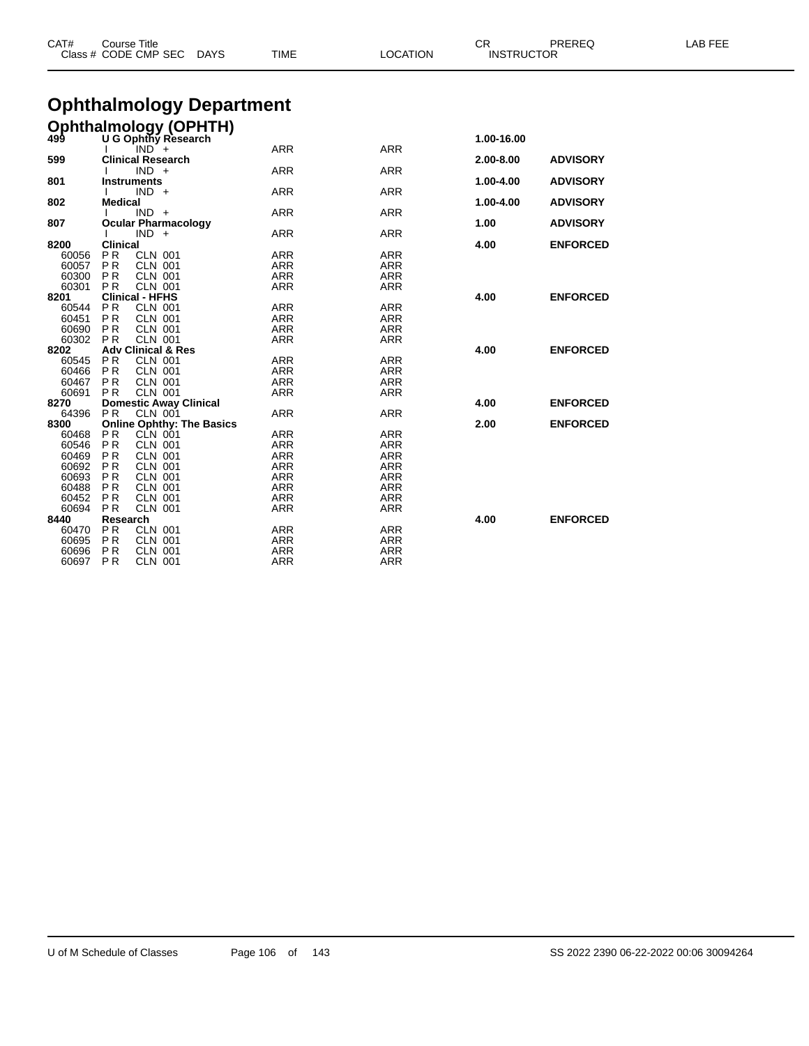# Ophthalmology Department

## Ophthalmology (OPHTH)

| CAT# / Class # | Course Title / CODE CMP SEC | DAYS | TIME | LOCATION | CR / INSTRUCTOR | PREREQ | LAB FEE |
|---|---|---|---|---|---|---|---|
| **499** | **U G Ophthy Research** | | | | **1.00-16.00** | | |
| | I IND + | | ARR | ARR | | | |
| **599** | **Clinical Research** | | | | **2.00-8.00** | **ADVISORY** | |
| | I IND + | | ARR | ARR | | | |
| **801** | **Instruments** | | | | **1.00-4.00** | **ADVISORY** | |
| | I IND + | | ARR | ARR | | | |
| **802** | **Medical** | | | | **1.00-4.00** | **ADVISORY** | |
| | I IND + | | ARR | ARR | | | |
| **807** | **Ocular Pharmacology** | | | | **1.00** | **ADVISORY** | |
| | I IND + | | ARR | ARR | | | |
| **8200** | **Clinical** | | | | **4.00** | **ENFORCED** | |
| 60056 | P R CLN 001 | | ARR | ARR | | | |
| 60057 | P R CLN 001 | | ARR | ARR | | | |
| 60300 | P R CLN 001 | | ARR | ARR | | | |
| 60301 | P R CLN 001 | | ARR | ARR | | | |
| **8201** | **Clinical - HFHS** | | | | **4.00** | **ENFORCED** | |
| 60544 | P R CLN 001 | | ARR | ARR | | | |
| 60451 | P R CLN 001 | | ARR | ARR | | | |
| 60690 | P R CLN 001 | | ARR | ARR | | | |
| 60302 | P R CLN 001 | | ARR | ARR | | | |
| **8202** | **Adv Clinical & Res** | | | | **4.00** | **ENFORCED** | |
| 60545 | P R CLN 001 | | ARR | ARR | | | |
| 60466 | P R CLN 001 | | ARR | ARR | | | |
| 60467 | P R CLN 001 | | ARR | ARR | | | |
| 60691 | P R CLN 001 | | ARR | ARR | | | |
| **8270** | **Domestic Away Clinical** | | | | **4.00** | **ENFORCED** | |
| 64396 | P R CLN 001 | | ARR | ARR | | | |
| **8300** | **Online Ophthy: The Basics** | | | | **2.00** | **ENFORCED** | |
| 60468 | P R CLN 001 | | ARR | ARR | | | |
| 60546 | P R CLN 001 | | ARR | ARR | | | |
| 60469 | P R CLN 001 | | ARR | ARR | | | |
| 60692 | P R CLN 001 | | ARR | ARR | | | |
| 60693 | P R CLN 001 | | ARR | ARR | | | |
| 60488 | P R CLN 001 | | ARR | ARR | | | |
| 60452 | P R CLN 001 | | ARR | ARR | | | |
| 60694 | P R CLN 001 | | ARR | ARR | | | |
| **8440** | **Research** | | | | **4.00** | **ENFORCED** | |
| 60470 | P R CLN 001 | | ARR | ARR | | | |
| 60695 | P R CLN 001 | | ARR | ARR | | | |
| 60696 | P R CLN 001 | | ARR | ARR | | | |
| 60697 | P R CLN 001 | | ARR | ARR | | | |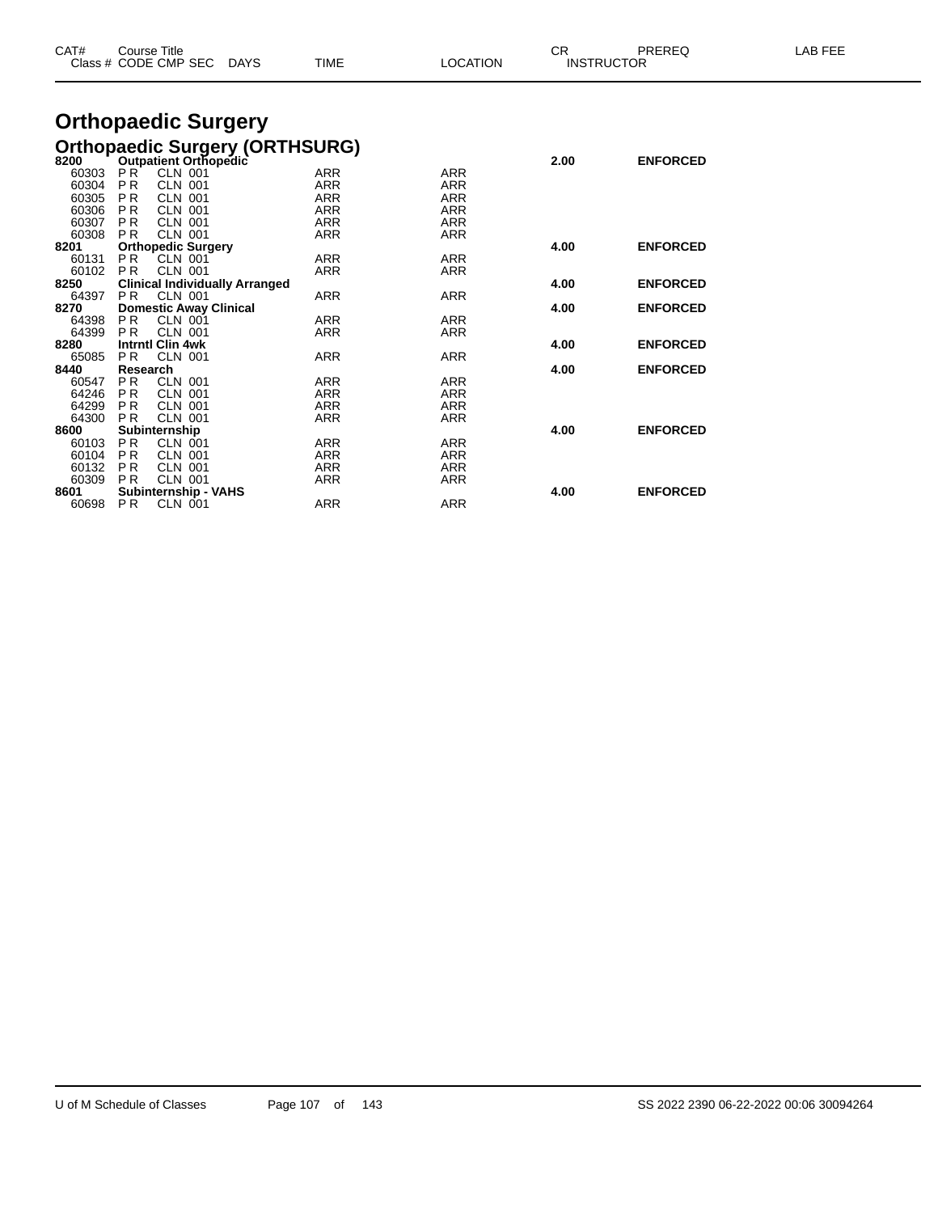# Orthopaedic Surgery

## Orthopaedic Surgery (ORTHSURG)

| CAT# / Class # | Course Title / CODE CMP SEC | DAYS | TIME | LOCATION | CR | INSTRUCTOR | PREREQ | LAB FEE |
|---|---|---|---|---|---|---|---|---|
| **8200** | **Outpatient Orthopedic** | | | | **2.00** | | **ENFORCED** | |
| 60303 | P R CLN 001 | | ARR | ARR | | | | |
| 60304 | P R CLN 001 | | ARR | ARR | | | | |
| 60305 | P R CLN 001 | | ARR | ARR | | | | |
| 60306 | P R CLN 001 | | ARR | ARR | | | | |
| 60307 | P R CLN 001 | | ARR | ARR | | | | |
| 60308 | P R CLN 001 | | ARR | ARR | | | | |
| **8201** | **Orthopedic Surgery** | | | | **4.00** | | **ENFORCED** | |
| 60131 | P R CLN 001 | | ARR | ARR | | | | |
| 60102 | P R CLN 001 | | ARR | ARR | | | | |
| **8250** | **Clinical Individually Arranged** | | | | **4.00** | | **ENFORCED** | |
| 64397 | P R CLN 001 | | ARR | ARR | | | | |
| **8270** | **Domestic Away Clinical** | | | | **4.00** | | **ENFORCED** | |
| 64398 | P R CLN 001 | | ARR | ARR | | | | |
| 64399 | P R CLN 001 | | ARR | ARR | | | | |
| **8280** | **Intrntl Clin 4wk** | | | | **4.00** | | **ENFORCED** | |
| 65085 | P R CLN 001 | | ARR | ARR | | | | |
| **8440** | **Research** | | | | **4.00** | | **ENFORCED** | |
| 60547 | P R CLN 001 | | ARR | ARR | | | | |
| 64246 | P R CLN 001 | | ARR | ARR | | | | |
| 64299 | P R CLN 001 | | ARR | ARR | | | | |
| 64300 | P R CLN 001 | | ARR | ARR | | | | |
| **8600** | **Subinternship** | | | | **4.00** | | **ENFORCED** | |
| 60103 | P R CLN 001 | | ARR | ARR | | | | |
| 60104 | P R CLN 001 | | ARR | ARR | | | | |
| 60132 | P R CLN 001 | | ARR | ARR | | | | |
| 60309 | P R CLN 001 | | ARR | ARR | | | | |
| **8601** | **Subinternship - VAHS** | | | | **4.00** | | **ENFORCED** | |
| 60698 | P R CLN 001 | | ARR | ARR | | | | |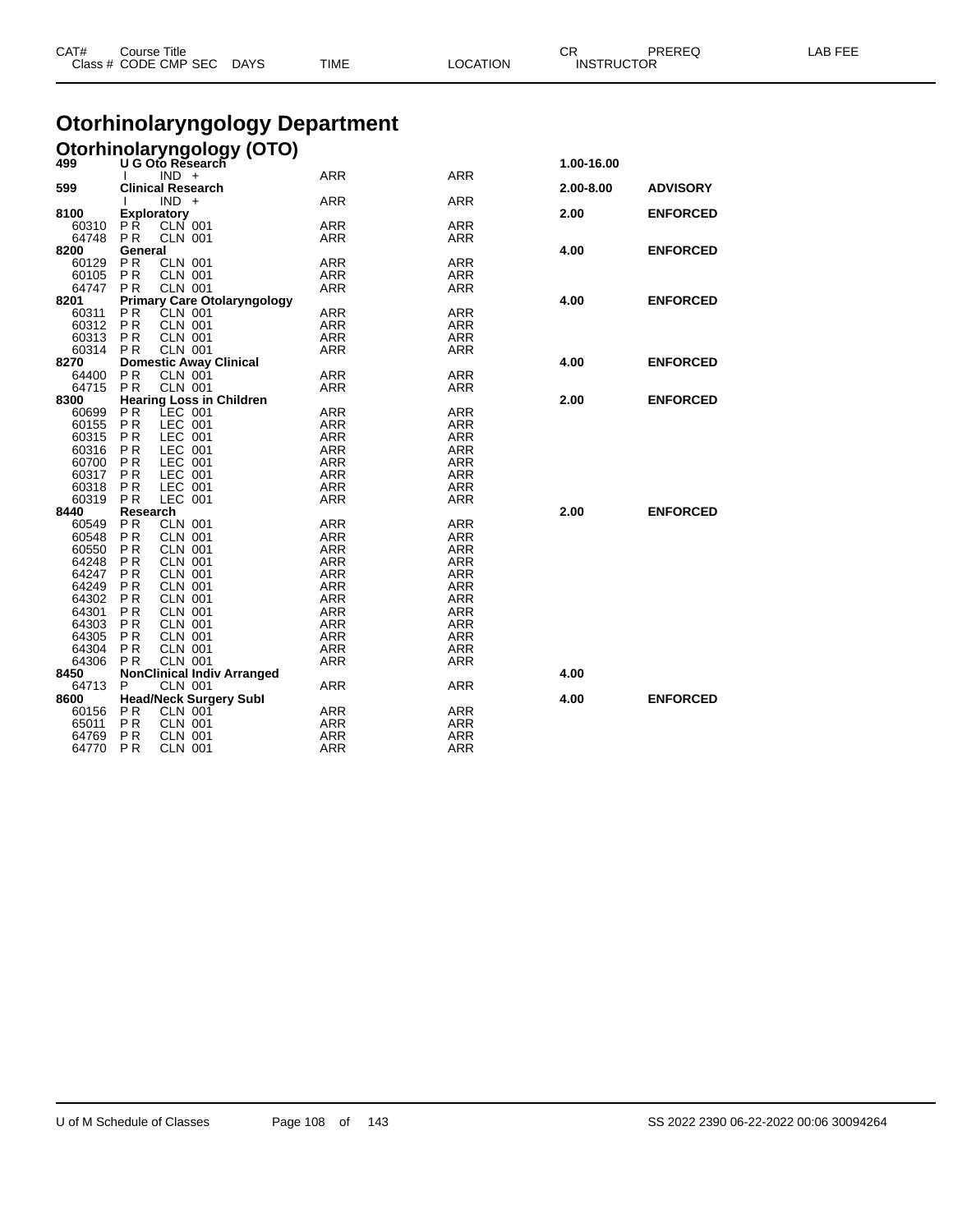# Otorhinolaryngology Department

## Otorhinolaryngology (OTO)

| CAT# / Class # | Course Title / CODE CMP SEC | DAYS | TIME | LOCATION | CR | PREREQ | LAB FEE |
|---|---|---|---|---|---|---|---|
| **499** | **U G Oto Research** | | | | **1.00-16.00** | | |
| | I IND + | | ARR | ARR | | | |
| **599** | **Clinical Research** | | | | **2.00-8.00** | **ADVISORY** | |
| | I IND + | | ARR | ARR | | | |
| **8100** | **Exploratory** | | | | **2.00** | **ENFORCED** | |
| 60310 | P R CLN 001 | | ARR | ARR | | | |
| 64748 | P R CLN 001 | | ARR | ARR | | | |
| **8200** | **General** | | | | **4.00** | **ENFORCED** | |
| 60129 | P R CLN 001 | | ARR | ARR | | | |
| 60105 | P R CLN 001 | | ARR | ARR | | | |
| 64747 | P R CLN 001 | | ARR | ARR | | | |
| **8201** | **Primary Care Otolaryngology** | | | | **4.00** | **ENFORCED** | |
| 60311 | P R CLN 001 | | ARR | ARR | | | |
| 60312 | P R CLN 001 | | ARR | ARR | | | |
| 60313 | P R CLN 001 | | ARR | ARR | | | |
| 60314 | P R CLN 001 | | ARR | ARR | | | |
| **8270** | **Domestic Away Clinical** | | | | **4.00** | **ENFORCED** | |
| 64400 | P R CLN 001 | | ARR | ARR | | | |
| 64715 | P R CLN 001 | | ARR | ARR | | | |
| **8300** | **Hearing Loss in Children** | | | | **2.00** | **ENFORCED** | |
| 60699 | P R LEC 001 | | ARR | ARR | | | |
| 60155 | P R LEC 001 | | ARR | ARR | | | |
| 60315 | P R LEC 001 | | ARR | ARR | | | |
| 60316 | P R LEC 001 | | ARR | ARR | | | |
| 60700 | P R LEC 001 | | ARR | ARR | | | |
| 60317 | P R LEC 001 | | ARR | ARR | | | |
| 60318 | P R LEC 001 | | ARR | ARR | | | |
| 60319 | P R LEC 001 | | ARR | ARR | | | |
| **8440** | **Research** | | | | **2.00** | **ENFORCED** | |
| 60549 | P R CLN 001 | | ARR | ARR | | | |
| 60548 | P R CLN 001 | | ARR | ARR | | | |
| 60550 | P R CLN 001 | | ARR | ARR | | | |
| 64248 | P R CLN 001 | | ARR | ARR | | | |
| 64247 | P R CLN 001 | | ARR | ARR | | | |
| 64249 | P R CLN 001 | | ARR | ARR | | | |
| 64302 | P R CLN 001 | | ARR | ARR | | | |
| 64301 | P R CLN 001 | | ARR | ARR | | | |
| 64303 | P R CLN 001 | | ARR | ARR | | | |
| 64305 | P R CLN 001 | | ARR | ARR | | | |
| 64304 | P R CLN 001 | | ARR | ARR | | | |
| 64306 | P R CLN 001 | | ARR | ARR | | | |
| **8450** | **NonClinical Indiv Arranged** | | | | **4.00** | | |
| 64713 | P CLN 001 | | ARR | ARR | | | |
| **8600** | **Head/Neck Surgery Subl** | | | | **4.00** | **ENFORCED** | |
| 60156 | P R CLN 001 | | ARR | ARR | | | |
| 65011 | P R CLN 001 | | ARR | ARR | | | |
| 64769 | P R CLN 001 | | ARR | ARR | | | |
| 64770 | P R CLN 001 | | ARR | ARR | | | |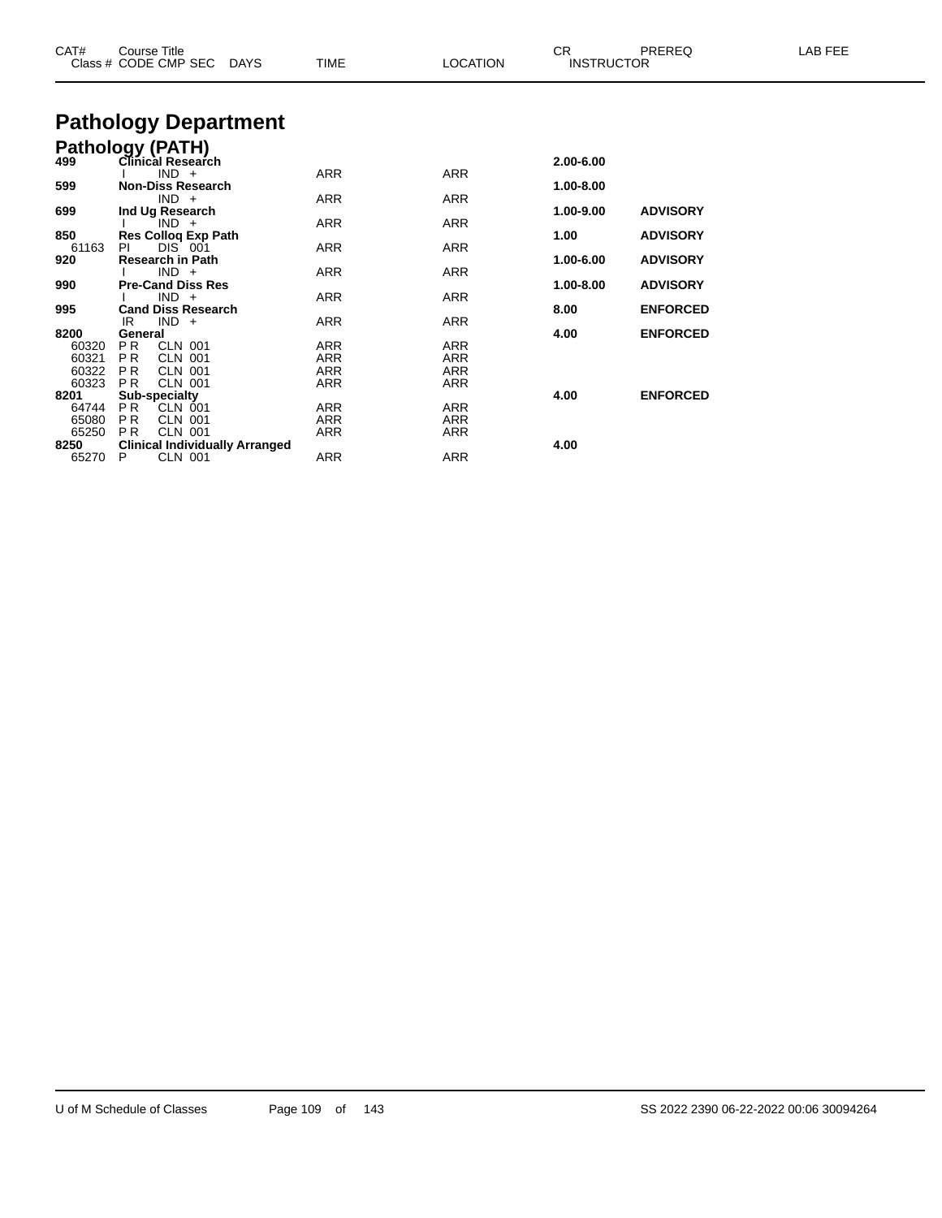# Pathology Department

## Pathology (PATH)

| CAT# / Class # | Course Title / CODE CMP SEC | DAYS | TIME | LOCATION | CR / INSTRUCTOR | PREREQ | LAB FEE |
|---|---|---|---|---|---|---|---|
| **499** | **Clinical Research** | | | | **2.00-6.00** | | |
| | I IND + | | ARR | ARR | | | |
| **599** | **Non-Diss Research** | | | | **1.00-8.00** | | |
| | IND + | | ARR | ARR | | | |
| **699** | **Ind Ug Research** | | | | **1.00-9.00** | **ADVISORY** | |
| | I IND + | | ARR | ARR | | | |
| **850** | **Res Colloq Exp Path** | | | | **1.00** | **ADVISORY** | |
| 61163 | PI DIS 001 | | ARR | ARR | | | |
| **920** | **Research in Path** | | | | **1.00-6.00** | **ADVISORY** | |
| | I IND + | | ARR | ARR | | | |
| **990** | **Pre-Cand Diss Res** | | | | **1.00-8.00** | **ADVISORY** | |
| | I IND + | | ARR | ARR | | | |
| **995** | **Cand Diss Research** | | | | **8.00** | **ENFORCED** | |
| | IR IND + | | ARR | ARR | | | |
| **8200** | **General** | | | | **4.00** | **ENFORCED** | |
| 60320 | P R CLN 001 | | ARR | ARR | | | |
| 60321 | P R CLN 001 | | ARR | ARR | | | |
| 60322 | P R CLN 001 | | ARR | ARR | | | |
| 60323 | P R CLN 001 | | ARR | ARR | | | |
| **8201** | **Sub-specialty** | | | | **4.00** | **ENFORCED** | |
| 64744 | P R CLN 001 | | ARR | ARR | | | |
| 65080 | P R CLN 001 | | ARR | ARR | | | |
| 65250 | P R CLN 001 | | ARR | ARR | | | |
| **8250** | **Clinical Individually Arranged** | | | | **4.00** | | |
| 65270 | P CLN 001 | | ARR | ARR | | | |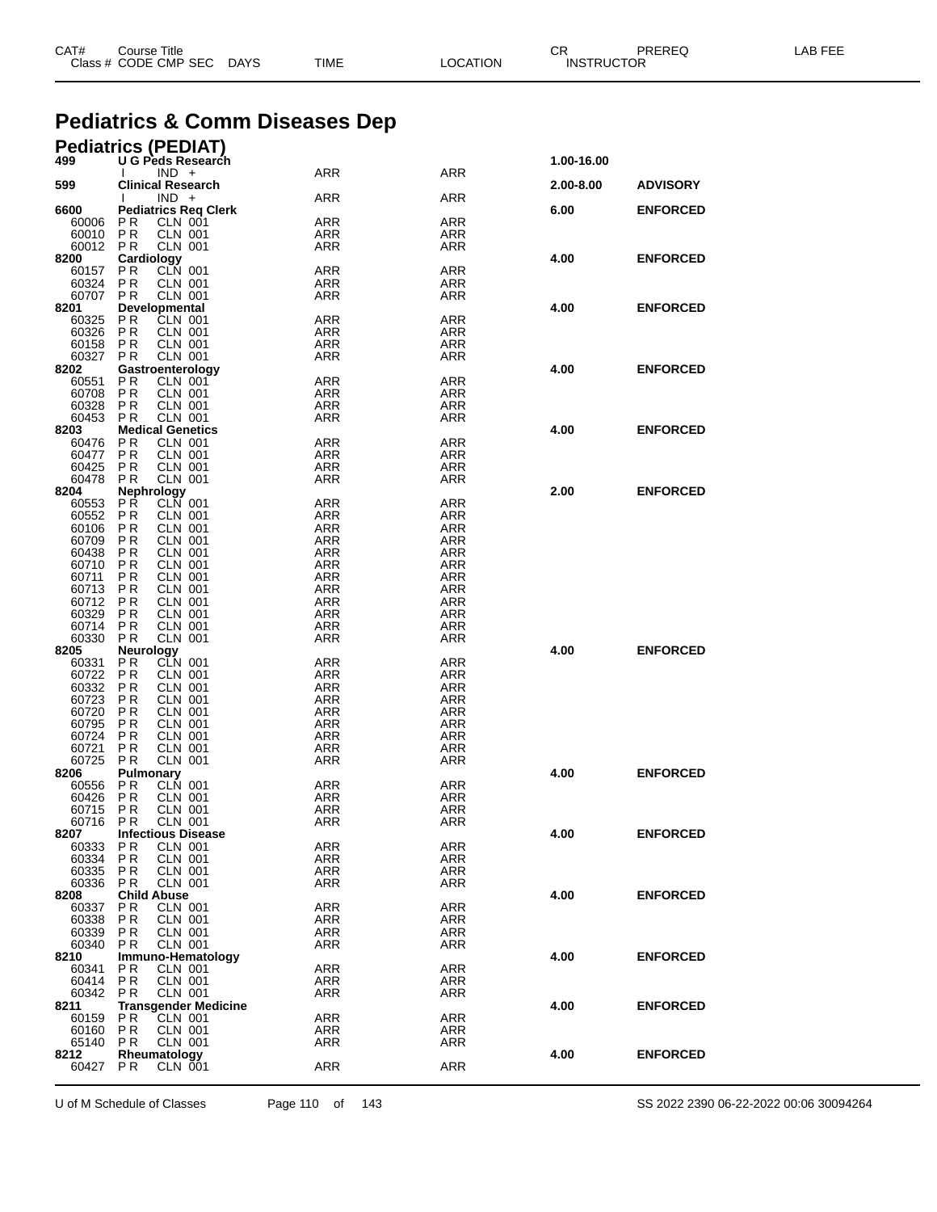# Pediatrics & Comm Diseases Dep

## Pediatrics (PEDIAT)

| CAT# / Class # | Course Title / CODE CMP SEC | DAYS | TIME | LOCATION | CR | PREREQ | LAB FEE |
|---|---|---|---|---|---|---|---|
| **499** | **U G Peds Research** | | | | **1.00-16.00** | | |
| | I IND + | | ARR | ARR | | | |
| **599** | **Clinical Research** | | | | **2.00-8.00** | **ADVISORY** | |
| | I IND + | | ARR | ARR | | | |
| **6600** | **Pediatrics Req Clerk** | | | | **6.00** | **ENFORCED** | |
| 60006 | P R CLN 001 | | ARR | ARR | | | |
| 60010 | P R CLN 001 | | ARR | ARR | | | |
| 60012 | P R CLN 001 | | ARR | ARR | | | |
| **8200** | **Cardiology** | | | | **4.00** | **ENFORCED** | |
| 60157 | P R CLN 001 | | ARR | ARR | | | |
| 60324 | P R CLN 001 | | ARR | ARR | | | |
| 60707 | P R CLN 001 | | ARR | ARR | | | |
| **8201** | **Developmental** | | | | **4.00** | **ENFORCED** | |
| 60325 | P R CLN 001 | | ARR | ARR | | | |
| 60326 | P R CLN 001 | | ARR | ARR | | | |
| 60158 | P R CLN 001 | | ARR | ARR | | | |
| 60327 | P R CLN 001 | | ARR | ARR | | | |
| **8202** | **Gastroenterology** | | | | **4.00** | **ENFORCED** | |
| 60551 | P R CLN 001 | | ARR | ARR | | | |
| 60708 | P R CLN 001 | | ARR | ARR | | | |
| 60328 | P R CLN 001 | | ARR | ARR | | | |
| 60453 | P R CLN 001 | | ARR | ARR | | | |
| **8203** | **Medical Genetics** | | | | **4.00** | **ENFORCED** | |
| 60476 | P R CLN 001 | | ARR | ARR | | | |
| 60477 | P R CLN 001 | | ARR | ARR | | | |
| 60425 | P R CLN 001 | | ARR | ARR | | | |
| 60478 | P R CLN 001 | | ARR | ARR | | | |
| **8204** | **Nephrology** | | | | **2.00** | **ENFORCED** | |
| 60553 | P R CLN 001 | | ARR | ARR | | | |
| 60552 | P R CLN 001 | | ARR | ARR | | | |
| 60106 | P R CLN 001 | | ARR | ARR | | | |
| 60709 | P R CLN 001 | | ARR | ARR | | | |
| 60438 | P R CLN 001 | | ARR | ARR | | | |
| 60710 | P R CLN 001 | | ARR | ARR | | | |
| 60711 | P R CLN 001 | | ARR | ARR | | | |
| 60713 | P R CLN 001 | | ARR | ARR | | | |
| 60712 | P R CLN 001 | | ARR | ARR | | | |
| 60329 | P R CLN 001 | | ARR | ARR | | | |
| 60714 | P R CLN 001 | | ARR | ARR | | | |
| 60330 | P R CLN 001 | | ARR | ARR | | | |
| **8205** | **Neurology** | | | | **4.00** | **ENFORCED** | |
| 60331 | P R CLN 001 | | ARR | ARR | | | |
| 60722 | P R CLN 001 | | ARR | ARR | | | |
| 60332 | P R CLN 001 | | ARR | ARR | | | |
| 60723 | P R CLN 001 | | ARR | ARR | | | |
| 60720 | P R CLN 001 | | ARR | ARR | | | |
| 60795 | P R CLN 001 | | ARR | ARR | | | |
| 60724 | P R CLN 001 | | ARR | ARR | | | |
| 60721 | P R CLN 001 | | ARR | ARR | | | |
| 60725 | P R CLN 001 | | ARR | ARR | | | |
| **8206** | **Pulmonary** | | | | **4.00** | **ENFORCED** | |
| 60556 | P R CLN 001 | | ARR | ARR | | | |
| 60426 | P R CLN 001 | | ARR | ARR | | | |
| 60715 | P R CLN 001 | | ARR | ARR | | | |
| 60716 | P R CLN 001 | | ARR | ARR | | | |
| **8207** | **Infectious Disease** | | | | **4.00** | **ENFORCED** | |
| 60333 | P R CLN 001 | | ARR | ARR | | | |
| 60334 | P R CLN 001 | | ARR | ARR | | | |
| 60335 | P R CLN 001 | | ARR | ARR | | | |
| 60336 | P R CLN 001 | | ARR | ARR | | | |
| **8208** | **Child Abuse** | | | | **4.00** | **ENFORCED** | |
| 60337 | P R CLN 001 | | ARR | ARR | | | |
| 60338 | P R CLN 001 | | ARR | ARR | | | |
| 60339 | P R CLN 001 | | ARR | ARR | | | |
| 60340 | P R CLN 001 | | ARR | ARR | | | |
| **8210** | **Immuno-Hematology** | | | | **4.00** | **ENFORCED** | |
| 60341 | P R CLN 001 | | ARR | ARR | | | |
| 60414 | P R CLN 001 | | ARR | ARR | | | |
| 60342 | P R CLN 001 | | ARR | ARR | | | |
| **8211** | **Transgender Medicine** | | | | **4.00** | **ENFORCED** | |
| 60159 | P R CLN 001 | | ARR | ARR | | | |
| 60160 | P R CLN 001 | | ARR | ARR | | | |
| 65140 | P R CLN 001 | | ARR | ARR | | | |
| **8212** | **Rheumatology** | | | | **4.00** | **ENFORCED** | |
| 60427 | P R CLN 001 | | ARR | ARR | | | |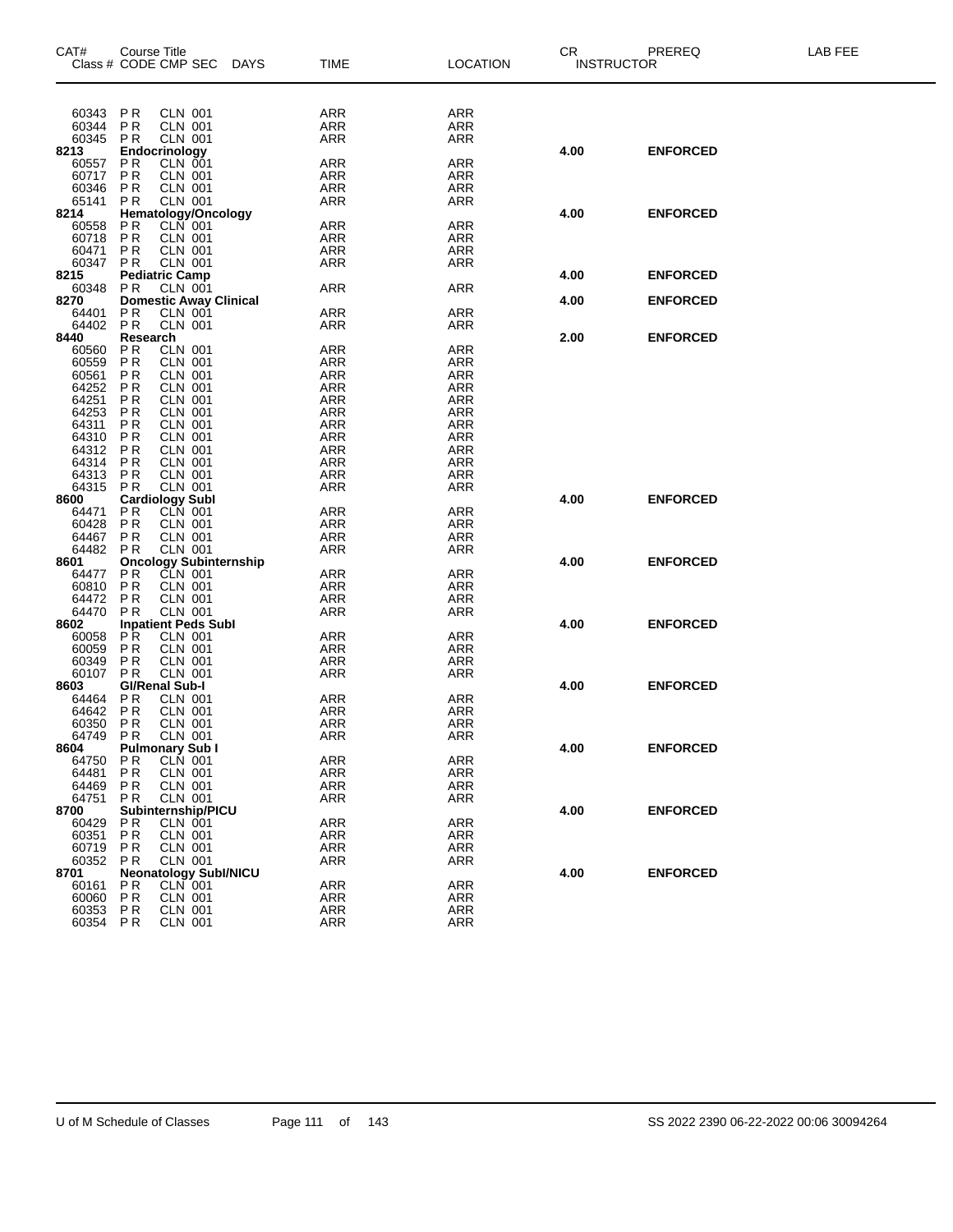| CAT# | Course Title<br>Class # CODE CMP SEC DAYS | TIME | LOCATION | CR INSTRUCTOR | PREREQ | LAB FEE |
|---|---|---|---|---|---|---|
| 60343 | P R CLN 001 | ARR | ARR | | | |
| 60344 | P R CLN 001 | ARR | ARR | | | |
| 60345 | P R CLN 001 | ARR | ARR | | | |
| **8213** | **Endocrinology** | | | **4.00** | **ENFORCED** | |
| 60557 | P R CLN 001 | ARR | ARR | | | |
| 60717 | P R CLN 001 | ARR | ARR | | | |
| 60346 | P R CLN 001 | ARR | ARR | | | |
| 65141 | P R CLN 001 | ARR | ARR | | | |
| **8214** | **Hematology/Oncology** | | | **4.00** | **ENFORCED** | |
| 60558 | P R CLN 001 | ARR | ARR | | | |
| 60718 | P R CLN 001 | ARR | ARR | | | |
| 60471 | P R CLN 001 | ARR | ARR | | | |
| 60347 | P R CLN 001 | ARR | ARR | | | |
| **8215** | **Pediatric Camp** | | | **4.00** | **ENFORCED** | |
| 60348 | P R CLN 001 | ARR | ARR | | | |
| **8270** | **Domestic Away Clinical** | | | **4.00** | **ENFORCED** | |
| 64401 | P R CLN 001 | ARR | ARR | | | |
| 64402 | P R CLN 001 | ARR | ARR | | | |
| **8440** | **Research** | | | **2.00** | **ENFORCED** | |
| 60560 | P R CLN 001 | ARR | ARR | | | |
| 60559 | P R CLN 001 | ARR | ARR | | | |
| 60561 | P R CLN 001 | ARR | ARR | | | |
| 64252 | P R CLN 001 | ARR | ARR | | | |
| 64251 | P R CLN 001 | ARR | ARR | | | |
| 64253 | P R CLN 001 | ARR | ARR | | | |
| 64311 | P R CLN 001 | ARR | ARR | | | |
| 64310 | P R CLN 001 | ARR | ARR | | | |
| 64312 | P R CLN 001 | ARR | ARR | | | |
| 64314 | P R CLN 001 | ARR | ARR | | | |
| 64313 | P R CLN 001 | ARR | ARR | | | |
| 64315 | P R CLN 001 | ARR | ARR | | | |
| **8600** | **Cardiology SubI** | | | **4.00** | **ENFORCED** | |
| 64471 | P R CLN 001 | ARR | ARR | | | |
| 60428 | P R CLN 001 | ARR | ARR | | | |
| 64467 | P R CLN 001 | ARR | ARR | | | |
| 64482 | P R CLN 001 | ARR | ARR | | | |
| **8601** | **Oncology Subinternship** | | | **4.00** | **ENFORCED** | |
| 64477 | P R CLN 001 | ARR | ARR | | | |
| 60810 | P R CLN 001 | ARR | ARR | | | |
| 64472 | P R CLN 001 | ARR | ARR | | | |
| 64470 | P R CLN 001 | ARR | ARR | | | |
| **8602** | **Inpatient Peds SubI** | | | **4.00** | **ENFORCED** | |
| 60058 | P R CLN 001 | ARR | ARR | | | |
| 60059 | P R CLN 001 | ARR | ARR | | | |
| 60349 | P R CLN 001 | ARR | ARR | | | |
| 60107 | P R CLN 001 | ARR | ARR | | | |
| **8603** | **GI/Renal Sub-I** | | | **4.00** | **ENFORCED** | |
| 64464 | P R CLN 001 | ARR | ARR | | | |
| 64642 | P R CLN 001 | ARR | ARR | | | |
| 60350 | P R CLN 001 | ARR | ARR | | | |
| 64749 | P R CLN 001 | ARR | ARR | | | |
| **8604** | **Pulmonary Sub I** | | | **4.00** | **ENFORCED** | |
| 64750 | P R CLN 001 | ARR | ARR | | | |
| 64481 | P R CLN 001 | ARR | ARR | | | |
| 64469 | P R CLN 001 | ARR | ARR | | | |
| 64751 | P R CLN 001 | ARR | ARR | | | |
| **8700** | **Subinternship/PICU** | | | **4.00** | **ENFORCED** | |
| 60429 | P R CLN 001 | ARR | ARR | | | |
| 60351 | P R CLN 001 | ARR | ARR | | | |
| 60719 | P R CLN 001 | ARR | ARR | | | |
| 60352 | P R CLN 001 | ARR | ARR | | | |
| **8701** | **Neonatology SubI/NICU** | | | **4.00** | **ENFORCED** | |
| 60161 | P R CLN 001 | ARR | ARR | | | |
| 60060 | P R CLN 001 | ARR | ARR | | | |
| 60353 | P R CLN 001 | ARR | ARR | | | |
| 60354 | P R CLN 001 | ARR | ARR | | | |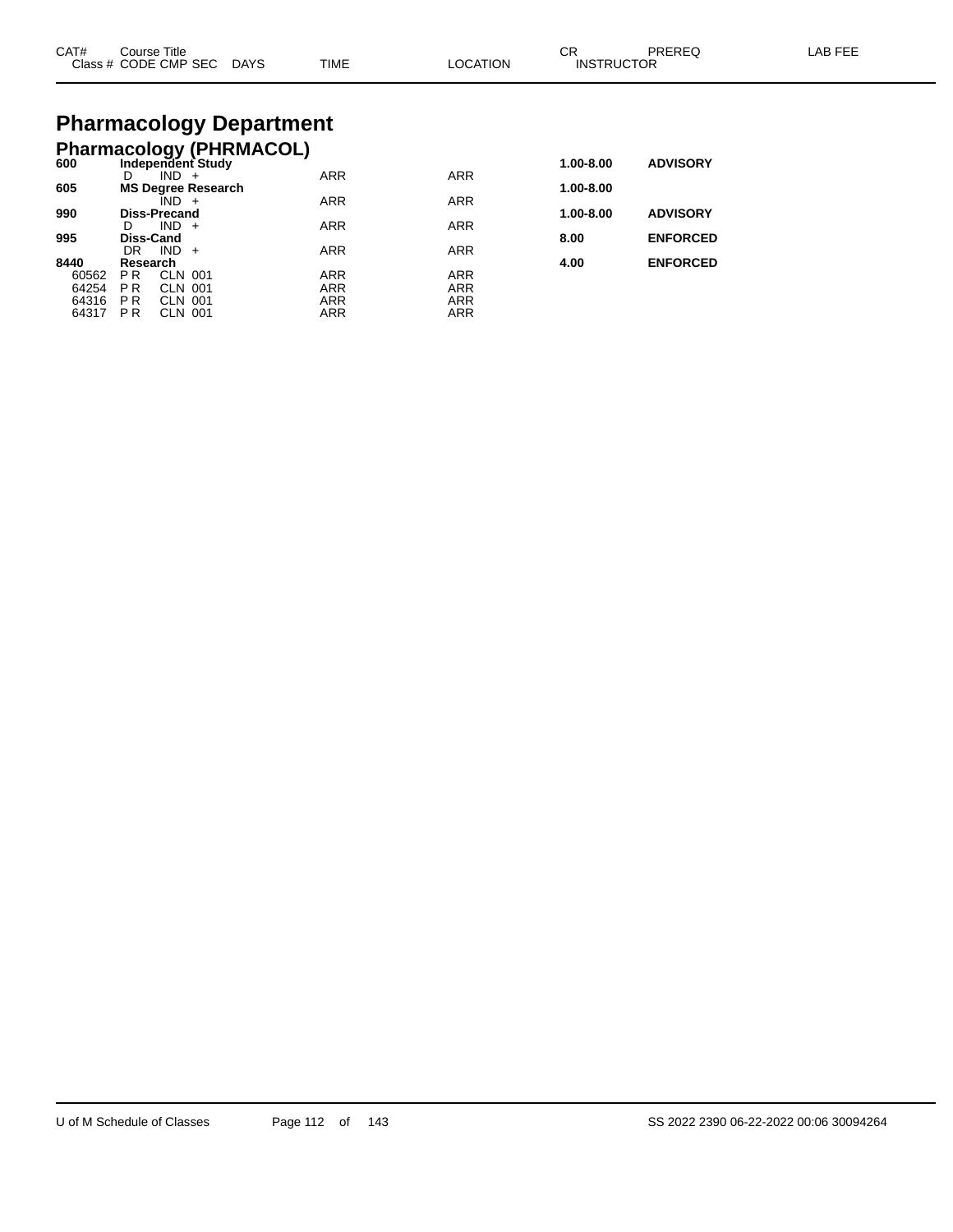| CAT# | Course Title | | | | | | CR | PREREQ | LAB FEE |
|---|---|---|---|---|---|---|---|---|---|
| Class # | CODE | CMP | SEC | DAYS | TIME | LOCATION | INSTRUCTOR | | |

# Pharmacology Department

## Pharmacology (PHRMACOL)

| CAT# | Course Title | | | | TIME | LOCATION | CR | PREREQ |
|---|---|---|---|---|---|---|---|---|
| **600** | **Independent Study** | | | | | | **1.00-8.00** | **ADVISORY** |
| | D | IND | + | | ARR | ARR | | |
| **605** | **MS Degree Research** | | | | | | **1.00-8.00** | |
| | | IND | + | | ARR | ARR | | |
| **990** | **Diss-Precand** | | | | | | **1.00-8.00** | **ADVISORY** |
| | D | IND | + | | ARR | ARR | | |
| **995** | **Diss-Cand** | | | | | | **8.00** | **ENFORCED** |
| | DR | IND | + | | ARR | ARR | | |
| **8440** | **Research** | | | | | | **4.00** | **ENFORCED** |
| 60562 | P R | CLN | 001 | | ARR | ARR | | |
| 64254 | P R | CLN | 001 | | ARR | ARR | | |
| 64316 | P R | CLN | 001 | | ARR | ARR | | |
| 64317 | P R | CLN | 001 | | ARR | ARR | | |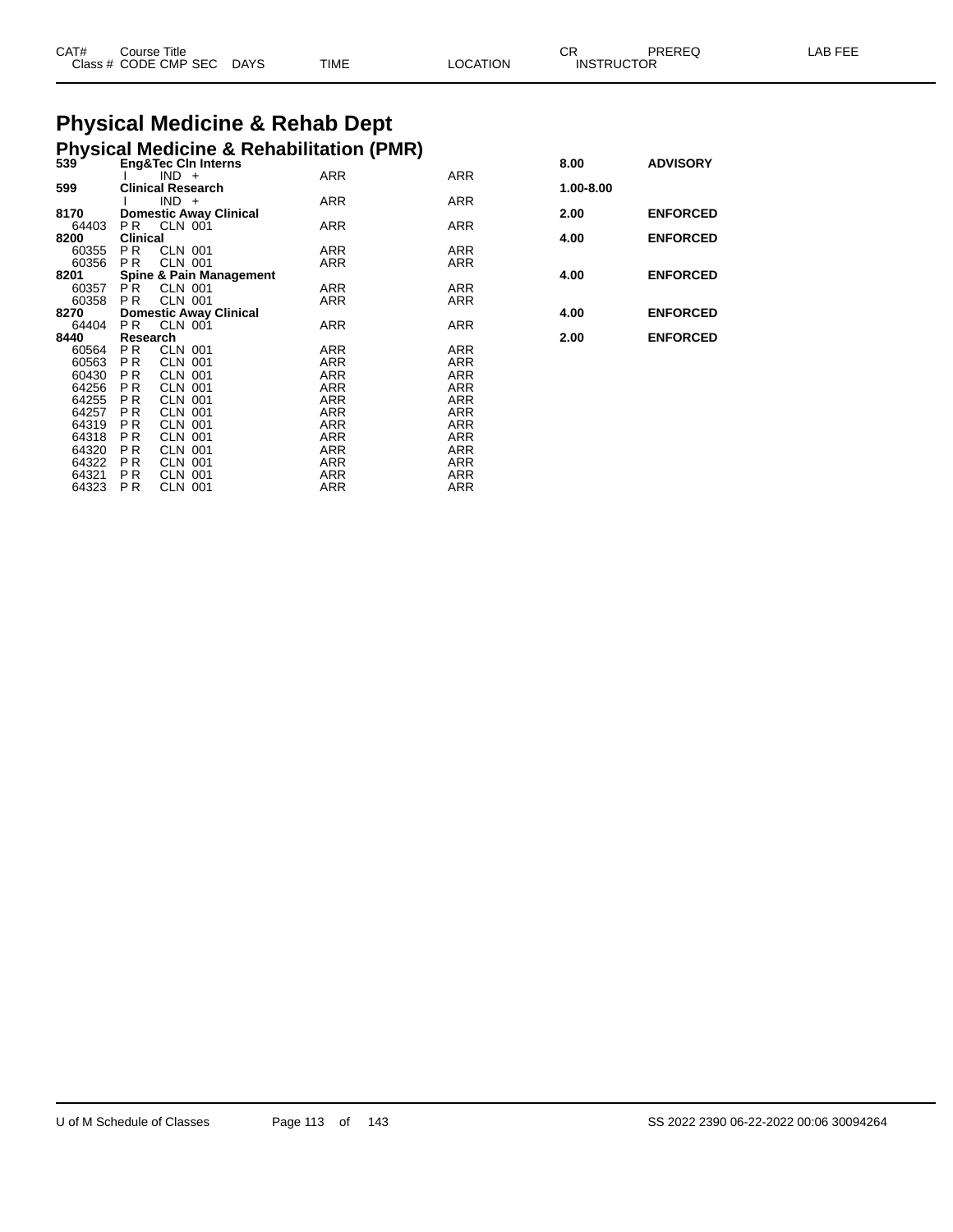# Physical Medicine & Rehab Dept

## Physical Medicine & Rehabilitation (PMR)

| CAT# Class # | Course Title CODE CMP SEC | DAYS | TIME | LOCATION | CR INSTRUCTOR | PREREQ | LAB FEE |
|---|---|---|---|---|---|---|---|
| **539** | **Eng&Tec Cln Interns** | | | | **8.00** | **ADVISORY** | |
| | I IND + | | ARR | ARR | | | |
| **599** | **Clinical Research** | | | | **1.00-8.00** | | |
| | I IND + | | ARR | ARR | | | |
| **8170** | **Domestic Away Clinical** | | | | **2.00** | **ENFORCED** | |
| 64403 | P R CLN 001 | | ARR | ARR | | | |
| **8200** | **Clinical** | | | | **4.00** | **ENFORCED** | |
| 60355 | P R CLN 001 | | ARR | ARR | | | |
| 60356 | P R CLN 001 | | ARR | ARR | | | |
| **8201** | **Spine & Pain Management** | | | | **4.00** | **ENFORCED** | |
| 60357 | P R CLN 001 | | ARR | ARR | | | |
| 60358 | P R CLN 001 | | ARR | ARR | | | |
| **8270** | **Domestic Away Clinical** | | | | **4.00** | **ENFORCED** | |
| 64404 | P R CLN 001 | | ARR | ARR | | | |
| **8440** | **Research** | | | | **2.00** | **ENFORCED** | |
| 60564 | P R CLN 001 | | ARR | ARR | | | |
| 60563 | P R CLN 001 | | ARR | ARR | | | |
| 60430 | P R CLN 001 | | ARR | ARR | | | |
| 64256 | P R CLN 001 | | ARR | ARR | | | |
| 64255 | P R CLN 001 | | ARR | ARR | | | |
| 64257 | P R CLN 001 | | ARR | ARR | | | |
| 64319 | P R CLN 001 | | ARR | ARR | | | |
| 64318 | P R CLN 001 | | ARR | ARR | | | |
| 64320 | P R CLN 001 | | ARR | ARR | | | |
| 64322 | P R CLN 001 | | ARR | ARR | | | |
| 64321 | P R CLN 001 | | ARR | ARR | | | |
| 64323 | P R CLN 001 | | ARR | ARR | | | |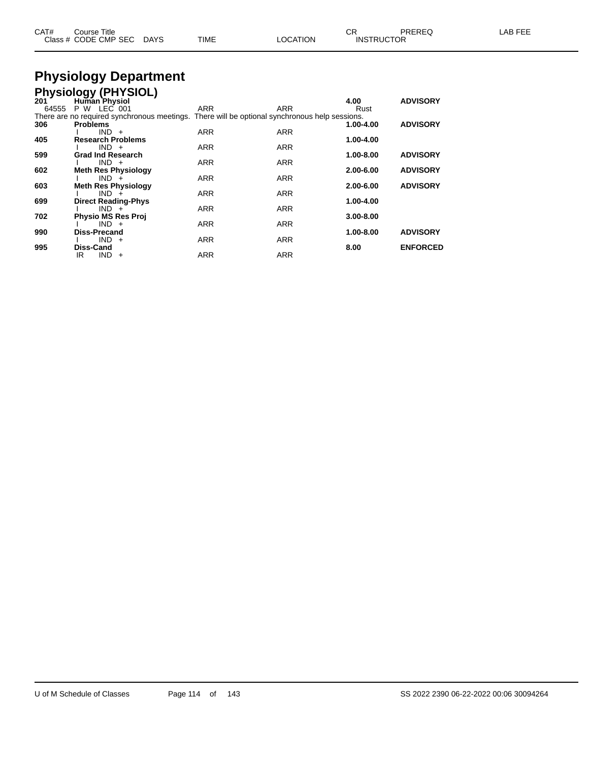| CAT# | Course Title | | | | | CR | PREREQ | LAB FEE |
|---|---|---|---|---|---|---|---|---|
| Class # | CODE CMP SEC | DAYS | TIME | LOCATION | INSTRUCTOR | | | |

# Physiology Department

## Physiology (PHYSIOL)

| CAT# | Course Title / Class # CODE CMP SEC | DAYS | TIME | LOCATION | CR / INSTRUCTOR | PREREQ |
|---|---|---|---|---|---|---|
| **201** | **Human Physiol** | | | | **4.00** | **ADVISORY** |
| 64555 | P W LEC 001 | | ARR | ARR | Rust | |
| There are no required synchronous meetings. There will be optional synchronous help sessions. | | | | | | |
| **306** | **Problems** | | | | **1.00-4.00** | **ADVISORY** |
| | I IND + | | ARR | ARR | | |
| **405** | **Research Problems** | | | | **1.00-4.00** | |
| | I IND + | | ARR | ARR | | |
| **599** | **Grad Ind Research** | | | | **1.00-8.00** | **ADVISORY** |
| | I IND + | | ARR | ARR | | |
| **602** | **Meth Res Physiology** | | | | **2.00-6.00** | **ADVISORY** |
| | I IND + | | ARR | ARR | | |
| **603** | **Meth Res Physiology** | | | | **2.00-6.00** | **ADVISORY** |
| | I IND + | | ARR | ARR | | |
| **699** | **Direct Reading-Phys** | | | | **1.00-4.00** | |
| | I IND + | | ARR | ARR | | |
| **702** | **Physio MS Res Proj** | | | | **3.00-8.00** | |
| | I IND + | | ARR | ARR | | |
| **990** | **Diss-Precand** | | | | **1.00-8.00** | **ADVISORY** |
| | I IND + | | ARR | ARR | | |
| **995** | **Diss-Cand** | | | | **8.00** | **ENFORCED** |
| | IR IND + | | ARR | ARR | | |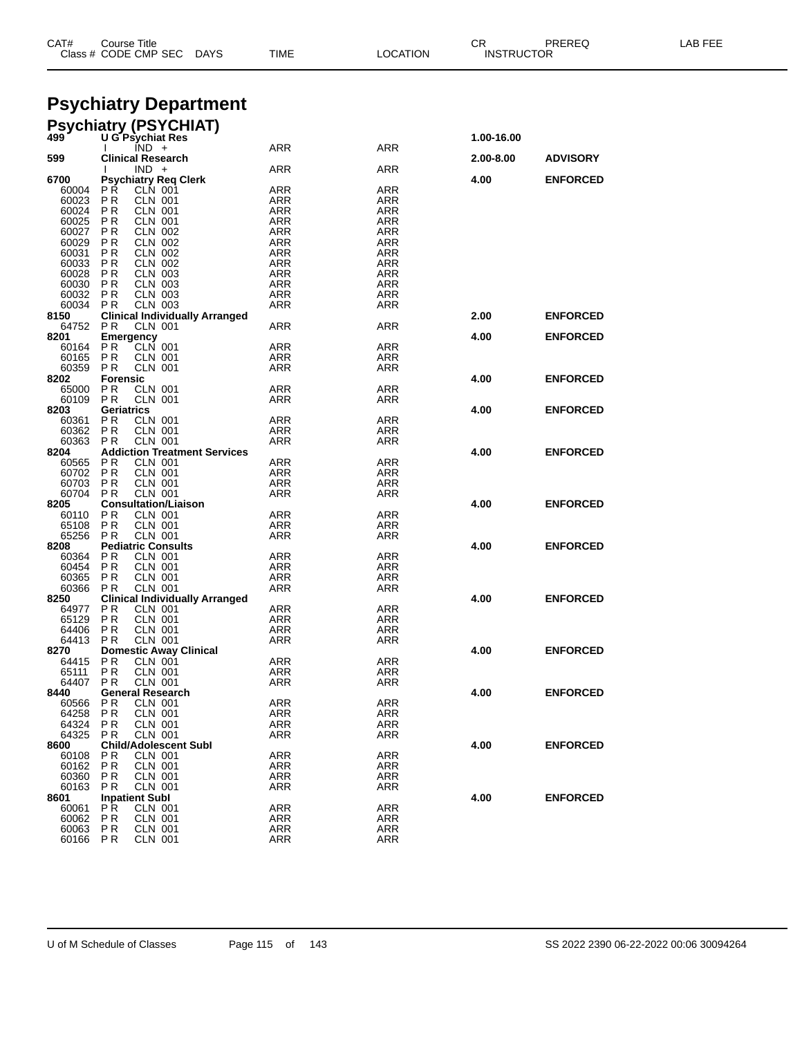# Psychiatry Department

## Psychiatry (PSYCHIAT)

| CAT# / Class # | Course Title / CODE CMP SEC | DAYS | TIME | LOCATION | CR / INSTRUCTOR | PREREQ | LAB FEE |
|---|---|---|---|---|---|---|---|
| 499 | U G Psychiat Res | | | | 1.00-16.00 | | |
| | I IND + | | ARR | ARR | | | |
| 599 | Clinical Research | | | | 2.00-8.00 | ADVISORY | |
| | I IND + | | ARR | ARR | | | |
| 6700 | Psychiatry Req Clerk | | | | 4.00 | ENFORCED | |
| 60004 | P R CLN 001 | | ARR | ARR | | | |
| 60023 | P R CLN 001 | | ARR | ARR | | | |
| 60024 | P R CLN 001 | | ARR | ARR | | | |
| 60025 | P R CLN 001 | | ARR | ARR | | | |
| 60027 | P R CLN 002 | | ARR | ARR | | | |
| 60029 | P R CLN 002 | | ARR | ARR | | | |
| 60031 | P R CLN 002 | | ARR | ARR | | | |
| 60033 | P R CLN 002 | | ARR | ARR | | | |
| 60028 | P R CLN 003 | | ARR | ARR | | | |
| 60030 | P R CLN 003 | | ARR | ARR | | | |
| 60032 | P R CLN 003 | | ARR | ARR | | | |
| 60034 | P R CLN 003 | | ARR | ARR | | | |
| 8150 | Clinical Individually Arranged | | | | 2.00 | ENFORCED | |
| 64752 | P R CLN 001 | | ARR | ARR | | | |
| 8201 | Emergency | | | | 4.00 | ENFORCED | |
| 60164 | P R CLN 001 | | ARR | ARR | | | |
| 60165 | P R CLN 001 | | ARR | ARR | | | |
| 60359 | P R CLN 001 | | ARR | ARR | | | |
| 8202 | Forensic | | | | 4.00 | ENFORCED | |
| 65000 | P R CLN 001 | | ARR | ARR | | | |
| 60109 | P R CLN 001 | | ARR | ARR | | | |
| 8203 | Geriatrics | | | | 4.00 | ENFORCED | |
| 60361 | P R CLN 001 | | ARR | ARR | | | |
| 60362 | P R CLN 001 | | ARR | ARR | | | |
| 60363 | P R CLN 001 | | ARR | ARR | | | |
| 8204 | Addiction Treatment Services | | | | 4.00 | ENFORCED | |
| 60565 | P R CLN 001 | | ARR | ARR | | | |
| 60702 | P R CLN 001 | | ARR | ARR | | | |
| 60703 | P R CLN 001 | | ARR | ARR | | | |
| 60704 | P R CLN 001 | | ARR | ARR | | | |
| 8205 | Consultation/Liaison | | | | 4.00 | ENFORCED | |
| 60110 | P R CLN 001 | | ARR | ARR | | | |
| 65108 | P R CLN 001 | | ARR | ARR | | | |
| 65256 | P R CLN 001 | | ARR | ARR | | | |
| 8208 | Pediatric Consults | | | | 4.00 | ENFORCED | |
| 60364 | P R CLN 001 | | ARR | ARR | | | |
| 60454 | P R CLN 001 | | ARR | ARR | | | |
| 60365 | P R CLN 001 | | ARR | ARR | | | |
| 60366 | P R CLN 001 | | ARR | ARR | | | |
| 8250 | Clinical Individually Arranged | | | | 4.00 | ENFORCED | |
| 64977 | P R CLN 001 | | ARR | ARR | | | |
| 65129 | P R CLN 001 | | ARR | ARR | | | |
| 64406 | P R CLN 001 | | ARR | ARR | | | |
| 64413 | P R CLN 001 | | ARR | ARR | | | |
| 8270 | Domestic Away Clinical | | | | 4.00 | ENFORCED | |
| 64415 | P R CLN 001 | | ARR | ARR | | | |
| 65111 | P R CLN 001 | | ARR | ARR | | | |
| 64407 | P R CLN 001 | | ARR | ARR | | | |
| 8440 | General Research | | | | 4.00 | ENFORCED | |
| 60566 | P R CLN 001 | | ARR | ARR | | | |
| 64258 | P R CLN 001 | | ARR | ARR | | | |
| 64324 | P R CLN 001 | | ARR | ARR | | | |
| 64325 | P R CLN 001 | | ARR | ARR | | | |
| 8600 | Child/Adolescent Subl | | | | 4.00 | ENFORCED | |
| 60108 | P R CLN 001 | | ARR | ARR | | | |
| 60162 | P R CLN 001 | | ARR | ARR | | | |
| 60360 | P R CLN 001 | | ARR | ARR | | | |
| 60163 | P R CLN 001 | | ARR | ARR | | | |
| 8601 | Inpatient Subl | | | | 4.00 | ENFORCED | |
| 60061 | P R CLN 001 | | ARR | ARR | | | |
| 60062 | P R CLN 001 | | ARR | ARR | | | |
| 60063 | P R CLN 001 | | ARR | ARR | | | |
| 60166 | P R CLN 001 | | ARR | ARR | | | |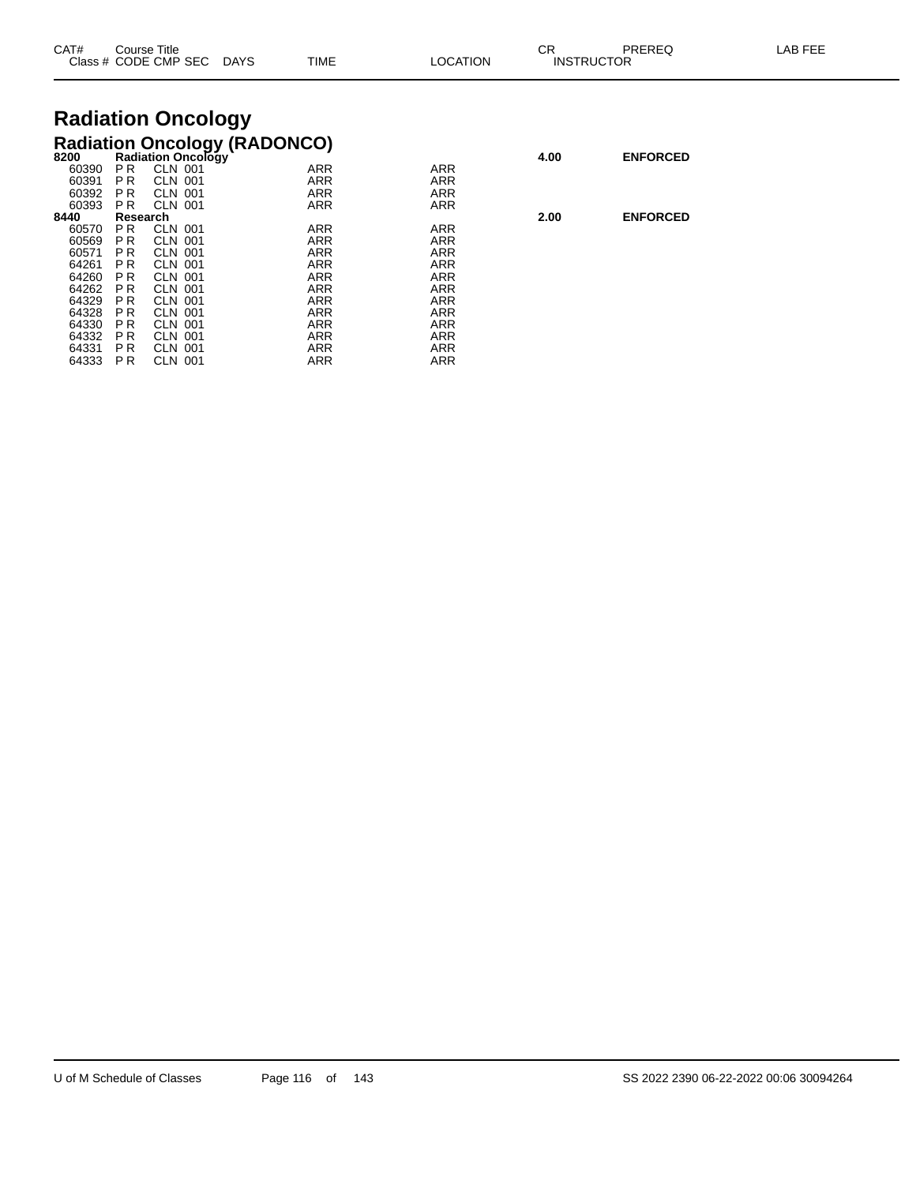| CAT# | Course Title | | | | | | CR | PREREQ | LAB FEE |
|---|---|---|---|---|---|---|---|---|---|
| Class # | CODE | CMP | SEC | DAYS | TIME | LOCATION | INSTRUCTOR | | |

# Radiation Oncology

## Radiation Oncology (RADONCO)

| CAT# | Course Title | | | | | | CR | PREREQ | LAB FEE |
|---|---|---|---|---|---|---|---|---|---|
| **8200** | **Radiation Oncology** | | | | | | **4.00** | **ENFORCED** | |
| 60390 | P R | CLN | 001 | | ARR | ARR | | | |
| 60391 | P R | CLN | 001 | | ARR | ARR | | | |
| 60392 | P R | CLN | 001 | | ARR | ARR | | | |
| 60393 | P R | CLN | 001 | | ARR | ARR | | | |
| **8440** | **Research** | | | | | | **2.00** | **ENFORCED** | |
| 60570 | P R | CLN | 001 | | ARR | ARR | | | |
| 60569 | P R | CLN | 001 | | ARR | ARR | | | |
| 60571 | P R | CLN | 001 | | ARR | ARR | | | |
| 64261 | P R | CLN | 001 | | ARR | ARR | | | |
| 64260 | P R | CLN | 001 | | ARR | ARR | | | |
| 64262 | P R | CLN | 001 | | ARR | ARR | | | |
| 64329 | P R | CLN | 001 | | ARR | ARR | | | |
| 64328 | P R | CLN | 001 | | ARR | ARR | | | |
| 64330 | P R | CLN | 001 | | ARR | ARR | | | |
| 64332 | P R | CLN | 001 | | ARR | ARR | | | |
| 64331 | P R | CLN | 001 | | ARR | ARR | | | |
| 64333 | P R | CLN | 001 | | ARR | ARR | | | |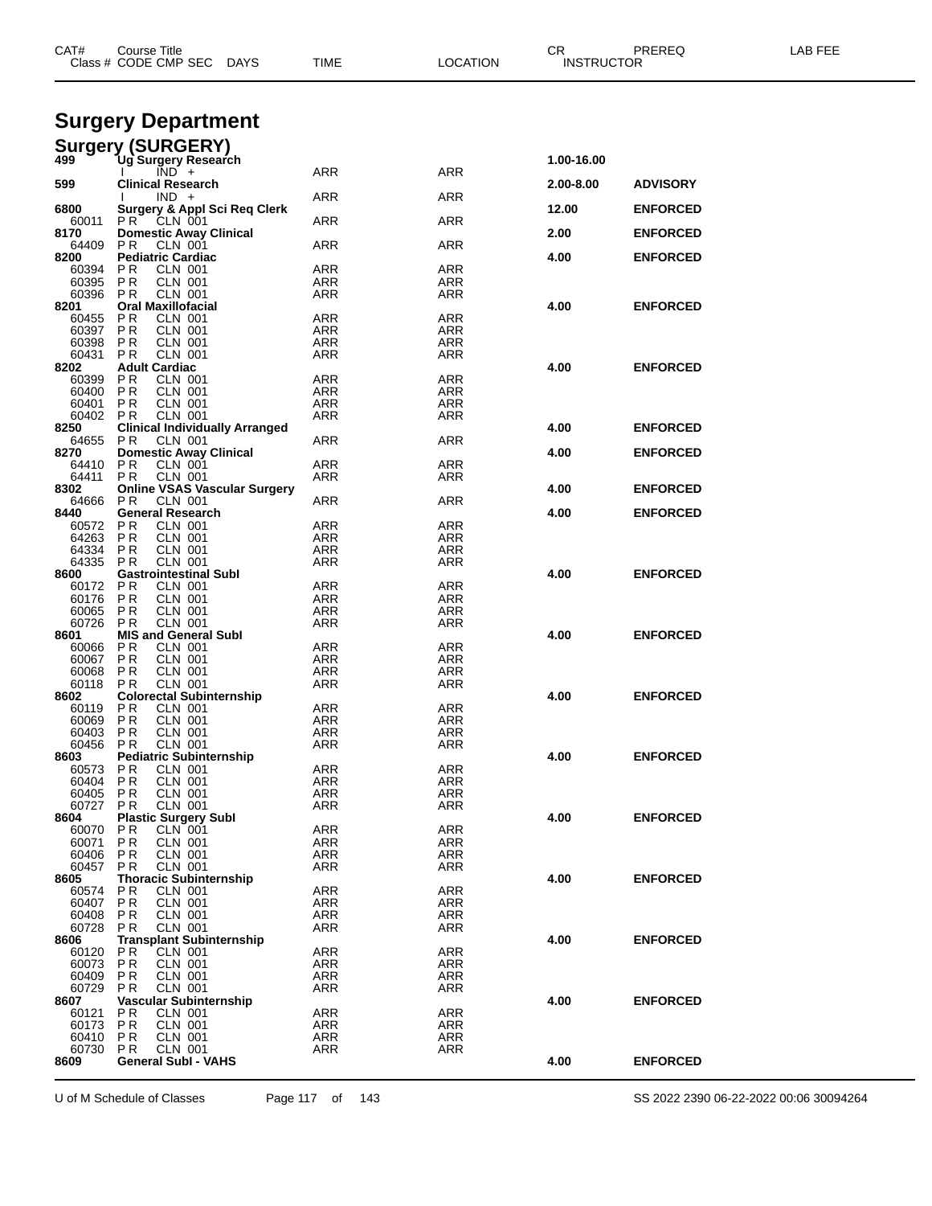# Surgery Department

## Surgery (SURGERY)

| CAT# Class # | Course Title CODE CMP SEC | DAYS | TIME | LOCATION | CR INSTRUCTOR | PREREQ | LAB FEE |
|---|---|---|---|---|---|---|---|
| **499** | **Ug Surgery Research** | | | | **1.00-16.00** | | |
| | I IND + | | ARR | ARR | | | |
| **599** | **Clinical Research** | | | | **2.00-8.00** | **ADVISORY** | |
| | I IND + | | ARR | ARR | | | |
| **6800** | **Surgery & Appl Sci Req Clerk** | | | | **12.00** | **ENFORCED** | |
| 60011 | P R CLN 001 | | ARR | ARR | | | |
| **8170** | **Domestic Away Clinical** | | | | **2.00** | **ENFORCED** | |
| 64409 | P R CLN 001 | | ARR | ARR | | | |
| **8200** | **Pediatric Cardiac** | | | | **4.00** | **ENFORCED** | |
| 60394 | P R CLN 001 | | ARR | ARR | | | |
| 60395 | P R CLN 001 | | ARR | ARR | | | |
| 60396 | P R CLN 001 | | ARR | ARR | | | |
| **8201** | **Oral Maxillofacial** | | | | **4.00** | **ENFORCED** | |
| 60455 | P R CLN 001 | | ARR | ARR | | | |
| 60397 | P R CLN 001 | | ARR | ARR | | | |
| 60398 | P R CLN 001 | | ARR | ARR | | | |
| 60431 | P R CLN 001 | | ARR | ARR | | | |
| **8202** | **Adult Cardiac** | | | | **4.00** | **ENFORCED** | |
| 60399 | P R CLN 001 | | ARR | ARR | | | |
| 60400 | P R CLN 001 | | ARR | ARR | | | |
| 60401 | P R CLN 001 | | ARR | ARR | | | |
| 60402 | P R CLN 001 | | ARR | ARR | | | |
| **8250** | **Clinical Individually Arranged** | | | | **4.00** | **ENFORCED** | |
| 64655 | P R CLN 001 | | ARR | ARR | | | |
| **8270** | **Domestic Away Clinical** | | | | **4.00** | **ENFORCED** | |
| 64410 | P R CLN 001 | | ARR | ARR | | | |
| 64411 | P R CLN 001 | | ARR | ARR | | | |
| **8302** | **Online VSAS Vascular Surgery** | | | | **4.00** | **ENFORCED** | |
| 64666 | P R CLN 001 | | ARR | ARR | | | |
| **8440** | **General Research** | | | | **4.00** | **ENFORCED** | |
| 60572 | P R CLN 001 | | ARR | ARR | | | |
| 64263 | P R CLN 001 | | ARR | ARR | | | |
| 64334 | P R CLN 001 | | ARR | ARR | | | |
| 64335 | P R CLN 001 | | ARR | ARR | | | |
| **8600** | **Gastrointestinal Subl** | | | | **4.00** | **ENFORCED** | |
| 60172 | P R CLN 001 | | ARR | ARR | | | |
| 60176 | P R CLN 001 | | ARR | ARR | | | |
| 60065 | P R CLN 001 | | ARR | ARR | | | |
| 60726 | P R CLN 001 | | ARR | ARR | | | |
| **8601** | **MIS and General Subl** | | | | **4.00** | **ENFORCED** | |
| 60066 | P R CLN 001 | | ARR | ARR | | | |
| 60067 | P R CLN 001 | | ARR | ARR | | | |
| 60068 | P R CLN 001 | | ARR | ARR | | | |
| 60118 | P R CLN 001 | | ARR | ARR | | | |
| **8602** | **Colorectal Subinternship** | | | | **4.00** | **ENFORCED** | |
| 60119 | P R CLN 001 | | ARR | ARR | | | |
| 60069 | P R CLN 001 | | ARR | ARR | | | |
| 60403 | P R CLN 001 | | ARR | ARR | | | |
| 60456 | P R CLN 001 | | ARR | ARR | | | |
| **8603** | **Pediatric Subinternship** | | | | **4.00** | **ENFORCED** | |
| 60573 | P R CLN 001 | | ARR | ARR | | | |
| 60404 | P R CLN 001 | | ARR | ARR | | | |
| 60405 | P R CLN 001 | | ARR | ARR | | | |
| 60727 | P R CLN 001 | | ARR | ARR | | | |
| **8604** | **Plastic Surgery Subl** | | | | **4.00** | **ENFORCED** | |
| 60070 | P R CLN 001 | | ARR | ARR | | | |
| 60071 | P R CLN 001 | | ARR | ARR | | | |
| 60406 | P R CLN 001 | | ARR | ARR | | | |
| 60457 | P R CLN 001 | | ARR | ARR | | | |
| **8605** | **Thoracic Subinternship** | | | | **4.00** | **ENFORCED** | |
| 60574 | P R CLN 001 | | ARR | ARR | | | |
| 60407 | P R CLN 001 | | ARR | ARR | | | |
| 60408 | P R CLN 001 | | ARR | ARR | | | |
| 60728 | P R CLN 001 | | ARR | ARR | | | |
| **8606** | **Transplant Subinternship** | | | | **4.00** | **ENFORCED** | |
| 60120 | P R CLN 001 | | ARR | ARR | | | |
| 60073 | P R CLN 001 | | ARR | ARR | | | |
| 60409 | P R CLN 001 | | ARR | ARR | | | |
| 60729 | P R CLN 001 | | ARR | ARR | | | |
| **8607** | **Vascular Subinternship** | | | | **4.00** | **ENFORCED** | |
| 60121 | P R CLN 001 | | ARR | ARR | | | |
| 60173 | P R CLN 001 | | ARR | ARR | | | |
| 60410 | P R CLN 001 | | ARR | ARR | | | |
| 60730 | P R CLN 001 | | ARR | ARR | | | |
| **8609** | **General Subl - VAHS** | | | | **4.00** | **ENFORCED** | |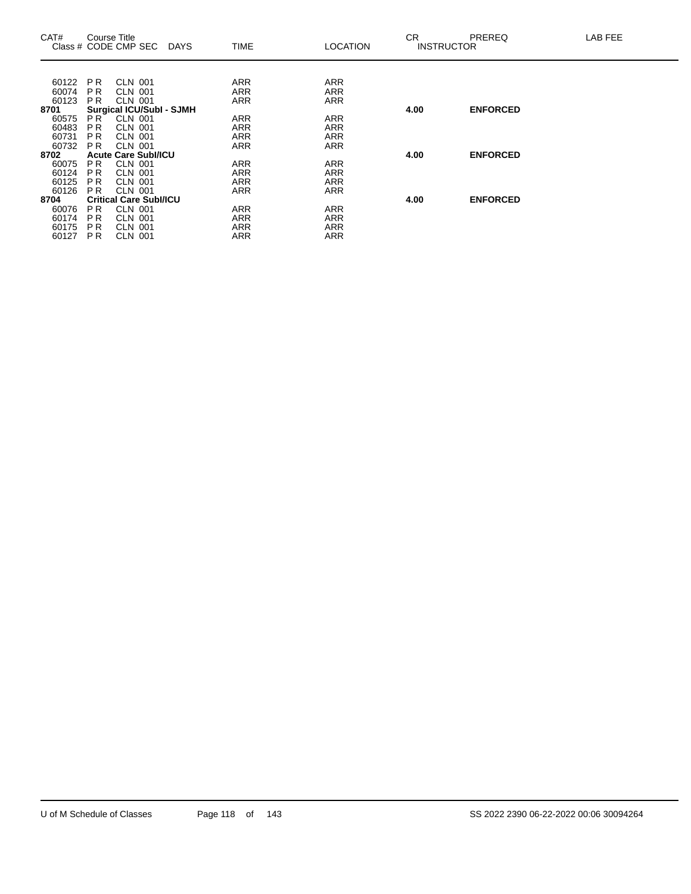| CAT# | Course Title Class # CODE CMP SEC | DAYS | TIME | LOCATION | CR INSTRUCTOR | PREREQ | LAB FEE |
|---|---|---|---|---|---|---|---|
| 60122 | P R CLN 001 | | ARR | ARR | | | |
| 60074 | P R CLN 001 | | ARR | ARR | | | |
| 60123 | P R CLN 001 | | ARR | ARR | | | |
| **8701** | **Surgical ICU/SubI - SJMH** | | | | **4.00** | **ENFORCED** | |
| 60575 | P R CLN 001 | | ARR | ARR | | | |
| 60483 | P R CLN 001 | | ARR | ARR | | | |
| 60731 | P R CLN 001 | | ARR | ARR | | | |
| 60732 | P R CLN 001 | | ARR | ARR | | | |
| **8702** | **Acute Care SubI/ICU** | | | | **4.00** | **ENFORCED** | |
| 60075 | P R CLN 001 | | ARR | ARR | | | |
| 60124 | P R CLN 001 | | ARR | ARR | | | |
| 60125 | P R CLN 001 | | ARR | ARR | | | |
| 60126 | P R CLN 001 | | ARR | ARR | | | |
| **8704** | **Critical Care SubI/ICU** | | | | **4.00** | **ENFORCED** | |
| 60076 | P R CLN 001 | | ARR | ARR | | | |
| 60174 | P R CLN 001 | | ARR | ARR | | | |
| 60175 | P R CLN 001 | | ARR | ARR | | | |
| 60127 | P R CLN 001 | | ARR | ARR | | | |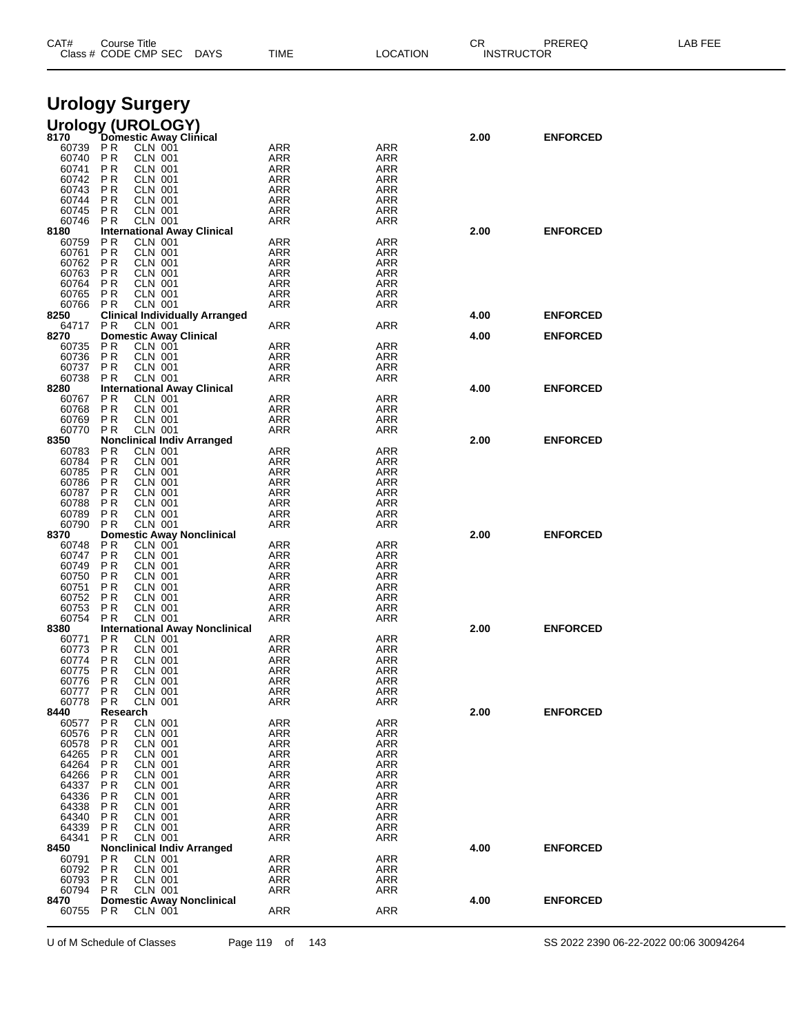# Urology Surgery

## Urology (UROLOGY)

| CAT# | Course Title / Class # | CODE | CMP | SEC | DAYS | TIME | LOCATION | CR | INSTRUCTOR | PREREQ | LAB FEE |
|---|---|---|---|---|---|---|---|---|---|---|---|
| **8170** | **Domestic Away Clinical** | | | | | | | **2.00** | | **ENFORCED** | |
| | 60739 | P R | CLN | 001 | | ARR | ARR | | | | |
| | 60740 | P R | CLN | 001 | | ARR | ARR | | | | |
| | 60741 | P R | CLN | 001 | | ARR | ARR | | | | |
| | 60742 | P R | CLN | 001 | | ARR | ARR | | | | |
| | 60743 | P R | CLN | 001 | | ARR | ARR | | | | |
| | 60744 | P R | CLN | 001 | | ARR | ARR | | | | |
| | 60745 | P R | CLN | 001 | | ARR | ARR | | | | |
| | 60746 | P R | CLN | 001 | | ARR | ARR | | | | |
| **8180** | **International Away Clinical** | | | | | | | **2.00** | | **ENFORCED** | |
| | 60759 | P R | CLN | 001 | | ARR | ARR | | | | |
| | 60761 | P R | CLN | 001 | | ARR | ARR | | | | |
| | 60762 | P R | CLN | 001 | | ARR | ARR | | | | |
| | 60763 | P R | CLN | 001 | | ARR | ARR | | | | |
| | 60764 | P R | CLN | 001 | | ARR | ARR | | | | |
| | 60765 | P R | CLN | 001 | | ARR | ARR | | | | |
| | 60766 | P R | CLN | 001 | | ARR | ARR | | | | |
| **8250** | **Clinical Individually Arranged** | | | | | | | **4.00** | | **ENFORCED** | |
| | 64717 | P R | CLN | 001 | | ARR | ARR | | | | |
| **8270** | **Domestic Away Clinical** | | | | | | | **4.00** | | **ENFORCED** | |
| | 60735 | P R | CLN | 001 | | ARR | ARR | | | | |
| | 60736 | P R | CLN | 001 | | ARR | ARR | | | | |
| | 60737 | P R | CLN | 001 | | ARR | ARR | | | | |
| | 60738 | P R | CLN | 001 | | ARR | ARR | | | | |
| **8280** | **International Away Clinical** | | | | | | | **4.00** | | **ENFORCED** | |
| | 60767 | P R | CLN | 001 | | ARR | ARR | | | | |
| | 60768 | P R | CLN | 001 | | ARR | ARR | | | | |
| | 60769 | P R | CLN | 001 | | ARR | ARR | | | | |
| | 60770 | P R | CLN | 001 | | ARR | ARR | | | | |
| **8350** | **Nonclinical Indiv Arranged** | | | | | | | **2.00** | | **ENFORCED** | |
| | 60783 | P R | CLN | 001 | | ARR | ARR | | | | |
| | 60784 | P R | CLN | 001 | | ARR | ARR | | | | |
| | 60785 | P R | CLN | 001 | | ARR | ARR | | | | |
| | 60786 | P R | CLN | 001 | | ARR | ARR | | | | |
| | 60787 | P R | CLN | 001 | | ARR | ARR | | | | |
| | 60788 | P R | CLN | 001 | | ARR | ARR | | | | |
| | 60789 | P R | CLN | 001 | | ARR | ARR | | | | |
| | 60790 | P R | CLN | 001 | | ARR | ARR | | | | |
| **8370** | **Domestic Away Nonclinical** | | | | | | | **2.00** | | **ENFORCED** | |
| | 60748 | P R | CLN | 001 | | ARR | ARR | | | | |
| | 60747 | P R | CLN | 001 | | ARR | ARR | | | | |
| | 60749 | P R | CLN | 001 | | ARR | ARR | | | | |
| | 60750 | P R | CLN | 001 | | ARR | ARR | | | | |
| | 60751 | P R | CLN | 001 | | ARR | ARR | | | | |
| | 60752 | P R | CLN | 001 | | ARR | ARR | | | | |
| | 60753 | P R | CLN | 001 | | ARR | ARR | | | | |
| | 60754 | P R | CLN | 001 | | ARR | ARR | | | | |
| **8380** | **International Away Nonclinical** | | | | | | | **2.00** | | **ENFORCED** | |
| | 60771 | P R | CLN | 001 | | ARR | ARR | | | | |
| | 60773 | P R | CLN | 001 | | ARR | ARR | | | | |
| | 60774 | P R | CLN | 001 | | ARR | ARR | | | | |
| | 60775 | P R | CLN | 001 | | ARR | ARR | | | | |
| | 60776 | P R | CLN | 001 | | ARR | ARR | | | | |
| | 60777 | P R | CLN | 001 | | ARR | ARR | | | | |
| | 60778 | P R | CLN | 001 | | ARR | ARR | | | | |
| **8440** | **Research** | | | | | | | **2.00** | | **ENFORCED** | |
| | 60577 | P R | CLN | 001 | | ARR | ARR | | | | |
| | 60576 | P R | CLN | 001 | | ARR | ARR | | | | |
| | 60578 | P R | CLN | 001 | | ARR | ARR | | | | |
| | 64265 | P R | CLN | 001 | | ARR | ARR | | | | |
| | 64264 | P R | CLN | 001 | | ARR | ARR | | | | |
| | 64266 | P R | CLN | 001 | | ARR | ARR | | | | |
| | 64337 | P R | CLN | 001 | | ARR | ARR | | | | |
| | 64336 | P R | CLN | 001 | | ARR | ARR | | | | |
| | 64338 | P R | CLN | 001 | | ARR | ARR | | | | |
| | 64340 | P R | CLN | 001 | | ARR | ARR | | | | |
| | 64339 | P R | CLN | 001 | | ARR | ARR | | | | |
| | 64341 | P R | CLN | 001 | | ARR | ARR | | | | |
| **8450** | **Nonclinical Indiv Arranged** | | | | | | | **4.00** | | **ENFORCED** | |
| | 60791 | P R | CLN | 001 | | ARR | ARR | | | | |
| | 60792 | P R | CLN | 001 | | ARR | ARR | | | | |
| | 60793 | P R | CLN | 001 | | ARR | ARR | | | | |
| | 60794 | P R | CLN | 001 | | ARR | ARR | | | | |
| **8470** | **Domestic Away Nonclinical** | | | | | | | **4.00** | | **ENFORCED** | |
| | 60755 | P R | CLN | 001 | | ARR | ARR | | | | |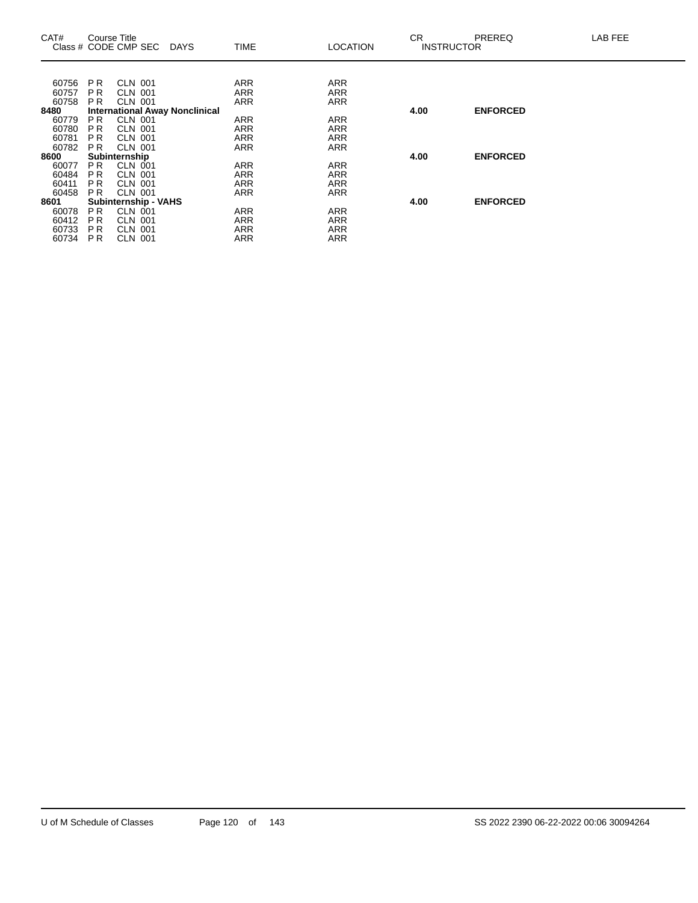| CAT# Class # | Course Title CODE CMP SEC | DAYS | TIME | LOCATION | CR INSTRUCTOR | PREREQ | LAB FEE |
|---|---|---|---|---|---|---|---|
| 60756 | P R CLN 001 | | ARR | ARR | | | |
| 60757 | P R CLN 001 | | ARR | ARR | | | |
| 60758 | P R CLN 001 | | ARR | ARR | | | |
| **8480** | **International Away Nonclinical** | | | | **4.00** | **ENFORCED** | |
| 60779 | P R CLN 001 | | ARR | ARR | | | |
| 60780 | P R CLN 001 | | ARR | ARR | | | |
| 60781 | P R CLN 001 | | ARR | ARR | | | |
| 60782 | P R CLN 001 | | ARR | ARR | | | |
| **8600** | **Subinternship** | | | | **4.00** | **ENFORCED** | |
| 60077 | P R CLN 001 | | ARR | ARR | | | |
| 60484 | P R CLN 001 | | ARR | ARR | | | |
| 60411 | P R CLN 001 | | ARR | ARR | | | |
| 60458 | P R CLN 001 | | ARR | ARR | | | |
| **8601** | **Subinternship - VAHS** | | | | **4.00** | **ENFORCED** | |
| 60078 | P R CLN 001 | | ARR | ARR | | | |
| 60412 | P R CLN 001 | | ARR | ARR | | | |
| 60733 | P R CLN 001 | | ARR | ARR | | | |
| 60734 | P R CLN 001 | | ARR | ARR | | | |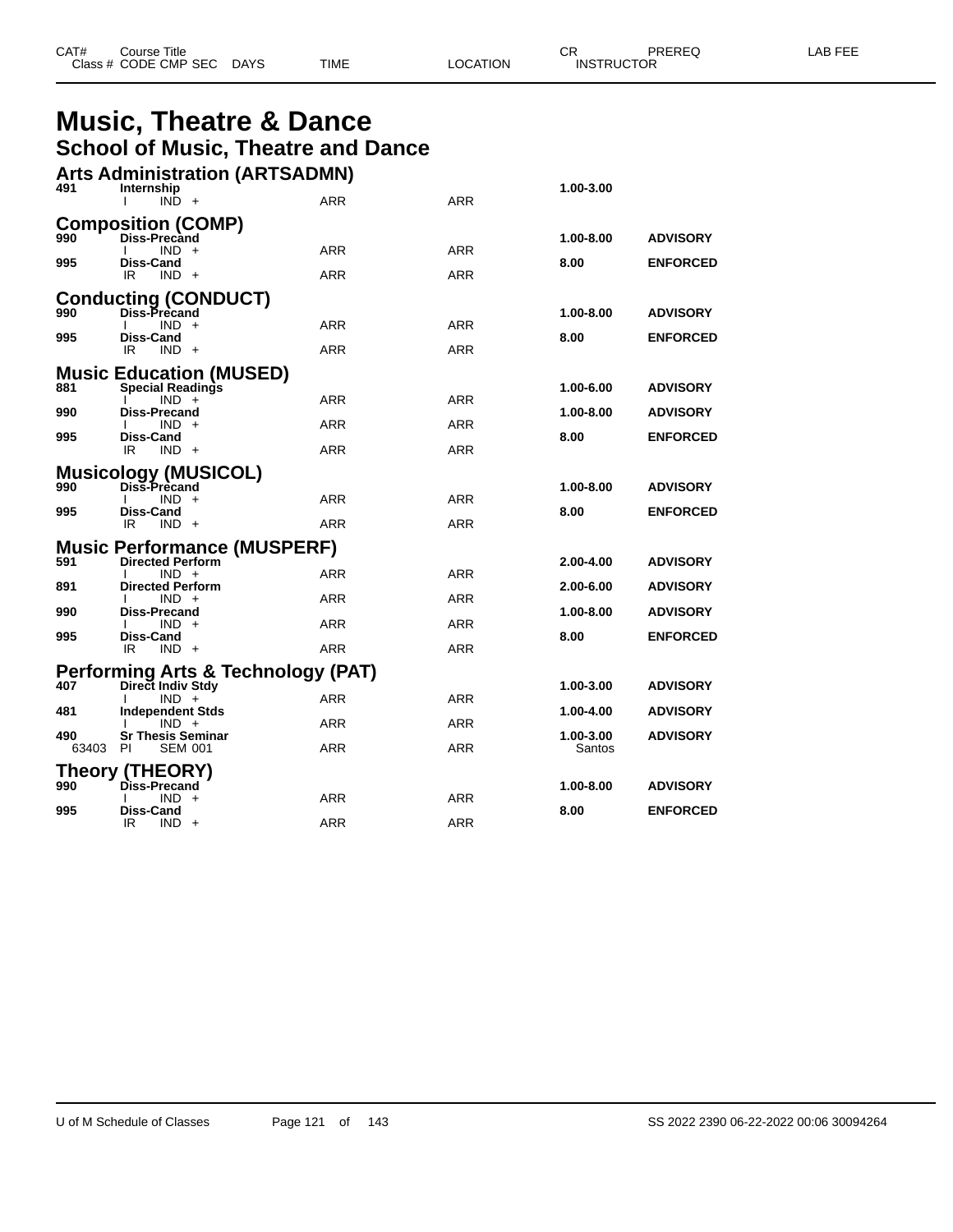| CAT# | Course Title | | | | | CR | PREREQ | LAB FEE |
|---|---|---|---|---|---|---|---|---|
| Class # | CODE CMP SEC | DAYS | TIME | LOCATION | | INSTRUCTOR | | |

# Music, Theatre & Dance

## School of Music, Theatre and Dance

### Arts Administration (ARTSADMN)

| CAT# | Course Title / Class # CODE CMP SEC | TIME | LOCATION | CR / INSTRUCTOR | PREREQ |
|---|---|---|---|---|---|
| 491 | **Internship** | | | 1.00-3.00 | |
| | I IND + | ARR | ARR | | |

### Composition (COMP)

| CAT# | Course Title / Class # CODE CMP SEC | TIME | LOCATION | CR / INSTRUCTOR | PREREQ |
|---|---|---|---|---|---|
| 990 | **Diss-Precand** | | | 1.00-8.00 | ADVISORY |
| | I IND + | ARR | ARR | | |
| 995 | **Diss-Cand** | | | 8.00 | ENFORCED |
| | IR IND + | ARR | ARR | | |

### Conducting (CONDUCT)

| CAT# | Course Title / Class # CODE CMP SEC | TIME | LOCATION | CR / INSTRUCTOR | PREREQ |
|---|---|---|---|---|---|
| 990 | **Diss-Precand** | | | 1.00-8.00 | ADVISORY |
| | I IND + | ARR | ARR | | |
| 995 | **Diss-Cand** | | | 8.00 | ENFORCED |
| | IR IND + | ARR | ARR | | |

### Music Education (MUSED)

| CAT# | Course Title / Class # CODE CMP SEC | TIME | LOCATION | CR / INSTRUCTOR | PREREQ |
|---|---|---|---|---|---|
| 881 | **Special Readings** | | | 1.00-6.00 | ADVISORY |
| | I IND + | ARR | ARR | | |
| 990 | **Diss-Precand** | | | 1.00-8.00 | ADVISORY |
| | I IND + | ARR | ARR | | |
| 995 | **Diss-Cand** | | | 8.00 | ENFORCED |
| | IR IND + | ARR | ARR | | |

### Musicology (MUSICOL)

| CAT# | Course Title / Class # CODE CMP SEC | TIME | LOCATION | CR / INSTRUCTOR | PREREQ |
|---|---|---|---|---|---|
| 990 | **Diss-Precand** | | | 1.00-8.00 | ADVISORY |
| | I IND + | ARR | ARR | | |
| 995 | **Diss-Cand** | | | 8.00 | ENFORCED |
| | IR IND + | ARR | ARR | | |

### Music Performance (MUSPERF)

| CAT# | Course Title / Class # CODE CMP SEC | TIME | LOCATION | CR / INSTRUCTOR | PREREQ |
|---|---|---|---|---|---|
| 591 | **Directed Perform** | | | 2.00-4.00 | ADVISORY |
| | I IND + | ARR | ARR | | |
| 891 | **Directed Perform** | | | 2.00-6.00 | ADVISORY |
| | I IND + | ARR | ARR | | |
| 990 | **Diss-Precand** | | | 1.00-8.00 | ADVISORY |
| | I IND + | ARR | ARR | | |
| 995 | **Diss-Cand** | | | 8.00 | ENFORCED |
| | IR IND + | ARR | ARR | | |

### Performing Arts & Technology (PAT)

| CAT# | Course Title / Class # CODE CMP SEC | TIME | LOCATION | CR / INSTRUCTOR | PREREQ |
|---|---|---|---|---|---|
| 407 | **Direct Indiv Stdy** | | | 1.00-3.00 | ADVISORY |
| | I IND + | ARR | ARR | | |
| 481 | **Independent Stds** | | | 1.00-4.00 | ADVISORY |
| | I IND + | ARR | ARR | | |
| 490 | **Sr Thesis Seminar** | | | 1.00-3.00 | ADVISORY |
| 63403 | PI SEM 001 | ARR | ARR | Santos | |

### Theory (THEORY)

| CAT# | Course Title / Class # CODE CMP SEC | TIME | LOCATION | CR / INSTRUCTOR | PREREQ |
|---|---|---|---|---|---|
| 990 | **Diss-Precand** | | | 1.00-8.00 | ADVISORY |
| | I IND + | ARR | ARR | | |
| 995 | **Diss-Cand** | | | 8.00 | ENFORCED |
| | IR IND + | ARR | ARR | | |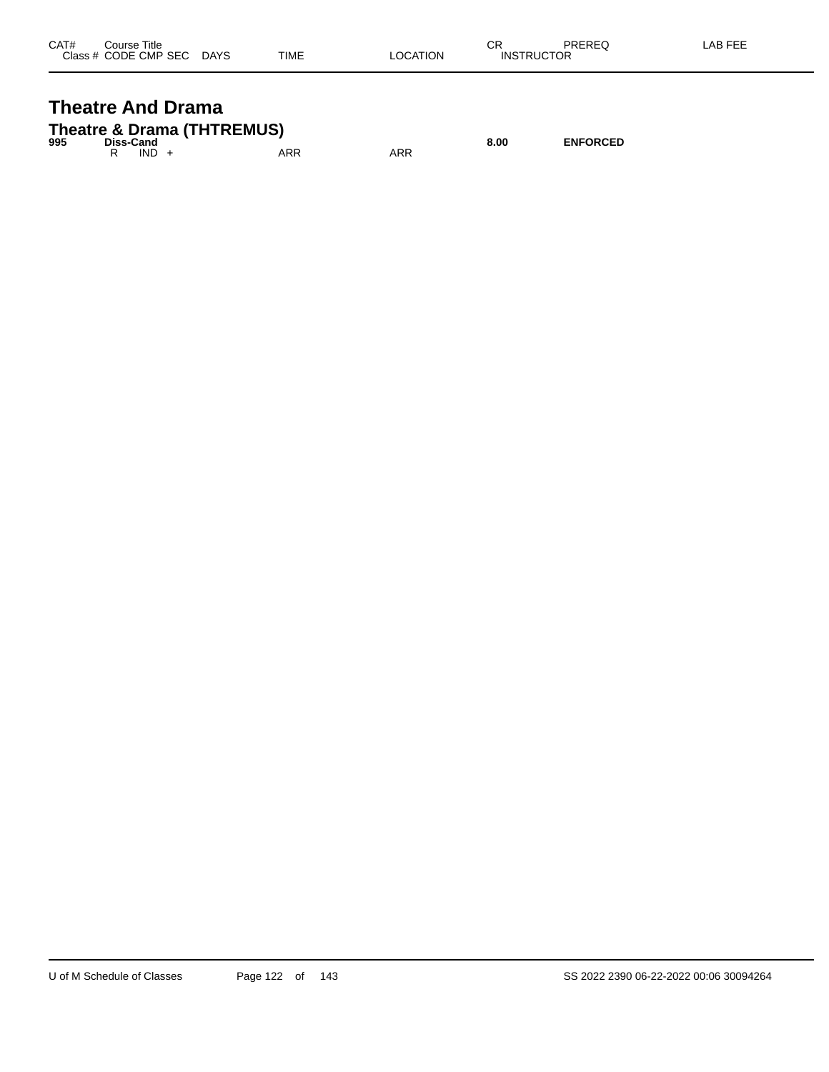| CAT# | Course Title<br>Class # CODE CMP SEC DAYS | TIME | LOCATION | CR<br>INSTRUCTOR | PREREQ | LAB FEE |
|---|---|---|---|---|---|---|

# Theatre And Drama

## Theatre & Drama (THTREMUS)

| CAT# | Course Title / Class # CODE CMP SEC DAYS | TIME | LOCATION | CR / INSTRUCTOR | PREREQ | LAB FEE |
|---|---|---|---|---|---|---|
| **995** | **Diss-Cand** | | | **8.00** | **ENFORCED** | |
| | R IND + | ARR | ARR | | | |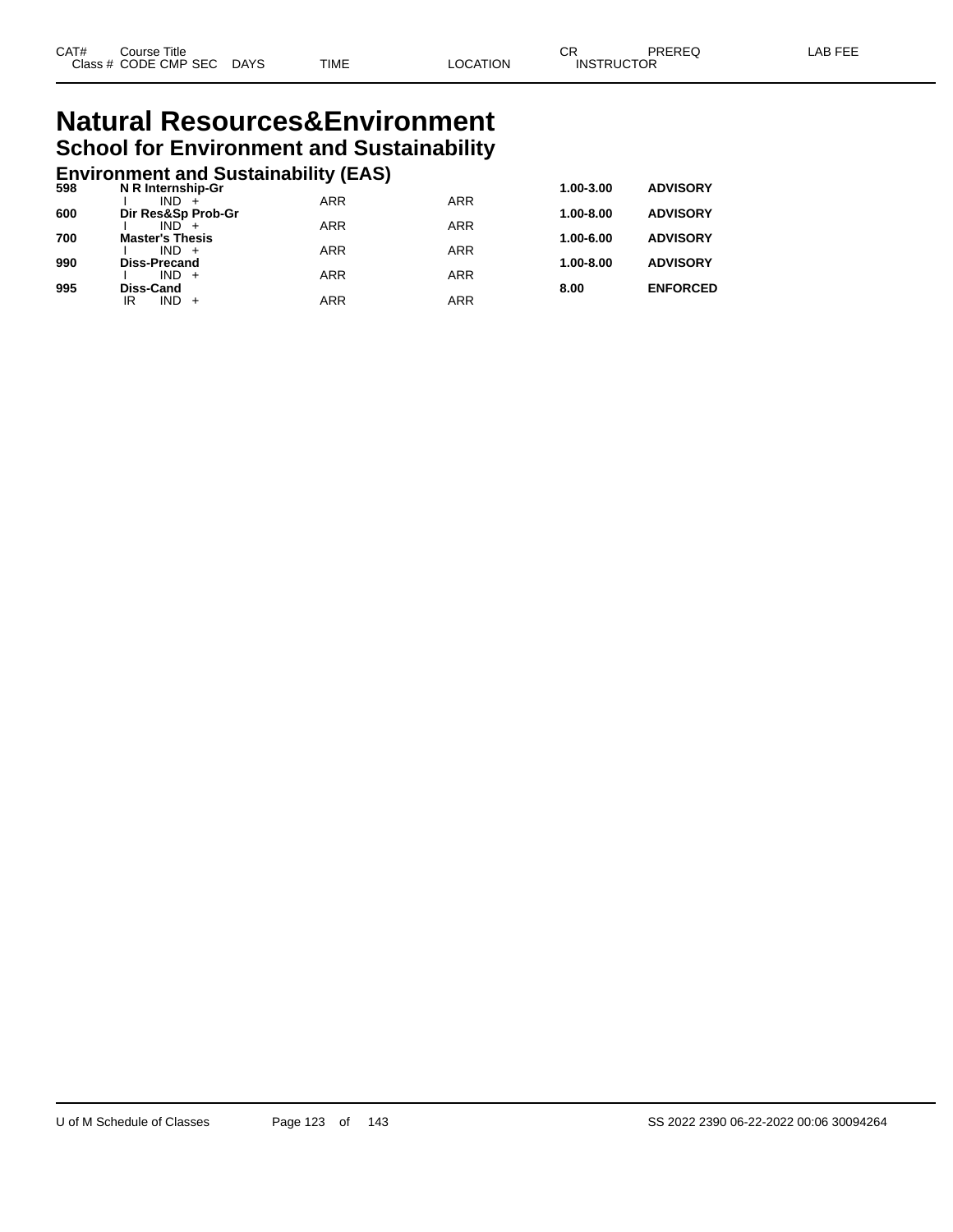| CAT# | Course Title | | | | | CR | PREREQ | LAB FEE |
|---|---|---|---|---|---|---|---|---|
| Class # | CODE | CMP | SEC | DAYS | TIME | LOCATION | INSTRUCTOR | |

# Natural Resources&Environment

## School for Environment and Sustainability

### Environment and Sustainability (EAS)

| CAT# | Course Title / Class # CODE CMP SEC DAYS | TIME | LOCATION | CR | PREREQ |
|---|---|---|---|---|---|
| **598** | **N R Internship-Gr** | | | **1.00-3.00** | **ADVISORY** |
| | I IND + | ARR | ARR | | |
| **600** | **Dir Res&Sp Prob-Gr** | | | **1.00-8.00** | **ADVISORY** |
| | I IND + | ARR | ARR | | |
| **700** | **Master's Thesis** | | | **1.00-6.00** | **ADVISORY** |
| | I IND + | ARR | ARR | | |
| **990** | **Diss-Precand** | | | **1.00-8.00** | **ADVISORY** |
| | I IND + | ARR | ARR | | |
| **995** | **Diss-Cand** | | | **8.00** | **ENFORCED** |
| | IR IND + | ARR | ARR | | |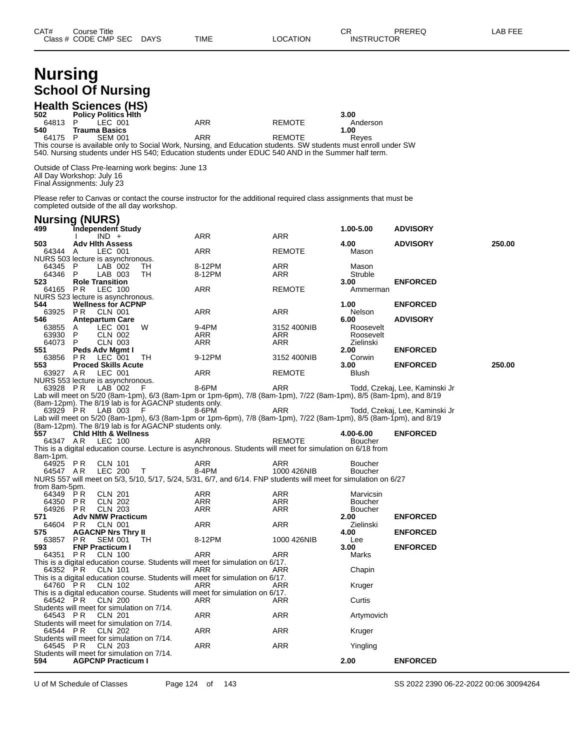# Nursing

## School Of Nursing

### Health Sciences (HS)

| CAT# | Course Title | | | | | | CR | PREREQ | LAB FEE |
|---|---|---|---|---|---|---|---|---|---|
| Class # | CODE CMP SEC | DAYS | TIME | LOCATION | INSTRUCTOR | | | | |
| **502** | **Policy Politics Hlth** | | | | | | **3.00** | | |
| 64813 | P LEC 001 | | ARR | REMOTE | Anderson | | | | |
| **540** | **Trauma Basics** | | | | | | **1.00** | | |
| 64175 | P SEM 001 | | ARR | REMOTE | Reyes | | | | |

This course is available only to Social Work, Nursing, and Education students. SW students must enroll under SW 540. Nursing students under HS 540; Education students under EDUC 540 AND in the Summer half term.

Outside of Class Pre-learning work begins: June 13
All Day Workshop: July 16
Final Assignments: July 23

Please refer to Canvas or contact the course instructor for the additional required class assignments that must be completed outside of the all day workshop.

### Nursing (NURS)

| CAT# | Course Title / CODE CMP SEC | DAYS | TIME | LOCATION | CR / INSTRUCTOR | PREREQ | LAB FEE |
|---|---|---|---|---|---|---|---|
| **499** | **Independent Study** | | | | **1.00-5.00** | **ADVISORY** | |
| | I IND + | | ARR | ARR | | | |
| **503** | **Adv Hlth Assess** | | | | **4.00** | **ADVISORY** | **250.00** |
| 64344 | A LEC 001 | | ARR | REMOTE | Mason | | |
| | NURS 503 lecture is asynchronous. | | | | | | |
| 64345 | P LAB 002 | TH | 8-12PM | ARR | Mason | | |
| 64346 | P LAB 003 | TH | 8-12PM | ARR | Struble | | |
| **523** | **Role Transition** | | | | **3.00** | **ENFORCED** | |
| 64165 | PR LEC 100 | | ARR | REMOTE | Ammerman | | |
| | NURS 523 lecture is asynchronous. | | | | | | |
| **544** | **Wellness for ACPNP** | | | | **1.00** | **ENFORCED** | |
| 63925 | PR CLN 001 | | ARR | ARR | Nelson | | |
| **546** | **Antepartum Care** | | | | **6.00** | **ADVISORY** | |
| 63855 | A LEC 001 | W | 9-4PM | 3152 400NIB | Roosevelt | | |
| 63930 | P CLN 002 | | ARR | ARR | Roosevelt | | |
| 64073 | P CLN 003 | | ARR | ARR | Zielinski | | |
| **551** | **Peds Adv Mgmt I** | | | | **2.00** | **ENFORCED** | |
| 63856 | PR LEC 001 | TH | 9-12PM | 3152 400NIB | Corwin | | |
| **553** | **Proced Skills Acute** | | | | **3.00** | **ENFORCED** | **250.00** |
| 63927 | AR LEC 001 | | ARR | REMOTE | Blush | | |
| | NURS 553 lecture is asynchronous. | | | | | | |
| 63928 | PR LAB 002 | F | 8-6PM | ARR | Todd, Czekaj, Lee, Kaminski Jr | | |
| | Lab will meet on 5/20 (8am-1pm), 6/3 (8am-1pm or 1pm-6pm), 7/8 (8am-1pm), 7/22 (8am-1pm), 8/5 (8am-1pm), and 8/19 (8am-12pm). The 8/19 lab is for AGACNP students only. | | | | | | |
| 63929 | PR LAB 003 | F | 8-6PM | ARR | Todd, Czekaj, Lee, Kaminski Jr | | |
| | Lab will meet on 5/20 (8am-1pm), 6/3 (8am-1pm or 1pm-6pm), 7/8 (8am-1pm), 7/22 (8am-1pm), 8/5 (8am-1pm), and 8/19 (8am-12pm). The 8/19 lab is for AGACNP students only. | | | | | | |
| **557** | **Chld Hlth & Wellness** | | | | **4.00-6.00** | **ENFORCED** | |
| 64347 | AR LEC 100 | | ARR | REMOTE | Boucher | | |
| | This is a digital education course. Lecture is asynchronous. Students will meet for simulation on 6/18 from 8am-1pm. | | | | | | |
| 64925 | PR CLN 101 | | ARR | ARR | Boucher | | |
| 64547 | AR LEC 200 | T | 8-4PM | 1000 426NIB | Boucher | | |
| | NURS 557 will meet on 5/3, 5/10, 5/17, 5/24, 5/31, 6/7, and 6/14. FNP students will meet for simulation on 6/27 from 8am-5pm. | | | | | | |
| 64349 | PR CLN 201 | | ARR | ARR | Marvicsin | | |
| 64350 | PR CLN 202 | | ARR | ARR | Boucher | | |
| 64926 | PR CLN 203 | | ARR | ARR | Boucher | | |
| **571** | **Adv NMW Practicum** | | | | **2.00** | **ENFORCED** | |
| 64604 | PR CLN 001 | | ARR | ARR | Zielinski | | |
| **575** | **AGACNP Nrs Thry II** | | | | **4.00** | **ENFORCED** | |
| 63857 | PR SEM 001 | TH | 8-12PM | 1000 426NIB | Lee | | |
| **593** | **FNP Practicum I** | | | | **3.00** | **ENFORCED** | |
| 64351 | PR CLN 100 | | ARR | ARR | Marks | | |
| | This is a digital education course. Students will meet for simulation on 6/17. | | | | | | |
| 64352 | PR CLN 101 | | ARR | ARR | Chapin | | |
| | This is a digital education course. Students will meet for simulation on 6/17. | | | | | | |
| 64760 | PR CLN 102 | | ARR | ARR | Kruger | | |
| | This is a digital education course. Students will meet for simulation on 6/17. | | | | | | |
| 64542 | PR CLN 200 | | ARR | ARR | Curtis | | |
| | Students will meet for simulation on 7/14. | | | | | | |
| 64543 | PR CLN 201 | | ARR | ARR | Artymovich | | |
| | Students will meet for simulation on 7/14. | | | | | | |
| 64544 | PR CLN 202 | | ARR | ARR | Kruger | | |
| | Students will meet for simulation on 7/14. | | | | | | |
| 64545 | PR CLN 203 | | ARR | ARR | Yingling | | |
| | Students will meet for simulation on 7/14. | | | | | | |
| **594** | **AGPCNP Practicum I** | | | | **2.00** | **ENFORCED** | |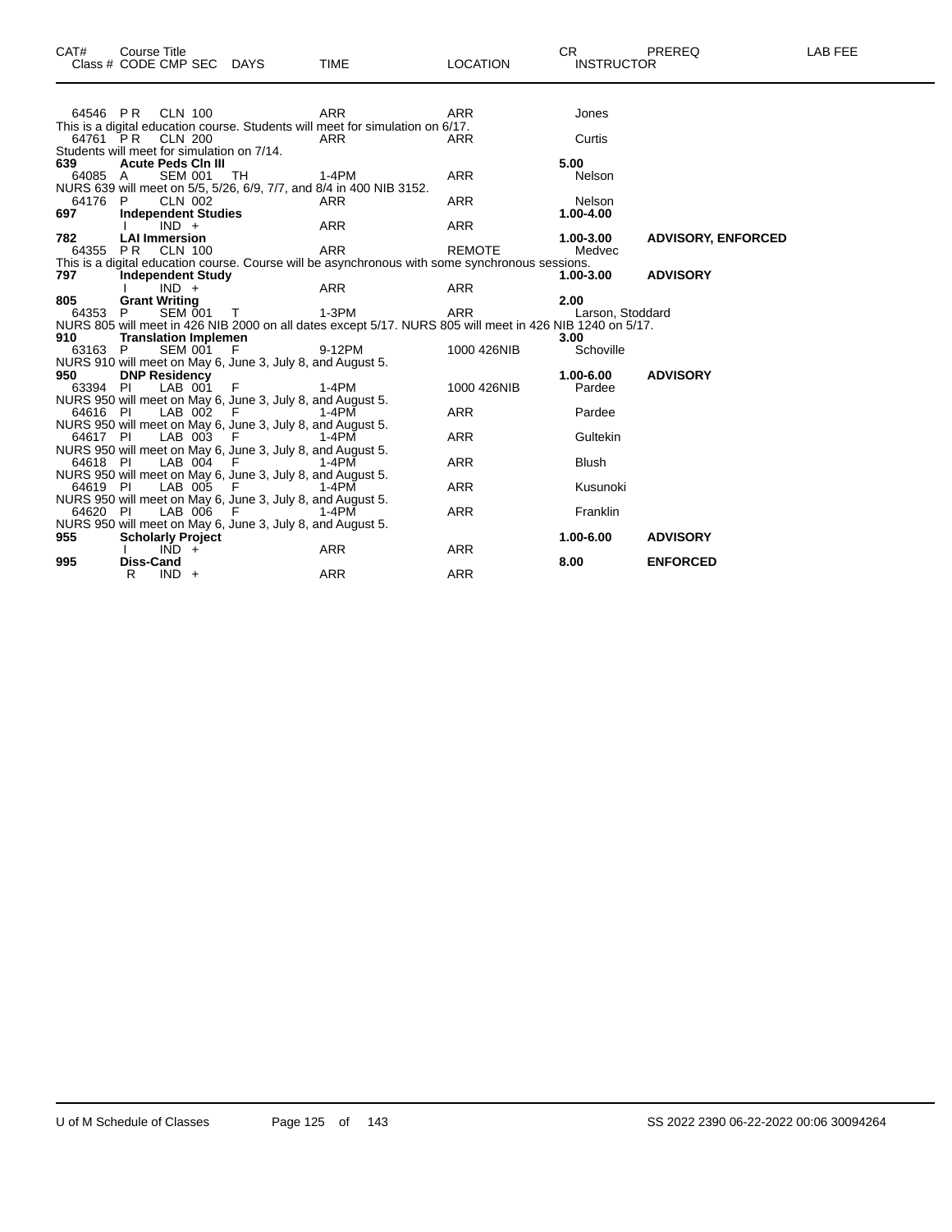| CAT# | Course Title<br>Class # CODE CMP SEC | DAYS | TIME | LOCATION | CR<br>INSTRUCTOR | PREREQ | LAB FEE |
|---|---|---|---|---|---|---|---|
| 64546 | P R CLN 100 | | ARR | ARR | Jones | | |

This is a digital education course. Students will meet for simulation on 6/17.

| CAT# | Course Title<br>Class # CODE CMP SEC | DAYS | TIME | LOCATION | CR<br>INSTRUCTOR | PREREQ | LAB FEE |
|---|---|---|---|---|---|---|---|
| 64761 | P R CLN 200 | | ARR | ARR | Curtis | | |

Students will meet for simulation on 7/14.

| CAT# | Course Title<br>Class # CODE CMP SEC | DAYS | TIME | LOCATION | CR<br>INSTRUCTOR | PREREQ | LAB FEE |
|---|---|---|---|---|---|---|---|
| **639** | **Acute Peds Cln III** | | | | **5.00** | | |
| 64085 | A SEM 001 | TH | 1-4PM | ARR | Nelson | | |

NURS 639 will meet on 5/5, 5/26, 6/9, 7/7, and 8/4 in 400 NIB 3152.

| CAT# | Course Title<br>Class # CODE CMP SEC | DAYS | TIME | LOCATION | CR<br>INSTRUCTOR | PREREQ | LAB FEE |
|---|---|---|---|---|---|---|---|
| 64176 | P CLN 002 | | ARR | ARR | Nelson | | |
| **697** | **Independent Studies** | | | | **1.00-4.00** | | |
| | I IND + | | ARR | ARR | | | |
| **782** | **LAI Immersion** | | | | **1.00-3.00** | **ADVISORY, ENFORCED** | |
| 64355 | P R CLN 100 | | ARR | REMOTE | Medvec | | |

This is a digital education course. Course will be asynchronous with some synchronous sessions.

| CAT# | Course Title<br>Class # CODE CMP SEC | DAYS | TIME | LOCATION | CR<br>INSTRUCTOR | PREREQ | LAB FEE |
|---|---|---|---|---|---|---|---|
| **797** | **Independent Study** | | | | **1.00-3.00** | **ADVISORY** | |
| | I IND + | | ARR | ARR | | | |
| **805** | **Grant Writing** | | | | **2.00** | | |
| 64353 | P SEM 001 | T | 1-3PM | ARR | Larson, Stoddard | | |

NURS 805 will meet in 426 NIB 2000 on all dates except 5/17. NURS 805 will meet in 426 NIB 1240 on 5/17.

| CAT# | Course Title<br>Class # CODE CMP SEC | DAYS | TIME | LOCATION | CR<br>INSTRUCTOR | PREREQ | LAB FEE |
|---|---|---|---|---|---|---|---|
| **910** | **Translation Implemen** | | | | **3.00** | | |
| 63163 | P SEM 001 | F | 9-12PM | 1000 426NIB | Schoville | | |

NURS 910 will meet on May 6, June 3, July 8, and August 5.

| CAT# | Course Title<br>Class # CODE CMP SEC | DAYS | TIME | LOCATION | CR<br>INSTRUCTOR | PREREQ | LAB FEE |
|---|---|---|---|---|---|---|---|
| **950** | **DNP Residency** | | | | **1.00-6.00** | **ADVISORY** | |
| 63394 | PI LAB 001 | F | 1-4PM | 1000 426NIB | Pardee | | |

NURS 950 will meet on May 6, June 3, July 8, and August 5.

| CAT# | Course Title<br>Class # CODE CMP SEC | DAYS | TIME | LOCATION | CR<br>INSTRUCTOR | PREREQ | LAB FEE |
|---|---|---|---|---|---|---|---|
| 64616 | PI LAB 002 | F | 1-4PM | ARR | Pardee | | |

NURS 950 will meet on May 6, June 3, July 8, and August 5.

| CAT# | Course Title<br>Class # CODE CMP SEC | DAYS | TIME | LOCATION | CR<br>INSTRUCTOR | PREREQ | LAB FEE |
|---|---|---|---|---|---|---|---|
| 64617 | PI LAB 003 | F | 1-4PM | ARR | Gultekin | | |

NURS 950 will meet on May 6, June 3, July 8, and August 5.

| CAT# | Course Title<br>Class # CODE CMP SEC | DAYS | TIME | LOCATION | CR<br>INSTRUCTOR | PREREQ | LAB FEE |
|---|---|---|---|---|---|---|---|
| 64618 | PI LAB 004 | F | 1-4PM | ARR | Blush | | |

NURS 950 will meet on May 6, June 3, July 8, and August 5.

| CAT# | Course Title<br>Class # CODE CMP SEC | DAYS | TIME | LOCATION | CR<br>INSTRUCTOR | PREREQ | LAB FEE |
|---|---|---|---|---|---|---|---|
| 64619 | PI LAB 005 | F | 1-4PM | ARR | Kusunoki | | |

NURS 950 will meet on May 6, June 3, July 8, and August 5.

| CAT# | Course Title<br>Class # CODE CMP SEC | DAYS | TIME | LOCATION | CR<br>INSTRUCTOR | PREREQ | LAB FEE |
|---|---|---|---|---|---|---|---|
| 64620 | PI LAB 006 | F | 1-4PM | ARR | Franklin | | |

NURS 950 will meet on May 6, June 3, July 8, and August 5.

| CAT# | Course Title<br>Class # CODE CMP SEC | DAYS | TIME | LOCATION | CR<br>INSTRUCTOR | PREREQ | LAB FEE |
|---|---|---|---|---|---|---|---|
| **955** | **Scholarly Project** | | | | **1.00-6.00** | **ADVISORY** | |
| | I IND + | | ARR | ARR | | | |
| **995** | **Diss-Cand** | | | | **8.00** | **ENFORCED** | |
| | R IND + | | ARR | ARR | | | |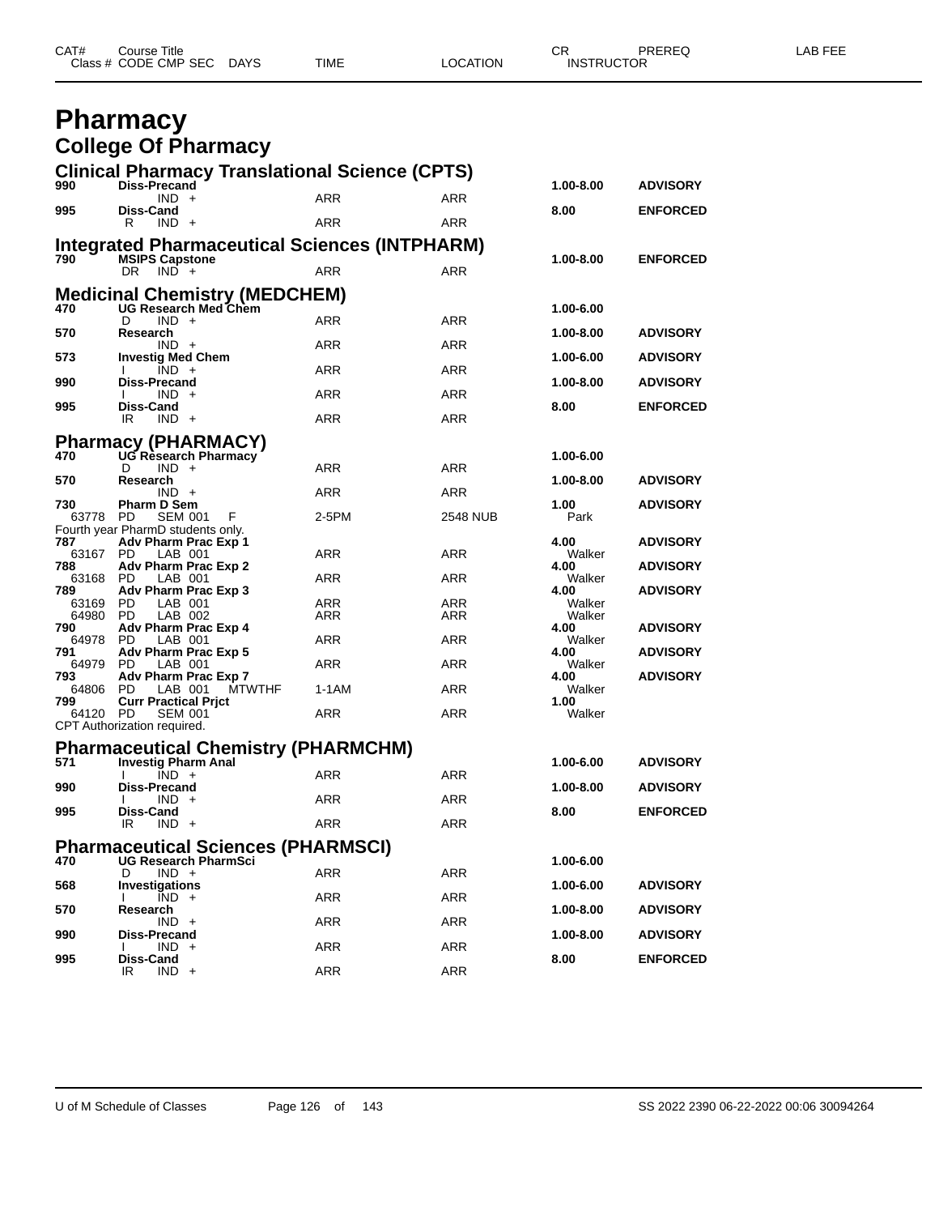# Pharmacy

## College Of Pharmacy

| CAT# Class # | Course Title CODE CMP SEC | DAYS | TIME | LOCATION | CR INSTRUCTOR | PREREQ | LAB FEE |
|---|---|---|---|---|---|---|---|

### Clinical Pharmacy Translational Science (CPTS)

| CAT# Class # | Course Title CODE CMP SEC | DAYS | TIME | LOCATION | CR INSTRUCTOR | PREREQ | LAB FEE |
|---|---|---|---|---|---|---|---|
| **990** | **Diss-Precand** | | | | **1.00-8.00** | **ADVISORY** | |
| | IND + | | ARR | ARR | | | |
| **995** | **Diss-Cand** | | | | **8.00** | **ENFORCED** | |
| | R IND + | | ARR | ARR | | | |

### Integrated Pharmaceutical Sciences (INTPHARM)

| CAT# Class # | Course Title CODE CMP SEC | DAYS | TIME | LOCATION | CR INSTRUCTOR | PREREQ | LAB FEE |
|---|---|---|---|---|---|---|---|
| **790** | **MSIPS Capstone** | | | | **1.00-8.00** | **ENFORCED** | |
| | DR IND + | | ARR | ARR | | | |

### Medicinal Chemistry (MEDCHEM)

| CAT# Class # | Course Title CODE CMP SEC | DAYS | TIME | LOCATION | CR INSTRUCTOR | PREREQ | LAB FEE |
|---|---|---|---|---|---|---|---|
| **470** | **UG Research Med Chem** | | | | **1.00-6.00** | | |
| | D IND + | | ARR | ARR | | | |
| **570** | **Research** | | | | **1.00-8.00** | **ADVISORY** | |
| | IND + | | ARR | ARR | | | |
| **573** | **Investig Med Chem** | | | | **1.00-6.00** | **ADVISORY** | |
| | I IND + | | ARR | ARR | | | |
| **990** | **Diss-Precand** | | | | **1.00-8.00** | **ADVISORY** | |
| | I IND + | | ARR | ARR | | | |
| **995** | **Diss-Cand** | | | | **8.00** | **ENFORCED** | |
| | IR IND + | | ARR | ARR | | | |

### Pharmacy (PHARMACY)

| CAT# Class # | Course Title CODE CMP SEC | DAYS | TIME | LOCATION | CR INSTRUCTOR | PREREQ | LAB FEE |
|---|---|---|---|---|---|---|---|
| **470** | **UG Research Pharmacy** | | | | **1.00-6.00** | | |
| | D IND + | | ARR | ARR | | | |
| **570** | **Research** | | | | **1.00-8.00** | **ADVISORY** | |
| | IND + | | ARR | ARR | | | |
| **730** | **Pharm D Sem** | | | | **1.00** | **ADVISORY** | |
| 63778 | PD SEM 001 | F | 2-5PM | 2548 NUB | Park | | |
| | Fourth year PharmD students only. | | | | | | |
| **787** | **Adv Pharm Prac Exp 1** | | | | **4.00** | **ADVISORY** | |
| 63167 | PD LAB 001 | | ARR | ARR | Walker | | |
| **788** | **Adv Pharm Prac Exp 2** | | | | **4.00** | **ADVISORY** | |
| 63168 | PD LAB 001 | | ARR | ARR | Walker | | |
| **789** | **Adv Pharm Prac Exp 3** | | | | **4.00** | **ADVISORY** | |
| 63169 | PD LAB 001 | | ARR | ARR | Walker | | |
| 64980 | PD LAB 002 | | ARR | ARR | Walker | | |
| **790** | **Adv Pharm Prac Exp 4** | | | | **4.00** | **ADVISORY** | |
| 64978 | PD LAB 001 | | ARR | ARR | Walker | | |
| **791** | **Adv Pharm Prac Exp 5** | | | | **4.00** | **ADVISORY** | |
| 64979 | PD LAB 001 | | ARR | ARR | Walker | | |
| **793** | **Adv Pharm Prac Exp 7** | | | | **4.00** | **ADVISORY** | |
| 64806 | PD LAB 001 | MTWTHF | 1-1AM | ARR | Walker | | |
| **799** | **Curr Practical Prjct** | | | | **1.00** | | |
| 64120 | PD SEM 001 | | ARR | ARR | Walker | | |
| | CPT Authorization required. | | | | | | |

### Pharmaceutical Chemistry (PHARMCHM)

| CAT# Class # | Course Title CODE CMP SEC | DAYS | TIME | LOCATION | CR INSTRUCTOR | PREREQ | LAB FEE |
|---|---|---|---|---|---|---|---|
| **571** | **Investig Pharm Anal** | | | | **1.00-6.00** | **ADVISORY** | |
| | I IND + | | ARR | ARR | | | |
| **990** | **Diss-Precand** | | | | **1.00-8.00** | **ADVISORY** | |
| | I IND + | | ARR | ARR | | | |
| **995** | **Diss-Cand** | | | | **8.00** | **ENFORCED** | |
| | IR IND + | | ARR | ARR | | | |

### Pharmaceutical Sciences (PHARMSCI)

| CAT# Class # | Course Title CODE CMP SEC | DAYS | TIME | LOCATION | CR INSTRUCTOR | PREREQ | LAB FEE |
|---|---|---|---|---|---|---|---|
| **470** | **UG Research PharmSci** | | | | **1.00-6.00** | | |
| | D IND + | | ARR | ARR | | | |
| **568** | **Investigations** | | | | **1.00-6.00** | **ADVISORY** | |
| | I IND + | | ARR | ARR | | | |
| **570** | **Research** | | | | **1.00-8.00** | **ADVISORY** | |
| | IND + | | ARR | ARR | | | |
| **990** | **Diss-Precand** | | | | **1.00-8.00** | **ADVISORY** | |
| | I IND + | | ARR | ARR | | | |
| **995** | **Diss-Cand** | | | | **8.00** | **ENFORCED** | |
| | IR IND + | | ARR | ARR | | | |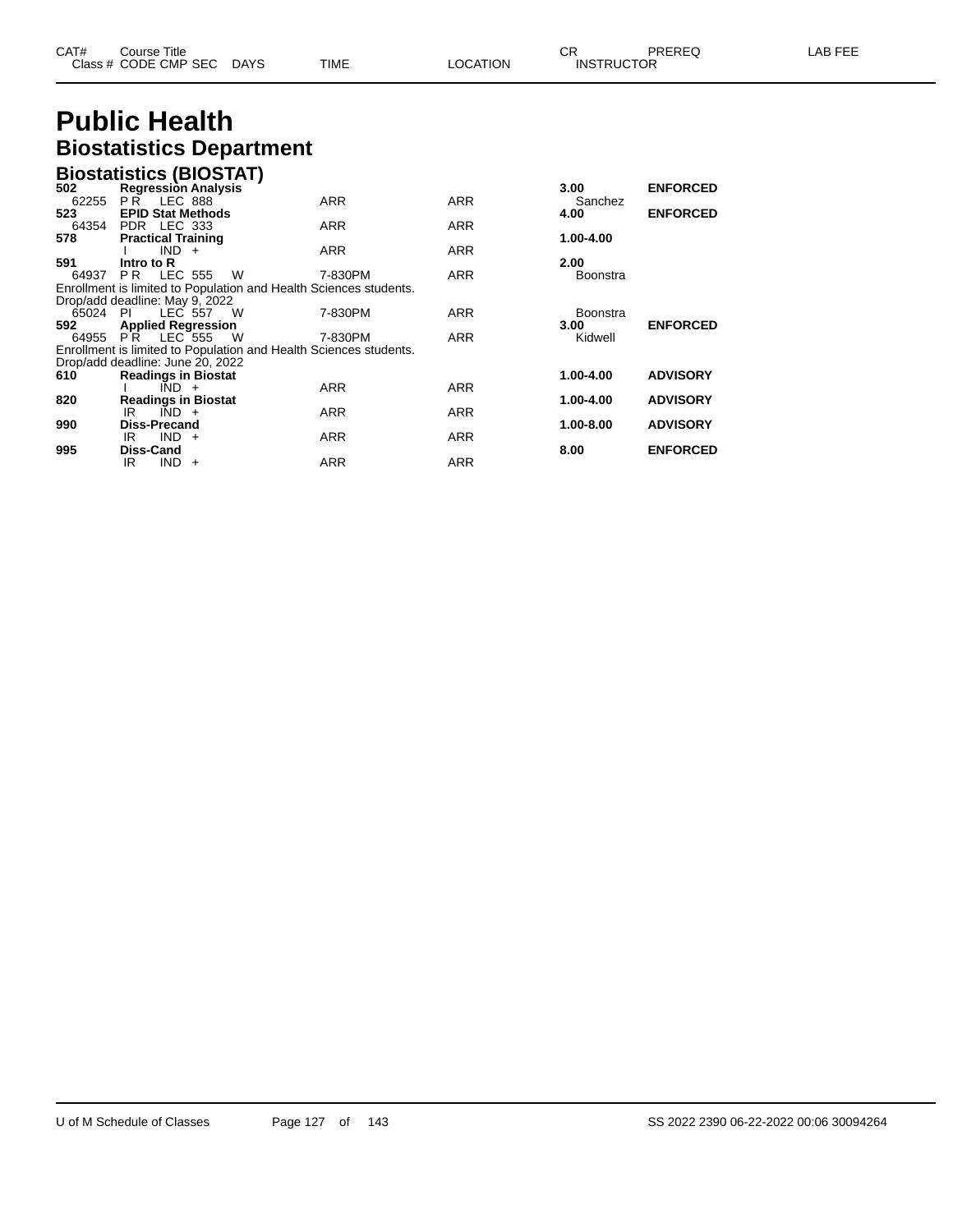# Public Health

## Biostatistics Department

### Biostatistics (BIOSTAT)

| CAT# Class # | Course Title CODE CMP SEC | DAYS | TIME | LOCATION | CR INSTRUCTOR | PREREQ | LAB FEE |
|---|---|---|---|---|---|---|---|
| **502** | **Regression Analysis** | | | | **3.00** | **ENFORCED** | |
| 62255 | P R LEC 888 | | ARR | ARR | Sanchez | | |
| **523** | **EPID Stat Methods** | | | | **4.00** | **ENFORCED** | |
| 64354 | PDR LEC 333 | | ARR | ARR | | | |
| **578** | **Practical Training** | | | | **1.00-4.00** | | |
| | I IND + | | ARR | ARR | | | |
| **591** | **Intro to R** | | | | **2.00** | | |
| 64937 | P R LEC 555 | W | 7-830PM | ARR | Boonstra | | |

Enrollment is limited to Population and Health Sciences students.
Drop/add deadline: May 9, 2022

| CAT# Class # | Course Title CODE CMP SEC | DAYS | TIME | LOCATION | CR INSTRUCTOR | PREREQ | LAB FEE |
|---|---|---|---|---|---|---|---|
| 65024 | PI LEC 557 | W | 7-830PM | ARR | Boonstra | | |
| **592** | **Applied Regression** | | | | **3.00** | **ENFORCED** | |
| 64955 | P R LEC 555 | W | 7-830PM | ARR | Kidwell | | |

Enrollment is limited to Population and Health Sciences students.
Drop/add deadline: June 20, 2022

| CAT# Class # | Course Title CODE CMP SEC | DAYS | TIME | LOCATION | CR INSTRUCTOR | PREREQ | LAB FEE |
|---|---|---|---|---|---|---|---|
| **610** | **Readings in Biostat** | | | | **1.00-4.00** | **ADVISORY** | |
| | I IND + | | ARR | ARR | | | |
| **820** | **Readings in Biostat** | | | | **1.00-4.00** | **ADVISORY** | |
| | IR IND + | | ARR | ARR | | | |
| **990** | **Diss-Precand** | | | | **1.00-8.00** | **ADVISORY** | |
| | IR IND + | | ARR | ARR | | | |
| **995** | **Diss-Cand** | | | | **8.00** | **ENFORCED** | |
| | IR IND + | | ARR | ARR | | | |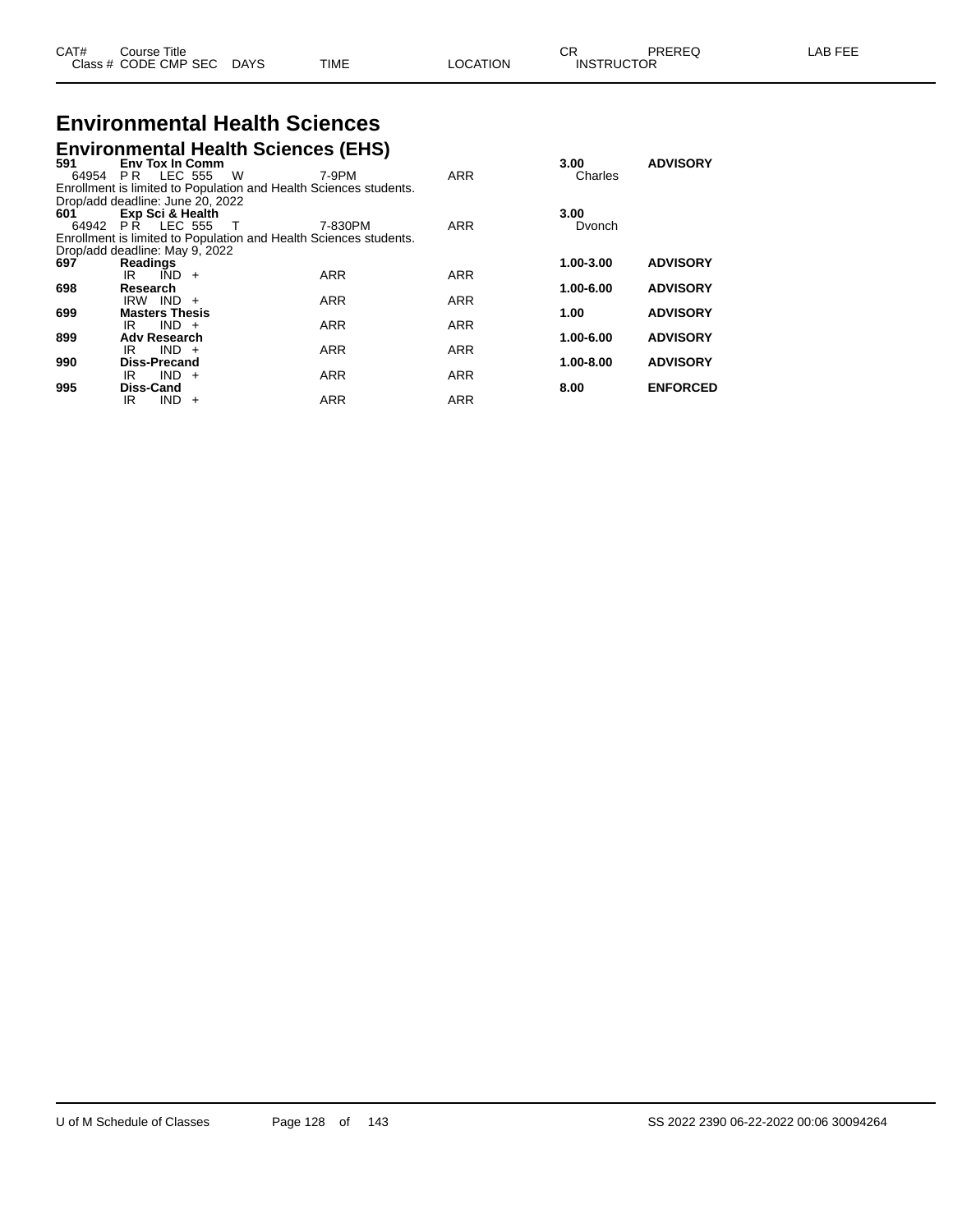# Environmental Health Sciences

## Environmental Health Sciences (EHS)

| CAT# | Course Title / Class # CODE CMP SEC | DAYS | TIME | LOCATION | CR / INSTRUCTOR | PREREQ | LAB FEE |
|---|---|---|---|---|---|---|---|
| **591** | **Env Tox In Comm** | | | | **3.00** | **ADVISORY** | |
| 64954 | P R LEC 555 | W | 7-9PM | ARR | Charles | | |
| | Enrollment is limited to Population and Health Sciences students. | | | | | | |
| | Drop/add deadline: June 20, 2022 | | | | | | |
| **601** | **Exp Sci & Health** | | | | **3.00** | | |
| 64942 | P R LEC 555 | T | 7-830PM | ARR | Dvonch | | |
| | Enrollment is limited to Population and Health Sciences students. | | | | | | |
| | Drop/add deadline: May 9, 2022 | | | | | | |
| **697** | **Readings** | | | | **1.00-3.00** | **ADVISORY** | |
| | IR IND + | | ARR | ARR | | | |
| **698** | **Research** | | | | **1.00-6.00** | **ADVISORY** | |
| | IRW IND + | | ARR | ARR | | | |
| **699** | **Masters Thesis** | | | | **1.00** | **ADVISORY** | |
| | IR IND + | | ARR | ARR | | | |
| **899** | **Adv Research** | | | | **1.00-6.00** | **ADVISORY** | |
| | IR IND + | | ARR | ARR | | | |
| **990** | **Diss-Precand** | | | | **1.00-8.00** | **ADVISORY** | |
| | IR IND + | | ARR | ARR | | | |
| **995** | **Diss-Cand** | | | | **8.00** | **ENFORCED** | |
| | IR IND + | | ARR | ARR | | | |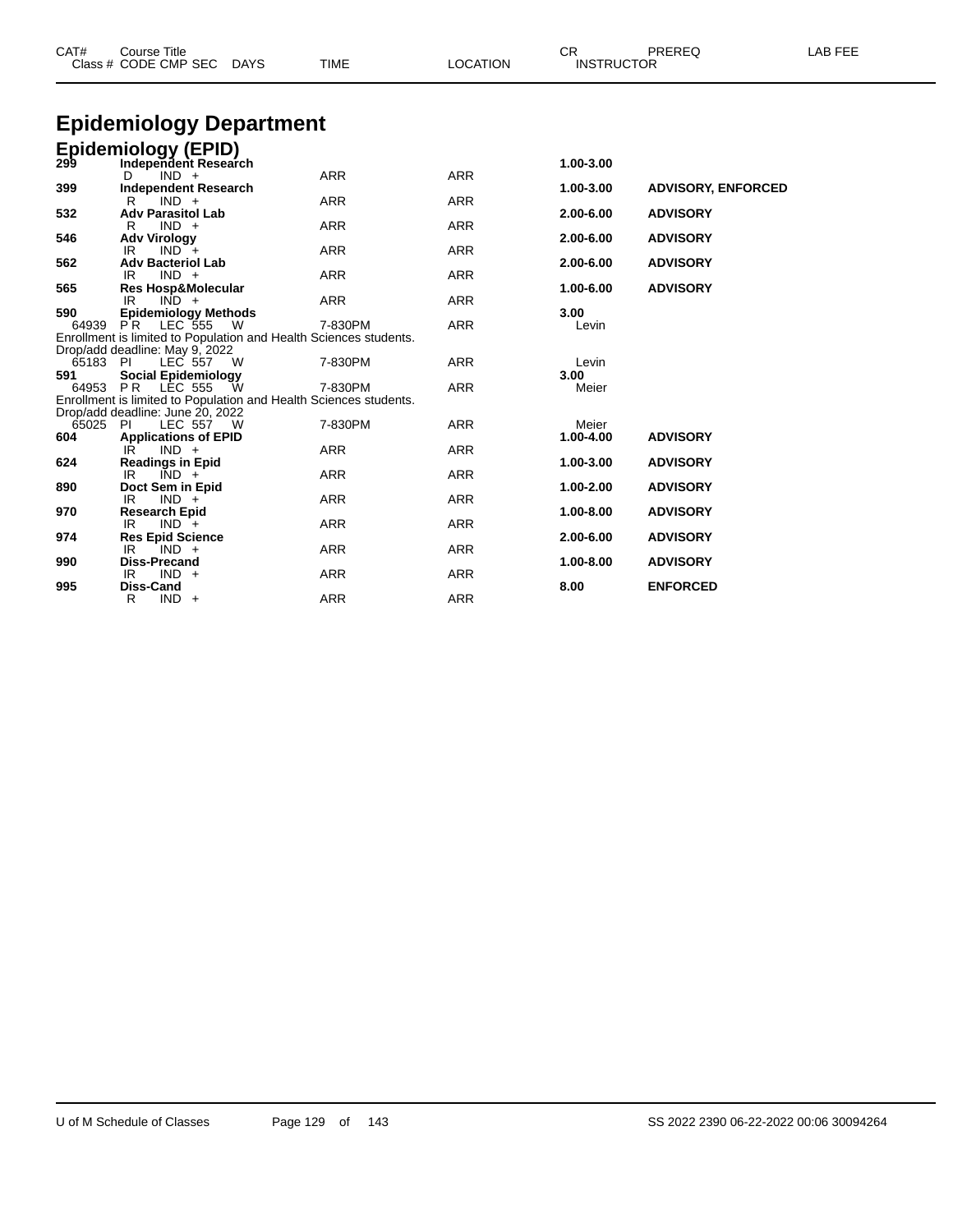| CAT# Class # | Course Title CODE CMP SEC | DAYS | TIME | LOCATION | CR INSTRUCTOR | PREREQ | LAB FEE |
|---|---|---|---|---|---|---|---|

# Epidemiology Department

## Epidemiology (EPID)

| CAT# Class # | Course Title CODE CMP SEC | DAYS | TIME | LOCATION | CR INSTRUCTOR | PREREQ | LAB FEE |
|---|---|---|---|---|---|---|---|
| **299** | **Independent Research** | | | | **1.00-3.00** | | |
| | D IND + | | ARR | ARR | | | |
| **399** | **Independent Research** | | | | **1.00-3.00** | **ADVISORY, ENFORCED** | |
| | R IND + | | ARR | ARR | | | |
| **532** | **Adv Parasitol Lab** | | | | **2.00-6.00** | **ADVISORY** | |
| | R IND + | | ARR | ARR | | | |
| **546** | **Adv Virology** | | | | **2.00-6.00** | **ADVISORY** | |
| | IR IND + | | ARR | ARR | | | |
| **562** | **Adv Bacteriol Lab** | | | | **2.00-6.00** | **ADVISORY** | |
| | IR IND + | | ARR | ARR | | | |
| **565** | **Res Hosp&Molecular** | | | | **1.00-6.00** | **ADVISORY** | |
| | IR IND + | | ARR | ARR | | | |
| **590** | **Epidemiology Methods** | | | | **3.00** | | |
| 64939 | P R LEC 555 | W | 7-830PM | ARR | Levin | | |
| | Enrollment is limited to Population and Health Sciences students. | | | | | | |
| | Drop/add deadline: May 9, 2022 | | | | | | |
| 65183 | PI LEC 557 | W | 7-830PM | ARR | Levin | | |
| **591** | **Social Epidemiology** | | | | **3.00** | | |
| 64953 | P R LEC 555 | W | 7-830PM | ARR | Meier | | |
| | Enrollment is limited to Population and Health Sciences students. | | | | | | |
| | Drop/add deadline: June 20, 2022 | | | | | | |
| 65025 | PI LEC 557 | W | 7-830PM | ARR | Meier | | |
| **604** | **Applications of EPID** | | | | **1.00-4.00** | **ADVISORY** | |
| | IR IND + | | ARR | ARR | | | |
| **624** | **Readings in Epid** | | | | **1.00-3.00** | **ADVISORY** | |
| | IR IND + | | ARR | ARR | | | |
| **890** | **Doct Sem in Epid** | | | | **1.00-2.00** | **ADVISORY** | |
| | IR IND + | | ARR | ARR | | | |
| **970** | **Research Epid** | | | | **1.00-8.00** | **ADVISORY** | |
| | IR IND + | | ARR | ARR | | | |
| **974** | **Res Epid Science** | | | | **2.00-6.00** | **ADVISORY** | |
| | IR IND + | | ARR | ARR | | | |
| **990** | **Diss-Precand** | | | | **1.00-8.00** | **ADVISORY** | |
| | IR IND + | | ARR | ARR | | | |
| **995** | **Diss-Cand** | | | | **8.00** | **ENFORCED** | |
| | R IND + | | ARR | ARR | | | |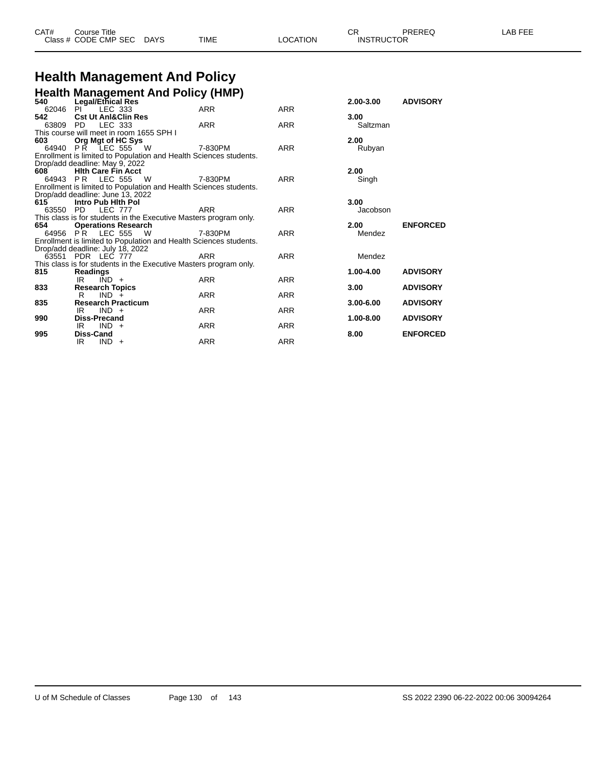# Health Management And Policy

## Health Management And Policy (HMP)

| CAT# | Course Title | | | | | | | CR | PREREQ | LAB FEE |
|---|---|---|---|---|---|---|---|---|---|---|
| Class # | CODE | CMP | SEC | DAYS | TIME | LOCATION | INSTRUCTOR | | | |
| **540** | **Legal/Ethical Res** | | | | | | | **2.00-3.00** | **ADVISORY** | |
| 62046 | PI | LEC | 333 | | ARR | ARR | | | | |
| **542** | **Cst Ut Anl&Clin Res** | | | | | | | **3.00** | | |
| 63809 | PD | LEC | 333 | | ARR | ARR | Saltzman | | | |
| This course will meet in room 1655 SPH I | | | | | | | | | | |
| **603** | **Org Mgt of HC Sys** | | | | | | | **2.00** | | |
| 64940 | P R | LEC | 555 | W | 7-830PM | ARR | Rubyan | | | |
| Enrollment is limited to Population and Health Sciences students. Drop/add deadline: May 9, 2022 | | | | | | | | | | |
| **608** | **Hlth Care Fin Acct** | | | | | | | **2.00** | | |
| 64943 | P R | LEC | 555 | W | 7-830PM | ARR | Singh | | | |
| Enrollment is limited to Population and Health Sciences students. Drop/add deadline: June 13, 2022 | | | | | | | | | | |
| **615** | **Intro Pub Hlth Pol** | | | | | | | **3.00** | | |
| 63550 | PD | LEC | 777 | | ARR | ARR | Jacobson | | | |
| This class is for students in the Executive Masters program only. | | | | | | | | | | |
| **654** | **Operations Research** | | | | | | | **2.00** | **ENFORCED** | |
| 64956 | P R | LEC | 555 | W | 7-830PM | ARR | Mendez | | | |
| Enrollment is limited to Population and Health Sciences students. Drop/add deadline: July 18, 2022 | | | | | | | | | | |
| 63551 | PDR | LEC | 777 | | ARR | ARR | Mendez | | | |
| This class is for students in the Executive Masters program only. | | | | | | | | | | |
| **815** | **Readings** | | | | | | | **1.00-4.00** | **ADVISORY** | |
| | IR | IND | + | | ARR | ARR | | | | |
| **833** | **Research Topics** | | | | | | | **3.00** | **ADVISORY** | |
| | R | IND | + | | ARR | ARR | | | | |
| **835** | **Research Practicum** | | | | | | | **3.00-6.00** | **ADVISORY** | |
| | IR | IND | + | | ARR | ARR | | | | |
| **990** | **Diss-Precand** | | | | | | | **1.00-8.00** | **ADVISORY** | |
| | IR | IND | + | | ARR | ARR | | | | |
| **995** | **Diss-Cand** | | | | | | | **8.00** | **ENFORCED** | |
| | IR | IND | + | | ARR | ARR | | | | |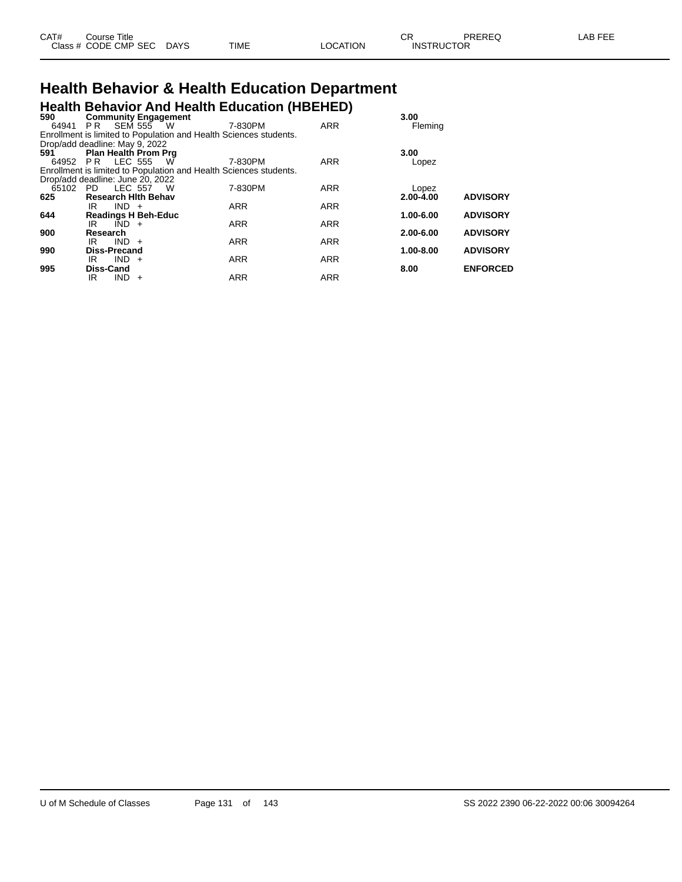# Health Behavior & Health Education Department

## Health Behavior And Health Education (HBEHED)

| CAT# / Class # | Course Title / CODE CMP SEC | DAYS | TIME | LOCATION | CR / INSTRUCTOR | PREREQ | LAB FEE |
|---|---|---|---|---|---|---|---|
| **590** | **Community Engagement** | | | | **3.00** | | |
| 64941 | P R SEM 555 | W | 7-830PM | ARR | Fleming | | |
| Enrollment is limited to Population and Health Sciences students. | | | | | | | |
| Drop/add deadline: May 9, 2022 | | | | | | | |
| **591** | **Plan Health Prom Prg** | | | | **3.00** | | |
| 64952 | P R LEC 555 | W | 7-830PM | ARR | Lopez | | |
| Enrollment is limited to Population and Health Sciences students. | | | | | | | |
| Drop/add deadline: June 20, 2022 | | | | | | | |
| 65102 | PD LEC 557 | W | 7-830PM | ARR | Lopez | | |
| **625** | **Research Hlth Behav** | | | | **2.00-4.00** | **ADVISORY** | |
| | IR IND + | | ARR | ARR | | | |
| **644** | **Readings H Beh-Educ** | | | | **1.00-6.00** | **ADVISORY** | |
| | IR IND + | | ARR | ARR | | | |
| **900** | **Research** | | | | **2.00-6.00** | **ADVISORY** | |
| | IR IND + | | ARR | ARR | | | |
| **990** | **Diss-Precand** | | | | **1.00-8.00** | **ADVISORY** | |
| | IR IND + | | ARR | ARR | | | |
| **995** | **Diss-Cand** | | | | **8.00** | **ENFORCED** | |
| | IR IND + | | ARR | ARR | | | |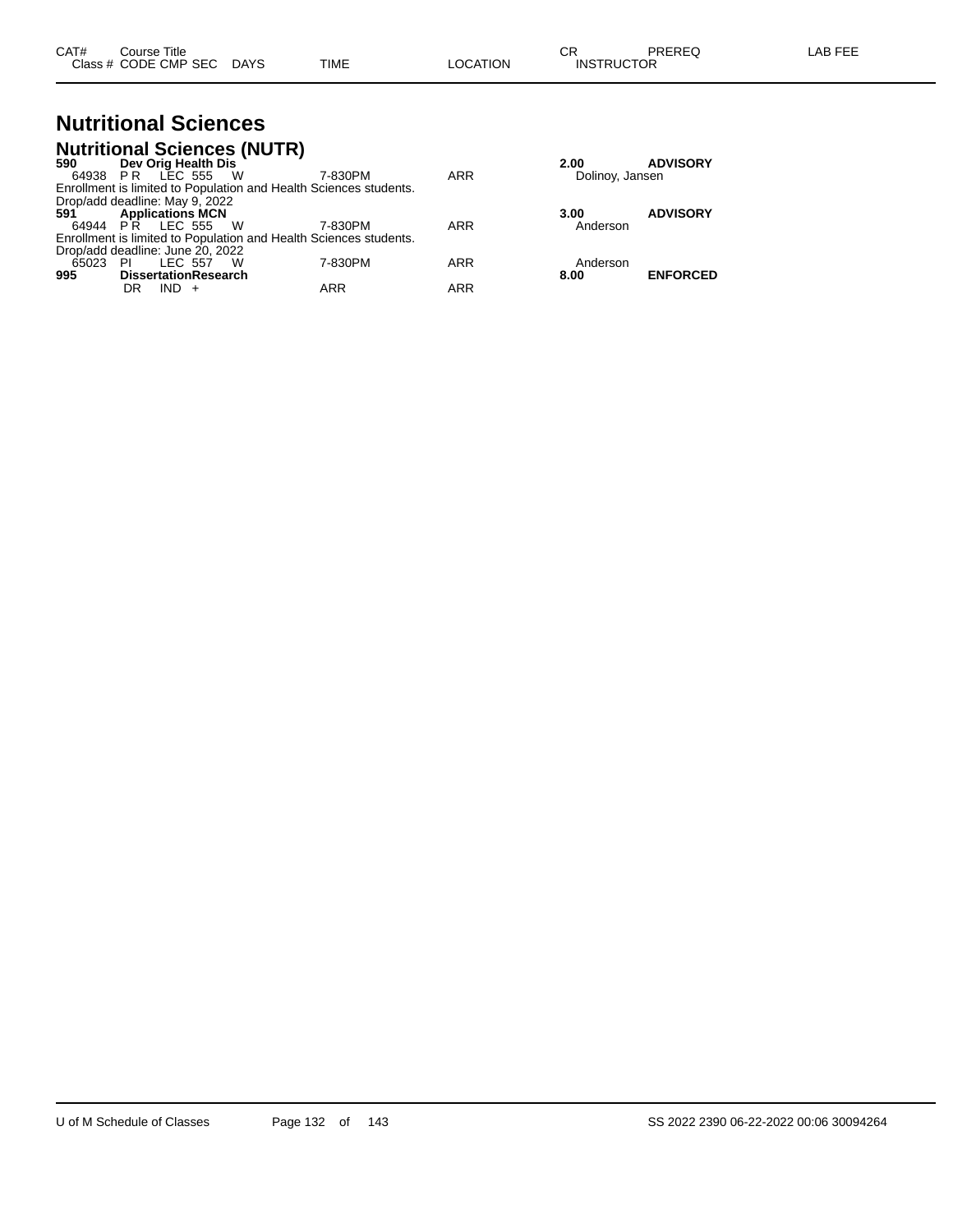| CAT# | Course Title<br>Class # CODE CMP SEC | DAYS | TIME | LOCATION | CR<br>INSTRUCTOR | PREREQ | LAB FEE |
|---|---|---|---|---|---|---|---|

# Nutritional Sciences

## Nutritional Sciences (NUTR)

| CAT# / Class # | Course Title / CODE CMP SEC | DAYS | TIME | LOCATION | CR / INSTRUCTOR | PREREQ | LAB FEE |
|---|---|---|---|---|---|---|---|
| **590** | **Dev Orig Health Dis** | | | | **2.00** | **ADVISORY** | |
| 64938 | P R LEC 555 | W | 7-830PM | ARR | Dolinoy, Jansen | | |

Enrollment is limited to Population and Health Sciences students.
Drop/add deadline: May 9, 2022

| CAT# / Class # | Course Title / CODE CMP SEC | DAYS | TIME | LOCATION | CR / INSTRUCTOR | PREREQ | LAB FEE |
|---|---|---|---|---|---|---|---|
| **591** | **Applications MCN** | | | | **3.00** | **ADVISORY** | |
| 64944 | P R LEC 555 | W | 7-830PM | ARR | Anderson | | |

Enrollment is limited to Population and Health Sciences students.
Drop/add deadline: June 20, 2022

| CAT# / Class # | Course Title / CODE CMP SEC | DAYS | TIME | LOCATION | CR / INSTRUCTOR | PREREQ | LAB FEE |
|---|---|---|---|---|---|---|---|
| 65023 | PI LEC 557 | W | 7-830PM | ARR | Anderson | | |
| **995** | **DissertationResearch** | | | | **8.00** | **ENFORCED** | |
| | DR IND + | | ARR | ARR | | | |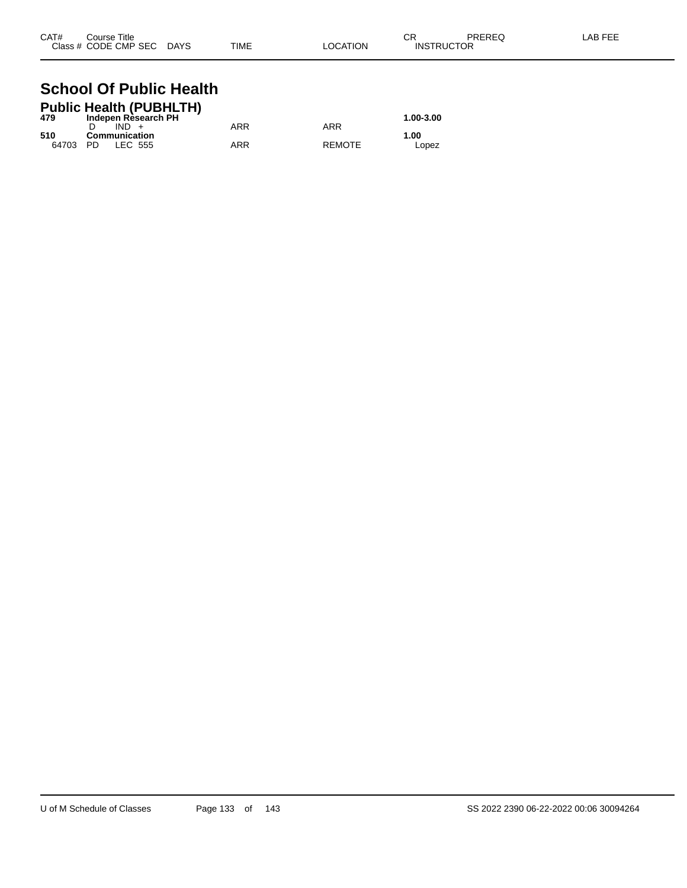| CAT# | Course Title | | | | | | CR | PREREQ | LAB FEE |
|---|---|---|---|---|---|---|---|---|---|
| Class # | CODE | CMP | SEC | DAYS | TIME | LOCATION | INSTRUCTOR | | |

# School Of Public Health

## Public Health (PUBHLTH)

| CAT# | Course Title | | | | | | CR | PREREQ | LAB FEE |
|---|---|---|---|---|---|---|---|---|---|
| **479** | **Indepen Research PH** | | | | | | **1.00-3.00** | | |
| | D | IND | + | | ARR | ARR | | | |
| **510** | **Communication** | | | | | | **1.00** | | |
| 64703 | PD | LEC | 555 | | ARR | REMOTE | Lopez | | |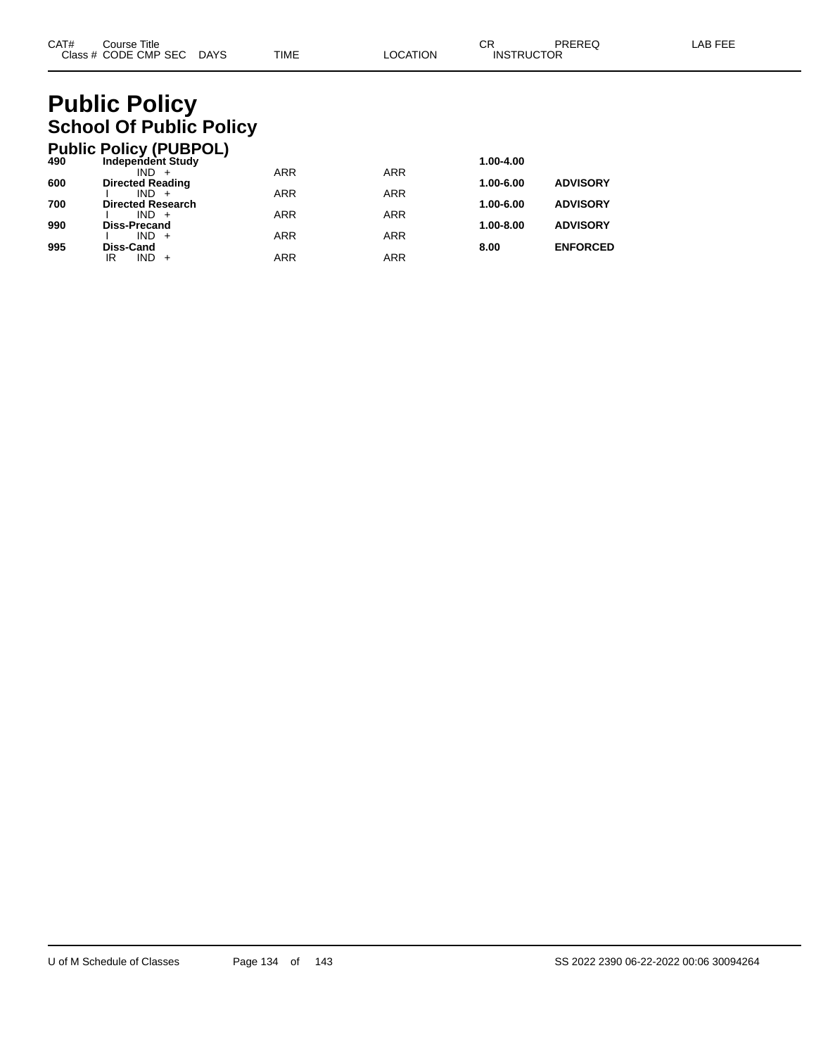# Public Policy

## School Of Public Policy

### Public Policy (PUBPOL)

| CAT# Class # | Course Title CODE CMP SEC | DAYS | TIME | LOCATION | CR INSTRUCTOR | PREREQ | LAB FEE |
|---|---|---|---|---|---|---|---|
| **490** | **Independent Study** | | | | **1.00-4.00** | | |
| | IND + | | ARR | ARR | | | |
| **600** | **Directed Reading** | | | | **1.00-6.00** | **ADVISORY** | |
| | I IND + | | ARR | ARR | | | |
| **700** | **Directed Research** | | | | **1.00-6.00** | **ADVISORY** | |
| | I IND + | | ARR | ARR | | | |
| **990** | **Diss-Precand** | | | | **1.00-8.00** | **ADVISORY** | |
| | I IND + | | ARR | ARR | | | |
| **995** | **Diss-Cand** | | | | **8.00** | **ENFORCED** | |
| | IR IND + | | ARR | ARR | | | |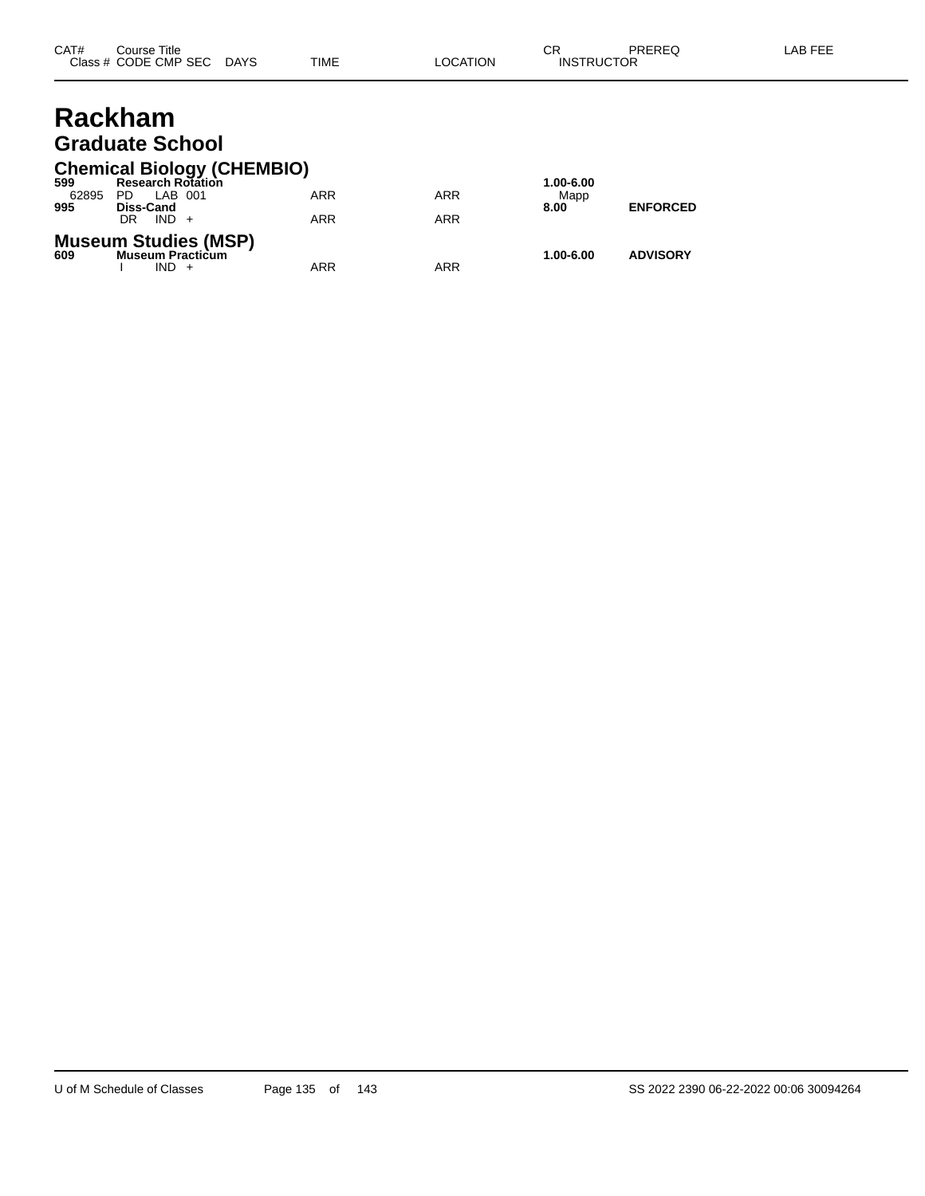| CAT# | Course Title | | | | | | CR | PREREQ | LAB FEE |
|---|---|---|---|---|---|---|---|---|---|
| Class # | CODE | CMP | SEC | DAYS | TIME | LOCATION | INSTRUCTOR | | |

# Rackham

## Graduate School

### Chemical Biology (CHEMBIO)

| CAT# | Course Title | | | | | | CR | PREREQ | LAB FEE |
|---|---|---|---|---|---|---|---|---|---|
| **599** | **Research Rotation** | | | | | | **1.00-6.00** | | |
| 62895 | PD | LAB | 001 | | ARR | ARR | Mapp | | |
| **995** | **Diss-Cand** | | | | | | **8.00** | **ENFORCED** | |
| | DR | IND | + | | ARR | ARR | | | |

### Museum Studies (MSP)

| CAT# | Course Title | | | | | | CR | PREREQ | LAB FEE |
|---|---|---|---|---|---|---|---|---|---|
| **609** | **Museum Practicum** | | | | | | **1.00-6.00** | **ADVISORY** | |
| | I | IND | + | | ARR | ARR | | | |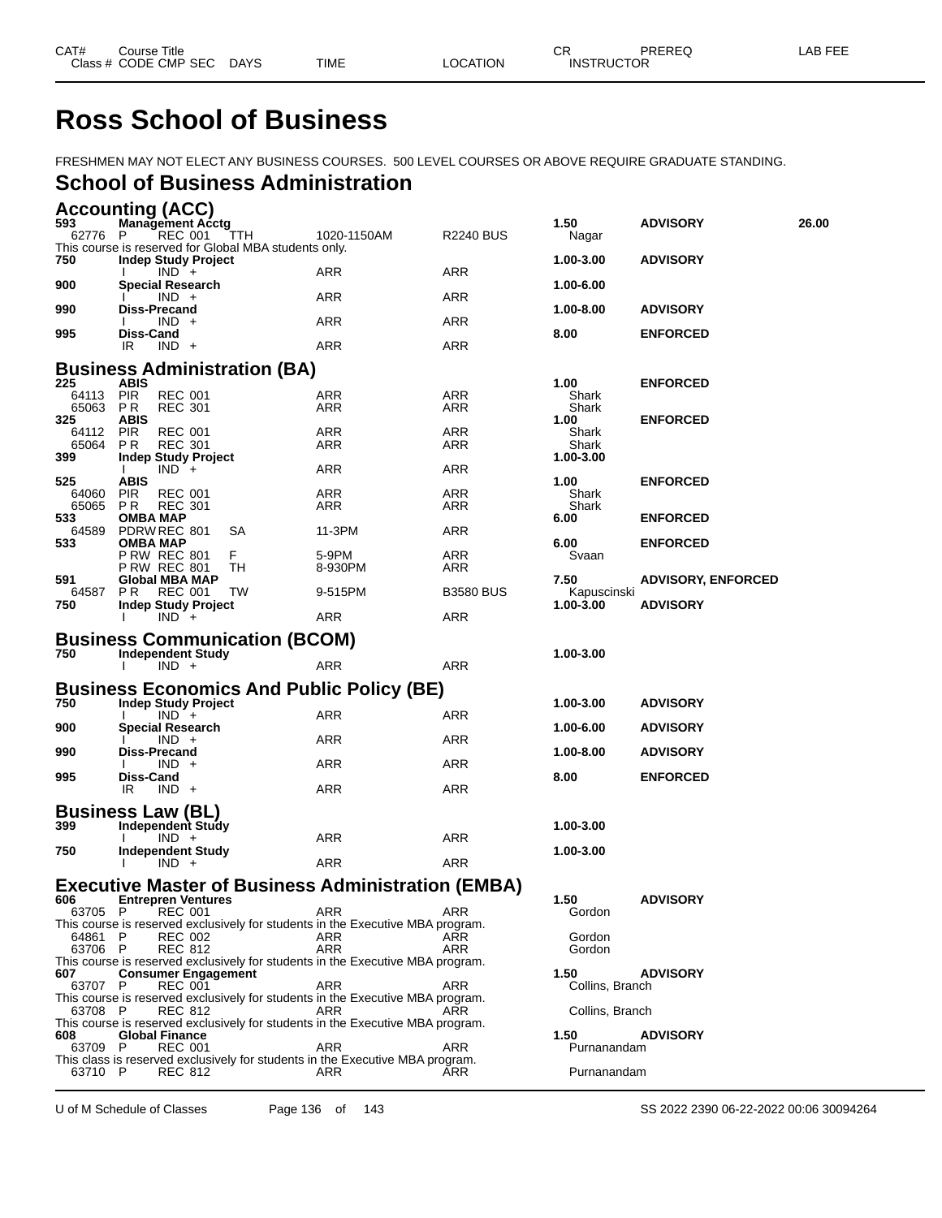# Ross School of Business

FRESHMEN MAY NOT ELECT ANY BUSINESS COURSES. 500 LEVEL COURSES OR ABOVE REQUIRE GRADUATE STANDING.

## School of Business Administration

### Accounting (ACC)

| CAT# / Class # | Course Title / CODE CMP SEC | DAYS | TIME | LOCATION | CR / INSTRUCTOR | PREREQ | LAB FEE |
|---|---|---|---|---|---|---|---|
| **593** | **Management Acctg** | | | | **1.50** | **ADVISORY** | **26.00** |
| 62776 | P REC 001 | TTH | 1020-1150AM | R2240 BUS | Nagar | | |
| This course is reserved for Global MBA students only. | | | | | | | |
| **750** | **Indep Study Project** | | | | **1.00-3.00** | **ADVISORY** | |
| | I IND + | | ARR | ARR | | | |
| **900** | **Special Research** | | | | **1.00-6.00** | | |
| | I IND + | | ARR | ARR | | | |
| **990** | **Diss-Precand** | | | | **1.00-8.00** | **ADVISORY** | |
| | I IND + | | ARR | ARR | | | |
| **995** | **Diss-Cand** | | | | **8.00** | **ENFORCED** | |
| | IR IND + | | ARR | ARR | | | |

### Business Administration (BA)

| CAT# / Class # | Course Title / CODE CMP SEC | DAYS | TIME | LOCATION | CR / INSTRUCTOR | PREREQ | LAB FEE |
|---|---|---|---|---|---|---|---|
| **225** | **ABIS** | | | | **1.00** | **ENFORCED** | |
| 64113 | PIR REC 001 | | ARR | ARR | Shark | | |
| 65063 | P R REC 301 | | ARR | ARR | Shark | | |
| **325** | **ABIS** | | | | **1.00** | **ENFORCED** | |
| 64112 | PIR REC 001 | | ARR | ARR | Shark | | |
| 65064 | P R REC 301 | | ARR | ARR | Shark | | |
| **399** | **Indep Study Project** | | | | **1.00-3.00** | | |
| | I IND + | | ARR | ARR | | | |
| **525** | **ABIS** | | | | **1.00** | **ENFORCED** | |
| 64060 | PIR REC 001 | | ARR | ARR | Shark | | |
| 65065 | P R REC 301 | | ARR | ARR | Shark | | |
| **533** | **OMBA MAP** | | | | **6.00** | **ENFORCED** | |
| 64589 | PDRW REC 801 | SA | 11-3PM | ARR | | | |
| **533** | **OMBA MAP** | | | | **6.00** | **ENFORCED** | |
| | P RW REC 801 | F | 5-9PM | ARR | Svaan | | |
| | P RW REC 801 | TH | 8-930PM | ARR | | | |
| **591** | **Global MBA MAP** | | | | **7.50** | **ADVISORY, ENFORCED** | |
| 64587 | P R REC 001 | TW | 9-515PM | B3580 BUS | Kapuscinski | | |
| **750** | **Indep Study Project** | | | | **1.00-3.00** | **ADVISORY** | |
| | I IND + | | ARR | ARR | | | |

### Business Communication (BCOM)

| CAT# / Class # | Course Title / CODE CMP SEC | DAYS | TIME | LOCATION | CR / INSTRUCTOR | PREREQ | LAB FEE |
|---|---|---|---|---|---|---|---|
| **750** | **Independent Study** | | | | **1.00-3.00** | | |
| | I IND + | | ARR | ARR | | | |

### Business Economics And Public Policy (BE)

| CAT# / Class # | Course Title / CODE CMP SEC | DAYS | TIME | LOCATION | CR / INSTRUCTOR | PREREQ | LAB FEE |
|---|---|---|---|---|---|---|---|
| **750** | **Indep Study Project** | | | | **1.00-3.00** | **ADVISORY** | |
| | I IND + | | ARR | ARR | | | |
| **900** | **Special Research** | | | | **1.00-6.00** | **ADVISORY** | |
| | I IND + | | ARR | ARR | | | |
| **990** | **Diss-Precand** | | | | **1.00-8.00** | **ADVISORY** | |
| | I IND + | | ARR | ARR | | | |
| **995** | **Diss-Cand** | | | | **8.00** | **ENFORCED** | |
| | IR IND + | | ARR | ARR | | | |

### Business Law (BL)

| CAT# / Class # | Course Title / CODE CMP SEC | DAYS | TIME | LOCATION | CR / INSTRUCTOR | PREREQ | LAB FEE |
|---|---|---|---|---|---|---|---|
| **399** | **Independent Study** | | | | **1.00-3.00** | | |
| | I IND + | | ARR | ARR | | | |
| **750** | **Independent Study** | | | | **1.00-3.00** | | |
| | I IND + | | ARR | ARR | | | |

### Executive Master of Business Administration (EMBA)

| CAT# / Class # | Course Title / CODE CMP SEC | DAYS | TIME | LOCATION | CR / INSTRUCTOR | PREREQ | LAB FEE |
|---|---|---|---|---|---|---|---|
| **606** | **Entrepren Ventures** | | | | **1.50** | **ADVISORY** | |
| 63705 | P REC 001 | | ARR | ARR | Gordon | | |
| This course is reserved exclusively for students in the Executive MBA program. | | | | | | | |
| 64861 | P REC 002 | | ARR | ARR | Gordon | | |
| 63706 | P REC 812 | | ARR | ARR | Gordon | | |
| This course is reserved exclusively for students in the Executive MBA program. | | | | | | | |
| **607** | **Consumer Engagement** | | | | **1.50** | **ADVISORY** | |
| 63707 | P REC 001 | | ARR | ARR | Collins, Branch | | |
| This course is reserved exclusively for students in the Executive MBA program. | | | | | | | |
| 63708 | P REC 812 | | ARR | ARR | Collins, Branch | | |
| This course is reserved exclusively for students in the Executive MBA program. | | | | | | | |
| **608** | **Global Finance** | | | | **1.50** | **ADVISORY** | |
| 63709 | P REC 001 | | ARR | ARR | Purnanandam | | |
| This class is reserved exclusively for students in the Executive MBA program. | | | | | | | |
| 63710 | P REC 812 | | ARR | ARR | Purnanandam | | |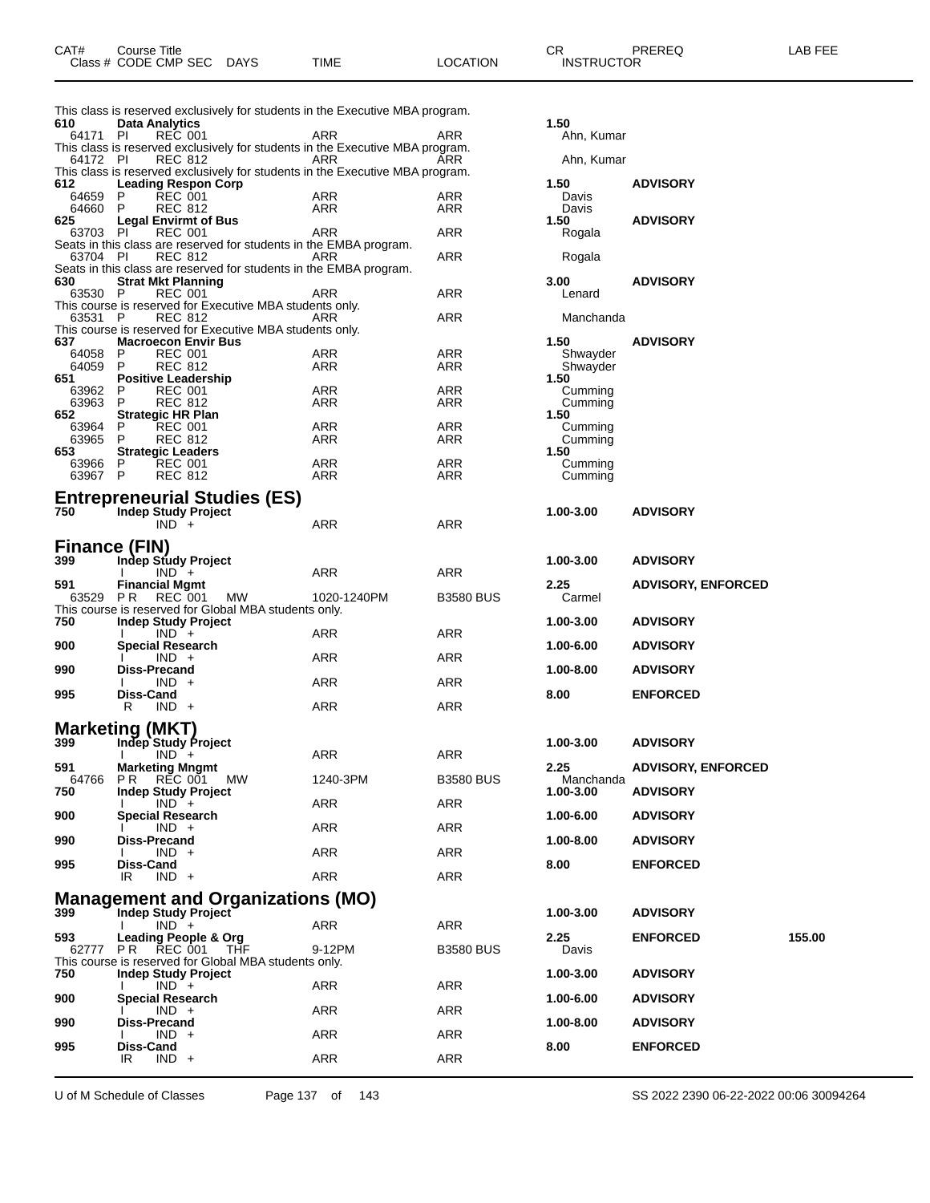| CAT# | Course Title<br>Class # CODE CMP SEC DAYS | TIME | LOCATION | CR<br>INSTRUCTOR | PREREQ | LAB FEE |
|---|---|---|---|---|---|---|

This class is reserved exclusively for students in the Executive MBA program.

| | | | | | | |
|---|---|---|---|---|---|---|
| **610** | **Data Analytics** | | | **1.50** | | |
| 64171 | PI REC 001 | ARR | ARR | Ahn, Kumar | | |

This class is reserved exclusively for students in the Executive MBA program.

| | | | | | | |
|---|---|---|---|---|---|---|
| 64172 | PI REC 812 | ARR | ARR | Ahn, Kumar | | |

This class is reserved exclusively for students in the Executive MBA program.

| | | | | | | |
|---|---|---|---|---|---|---|
| **612** | **Leading Respon Corp** | | | **1.50** | **ADVISORY** | |
| 64659 | P REC 001 | ARR | ARR | Davis | | |
| 64660 | P REC 812 | ARR | ARR | Davis | | |
| **625** | **Legal Envirmt of Bus** | | | **1.50** | **ADVISORY** | |
| 63703 | PI REC 001 | ARR | ARR | Rogala | | |

Seats in this class are reserved for students in the EMBA program.

| | | | | | | |
|---|---|---|---|---|---|---|
| 63704 | PI REC 812 | ARR | ARR | Rogala | | |

Seats in this class are reserved for students in the EMBA program.

| | | | | | | |
|---|---|---|---|---|---|---|
| **630** | **Strat Mkt Planning** | | | **3.00** | **ADVISORY** | |
| 63530 | P REC 001 | ARR | ARR | Lenard | | |

This course is reserved for Executive MBA students only.

| | | | | | | |
|---|---|---|---|---|---|---|
| 63531 | P REC 812 | ARR | ARR | Manchanda | | |

This course is reserved for Executive MBA students only.

| | | | | | | |
|---|---|---|---|---|---|---|
| **637** | **Macroecon Envir Bus** | | | **1.50** | **ADVISORY** | |
| 64058 | P REC 001 | ARR | ARR | Shwayder | | |
| 64059 | P REC 812 | ARR | ARR | Shwayder | | |
| **651** | **Positive Leadership** | | | **1.50** | | |
| 63962 | P REC 001 | ARR | ARR | Cumming | | |
| 63963 | P REC 812 | ARR | ARR | Cumming | | |
| **652** | **Strategic HR Plan** | | | **1.50** | | |
| 63964 | P REC 001 | ARR | ARR | Cumming | | |
| 63965 | P REC 812 | ARR | ARR | Cumming | | |
| **653** | **Strategic Leaders** | | | **1.50** | | |
| 63966 | P REC 001 | ARR | ARR | Cumming | | |
| 63967 | P REC 812 | ARR | ARR | Cumming | | |

## Entrepreneurial Studies (ES)

| | | | | | | |
|---|---|---|---|---|---|---|
| **750** | **Indep Study Project** | | | **1.00-3.00** | **ADVISORY** | |
| | IND + | ARR | ARR | | | |

## Finance (FIN)

| | | | | | | |
|---|---|---|---|---|---|---|
| **399** | **Indep Study Project** | | | **1.00-3.00** | **ADVISORY** | |
| | I IND + | ARR | ARR | | | |
| **591** | **Financial Mgmt** | | | **2.25** | **ADVISORY, ENFORCED** | |
| 63529 | P R REC 001 MW | 1020-1240PM | B3580 BUS | Carmel | | |

This course is reserved for Global MBA students only.

| | | | | | | |
|---|---|---|---|---|---|---|
| **750** | **Indep Study Project** | | | **1.00-3.00** | **ADVISORY** | |
| | I IND + | ARR | ARR | | | |
| **900** | **Special Research** | | | **1.00-6.00** | **ADVISORY** | |
| | I IND + | ARR | ARR | | | |
| **990** | **Diss-Precand** | | | **1.00-8.00** | **ADVISORY** | |
| | I IND + | ARR | ARR | | | |
| **995** | **Diss-Cand** | | | **8.00** | **ENFORCED** | |
| | R IND + | ARR | ARR | | | |

## Marketing (MKT)

| | | | | | | |
|---|---|---|---|---|---|---|
| **399** | **Indep Study Project** | | | **1.00-3.00** | **ADVISORY** | |
| | I IND + | ARR | ARR | | | |
| **591** | **Marketing Mngmt** | | | **2.25** | **ADVISORY, ENFORCED** | |
| 64766 | P R REC 001 MW | 1240-3PM | B3580 BUS | Manchanda | | |
| **750** | **Indep Study Project** | | | **1.00-3.00** | **ADVISORY** | |
| | I IND + | ARR | ARR | | | |
| **900** | **Special Research** | | | **1.00-6.00** | **ADVISORY** | |
| | I IND + | ARR | ARR | | | |
| **990** | **Diss-Precand** | | | **1.00-8.00** | **ADVISORY** | |
| | I IND + | ARR | ARR | | | |
| **995** | **Diss-Cand** | | | **8.00** | **ENFORCED** | |
| | IR IND + | ARR | ARR | | | |

## Management and Organizations (MO)

| | | | | | | |
|---|---|---|---|---|---|---|
| **399** | **Indep Study Project** | | | **1.00-3.00** | **ADVISORY** | |
| | I IND + | ARR | ARR | | | |
| **593** | **Leading People & Org** | | | **2.25** | **ENFORCED** | **155.00** |
| 62777 | P R REC 001 THF | 9-12PM | B3580 BUS | Davis | | |

This course is reserved for Global MBA students only.

| | | | | | | |
|---|---|---|---|---|---|---|
| **750** | **Indep Study Project** | | | **1.00-3.00** | **ADVISORY** | |
| | I IND + | ARR | ARR | | | |
| **900** | **Special Research** | | | **1.00-6.00** | **ADVISORY** | |
| | I IND + | ARR | ARR | | | |
| **990** | **Diss-Precand** | | | **1.00-8.00** | **ADVISORY** | |
| | I IND + | ARR | ARR | | | |
| **995** | **Diss-Cand** | | | **8.00** | **ENFORCED** | |
| | IR IND + | ARR | ARR | | | |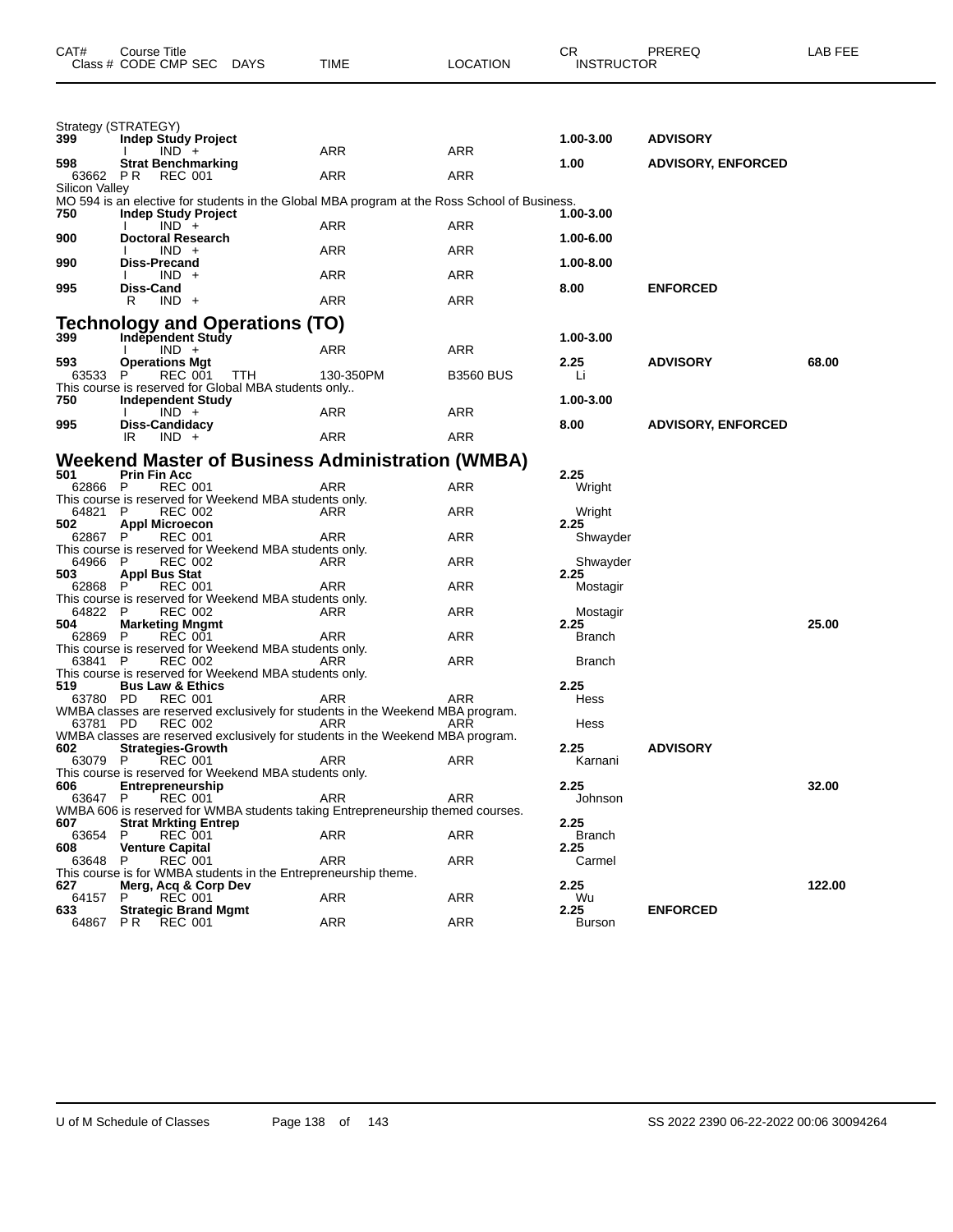| CAT# | Course Title Class # CODE CMP SEC | DAYS | TIME | LOCATION | CR INSTRUCTOR | PREREQ | LAB FEE |
|---|---|---|---|---|---|---|---|

## Strategy (STRATEGY)

| CAT# | Course Title / Class # CODE CMP SEC | DAYS | TIME | LOCATION | CR / INSTRUCTOR | PREREQ | LAB FEE |
|---|---|---|---|---|---|---|---|
| **399** | **Indep Study Project** | | | | **1.00-3.00** | **ADVISORY** | |
| | I IND + | | ARR | ARR | | | |
| **598** | **Strat Benchmarking** | | | | **1.00** | **ADVISORY, ENFORCED** | |
| 63662 | P R REC 001 | | ARR | ARR | | | |

Silicon Valley
MO 594 is an elective for students in the Global MBA program at the Ross School of Business.

| CAT# | Course Title / Class # CODE CMP SEC | DAYS | TIME | LOCATION | CR / INSTRUCTOR | PREREQ | LAB FEE |
|---|---|---|---|---|---|---|---|
| **750** | **Indep Study Project** | | | | **1.00-3.00** | | |
| | I IND + | | ARR | ARR | | | |
| **900** | **Doctoral Research** | | | | **1.00-6.00** | | |
| | I IND + | | ARR | ARR | | | |
| **990** | **Diss-Precand** | | | | **1.00-8.00** | | |
| | I IND + | | ARR | ARR | | | |
| **995** | **Diss-Cand** | | | | **8.00** | **ENFORCED** | |
| | R IND + | | ARR | ARR | | | |

## Technology and Operations (TO)

| CAT# | Course Title / Class # CODE CMP SEC | DAYS | TIME | LOCATION | CR / INSTRUCTOR | PREREQ | LAB FEE |
|---|---|---|---|---|---|---|---|
| **399** | **Independent Study** | | | | **1.00-3.00** | | |
| | I IND + | | ARR | ARR | | | |
| **593** | **Operations Mgt** | | | | **2.25** | **ADVISORY** | **68.00** |
| 63533 | P REC 001 | TTH | 130-350PM | B3560 BUS | Li | | |

This course is reserved for Global MBA students only..

| CAT# | Course Title / Class # CODE CMP SEC | DAYS | TIME | LOCATION | CR / INSTRUCTOR | PREREQ | LAB FEE |
|---|---|---|---|---|---|---|---|
| **750** | **Independent Study** | | | | **1.00-3.00** | | |
| | I IND + | | ARR | ARR | | | |
| **995** | **Diss-Candidacy** | | | | **8.00** | **ADVISORY, ENFORCED** | |
| | IR IND + | | ARR | ARR | | | |

## Weekend Master of Business Administration (WMBA)

| CAT# | Course Title / Class # CODE CMP SEC | DAYS | TIME | LOCATION | CR / INSTRUCTOR | PREREQ | LAB FEE |
|---|---|---|---|---|---|---|---|
| **501** | **Prin Fin Acc** | | | | **2.25** | | |
| 62866 | P REC 001 | | ARR | ARR | Wright | | |
| | This course is reserved for Weekend MBA students only. | | | | | | |
| 64821 | P REC 002 | | ARR | ARR | Wright | | |
| **502** | **Appl Microecon** | | | | **2.25** | | |
| 62867 | P REC 001 | | ARR | ARR | Shwayder | | |
| | This course is reserved for Weekend MBA students only. | | | | | | |
| 64966 | P REC 002 | | ARR | ARR | Shwayder | | |
| **503** | **Appl Bus Stat** | | | | **2.25** | | |
| 62868 | P REC 001 | | ARR | ARR | Mostagir | | |
| | This course is reserved for Weekend MBA students only. | | | | | | |
| 64822 | P REC 002 | | ARR | ARR | Mostagir | | |
| **504** | **Marketing Mngmt** | | | | **2.25** | | **25.00** |
| 62869 | P REC 001 | | ARR | ARR | Branch | | |
| | This course is reserved for Weekend MBA students only. | | | | | | |
| 63841 | P REC 002 | | ARR | ARR | Branch | | |
| | This course is reserved for Weekend MBA students only. | | | | | | |
| **519** | **Bus Law & Ethics** | | | | **2.25** | | |
| 63780 | PD REC 001 | | ARR | ARR | Hess | | |
| | WMBA classes are reserved exclusively for students in the Weekend MBA program. | | | | | | |
| 63781 | PD REC 002 | | ARR | ARR | Hess | | |
| | WMBA classes are reserved exclusively for students in the Weekend MBA program. | | | | | | |
| **602** | **Strategies-Growth** | | | | **2.25** | **ADVISORY** | |
| 63079 | P REC 001 | | ARR | ARR | Karnani | | |
| | This course is reserved for Weekend MBA students only. | | | | | | |
| **606** | **Entrepreneurship** | | | | **2.25** | | **32.00** |
| 63647 | P REC 001 | | ARR | ARR | Johnson | | |
| | WMBA 606 is reserved for WMBA students taking Entrepreneurship themed courses. | | | | | | |
| **607** | **Strat Mrkting Entrep** | | | | **2.25** | | |
| 63654 | P REC 001 | | ARR | ARR | Branch | | |
| **608** | **Venture Capital** | | | | **2.25** | | |
| 63648 | P REC 001 | | ARR | ARR | Carmel | | |
| | This course is for WMBA students in the Entrepreneurship theme. | | | | | | |
| **627** | **Merg, Acq & Corp Dev** | | | | **2.25** | | **122.00** |
| 64157 | P REC 001 | | ARR | ARR | Wu | | |
| **633** | **Strategic Brand Mgmt** | | | | **2.25** | **ENFORCED** | |
| 64867 | P R REC 001 | | ARR | ARR | Burson | | |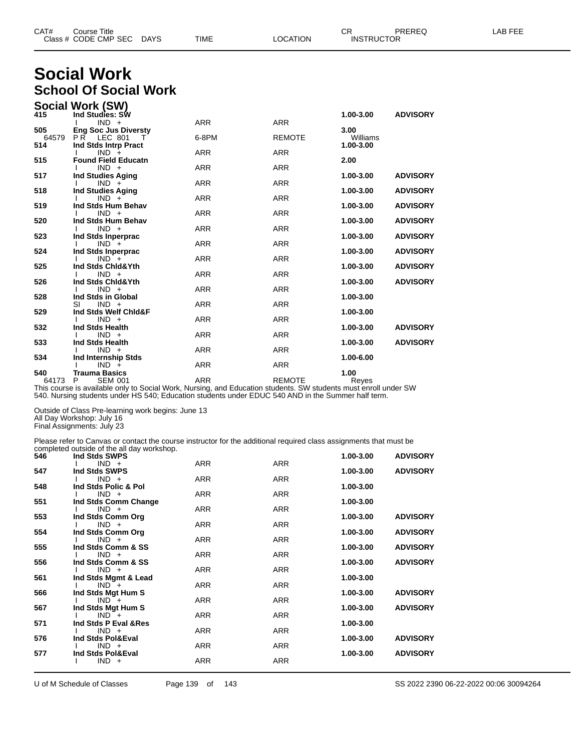| CAT# Class # | Course Title CODE CMP SEC | DAYS | TIME | LOCATION | CR INSTRUCTOR | PREREQ | LAB FEE |
|---|---|---|---|---|---|---|---|

# Social Work

## School Of Social Work

### Social Work (SW)

| CAT# Class # | Course Title CODE CMP SEC | DAYS | TIME | LOCATION | CR INSTRUCTOR | PREREQ | LAB FEE |
|---|---|---|---|---|---|---|---|
| 415 | Ind Studies: SW | | | | 1.00-3.00 | ADVISORY | |
| | I IND + | | ARR | ARR | | | |
| 505 | Eng Soc Jus Diversty | | | | 3.00 | | |
| 64579 | P R LEC 801 | T | 6-8PM | REMOTE | Williams | | |
| 514 | Ind Stds Intrp Pract | | | | 1.00-3.00 | | |
| | I IND + | | ARR | ARR | | | |
| 515 | Found Field Educatn | | | | 2.00 | | |
| | I IND + | | ARR | ARR | | | |
| 517 | Ind Studies Aging | | | | 1.00-3.00 | ADVISORY | |
| | I IND + | | ARR | ARR | | | |
| 518 | Ind Studies Aging | | | | 1.00-3.00 | ADVISORY | |
| | I IND + | | ARR | ARR | | | |
| 519 | Ind Stds Hum Behav | | | | 1.00-3.00 | ADVISORY | |
| | I IND + | | ARR | ARR | | | |
| 520 | Ind Stds Hum Behav | | | | 1.00-3.00 | ADVISORY | |
| | I IND + | | ARR | ARR | | | |
| 523 | Ind Stds Inperprac | | | | 1.00-3.00 | ADVISORY | |
| | I IND + | | ARR | ARR | | | |
| 524 | Ind Stds Inperprac | | | | 1.00-3.00 | ADVISORY | |
| | I IND + | | ARR | ARR | | | |
| 525 | Ind Stds Chld&Yth | | | | 1.00-3.00 | ADVISORY | |
| | I IND + | | ARR | ARR | | | |
| 526 | Ind Stds Chld&Yth | | | | 1.00-3.00 | ADVISORY | |
| | I IND + | | ARR | ARR | | | |
| 528 | Ind Stds in Global | | | | 1.00-3.00 | | |
| | SI IND + | | ARR | ARR | | | |
| 529 | Ind Stds Welf Chld&F | | | | 1.00-3.00 | | |
| | I IND + | | ARR | ARR | | | |
| 532 | Ind Stds Health | | | | 1.00-3.00 | ADVISORY | |
| | I IND + | | ARR | ARR | | | |
| 533 | Ind Stds Health | | | | 1.00-3.00 | ADVISORY | |
| | I IND + | | ARR | ARR | | | |
| 534 | Ind Internship Stds | | | | 1.00-6.00 | | |
| | I IND + | | ARR | ARR | | | |
| 540 | Trauma Basics | | | | 1.00 | | |
| 64173 | P SEM 001 | | ARR | REMOTE | Reyes | | |

This course is available only to Social Work, Nursing, and Education students. SW students must enroll under SW 540. Nursing students under HS 540; Education students under EDUC 540 AND in the Summer half term.

Outside of Class Pre-learning work begins: June 13
All Day Workshop: July 16
Final Assignments: July 23

Please refer to Canvas or contact the course instructor for the additional required class assignments that must be completed outside of the all day workshop.

| CAT# Class # | Course Title CODE CMP SEC | DAYS | TIME | LOCATION | CR INSTRUCTOR | PREREQ | LAB FEE |
|---|---|---|---|---|---|---|---|
| 546 | Ind Stds SWPS | | | | 1.00-3.00 | ADVISORY | |
| | I IND + | | ARR | ARR | | | |
| 547 | Ind Stds SWPS | | | | 1.00-3.00 | ADVISORY | |
| | I IND + | | ARR | ARR | | | |
| 548 | Ind Stds Polic & Pol | | | | 1.00-3.00 | | |
| | I IND + | | ARR | ARR | | | |
| 551 | Ind Stds Comm Change | | | | 1.00-3.00 | | |
| | I IND + | | ARR | ARR | | | |
| 553 | Ind Stds Comm Org | | | | 1.00-3.00 | ADVISORY | |
| | I IND + | | ARR | ARR | | | |
| 554 | Ind Stds Comm Org | | | | 1.00-3.00 | ADVISORY | |
| | I IND + | | ARR | ARR | | | |
| 555 | Ind Stds Comm & SS | | | | 1.00-3.00 | ADVISORY | |
| | I IND + | | ARR | ARR | | | |
| 556 | Ind Stds Comm & SS | | | | 1.00-3.00 | ADVISORY | |
| | I IND + | | ARR | ARR | | | |
| 561 | Ind Stds Mgmt & Lead | | | | 1.00-3.00 | | |
| | I IND + | | ARR | ARR | | | |
| 566 | Ind Stds Mgt Hum S | | | | 1.00-3.00 | ADVISORY | |
| | I IND + | | ARR | ARR | | | |
| 567 | Ind Stds Mgt Hum S | | | | 1.00-3.00 | ADVISORY | |
| | I IND + | | ARR | ARR | | | |
| 571 | Ind Stds P Eval &Res | | | | 1.00-3.00 | | |
| | I IND + | | ARR | ARR | | | |
| 576 | Ind Stds Pol&Eval | | | | 1.00-3.00 | ADVISORY | |
| | I IND + | | ARR | ARR | | | |
| 577 | Ind Stds Pol&Eval | | | | 1.00-3.00 | ADVISORY | |
| | I IND + | | ARR | ARR | | | |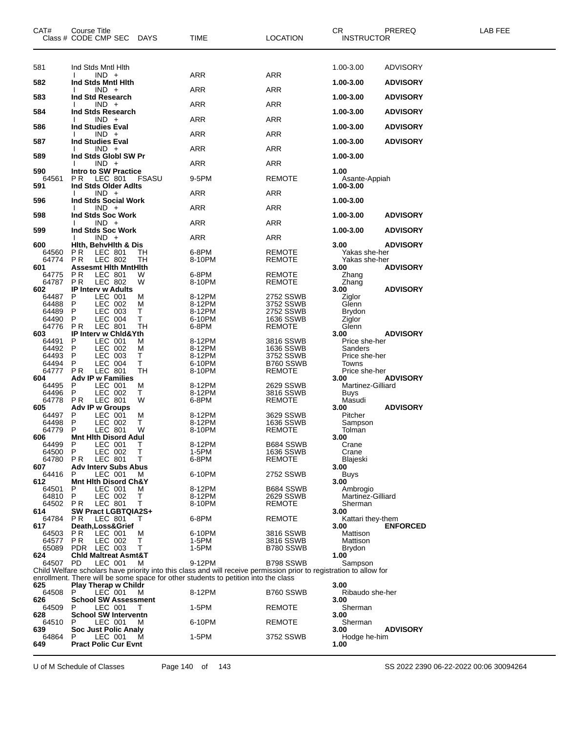| CAT# | Course Title<br>Class # CODE CMP SEC DAYS | TIME | LOCATION | CR INSTRUCTOR | PREREQ | LAB FEE |
|---|---|---|---|---|---|---|
| 581 | Ind Stds Mntl Hlth | | | 1.00-3.00 | ADVISORY | |
| | I IND + | ARR | ARR | | | |
| **582** | **Ind Stds Mntl Hlth** | | | **1.00-3.00** | **ADVISORY** | |
| | I IND + | ARR | ARR | | | |
| **583** | **Ind Std Research** | | | **1.00-3.00** | **ADVISORY** | |
| | I IND + | ARR | ARR | | | |
| **584** | **Ind Stds Research** | | | **1.00-3.00** | **ADVISORY** | |
| | I IND + | ARR | ARR | | | |
| **586** | **Ind Studies Eval** | | | **1.00-3.00** | **ADVISORY** | |
| | I IND + | ARR | ARR | | | |
| **587** | **Ind Studies Eval** | | | **1.00-3.00** | **ADVISORY** | |
| | I IND + | ARR | ARR | | | |
| **589** | **Ind Stds Globl SW Pr** | | | **1.00-3.00** | | |
| | I IND + | ARR | ARR | | | |
| **590** | **Intro to SW Practice** | | | **1.00** | | |
| 64561 | P R LEC 801 FSASU | 9-5PM | REMOTE | Asante-Appiah | | |
| **591** | **Ind Stds Older Adlts** | | | **1.00-3.00** | | |
| | I IND + | ARR | ARR | | | |
| **596** | **Ind Stds Social Work** | | | **1.00-3.00** | | |
| | I IND + | ARR | ARR | | | |
| **598** | **Ind Stds Soc Work** | | | **1.00-3.00** | **ADVISORY** | |
| | I IND + | ARR | ARR | | | |
| **599** | **Ind Stds Soc Work** | | | **1.00-3.00** | **ADVISORY** | |
| | I IND + | ARR | ARR | | | |
| **600** | **Hlth, BehvHlth & Dis** | | | **3.00** | **ADVISORY** | |
| 64560 | P R LEC 801 TH | 6-8PM | REMOTE | Yakas she-her | | |
| 64774 | P R LEC 802 TH | 8-10PM | REMOTE | Yakas she-her | | |
| **601** | **Assesmt Hlth MntHlth** | | | **3.00** | **ADVISORY** | |
| 64775 | P R LEC 801 W | 6-8PM | REMOTE | Zhang | | |
| 64787 | P R LEC 802 W | 8-10PM | REMOTE | Zhang | | |
| **602** | **IP Interv w Adults** | | | **3.00** | **ADVISORY** | |
| 64487 | P LEC 001 M | 8-12PM | 2752 SSWB | Ziglor | | |
| 64488 | P LEC 002 M | 8-12PM | 3752 SSWB | Glenn | | |
| 64489 | P LEC 003 T | 8-12PM | 2752 SSWB | Brydon | | |
| 64490 | P LEC 004 T | 6-10PM | 1636 SSWB | Ziglor | | |
| 64776 | P R LEC 801 TH | 6-8PM | REMOTE | Glenn | | |
| **603** | **IP Interv w Chld&Yth** | | | **3.00** | **ADVISORY** | |
| 64491 | P LEC 001 M | 8-12PM | 3816 SSWB | Price she-her | | |
| 64492 | P LEC 002 M | 8-12PM | 1636 SSWB | Sanders | | |
| 64493 | P LEC 003 T | 8-12PM | 3752 SSWB | Price she-her | | |
| 64494 | P LEC 004 T | 6-10PM | B760 SSWB | Towns | | |
| 64777 | P R LEC 801 TH | 8-10PM | REMOTE | Price she-her | | |
| **604** | **Adv IP w Families** | | | **3.00** | **ADVISORY** | |
| 64495 | P LEC 001 M | 8-12PM | 2629 SSWB | Martinez-Gilliard | | |
| 64496 | P LEC 002 T | 8-12PM | 3816 SSWB | Buys | | |
| 64778 | P R LEC 801 W | 6-8PM | REMOTE | Masudi | | |
| **605** | **Adv IP w Groups** | | | **3.00** | **ADVISORY** | |
| 64497 | P LEC 001 M | 8-12PM | 3629 SSWB | Pitcher | | |
| 64498 | P LEC 002 T | 8-12PM | 1636 SSWB | Sampson | | |
| 64779 | P LEC 801 W | 8-10PM | REMOTE | Tolman | | |
| **606** | **Mnt Hlth Disord Adul** | | | **3.00** | | |
| 64499 | P LEC 001 T | 8-12PM | B684 SSWB | Crane | | |
| 64500 | P LEC 002 T | 1-5PM | 1636 SSWB | Crane | | |
| 64780 | P R LEC 801 T | 6-8PM | REMOTE | Blajeski | | |
| **607** | **Adv Interv Subs Abus** | | | **3.00** | | |
| 64416 | P LEC 001 M | 6-10PM | 2752 SSWB | Buys | | |
| **612** | **Mnt Hlth Disord Ch&Y** | | | **3.00** | | |
| 64501 | P LEC 001 M | 8-12PM | B684 SSWB | Ambrogio | | |
| 64810 | P LEC 002 T | 8-12PM | 2629 SSWB | Martinez-Gilliard | | |
| 64502 | P R LEC 801 T | 8-10PM | REMOTE | Sherman | | |
| **614** | **SW Pract LGBTQIA2S+** | | | **3.00** | | |
| 64784 | P R LEC 801 T | 6-8PM | REMOTE | Kattari they-them | | |
| **617** | **Death,Loss&Grief** | | | **3.00** | **ENFORCED** | |
| 64503 | P R LEC 001 M | 6-10PM | 3816 SSWB | Mattison | | |
| 64577 | P R LEC 002 T | 1-5PM | 3816 SSWB | Mattison | | |
| 65089 | PDR LEC 003 T | 1-5PM | B780 SSWB | Brydon | | |
| **624** | **Chld Maltreat Asmt&T** | | | **1.00** | | |
| 64507 | PD LEC 001 M | 9-12PM | B798 SSWB | Sampson | | |

Child Welfare scholars have priority into this class and will receive permission prior to registration to allow for enrollment. There will be some space for other students to petition into the class

| CAT# | Course Title<br>Class # CODE CMP SEC DAYS | TIME | LOCATION | CR INSTRUCTOR | PREREQ | LAB FEE |
|---|---|---|---|---|---|---|
| **625** | **Play Therap w Childr** | | | **3.00** | | |
| 64508 | P LEC 001 M | 8-12PM | B760 SSWB | Ribaudo she-her | | |
| **626** | **School SW Assessment** | | | **3.00** | | |
| 64509 | P LEC 001 T | 1-5PM | REMOTE | Sherman | | |
| **628** | **School SW Interventn** | | | **3.00** | | |
| 64510 | P LEC 001 M | 6-10PM | REMOTE | Sherman | | |
| **639** | **Soc Just Polic Analy** | | | **3.00** | **ADVISORY** | |
| 64864 | P LEC 001 M | 1-5PM | 3752 SSWB | Hodge he-him | | |
| **649** | **Pract Polic Cur Evnt** | | | **1.00** | | |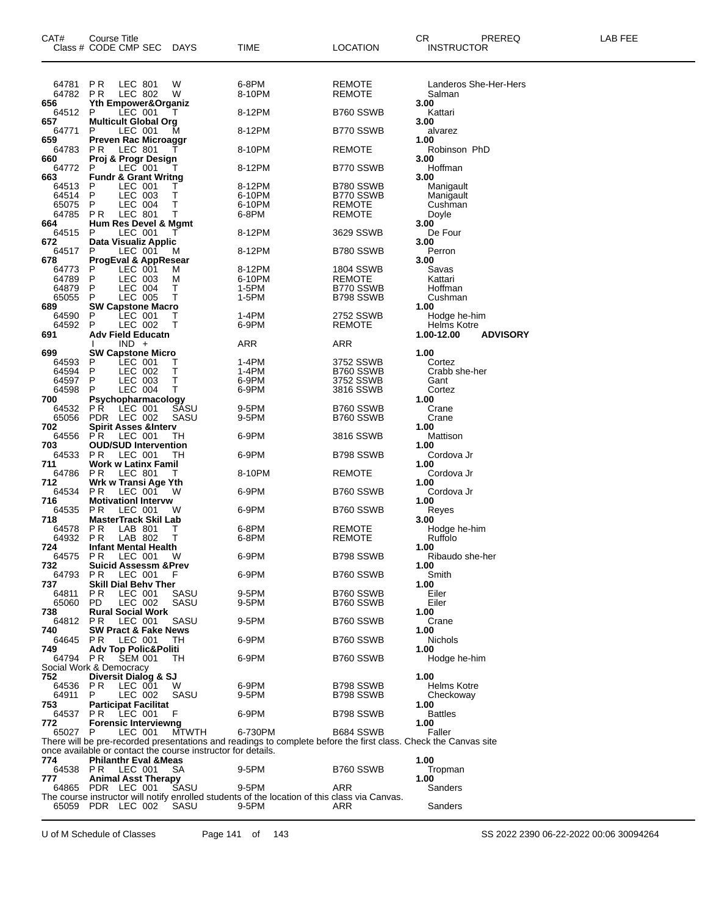| CAT# Class # | Course Title CODE | CMP | SEC | DAYS | TIME | LOCATION | CR INSTRUCTOR | PREREQ | LAB FEE |
|---|---|---|---|---|---|---|---|---|---|
| 64781 | P R | LEC | 801 | W | 6-8PM | REMOTE | Landeros She-Her-Hers | | |
| 64782 | P R | LEC | 802 | W | 8-10PM | REMOTE | Salman | | |
| **656** | **Yth Empower&Organiz** | | | | | | **3.00** | | |
| 64512 | P | LEC | 001 | T | 8-12PM | B760 SSWB | Kattari | | |
| **657** | **Multicult Global Org** | | | | | | **3.00** | | |
| 64771 | P | LEC | 001 | M | 8-12PM | B770 SSWB | alvarez | | |
| **659** | **Preven Rac Microaggr** | | | | | | **1.00** | | |
| 64783 | P R | LEC | 801 | T | 8-10PM | REMOTE | Robinson PhD | | |
| **660** | **Proj & Progr Design** | | | | | | **3.00** | | |
| 64772 | P | LEC | 001 | T | 8-12PM | B770 SSWB | Hoffman | | |
| **663** | **Fundr & Grant Writng** | | | | | | **3.00** | | |
| 64513 | P | LEC | 001 | T | 8-12PM | B780 SSWB | Manigault | | |
| 64514 | P | LEC | 003 | T | 6-10PM | B770 SSWB | Manigault | | |
| 65075 | P | LEC | 004 | T | 6-10PM | REMOTE | Cushman | | |
| 64785 | P R | LEC | 801 | T | 6-8PM | REMOTE | Doyle | | |
| **664** | **Hum Res Devel & Mgmt** | | | | | | **3.00** | | |
| 64515 | P | LEC | 001 | T | 8-12PM | 3629 SSWB | De Four | | |
| **672** | **Data Visualiz Applic** | | | | | | **3.00** | | |
| 64517 | P | LEC | 001 | M | 8-12PM | B780 SSWB | Perron | | |
| **678** | **ProgEval & AppResear** | | | | | | **3.00** | | |
| 64773 | P | LEC | 001 | M | 8-12PM | 1804 SSWB | Savas | | |
| 64789 | P | LEC | 003 | M | 6-10PM | REMOTE | Kattari | | |
| 64879 | P | LEC | 004 | T | 1-5PM | B770 SSWB | Hoffman | | |
| 65055 | P | LEC | 005 | T | 1-5PM | B798 SSWB | Cushman | | |
| **689** | **SW Capstone Macro** | | | | | | **1.00** | | |
| 64590 | P | LEC | 001 | T | 1-4PM | 2752 SSWB | Hodge he-him | | |
| 64592 | P | LEC | 002 | T | 6-9PM | REMOTE | Helms Kotre | | |
| **691** | **Adv Field Educatn** | | | | | | **1.00-12.00** | **ADVISORY** | |
| | I | IND | + | | ARR | ARR | | | |
| **699** | **SW Capstone Micro** | | | | | | **1.00** | | |
| 64593 | P | LEC | 001 | T | 1-4PM | 3752 SSWB | Cortez | | |
| 64594 | P | LEC | 002 | T | 1-4PM | B760 SSWB | Crabb she-her | | |
| 64597 | P | LEC | 003 | T | 6-9PM | 3752 SSWB | Gant | | |
| 64598 | P | LEC | 004 | T | 6-9PM | 3816 SSWB | Cortez | | |
| **700** | **Psychopharmacology** | | | | | | **1.00** | | |
| 64532 | P R | LEC | 001 | SASU | 9-5PM | B760 SSWB | Crane | | |
| 65056 | PDR | LEC | 002 | SASU | 9-5PM | B760 SSWB | Crane | | |
| **702** | **Spirit Asses &Interv** | | | | | | **1.00** | | |
| 64556 | P R | LEC | 001 | TH | 6-9PM | 3816 SSWB | Mattison | | |
| **703** | **OUD/SUD Intervention** | | | | | | **1.00** | | |
| 64533 | P R | LEC | 001 | TH | 6-9PM | B798 SSWB | Cordova Jr | | |
| **711** | **Work w Latinx Famil** | | | | | | **1.00** | | |
| 64786 | P R | LEC | 801 | T | 8-10PM | REMOTE | Cordova Jr | | |
| **712** | **Wrk w Transi Age Yth** | | | | | | **1.00** | | |
| 64534 | P R | LEC | 001 | W | 6-9PM | B760 SSWB | Cordova Jr | | |
| **716** | **Motivationl Intervw** | | | | | | **1.00** | | |
| 64535 | P R | LEC | 001 | W | 6-9PM | B760 SSWB | Reyes | | |
| **718** | **MasterTrack Skil Lab** | | | | | | **3.00** | | |
| 64578 | P R | LAB | 801 | T | 6-8PM | REMOTE | Hodge he-him | | |
| 64932 | P R | LAB | 802 | T | 6-8PM | REMOTE | Ruffolo | | |
| **724** | **Infant Mental Health** | | | | | | **1.00** | | |
| 64575 | P R | LEC | 001 | W | 6-9PM | B798 SSWB | Ribaudo she-her | | |
| **732** | **Suicid Assessm &Prev** | | | | | | **1.00** | | |
| 64793 | P R | LEC | 001 | F | 6-9PM | B760 SSWB | Smith | | |
| **737** | **Skill Dial Behv Ther** | | | | | | **1.00** | | |
| 64811 | P R | LEC | 001 | SASU | 9-5PM | B760 SSWB | Eiler | | |
| 65060 | PD | LEC | 002 | SASU | 9-5PM | B760 SSWB | Eiler | | |
| **738** | **Rural Social Work** | | | | | | **1.00** | | |
| 64812 | P R | LEC | 001 | SASU | 9-5PM | B760 SSWB | Crane | | |
| **740** | **SW Pract & Fake News** | | | | | | **1.00** | | |
| 64645 | P R | LEC | 001 | TH | 6-9PM | B760 SSWB | Nichols | | |
| **749** | **Adv Top Polic&Politi** | | | | | | **1.00** | | |
| 64794 | P R | SEM | 001 | TH | 6-9PM | B760 SSWB | Hodge he-him | | |
| | Social Work & Democracy | | | | | | | | |
| **752** | **Diversit Dialog & SJ** | | | | | | **1.00** | | |
| 64536 | P R | LEC | 001 | W | 6-9PM | B798 SSWB | Helms Kotre | | |
| 64911 | P | LEC | 002 | SASU | 9-5PM | B798 SSWB | Checkoway | | |
| **753** | **Participat Facilitat** | | | | | | **1.00** | | |
| 64537 | P R | LEC | 001 | F | 6-9PM | B798 SSWB | Battles | | |
| **772** | **Forensic Interviewng** | | | | | | **1.00** | | |
| 65027 | P | LEC | 001 | MTWTH | 6-730PM | B684 SSWB | Faller | | |

There will be pre-recorded presentations and readings to complete before the first class. Check the Canvas site once available or contact the course instructor for details.

| CAT# Class # | Course Title CODE | CMP | SEC | DAYS | TIME | LOCATION | CR INSTRUCTOR | PREREQ | LAB FEE |
|---|---|---|---|---|---|---|---|---|---|
| **774** | **Philanthr Eval &Meas** | | | | | | **1.00** | | |
| 64538 | P R | LEC | 001 | SA | 9-5PM | B760 SSWB | Tropman | | |
| **777** | **Animal Asst Therapy** | | | | | | **1.00** | | |
| 64865 | PDR | LEC | 001 | SASU | 9-5PM | ARR | Sanders | | |

The course instructor will notify enrolled students of the location of this class via Canvas.

| CAT# Class # | Course Title CODE | CMP | SEC | DAYS | TIME | LOCATION | CR INSTRUCTOR | PREREQ | LAB FEE |
|---|---|---|---|---|---|---|---|---|---|
| 65059 | PDR | LEC | 002 | SASU | 9-5PM | ARR | Sanders | | |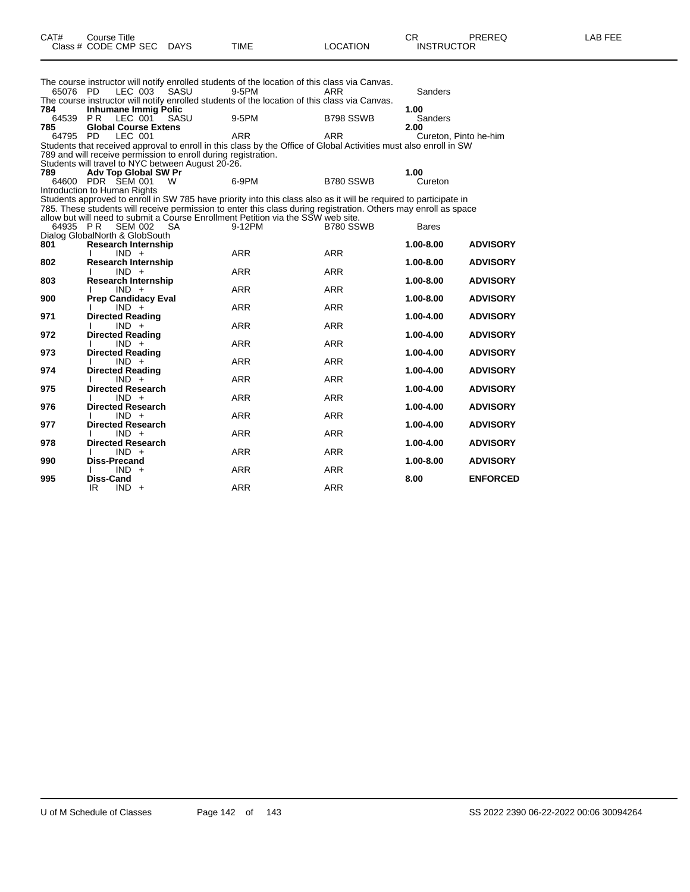| CAT# | Course Title<br>Class # CODE CMP SEC | DAYS | TIME | LOCATION | CR<br>INSTRUCTOR | PREREQ | LAB FEE |
|---|---|---|---|---|---|---|---|

The course instructor will notify enrolled students of the location of this class via Canvas.

| | | | | | | | |
|---|---|---|---|---|---|---|---|
| 65076 | PD LEC 003 | SASU | 9-5PM | ARR | Sanders | | |

The course instructor will notify enrolled students of the location of this class via Canvas.

| | | | | | | | |
|---|---|---|---|---|---|---|---|
| **784** | **Inhumane Immig Polic** | | | | **1.00** | | |
| 64539 | P R LEC 001 | SASU | 9-5PM | B798 SSWB | Sanders | | |
| **785** | **Global Course Extens** | | | | **2.00** | | |
| 64795 | PD LEC 001 | | ARR | ARR | Cureton, Pinto he-him | | |

Students that received approval to enroll in this class by the Office of Global Activities must also enroll in SW 789 and will receive permission to enroll during registration.
Students will travel to NYC between August 20-26.

| | | | | | | | |
|---|---|---|---|---|---|---|---|
| **789** | **Adv Top Global SW Pr** | | | | **1.00** | | |
| 64600 | PDR SEM 001 | W | 6-9PM | B780 SSWB | Cureton | | |

Introduction to Human Rights
Students approved to enroll in SW 785 have priority into this class also as it will be required to participate in 785. These students will receive permission to enter this class during registration. Others may enroll as space allow but will need to submit a Course Enrollment Petition via the SSW web site.

| | | | | | | | |
|---|---|---|---|---|---|---|---|
| 64935 | P R SEM 002 | SA | 9-12PM | B780 SSWB | Bares | | |

Dialog GlobalNorth & GlobSouth

| | | | | | | | |
|---|---|---|---|---|---|---|---|
| **801** | **Research Internship** | | | | **1.00-8.00** | **ADVISORY** | |
| | I IND + | | ARR | ARR | | | |
| **802** | **Research Internship** | | | | **1.00-8.00** | **ADVISORY** | |
| | I IND + | | ARR | ARR | | | |
| **803** | **Research Internship** | | | | **1.00-8.00** | **ADVISORY** | |
| | I IND + | | ARR | ARR | | | |
| **900** | **Prep Candidacy Eval** | | | | **1.00-8.00** | **ADVISORY** | |
| | I IND + | | ARR | ARR | | | |
| **971** | **Directed Reading** | | | | **1.00-4.00** | **ADVISORY** | |
| | I IND + | | ARR | ARR | | | |
| **972** | **Directed Reading** | | | | **1.00-4.00** | **ADVISORY** | |
| | I IND + | | ARR | ARR | | | |
| **973** | **Directed Reading** | | | | **1.00-4.00** | **ADVISORY** | |
| | I IND + | | ARR | ARR | | | |
| **974** | **Directed Reading** | | | | **1.00-4.00** | **ADVISORY** | |
| | I IND + | | ARR | ARR | | | |
| **975** | **Directed Research** | | | | **1.00-4.00** | **ADVISORY** | |
| | I IND + | | ARR | ARR | | | |
| **976** | **Directed Research** | | | | **1.00-4.00** | **ADVISORY** | |
| | I IND + | | ARR | ARR | | | |
| **977** | **Directed Research** | | | | **1.00-4.00** | **ADVISORY** | |
| | I IND + | | ARR | ARR | | | |
| **978** | **Directed Research** | | | | **1.00-4.00** | **ADVISORY** | |
| | I IND + | | ARR | ARR | | | |
| **990** | **Diss-Precand** | | | | **1.00-8.00** | **ADVISORY** | |
| | I IND + | | ARR | ARR | | | |
| **995** | **Diss-Cand** | | | | **8.00** | **ENFORCED** | |
| | IR IND + | | ARR | ARR | | | |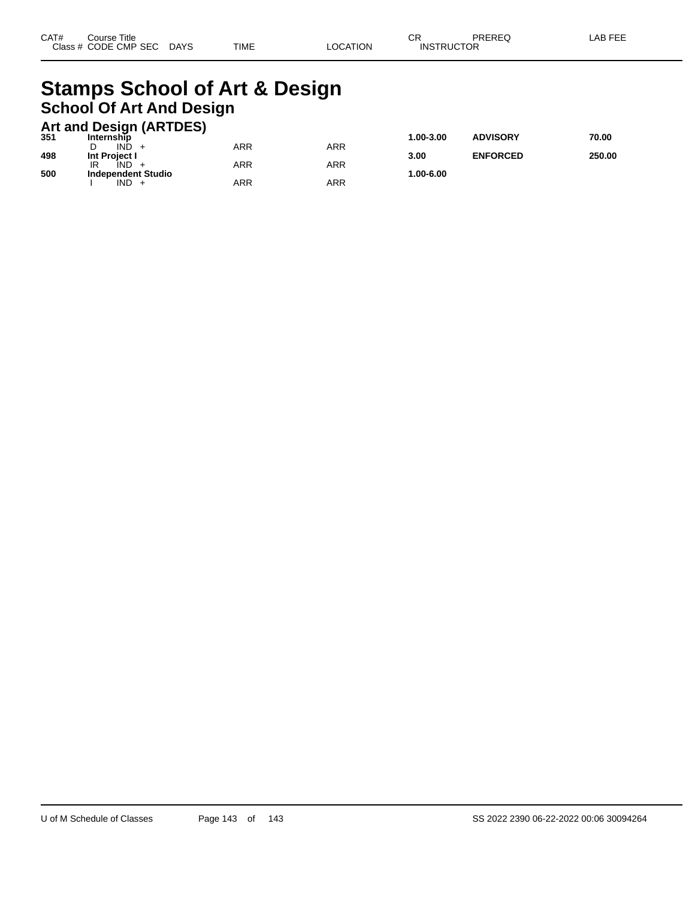# Stamps School of Art & Design

## School Of Art And Design

### Art and Design (ARTDES)

| CAT# / Class # | Course Title / CODE CMP SEC | DAYS | TIME | LOCATION | CR / INSTRUCTOR | PREREQ | LAB FEE |
|---|---|---|---|---|---|---|---|
| **351** | **Internship** | | | | **1.00-3.00** | **ADVISORY** | **70.00** |
| | D IND + | | ARR | ARR | | | |
| **498** | **Int Project I** | | | | **3.00** | **ENFORCED** | **250.00** |
| | IR IND + | | ARR | ARR | | | |
| **500** | **Independent Studio** | | | | **1.00-6.00** | | |
| | I IND + | | ARR | ARR | | | |